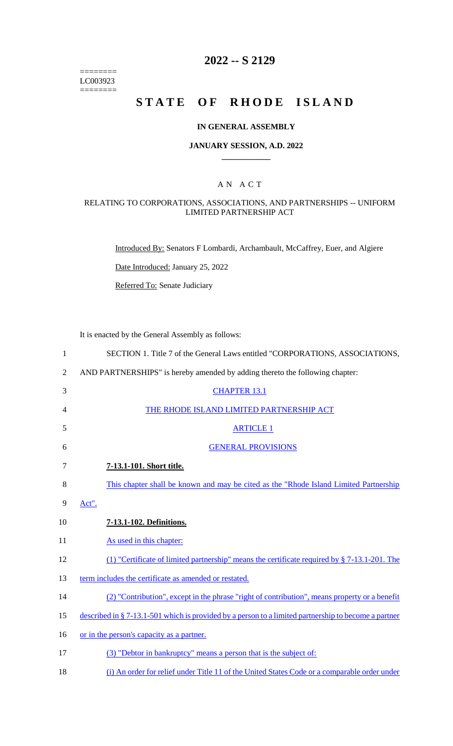========
LC003923
========

# 2022 -- S 2129

# STATE OF RHODE ISLAND

### IN GENERAL ASSEMBLY

### JANUARY SESSION, A.D. 2022

## A N A C T

### RELATING TO CORPORATIONS, ASSOCIATIONS, AND PARTNERSHIPS -- UNIFORM LIMITED PARTNERSHIP ACT

Introduced By: Senators F Lombardi, Archambault, McCaffrey, Euer, and Algiere

Date Introduced: January 25, 2022

Referred To: Senate Judiciary

It is enacted by the General Assembly as follows:

SECTION 1. Title 7 of the General Laws entitled "CORPORATIONS, ASSOCIATIONS, AND PARTNERSHIPS" is hereby amended by adding thereto the following chapter:

CHAPTER 13.1

THE RHODE ISLAND LIMITED PARTNERSHIP ACT

ARTICLE 1

GENERAL PROVISIONS

**7-13.1-101. Short title.**

This chapter shall be known and may be cited as the "Rhode Island Limited Partnership Act".

**7-13.1-102. Definitions.**

As used in this chapter:

(1) "Certificate of limited partnership" means the certificate required by § 7-13.1-201. The term includes the certificate as amended or restated.

(2) "Contribution", except in the phrase "right of contribution", means property or a benefit described in § 7-13.1-501 which is provided by a person to a limited partnership to become a partner or in the person's capacity as a partner.

(3) "Debtor in bankruptcy" means a person that is the subject of:

(i) An order for relief under Title 11 of the United States Code or a comparable order under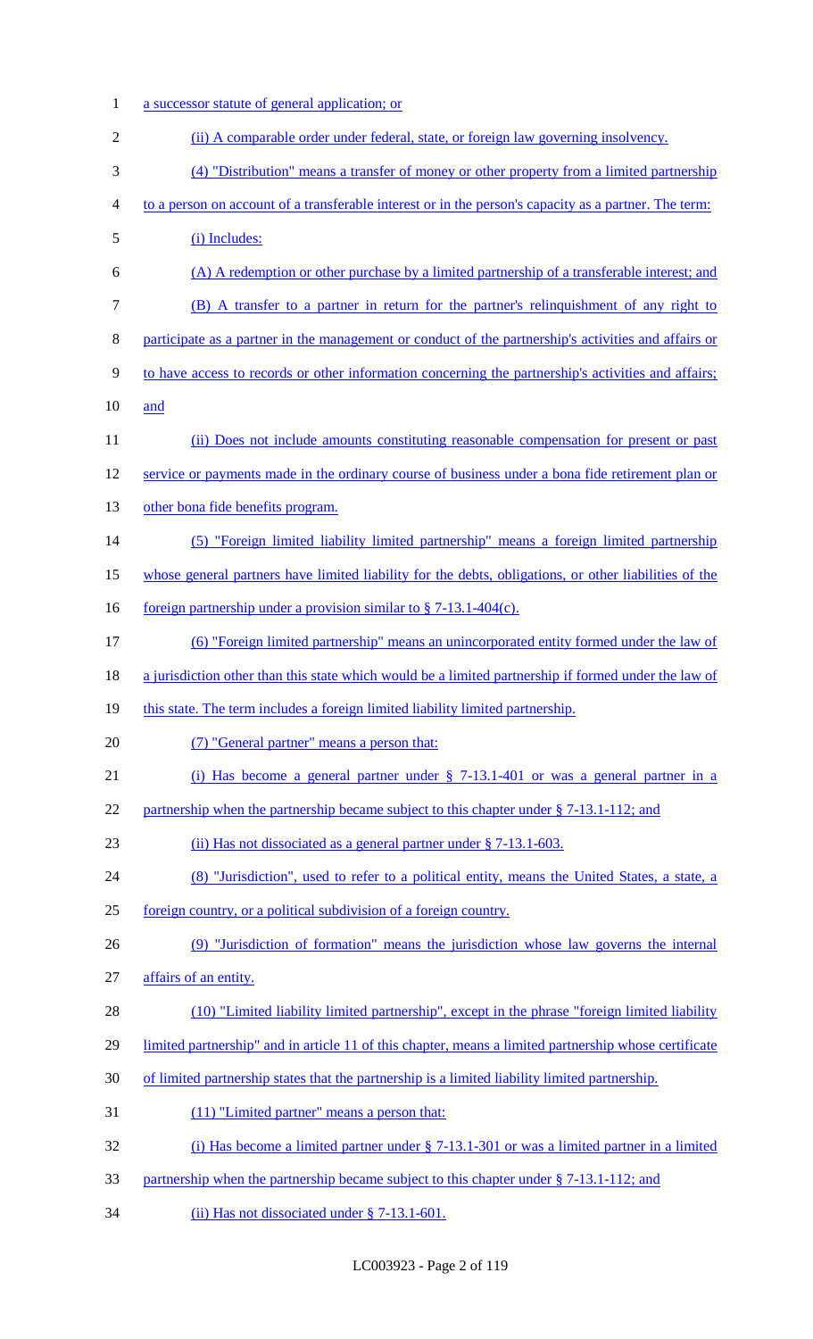a successor statute of general application; or

(ii) A comparable order under federal, state, or foreign law governing insolvency.

(4) "Distribution" means a transfer of money or other property from a limited partnership to a person on account of a transferable interest or in the person's capacity as a partner. The term:

(i) Includes:

(A) A redemption or other purchase by a limited partnership of a transferable interest; and

(B) A transfer to a partner in return for the partner's relinquishment of any right to participate as a partner in the management or conduct of the partnership's activities and affairs or to have access to records or other information concerning the partnership's activities and affairs; and

(ii) Does not include amounts constituting reasonable compensation for present or past service or payments made in the ordinary course of business under a bona fide retirement plan or other bona fide benefits program.

(5) "Foreign limited liability limited partnership" means a foreign limited partnership whose general partners have limited liability for the debts, obligations, or other liabilities of the foreign partnership under a provision similar to § 7-13.1-404(c).

(6) "Foreign limited partnership" means an unincorporated entity formed under the law of a jurisdiction other than this state which would be a limited partnership if formed under the law of this state. The term includes a foreign limited liability limited partnership.

(7) "General partner" means a person that:

(i) Has become a general partner under § 7-13.1-401 or was a general partner in a partnership when the partnership became subject to this chapter under § 7-13.1-112; and

(ii) Has not dissociated as a general partner under § 7-13.1-603.

(8) "Jurisdiction", used to refer to a political entity, means the United States, a state, a foreign country, or a political subdivision of a foreign country.

(9) "Jurisdiction of formation" means the jurisdiction whose law governs the internal affairs of an entity.

(10) "Limited liability limited partnership", except in the phrase "foreign limited liability limited partnership" and in article 11 of this chapter, means a limited partnership whose certificate of limited partnership states that the partnership is a limited liability limited partnership.

(11) "Limited partner" means a person that:

(i) Has become a limited partner under § 7-13.1-301 or was a limited partner in a limited partnership when the partnership became subject to this chapter under § 7-13.1-112; and

(ii) Has not dissociated under § 7-13.1-601.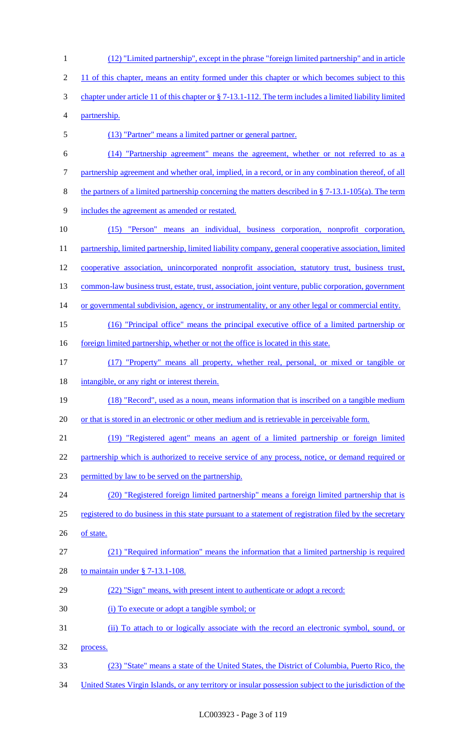(12) "Limited partnership", except in the phrase "foreign limited partnership" and in article 11 of this chapter, means an entity formed under this chapter or which becomes subject to this chapter under article 11 of this chapter or § 7-13.1-112. The term includes a limited liability limited partnership.

(13) "Partner" means a limited partner or general partner.

(14) "Partnership agreement" means the agreement, whether or not referred to as a partnership agreement and whether oral, implied, in a record, or in any combination thereof, of all the partners of a limited partnership concerning the matters described in § 7-13.1-105(a). The term includes the agreement as amended or restated.

(15) "Person" means an individual, business corporation, nonprofit corporation, partnership, limited partnership, limited liability company, general cooperative association, limited cooperative association, unincorporated nonprofit association, statutory trust, business trust, common-law business trust, estate, trust, association, joint venture, public corporation, government or governmental subdivision, agency, or instrumentality, or any other legal or commercial entity.

(16) "Principal office" means the principal executive office of a limited partnership or foreign limited partnership, whether or not the office is located in this state.

(17) "Property" means all property, whether real, personal, or mixed or tangible or intangible, or any right or interest therein.

(18) "Record", used as a noun, means information that is inscribed on a tangible medium or that is stored in an electronic or other medium and is retrievable in perceivable form.

(19) "Registered agent" means an agent of a limited partnership or foreign limited partnership which is authorized to receive service of any process, notice, or demand required or permitted by law to be served on the partnership.

(20) "Registered foreign limited partnership" means a foreign limited partnership that is registered to do business in this state pursuant to a statement of registration filed by the secretary of state.

(21) "Required information" means the information that a limited partnership is required to maintain under § 7-13.1-108.

(22) "Sign" means, with present intent to authenticate or adopt a record:

(i) To execute or adopt a tangible symbol; or

(ii) To attach to or logically associate with the record an electronic symbol, sound, or process.

(23) "State" means a state of the United States, the District of Columbia, Puerto Rico, the United States Virgin Islands, or any territory or insular possession subject to the jurisdiction of the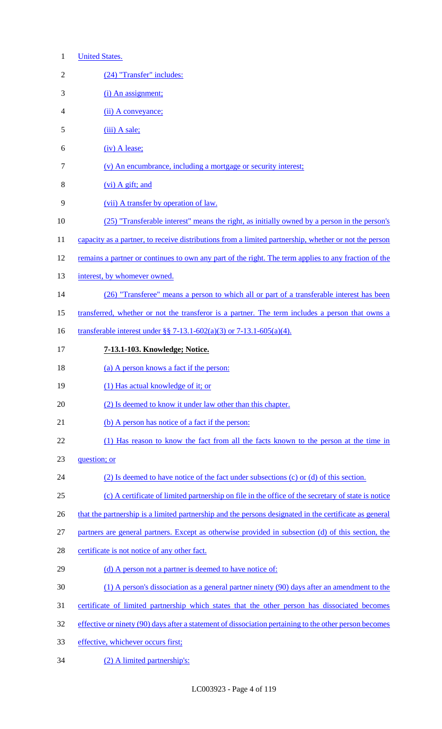United States.

(24) "Transfer" includes:

(i) An assignment;

(ii) A conveyance;

(iii) A sale;

(iv) A lease;

(v) An encumbrance, including a mortgage or security interest;

(vi) A gift; and

(vii) A transfer by operation of law.

(25) "Transferable interest" means the right, as initially owned by a person in the person's capacity as a partner, to receive distributions from a limited partnership, whether or not the person remains a partner or continues to own any part of the right. The term applies to any fraction of the interest, by whomever owned.

(26) "Transferee" means a person to which all or part of a transferable interest has been transferred, whether or not the transferor is a partner. The term includes a person that owns a transferable interest under §§ 7-13.1-602(a)(3) or 7-13.1-605(a)(4).

**7-13.1-103. Knowledge; Notice.**

(a) A person knows a fact if the person:

(1) Has actual knowledge of it; or

(2) Is deemed to know it under law other than this chapter.

(b) A person has notice of a fact if the person:

(1) Has reason to know the fact from all the facts known to the person at the time in question; or

(2) Is deemed to have notice of the fact under subsections (c) or (d) of this section.

(c) A certificate of limited partnership on file in the office of the secretary of state is notice that the partnership is a limited partnership and the persons designated in the certificate as general partners are general partners. Except as otherwise provided in subsection (d) of this section, the certificate is not notice of any other fact.

(d) A person not a partner is deemed to have notice of:

(1) A person's dissociation as a general partner ninety (90) days after an amendment to the certificate of limited partnership which states that the other person has dissociated becomes effective or ninety (90) days after a statement of dissociation pertaining to the other person becomes effective, whichever occurs first;

(2) A limited partnership's: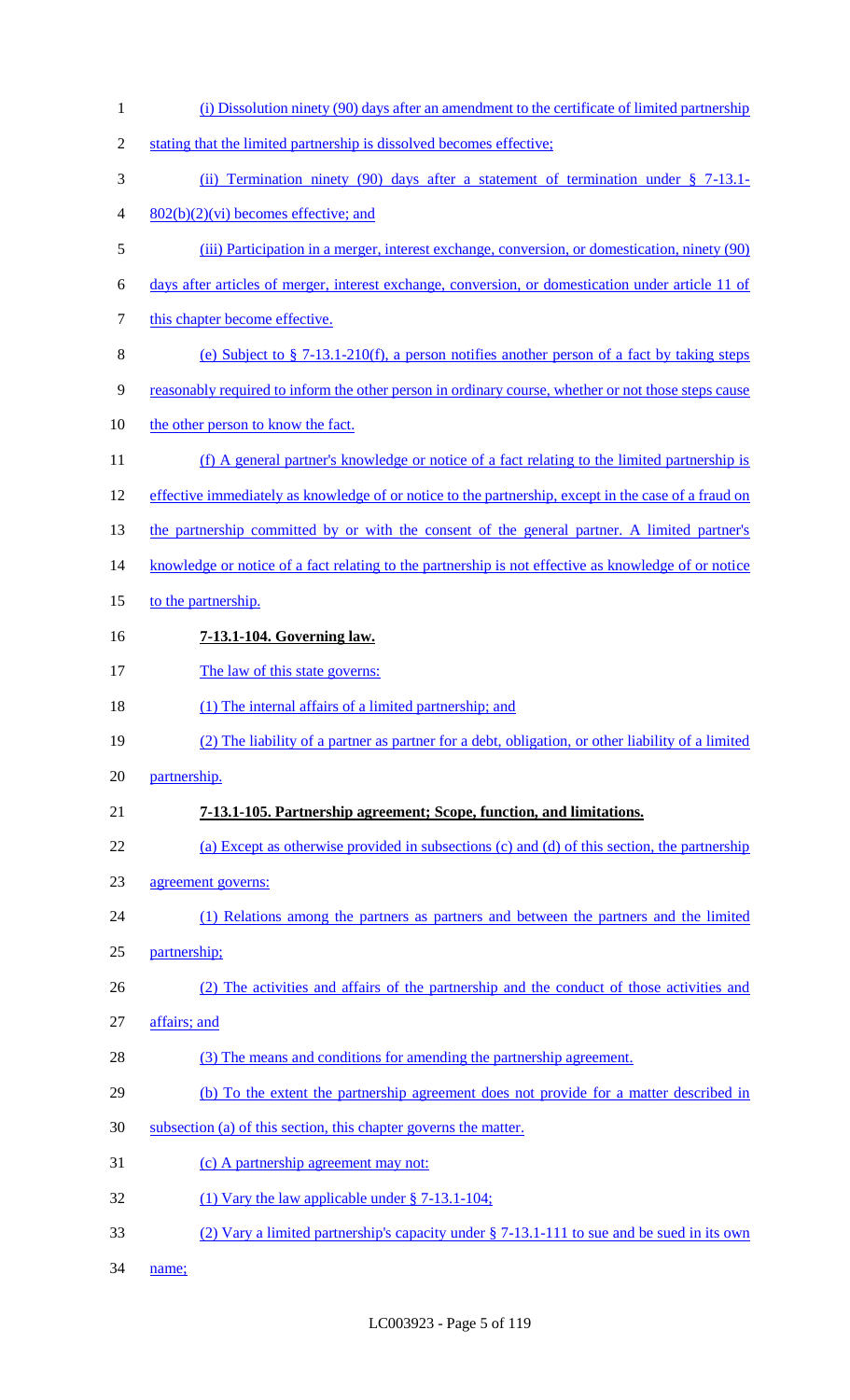(i) Dissolution ninety (90) days after an amendment to the certificate of limited partnership stating that the limited partnership is dissolved becomes effective;

(ii) Termination ninety (90) days after a statement of termination under § 7-13.1-802(b)(2)(vi) becomes effective; and

(iii) Participation in a merger, interest exchange, conversion, or domestication, ninety (90) days after articles of merger, interest exchange, conversion, or domestication under article 11 of this chapter become effective.

(e) Subject to § 7-13.1-210(f), a person notifies another person of a fact by taking steps reasonably required to inform the other person in ordinary course, whether or not those steps cause the other person to know the fact.

(f) A general partner's knowledge or notice of a fact relating to the limited partnership is effective immediately as knowledge of or notice to the partnership, except in the case of a fraud on the partnership committed by or with the consent of the general partner. A limited partner's knowledge or notice of a fact relating to the partnership is not effective as knowledge of or notice to the partnership.

**7-13.1-104. Governing law.**

The law of this state governs:

(1) The internal affairs of a limited partnership; and

(2) The liability of a partner as partner for a debt, obligation, or other liability of a limited partnership.

**7-13.1-105. Partnership agreement; Scope, function, and limitations.**

(a) Except as otherwise provided in subsections (c) and (d) of this section, the partnership agreement governs:

(1) Relations among the partners as partners and between the partners and the limited partnership;

(2) The activities and affairs of the partnership and the conduct of those activities and affairs; and

(3) The means and conditions for amending the partnership agreement.

(b) To the extent the partnership agreement does not provide for a matter described in subsection (a) of this section, this chapter governs the matter.

(c) A partnership agreement may not:

(1) Vary the law applicable under § 7-13.1-104;

(2) Vary a limited partnership's capacity under § 7-13.1-111 to sue and be sued in its own name;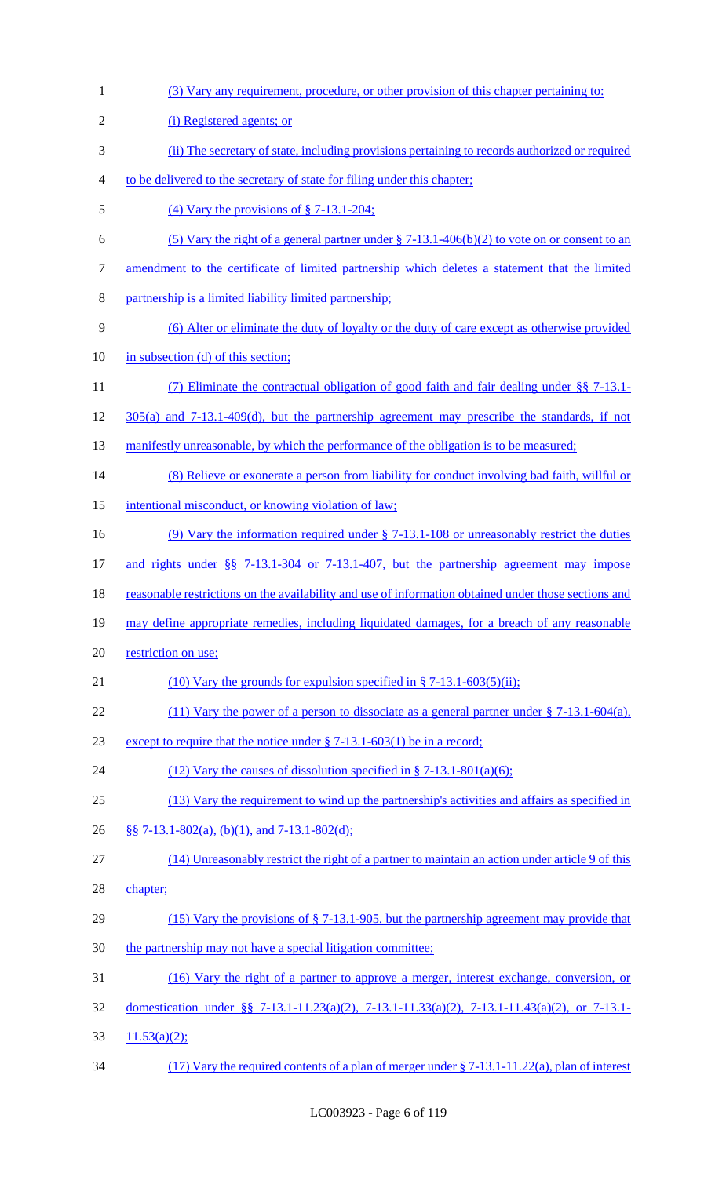(3) Vary any requirement, procedure, or other provision of this chapter pertaining to:

(i) Registered agents; or

(ii) The secretary of state, including provisions pertaining to records authorized or required to be delivered to the secretary of state for filing under this chapter;

(4) Vary the provisions of § 7-13.1-204;

(5) Vary the right of a general partner under § 7-13.1-406(b)(2) to vote on or consent to an amendment to the certificate of limited partnership which deletes a statement that the limited partnership is a limited liability limited partnership;

(6) Alter or eliminate the duty of loyalty or the duty of care except as otherwise provided in subsection (d) of this section;

(7) Eliminate the contractual obligation of good faith and fair dealing under §§ 7-13.1-305(a) and 7-13.1-409(d), but the partnership agreement may prescribe the standards, if not manifestly unreasonable, by which the performance of the obligation is to be measured;

(8) Relieve or exonerate a person from liability for conduct involving bad faith, willful or intentional misconduct, or knowing violation of law;

(9) Vary the information required under § 7-13.1-108 or unreasonably restrict the duties and rights under §§ 7-13.1-304 or 7-13.1-407, but the partnership agreement may impose reasonable restrictions on the availability and use of information obtained under those sections and may define appropriate remedies, including liquidated damages, for a breach of any reasonable restriction on use;

(10) Vary the grounds for expulsion specified in § 7-13.1-603(5)(ii);

(11) Vary the power of a person to dissociate as a general partner under § 7-13.1-604(a), except to require that the notice under § 7-13.1-603(1) be in a record;

(12) Vary the causes of dissolution specified in § 7-13.1-801(a)(6);

(13) Vary the requirement to wind up the partnership's activities and affairs as specified in §§ 7-13.1-802(a), (b)(1), and 7-13.1-802(d);

(14) Unreasonably restrict the right of a partner to maintain an action under article 9 of this chapter;

(15) Vary the provisions of § 7-13.1-905, but the partnership agreement may provide that the partnership may not have a special litigation committee;

(16) Vary the right of a partner to approve a merger, interest exchange, conversion, or domestication under §§ 7-13.1-11.23(a)(2), 7-13.1-11.33(a)(2), 7-13.1-11.43(a)(2), or 7-13.1-11.53(a)(2);

(17) Vary the required contents of a plan of merger under § 7-13.1-11.22(a), plan of interest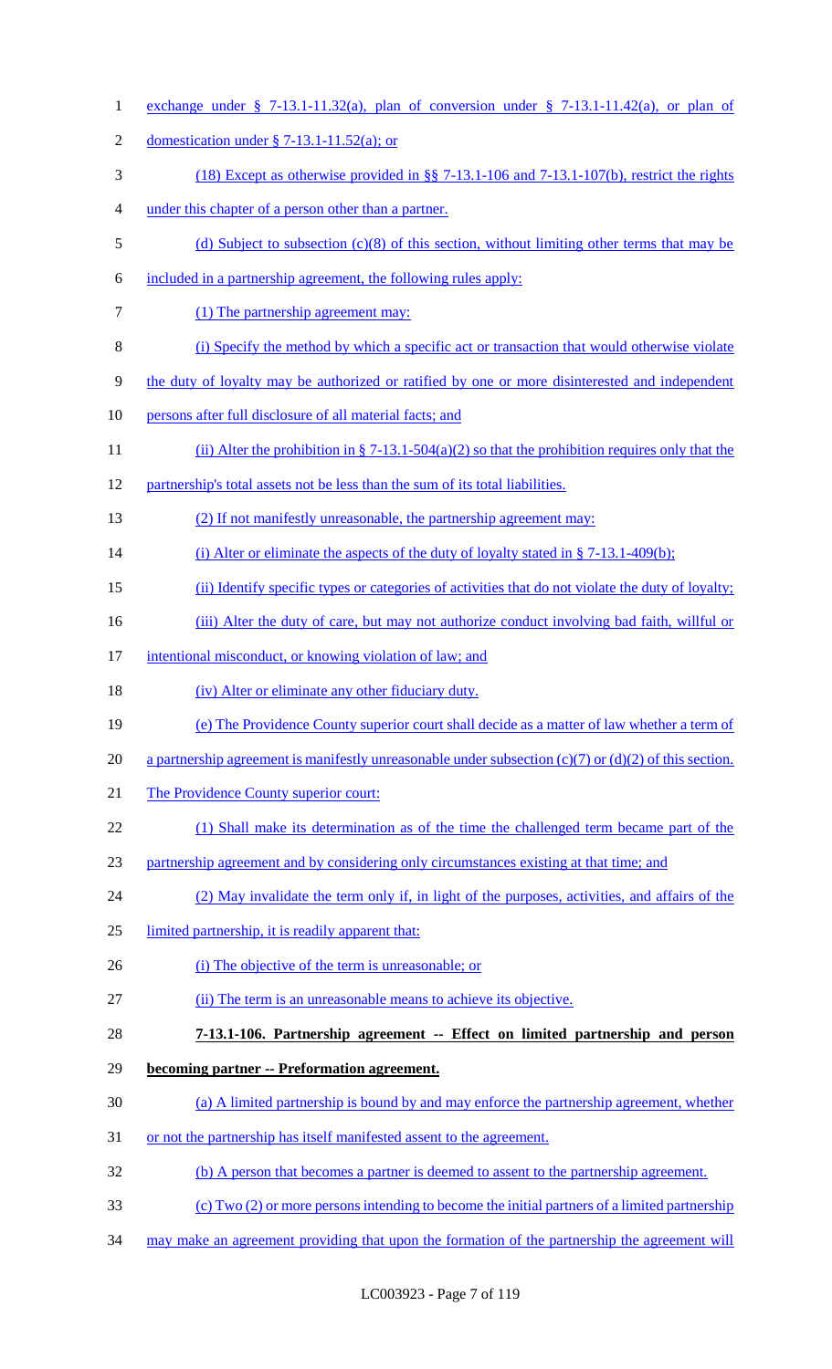exchange under § 7-13.1-11.32(a), plan of conversion under § 7-13.1-11.42(a), or plan of domestication under § 7-13.1-11.52(a); or

(18) Except as otherwise provided in §§ 7-13.1-106 and 7-13.1-107(b), restrict the rights under this chapter of a person other than a partner.

(d) Subject to subsection (c)(8) of this section, without limiting other terms that may be included in a partnership agreement, the following rules apply:

(1) The partnership agreement may:

(i) Specify the method by which a specific act or transaction that would otherwise violate the duty of loyalty may be authorized or ratified by one or more disinterested and independent persons after full disclosure of all material facts; and

(ii) Alter the prohibition in § 7-13.1-504(a)(2) so that the prohibition requires only that the partnership's total assets not be less than the sum of its total liabilities.

(2) If not manifestly unreasonable, the partnership agreement may:

(i) Alter or eliminate the aspects of the duty of loyalty stated in § 7-13.1-409(b);

(ii) Identify specific types or categories of activities that do not violate the duty of loyalty;

(iii) Alter the duty of care, but may not authorize conduct involving bad faith, willful or intentional misconduct, or knowing violation of law; and

(iv) Alter or eliminate any other fiduciary duty.

(e) The Providence County superior court shall decide as a matter of law whether a term of a partnership agreement is manifestly unreasonable under subsection (c)(7) or (d)(2) of this section. The Providence County superior court:

(1) Shall make its determination as of the time the challenged term became part of the partnership agreement and by considering only circumstances existing at that time; and

(2) May invalidate the term only if, in light of the purposes, activities, and affairs of the limited partnership, it is readily apparent that:

(i) The objective of the term is unreasonable; or

(ii) The term is an unreasonable means to achieve its objective.

**7-13.1-106. Partnership agreement -- Effect on limited partnership and person becoming partner -- Preformation agreement.**

(a) A limited partnership is bound by and may enforce the partnership agreement, whether or not the partnership has itself manifested assent to the agreement.

(b) A person that becomes a partner is deemed to assent to the partnership agreement.

(c) Two (2) or more persons intending to become the initial partners of a limited partnership may make an agreement providing that upon the formation of the partnership the agreement will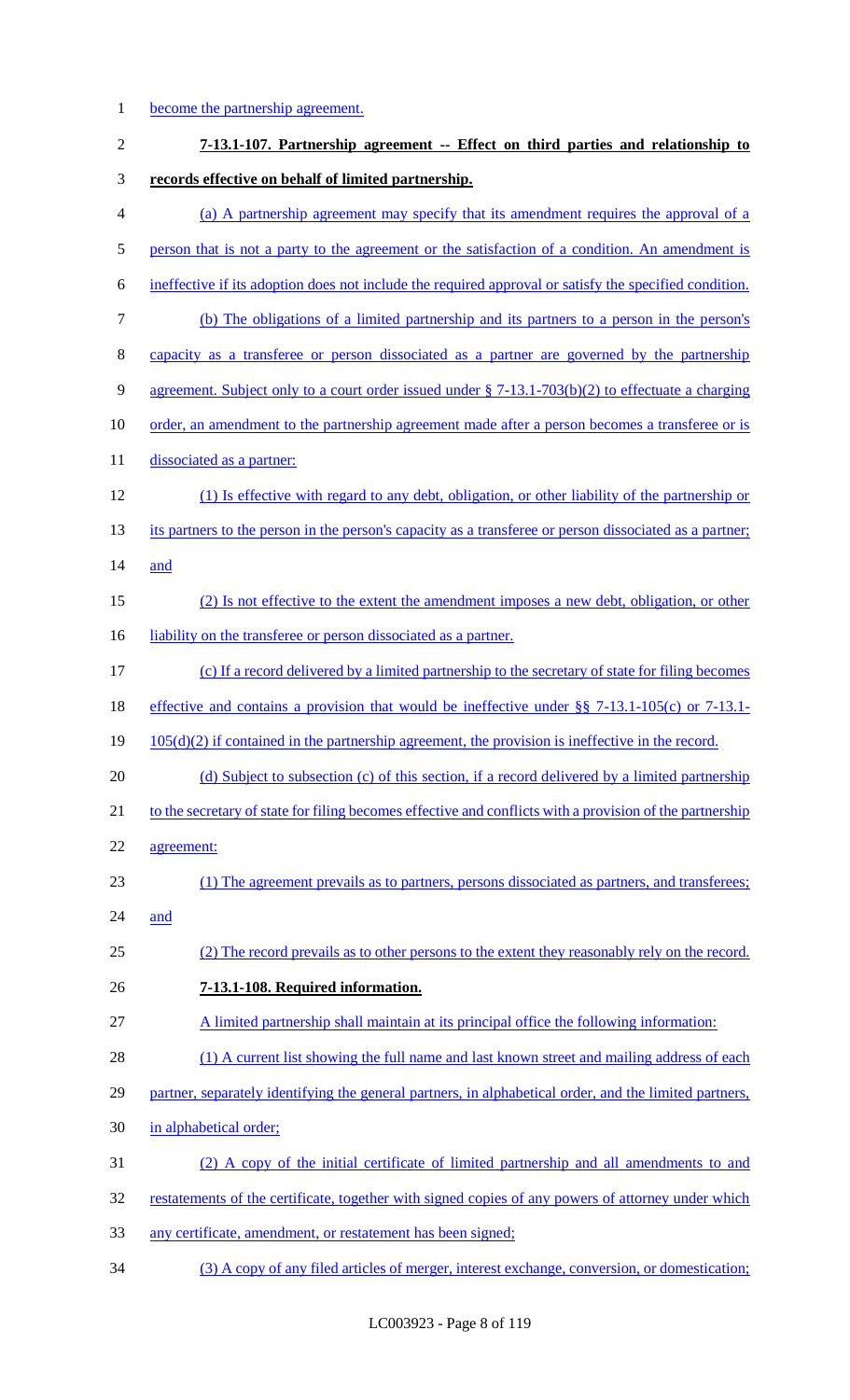become the partnership agreement.

**7-13.1-107. Partnership agreement -- Effect on third parties and relationship to records effective on behalf of limited partnership.**

(a) A partnership agreement may specify that its amendment requires the approval of a person that is not a party to the agreement or the satisfaction of a condition. An amendment is ineffective if its adoption does not include the required approval or satisfy the specified condition.

(b) The obligations of a limited partnership and its partners to a person in the person's capacity as a transferee or person dissociated as a partner are governed by the partnership agreement. Subject only to a court order issued under § 7-13.1-703(b)(2) to effectuate a charging order, an amendment to the partnership agreement made after a person becomes a transferee or is dissociated as a partner:

(1) Is effective with regard to any debt, obligation, or other liability of the partnership or its partners to the person in the person's capacity as a transferee or person dissociated as a partner; and

(2) Is not effective to the extent the amendment imposes a new debt, obligation, or other liability on the transferee or person dissociated as a partner.

(c) If a record delivered by a limited partnership to the secretary of state for filing becomes effective and contains a provision that would be ineffective under §§ 7-13.1-105(c) or 7-13.1-105(d)(2) if contained in the partnership agreement, the provision is ineffective in the record.

(d) Subject to subsection (c) of this section, if a record delivered by a limited partnership to the secretary of state for filing becomes effective and conflicts with a provision of the partnership agreement:

(1) The agreement prevails as to partners, persons dissociated as partners, and transferees; and

(2) The record prevails as to other persons to the extent they reasonably rely on the record.

**7-13.1-108. Required information.**

A limited partnership shall maintain at its principal office the following information:

(1) A current list showing the full name and last known street and mailing address of each partner, separately identifying the general partners, in alphabetical order, and the limited partners, in alphabetical order;

(2) A copy of the initial certificate of limited partnership and all amendments to and restatements of the certificate, together with signed copies of any powers of attorney under which any certificate, amendment, or restatement has been signed;

(3) A copy of any filed articles of merger, interest exchange, conversion, or domestication;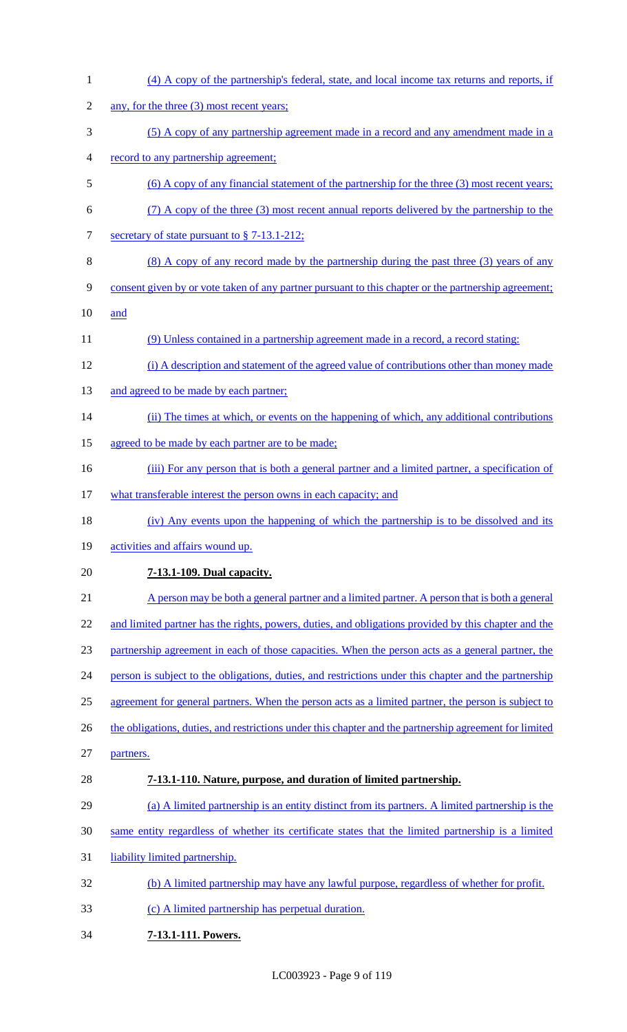(4) A copy of the partnership's federal, state, and local income tax returns and reports, if any, for the three (3) most recent years;

(5) A copy of any partnership agreement made in a record and any amendment made in a record to any partnership agreement;

(6) A copy of any financial statement of the partnership for the three (3) most recent years;

(7) A copy of the three (3) most recent annual reports delivered by the partnership to the secretary of state pursuant to § 7-13.1-212;

(8) A copy of any record made by the partnership during the past three (3) years of any consent given by or vote taken of any partner pursuant to this chapter or the partnership agreement; and

(9) Unless contained in a partnership agreement made in a record, a record stating:

(i) A description and statement of the agreed value of contributions other than money made and agreed to be made by each partner;

(ii) The times at which, or events on the happening of which, any additional contributions agreed to be made by each partner are to be made;

(iii) For any person that is both a general partner and a limited partner, a specification of what transferable interest the person owns in each capacity; and

(iv) Any events upon the happening of which the partnership is to be dissolved and its activities and affairs wound up.

**7-13.1-109. Dual capacity.**

A person may be both a general partner and a limited partner. A person that is both a general and limited partner has the rights, powers, duties, and obligations provided by this chapter and the partnership agreement in each of those capacities. When the person acts as a general partner, the person is subject to the obligations, duties, and restrictions under this chapter and the partnership agreement for general partners. When the person acts as a limited partner, the person is subject to the obligations, duties, and restrictions under this chapter and the partnership agreement for limited partners.

**7-13.1-110. Nature, purpose, and duration of limited partnership.**

(a) A limited partnership is an entity distinct from its partners. A limited partnership is the same entity regardless of whether its certificate states that the limited partnership is a limited liability limited partnership.

(b) A limited partnership may have any lawful purpose, regardless of whether for profit.

(c) A limited partnership has perpetual duration.

**7-13.1-111. Powers.**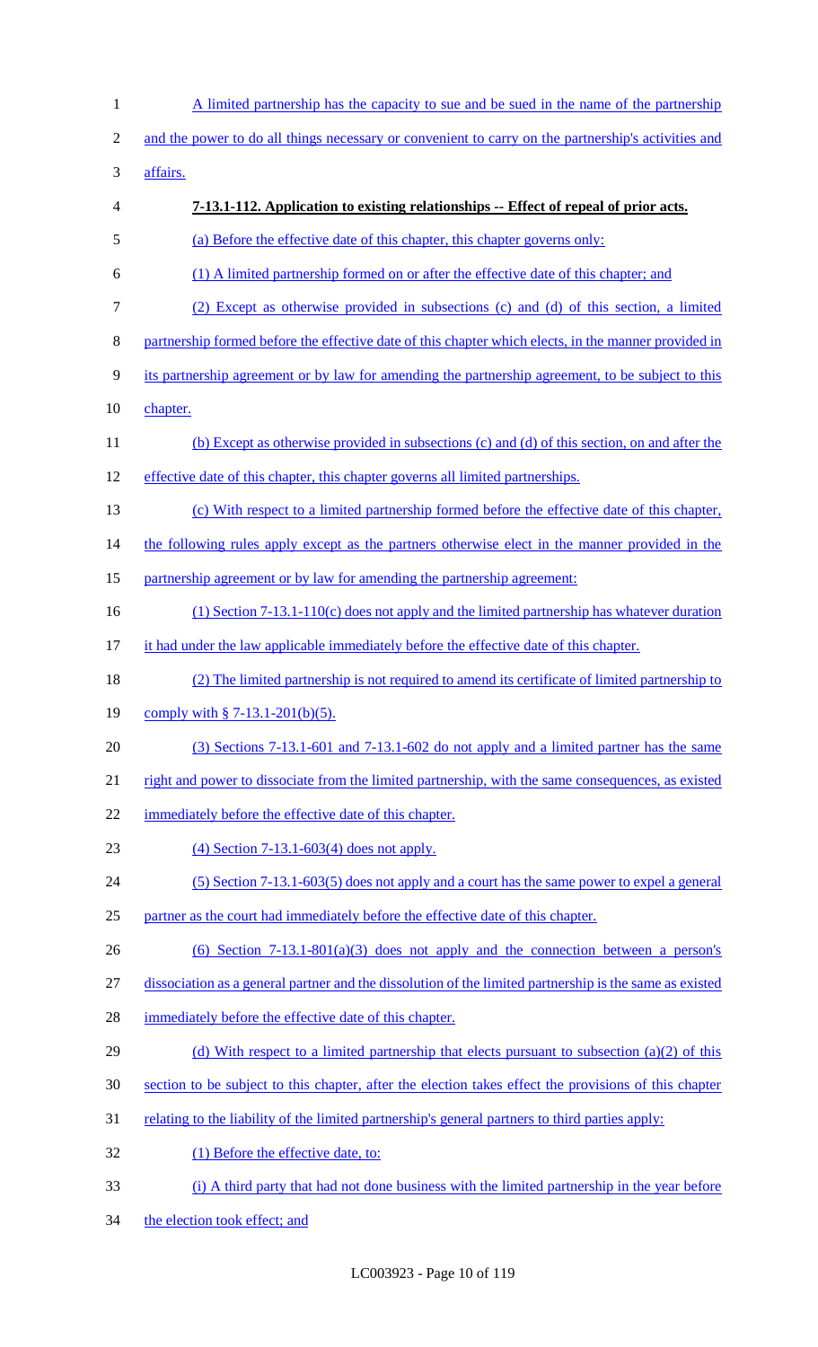A limited partnership has the capacity to sue and be sued in the name of the partnership and the power to do all things necessary or convenient to carry on the partnership's activities and affairs.

**7-13.1-112. Application to existing relationships -- Effect of repeal of prior acts.**

(a) Before the effective date of this chapter, this chapter governs only:

(1) A limited partnership formed on or after the effective date of this chapter; and

(2) Except as otherwise provided in subsections (c) and (d) of this section, a limited partnership formed before the effective date of this chapter which elects, in the manner provided in its partnership agreement or by law for amending the partnership agreement, to be subject to this chapter.

(b) Except as otherwise provided in subsections (c) and (d) of this section, on and after the effective date of this chapter, this chapter governs all limited partnerships.

(c) With respect to a limited partnership formed before the effective date of this chapter, the following rules apply except as the partners otherwise elect in the manner provided in the partnership agreement or by law for amending the partnership agreement:

(1) Section 7-13.1-110(c) does not apply and the limited partnership has whatever duration it had under the law applicable immediately before the effective date of this chapter.

(2) The limited partnership is not required to amend its certificate of limited partnership to comply with § 7-13.1-201(b)(5).

(3) Sections 7-13.1-601 and 7-13.1-602 do not apply and a limited partner has the same right and power to dissociate from the limited partnership, with the same consequences, as existed immediately before the effective date of this chapter.

(4) Section 7-13.1-603(4) does not apply.

(5) Section 7-13.1-603(5) does not apply and a court has the same power to expel a general partner as the court had immediately before the effective date of this chapter.

(6) Section 7-13.1-801(a)(3) does not apply and the connection between a person's dissociation as a general partner and the dissolution of the limited partnership is the same as existed immediately before the effective date of this chapter.

(d) With respect to a limited partnership that elects pursuant to subsection (a)(2) of this section to be subject to this chapter, after the election takes effect the provisions of this chapter relating to the liability of the limited partnership's general partners to third parties apply:

(1) Before the effective date, to:

(i) A third party that had not done business with the limited partnership in the year before the election took effect; and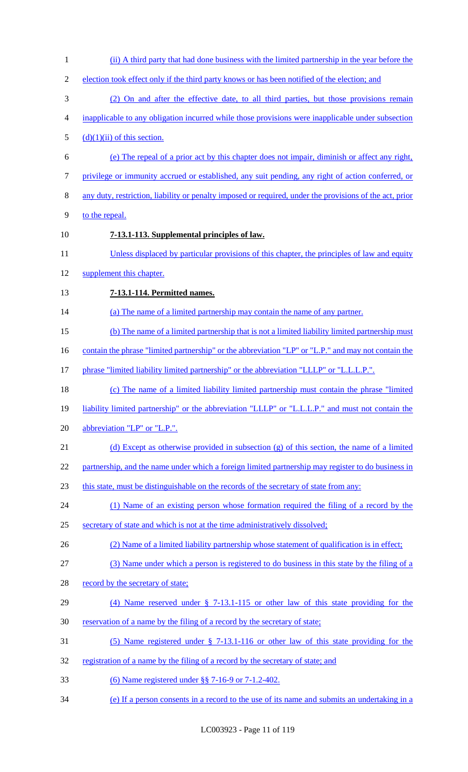(ii) A third party that had done business with the limited partnership in the year before the election took effect only if the third party knows or has been notified of the election; and

(2) On and after the effective date, to all third parties, but those provisions remain inapplicable to any obligation incurred while those provisions were inapplicable under subsection (d)(1)(ii) of this section.

(e) The repeal of a prior act by this chapter does not impair, diminish or affect any right, privilege or immunity accrued or established, any suit pending, any right of action conferred, or any duty, restriction, liability or penalty imposed or required, under the provisions of the act, prior to the repeal.

**7-13.1-113. Supplemental principles of law.**

Unless displaced by particular provisions of this chapter, the principles of law and equity supplement this chapter.

**7-13.1-114. Permitted names.**

(a) The name of a limited partnership may contain the name of any partner.

(b) The name of a limited partnership that is not a limited liability limited partnership must contain the phrase "limited partnership" or the abbreviation "LP" or "L.P." and may not contain the phrase "limited liability limited partnership" or the abbreviation "LLLP" or "L.L.L.P.".

(c) The name of a limited liability limited partnership must contain the phrase "limited liability limited partnership" or the abbreviation "LLLP" or "L.L.L.P." and must not contain the abbreviation "LP" or "L.P.".

(d) Except as otherwise provided in subsection (g) of this section, the name of a limited partnership, and the name under which a foreign limited partnership may register to do business in this state, must be distinguishable on the records of the secretary of state from any:

(1) Name of an existing person whose formation required the filing of a record by the secretary of state and which is not at the time administratively dissolved;

(2) Name of a limited liability partnership whose statement of qualification is in effect;

(3) Name under which a person is registered to do business in this state by the filing of a record by the secretary of state;

(4) Name reserved under § 7-13.1-115 or other law of this state providing for the reservation of a name by the filing of a record by the secretary of state;

(5) Name registered under § 7-13.1-116 or other law of this state providing for the registration of a name by the filing of a record by the secretary of state; and

(6) Name registered under §§ 7-16-9 or 7-1.2-402.

(e) If a person consents in a record to the use of its name and submits an undertaking in a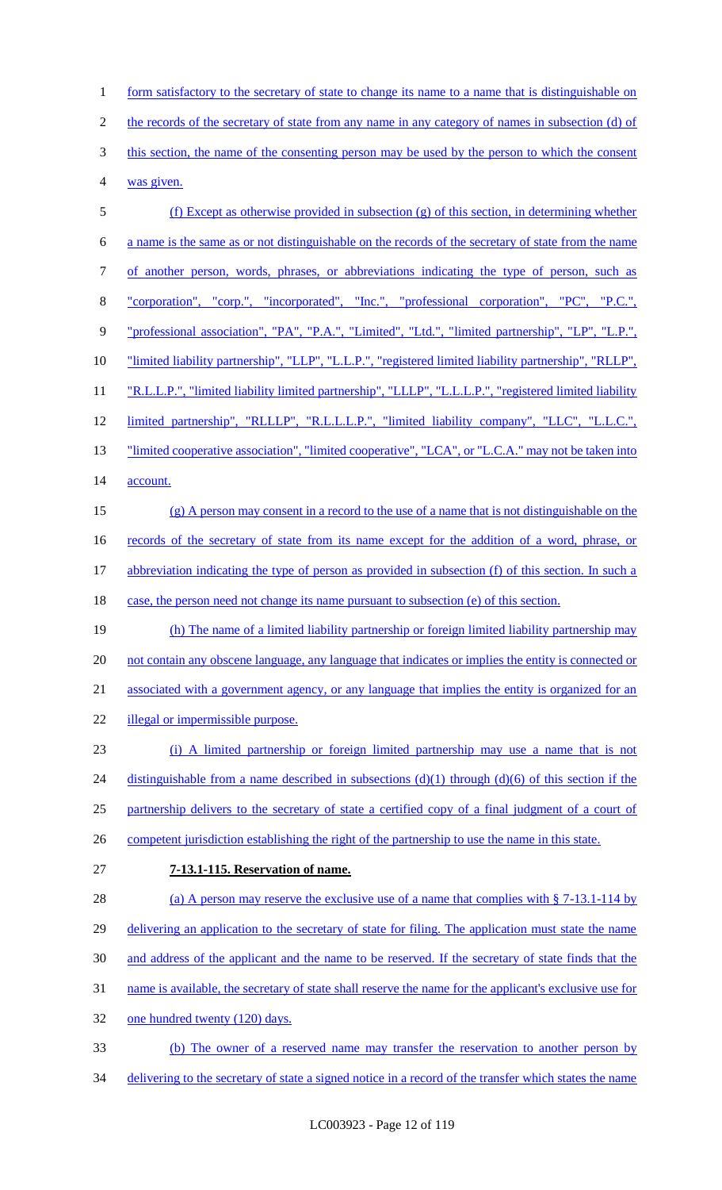form satisfactory to the secretary of state to change its name to a name that is distinguishable on the records of the secretary of state from any name in any category of names in subsection (d) of this section, the name of the consenting person may be used by the person to which the consent was given.

(f) Except as otherwise provided in subsection (g) of this section, in determining whether a name is the same as or not distinguishable on the records of the secretary of state from the name of another person, words, phrases, or abbreviations indicating the type of person, such as "corporation", "corp.", "incorporated", "Inc.", "professional corporation", "PC", "P.C.", "professional association", "PA", "P.A.", "Limited", "Ltd.", "limited partnership", "LP", "L.P.", "limited liability partnership", "LLP", "L.L.P.", "registered limited liability partnership", "RLLP", "R.L.L.P.", "limited liability limited partnership", "LLLP", "L.L.L.P.", "registered limited liability limited partnership", "RLLLP", "R.L.L.L.P.", "limited liability company", "LLC", "L.L.C.", "limited cooperative association", "limited cooperative", "LCA", or "L.C.A." may not be taken into account.

(g) A person may consent in a record to the use of a name that is not distinguishable on the records of the secretary of state from its name except for the addition of a word, phrase, or abbreviation indicating the type of person as provided in subsection (f) of this section. In such a case, the person need not change its name pursuant to subsection (e) of this section.

(h) The name of a limited liability partnership or foreign limited liability partnership may not contain any obscene language, any language that indicates or implies the entity is connected or associated with a government agency, or any language that implies the entity is organized for an illegal or impermissible purpose.

(i) A limited partnership or foreign limited partnership may use a name that is not distinguishable from a name described in subsections (d)(1) through (d)(6) of this section if the partnership delivers to the secretary of state a certified copy of a final judgment of a court of competent jurisdiction establishing the right of the partnership to use the name in this state.

**7-13.1-115. Reservation of name.**

(a) A person may reserve the exclusive use of a name that complies with § 7-13.1-114 by delivering an application to the secretary of state for filing. The application must state the name and address of the applicant and the name to be reserved. If the secretary of state finds that the name is available, the secretary of state shall reserve the name for the applicant's exclusive use for one hundred twenty (120) days.

(b) The owner of a reserved name may transfer the reservation to another person by delivering to the secretary of state a signed notice in a record of the transfer which states the name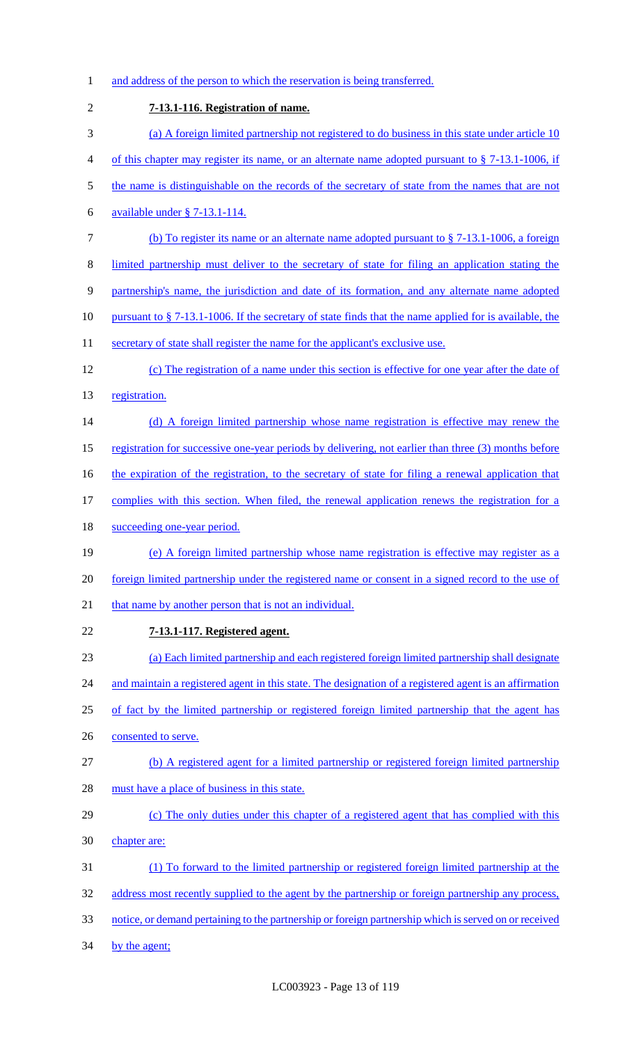and address of the person to which the reservation is being transferred.

**7-13.1-116. Registration of name.**

(a) A foreign limited partnership not registered to do business in this state under article 10 of this chapter may register its name, or an alternate name adopted pursuant to § 7-13.1-1006, if the name is distinguishable on the records of the secretary of state from the names that are not available under § 7-13.1-114.

(b) To register its name or an alternate name adopted pursuant to § 7-13.1-1006, a foreign limited partnership must deliver to the secretary of state for filing an application stating the partnership's name, the jurisdiction and date of its formation, and any alternate name adopted pursuant to § 7-13.1-1006. If the secretary of state finds that the name applied for is available, the secretary of state shall register the name for the applicant's exclusive use.

(c) The registration of a name under this section is effective for one year after the date of registration.

(d) A foreign limited partnership whose name registration is effective may renew the registration for successive one-year periods by delivering, not earlier than three (3) months before the expiration of the registration, to the secretary of state for filing a renewal application that complies with this section. When filed, the renewal application renews the registration for a succeeding one-year period.

(e) A foreign limited partnership whose name registration is effective may register as a foreign limited partnership under the registered name or consent in a signed record to the use of that name by another person that is not an individual.

**7-13.1-117. Registered agent.**

(a) Each limited partnership and each registered foreign limited partnership shall designate and maintain a registered agent in this state. The designation of a registered agent is an affirmation of fact by the limited partnership or registered foreign limited partnership that the agent has consented to serve.

(b) A registered agent for a limited partnership or registered foreign limited partnership must have a place of business in this state.

(c) The only duties under this chapter of a registered agent that has complied with this chapter are:

(1) To forward to the limited partnership or registered foreign limited partnership at the address most recently supplied to the agent by the partnership or foreign partnership any process, notice, or demand pertaining to the partnership or foreign partnership which is served on or received by the agent;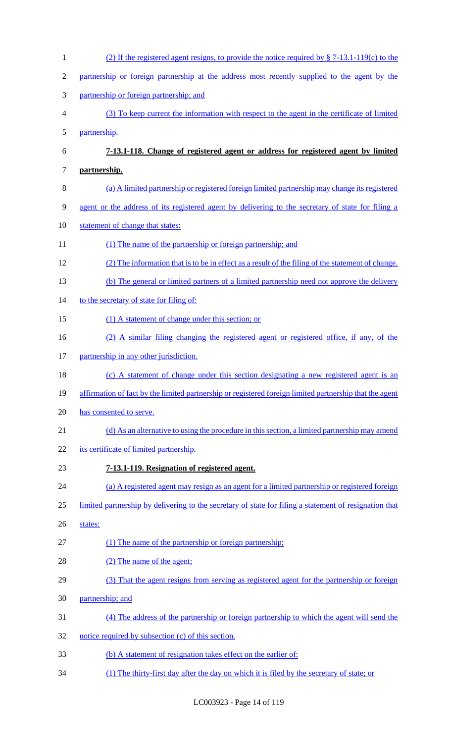(2) If the registered agent resigns, to provide the notice required by § 7-13.1-119(c) to the partnership or foreign partnership at the address most recently supplied to the agent by the partnership or foreign partnership; and

(3) To keep current the information with respect to the agent in the certificate of limited partnership.

**7-13.1-118. Change of registered agent or address for registered agent by limited partnership.**

(a) A limited partnership or registered foreign limited partnership may change its registered agent or the address of its registered agent by delivering to the secretary of state for filing a statement of change that states:

(1) The name of the partnership or foreign partnership; and

(2) The information that is to be in effect as a result of the filing of the statement of change.

(b) The general or limited partners of a limited partnership need not approve the delivery to the secretary of state for filing of:

(1) A statement of change under this section; or

(2) A similar filing changing the registered agent or registered office, if any, of the partnership in any other jurisdiction.

(c) A statement of change under this section designating a new registered agent is an affirmation of fact by the limited partnership or registered foreign limited partnership that the agent has consented to serve.

(d) As an alternative to using the procedure in this section, a limited partnership may amend its certificate of limited partnership.

**7-13.1-119. Resignation of registered agent.**

(a) A registered agent may resign as an agent for a limited partnership or registered foreign limited partnership by delivering to the secretary of state for filing a statement of resignation that states:

(1) The name of the partnership or foreign partnership;

(2) The name of the agent;

(3) That the agent resigns from serving as registered agent for the partnership or foreign partnership; and

(4) The address of the partnership or foreign partnership to which the agent will send the notice required by subsection (c) of this section.

(b) A statement of resignation takes effect on the earlier of:

(1) The thirty-first day after the day on which it is filed by the secretary of state; or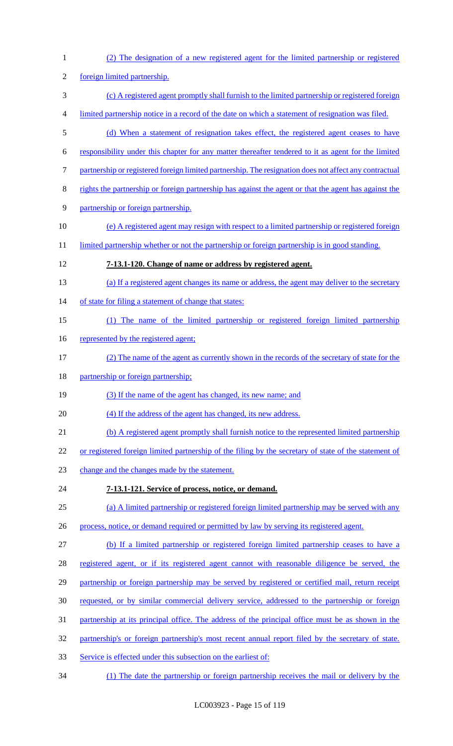(2) The designation of a new registered agent for the limited partnership or registered foreign limited partnership.

(c) A registered agent promptly shall furnish to the limited partnership or registered foreign limited partnership notice in a record of the date on which a statement of resignation was filed.

(d) When a statement of resignation takes effect, the registered agent ceases to have responsibility under this chapter for any matter thereafter tendered to it as agent for the limited partnership or registered foreign limited partnership. The resignation does not affect any contractual rights the partnership or foreign partnership has against the agent or that the agent has against the partnership or foreign partnership.

(e) A registered agent may resign with respect to a limited partnership or registered foreign limited partnership whether or not the partnership or foreign partnership is in good standing.

**7-13.1-120. Change of name or address by registered agent.**

(a) If a registered agent changes its name or address, the agent may deliver to the secretary of state for filing a statement of change that states:

(1) The name of the limited partnership or registered foreign limited partnership represented by the registered agent;

(2) The name of the agent as currently shown in the records of the secretary of state for the partnership or foreign partnership;

(3) If the name of the agent has changed, its new name; and

(4) If the address of the agent has changed, its new address.

(b) A registered agent promptly shall furnish notice to the represented limited partnership or registered foreign limited partnership of the filing by the secretary of state of the statement of change and the changes made by the statement.

**7-13.1-121. Service of process, notice, or demand.**

(a) A limited partnership or registered foreign limited partnership may be served with any process, notice, or demand required or permitted by law by serving its registered agent.

(b) If a limited partnership or registered foreign limited partnership ceases to have a registered agent, or if its registered agent cannot with reasonable diligence be served, the partnership or foreign partnership may be served by registered or certified mail, return receipt requested, or by similar commercial delivery service, addressed to the partnership or foreign partnership at its principal office. The address of the principal office must be as shown in the partnership's or foreign partnership's most recent annual report filed by the secretary of state. Service is effected under this subsection on the earliest of:

(1) The date the partnership or foreign partnership receives the mail or delivery by the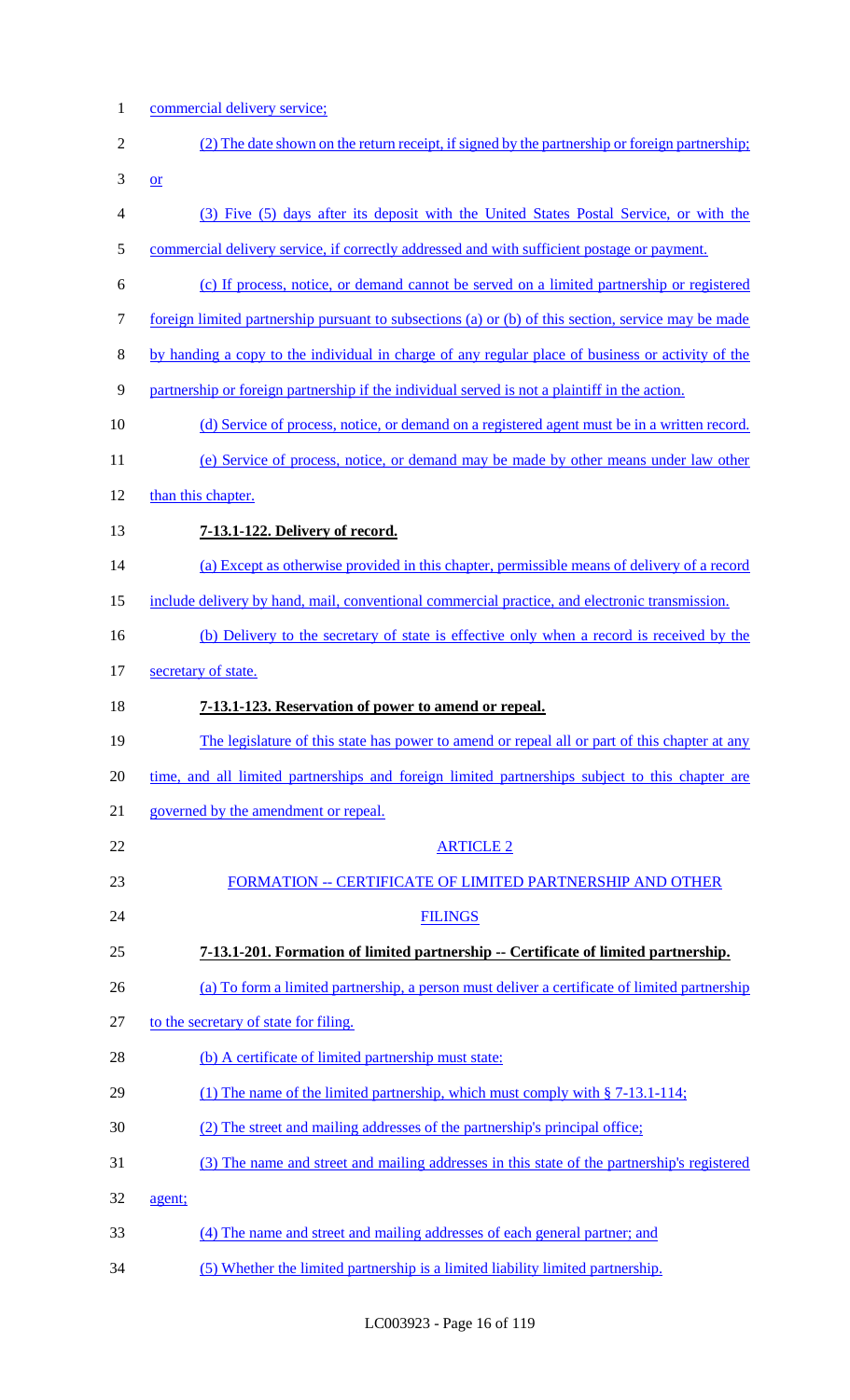commercial delivery service;

(2) The date shown on the return receipt, if signed by the partnership or foreign partnership; or

(3) Five (5) days after its deposit with the United States Postal Service, or with the commercial delivery service, if correctly addressed and with sufficient postage or payment.

(c) If process, notice, or demand cannot be served on a limited partnership or registered foreign limited partnership pursuant to subsections (a) or (b) of this section, service may be made by handing a copy to the individual in charge of any regular place of business or activity of the partnership or foreign partnership if the individual served is not a plaintiff in the action.

(d) Service of process, notice, or demand on a registered agent must be in a written record.

(e) Service of process, notice, or demand may be made by other means under law other than this chapter.

**7-13.1-122. Delivery of record.**

(a) Except as otherwise provided in this chapter, permissible means of delivery of a record include delivery by hand, mail, conventional commercial practice, and electronic transmission.

(b) Delivery to the secretary of state is effective only when a record is received by the secretary of state.

**7-13.1-123. Reservation of power to amend or repeal.**

The legislature of this state has power to amend or repeal all or part of this chapter at any time, and all limited partnerships and foreign limited partnerships subject to this chapter are governed by the amendment or repeal.

ARTICLE 2

FORMATION -- CERTIFICATE OF LIMITED PARTNERSHIP AND OTHER FILINGS

**7-13.1-201. Formation of limited partnership -- Certificate of limited partnership.**

(a) To form a limited partnership, a person must deliver a certificate of limited partnership to the secretary of state for filing.

(b) A certificate of limited partnership must state:

(1) The name of the limited partnership, which must comply with § 7-13.1-114;

(2) The street and mailing addresses of the partnership's principal office;

(3) The name and street and mailing addresses in this state of the partnership's registered agent;

(4) The name and street and mailing addresses of each general partner; and

(5) Whether the limited partnership is a limited liability limited partnership.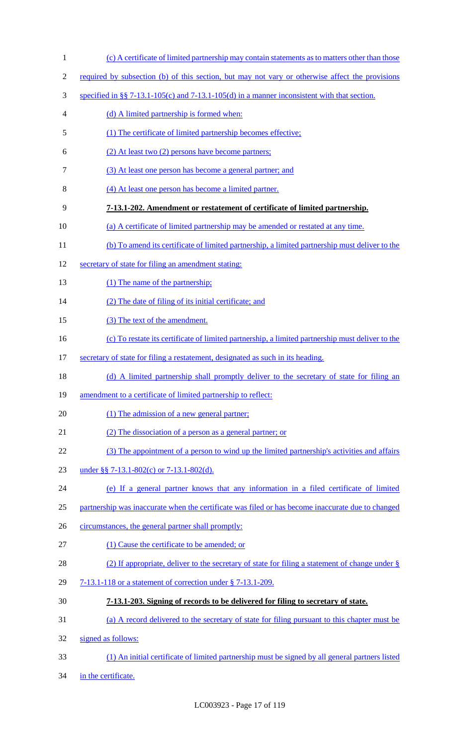(c) A certificate of limited partnership may contain statements as to matters other than those required by subsection (b) of this section, but may not vary or otherwise affect the provisions specified in §§ 7-13.1-105(c) and 7-13.1-105(d) in a manner inconsistent with that section.

(d) A limited partnership is formed when:

(1) The certificate of limited partnership becomes effective;

(2) At least two (2) persons have become partners;

(3) At least one person has become a general partner; and

(4) At least one person has become a limited partner.

**7-13.1-202. Amendment or restatement of certificate of limited partnership.**

(a) A certificate of limited partnership may be amended or restated at any time.

(b) To amend its certificate of limited partnership, a limited partnership must deliver to the secretary of state for filing an amendment stating:

(1) The name of the partnership;

(2) The date of filing of its initial certificate; and

(3) The text of the amendment.

(c) To restate its certificate of limited partnership, a limited partnership must deliver to the secretary of state for filing a restatement, designated as such in its heading.

(d) A limited partnership shall promptly deliver to the secretary of state for filing an amendment to a certificate of limited partnership to reflect:

(1) The admission of a new general partner;

(2) The dissociation of a person as a general partner; or

(3) The appointment of a person to wind up the limited partnership's activities and affairs under §§ 7-13.1-802(c) or 7-13.1-802(d).

(e) If a general partner knows that any information in a filed certificate of limited partnership was inaccurate when the certificate was filed or has become inaccurate due to changed circumstances, the general partner shall promptly:

(1) Cause the certificate to be amended; or

(2) If appropriate, deliver to the secretary of state for filing a statement of change under § 7-13.1-118 or a statement of correction under § 7-13.1-209.

**7-13.1-203. Signing of records to be delivered for filing to secretary of state.**

(a) A record delivered to the secretary of state for filing pursuant to this chapter must be signed as follows:

(1) An initial certificate of limited partnership must be signed by all general partners listed in the certificate.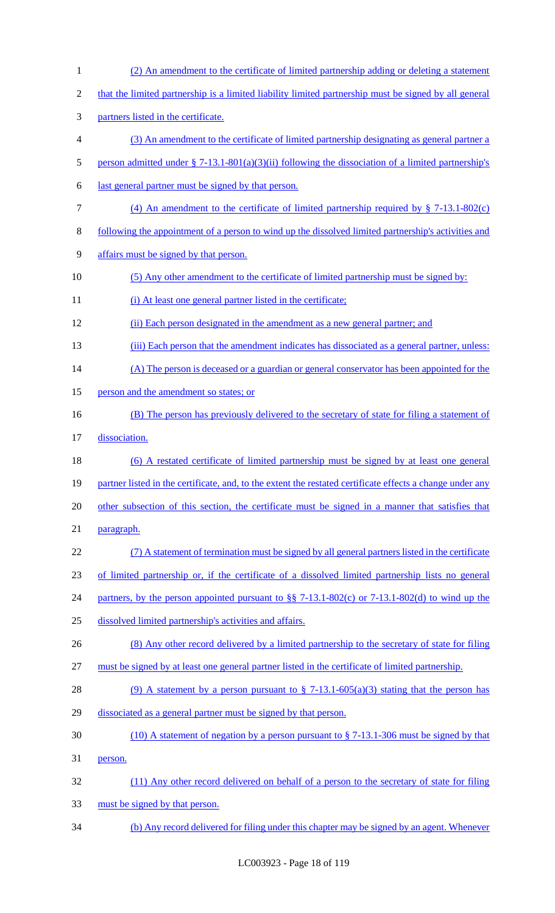(2) An amendment to the certificate of limited partnership adding or deleting a statement that the limited partnership is a limited liability limited partnership must be signed by all general partners listed in the certificate.

(3) An amendment to the certificate of limited partnership designating as general partner a person admitted under § 7-13.1-801(a)(3)(ii) following the dissociation of a limited partnership's last general partner must be signed by that person.

(4) An amendment to the certificate of limited partnership required by § 7-13.1-802(c) following the appointment of a person to wind up the dissolved limited partnership's activities and affairs must be signed by that person.

(5) Any other amendment to the certificate of limited partnership must be signed by:

(i) At least one general partner listed in the certificate;

(ii) Each person designated in the amendment as a new general partner; and

(iii) Each person that the amendment indicates has dissociated as a general partner, unless:

(A) The person is deceased or a guardian or general conservator has been appointed for the person and the amendment so states; or

(B) The person has previously delivered to the secretary of state for filing a statement of dissociation.

(6) A restated certificate of limited partnership must be signed by at least one general partner listed in the certificate, and, to the extent the restated certificate effects a change under any other subsection of this section, the certificate must be signed in a manner that satisfies that paragraph.

(7) A statement of termination must be signed by all general partners listed in the certificate of limited partnership or, if the certificate of a dissolved limited partnership lists no general partners, by the person appointed pursuant to §§ 7-13.1-802(c) or 7-13.1-802(d) to wind up the dissolved limited partnership's activities and affairs.

(8) Any other record delivered by a limited partnership to the secretary of state for filing must be signed by at least one general partner listed in the certificate of limited partnership.

(9) A statement by a person pursuant to § 7-13.1-605(a)(3) stating that the person has dissociated as a general partner must be signed by that person.

(10) A statement of negation by a person pursuant to § 7-13.1-306 must be signed by that person.

(11) Any other record delivered on behalf of a person to the secretary of state for filing must be signed by that person.

(b) Any record delivered for filing under this chapter may be signed by an agent. Whenever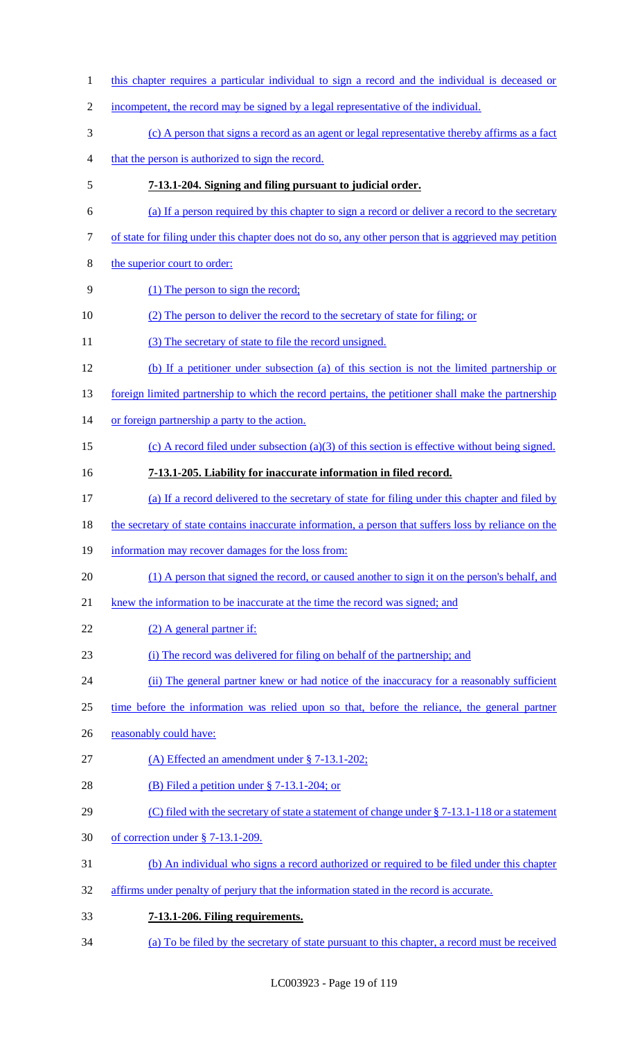this chapter requires a particular individual to sign a record and the individual is deceased or incompetent, the record may be signed by a legal representative of the individual.

(c) A person that signs a record as an agent or legal representative thereby affirms as a fact that the person is authorized to sign the record.

**7-13.1-204. Signing and filing pursuant to judicial order.**

(a) If a person required by this chapter to sign a record or deliver a record to the secretary of state for filing under this chapter does not do so, any other person that is aggrieved may petition the superior court to order:

(1) The person to sign the record;

(2) The person to deliver the record to the secretary of state for filing; or

(3) The secretary of state to file the record unsigned.

(b) If a petitioner under subsection (a) of this section is not the limited partnership or foreign limited partnership to which the record pertains, the petitioner shall make the partnership or foreign partnership a party to the action.

(c) A record filed under subsection (a)(3) of this section is effective without being signed.

**7-13.1-205. Liability for inaccurate information in filed record.**

(a) If a record delivered to the secretary of state for filing under this chapter and filed by the secretary of state contains inaccurate information, a person that suffers loss by reliance on the information may recover damages for the loss from:

(1) A person that signed the record, or caused another to sign it on the person's behalf, and knew the information to be inaccurate at the time the record was signed; and

(2) A general partner if:

(i) The record was delivered for filing on behalf of the partnership; and

(ii) The general partner knew or had notice of the inaccuracy for a reasonably sufficient time before the information was relied upon so that, before the reliance, the general partner reasonably could have:

(A) Effected an amendment under § 7-13.1-202;

(B) Filed a petition under § 7-13.1-204; or

(C) filed with the secretary of state a statement of change under § 7-13.1-118 or a statement of correction under § 7-13.1-209.

(b) An individual who signs a record authorized or required to be filed under this chapter affirms under penalty of perjury that the information stated in the record is accurate.

**7-13.1-206. Filing requirements.**

(a) To be filed by the secretary of state pursuant to this chapter, a record must be received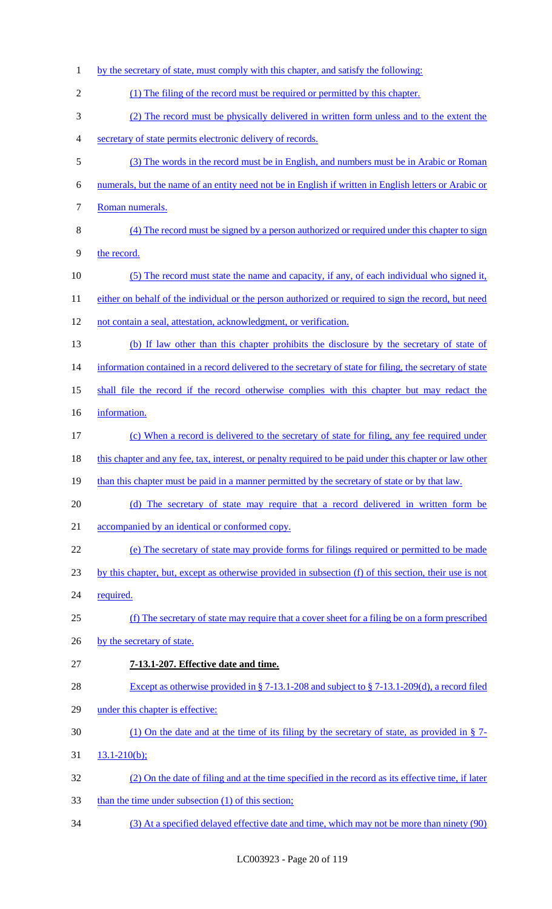by the secretary of state, must comply with this chapter, and satisfy the following:

(1) The filing of the record must be required or permitted by this chapter.

(2) The record must be physically delivered in written form unless and to the extent the secretary of state permits electronic delivery of records.

(3) The words in the record must be in English, and numbers must be in Arabic or Roman numerals, but the name of an entity need not be in English if written in English letters or Arabic or Roman numerals.

(4) The record must be signed by a person authorized or required under this chapter to sign the record.

(5) The record must state the name and capacity, if any, of each individual who signed it, either on behalf of the individual or the person authorized or required to sign the record, but need not contain a seal, attestation, acknowledgment, or verification.

(b) If law other than this chapter prohibits the disclosure by the secretary of state of information contained in a record delivered to the secretary of state for filing, the secretary of state shall file the record if the record otherwise complies with this chapter but may redact the information.

(c) When a record is delivered to the secretary of state for filing, any fee required under this chapter and any fee, tax, interest, or penalty required to be paid under this chapter or law other than this chapter must be paid in a manner permitted by the secretary of state or by that law.

(d) The secretary of state may require that a record delivered in written form be accompanied by an identical or conformed copy.

(e) The secretary of state may provide forms for filings required or permitted to be made by this chapter, but, except as otherwise provided in subsection (f) of this section, their use is not required.

(f) The secretary of state may require that a cover sheet for a filing be on a form prescribed by the secretary of state.

**7-13.1-207. Effective date and time.**

Except as otherwise provided in § 7-13.1-208 and subject to § 7-13.1-209(d), a record filed under this chapter is effective:

(1) On the date and at the time of its filing by the secretary of state, as provided in § 7-13.1-210(b);

(2) On the date of filing and at the time specified in the record as its effective time, if later than the time under subsection (1) of this section;

(3) At a specified delayed effective date and time, which may not be more than ninety (90)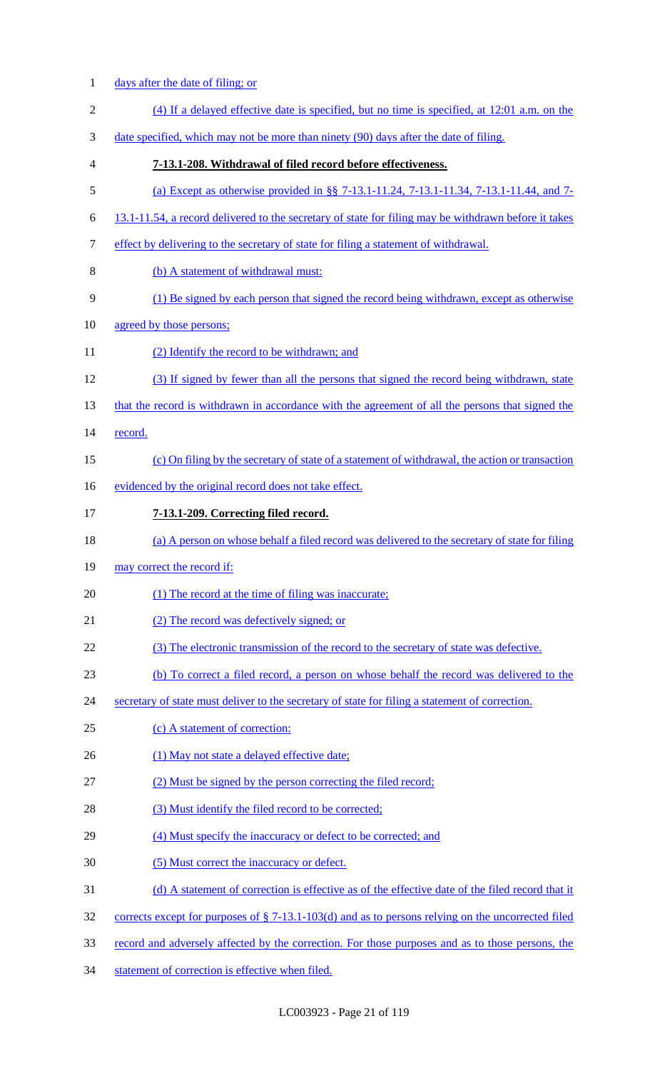days after the date of filing; or

(4) If a delayed effective date is specified, but no time is specified, at 12:01 a.m. on the date specified, which may not be more than ninety (90) days after the date of filing.

**7-13.1-208. Withdrawal of filed record before effectiveness.**

(a) Except as otherwise provided in §§ 7-13.1-11.24, 7-13.1-11.34, 7-13.1-11.44, and 7-13.1-11.54, a record delivered to the secretary of state for filing may be withdrawn before it takes effect by delivering to the secretary of state for filing a statement of withdrawal.

(b) A statement of withdrawal must:

(1) Be signed by each person that signed the record being withdrawn, except as otherwise agreed by those persons;

(2) Identify the record to be withdrawn; and

(3) If signed by fewer than all the persons that signed the record being withdrawn, state that the record is withdrawn in accordance with the agreement of all the persons that signed the record.

(c) On filing by the secretary of state of a statement of withdrawal, the action or transaction evidenced by the original record does not take effect.

**7-13.1-209. Correcting filed record.**

(a) A person on whose behalf a filed record was delivered to the secretary of state for filing may correct the record if:

(1) The record at the time of filing was inaccurate;

(2) The record was defectively signed; or

(3) The electronic transmission of the record to the secretary of state was defective.

(b) To correct a filed record, a person on whose behalf the record was delivered to the secretary of state must deliver to the secretary of state for filing a statement of correction.

(c) A statement of correction:

(1) May not state a delayed effective date;

(2) Must be signed by the person correcting the filed record;

(3) Must identify the filed record to be corrected;

(4) Must specify the inaccuracy or defect to be corrected; and

(5) Must correct the inaccuracy or defect.

(d) A statement of correction is effective as of the effective date of the filed record that it corrects except for purposes of § 7-13.1-103(d) and as to persons relying on the uncorrected filed record and adversely affected by the correction. For those purposes and as to those persons, the statement of correction is effective when filed.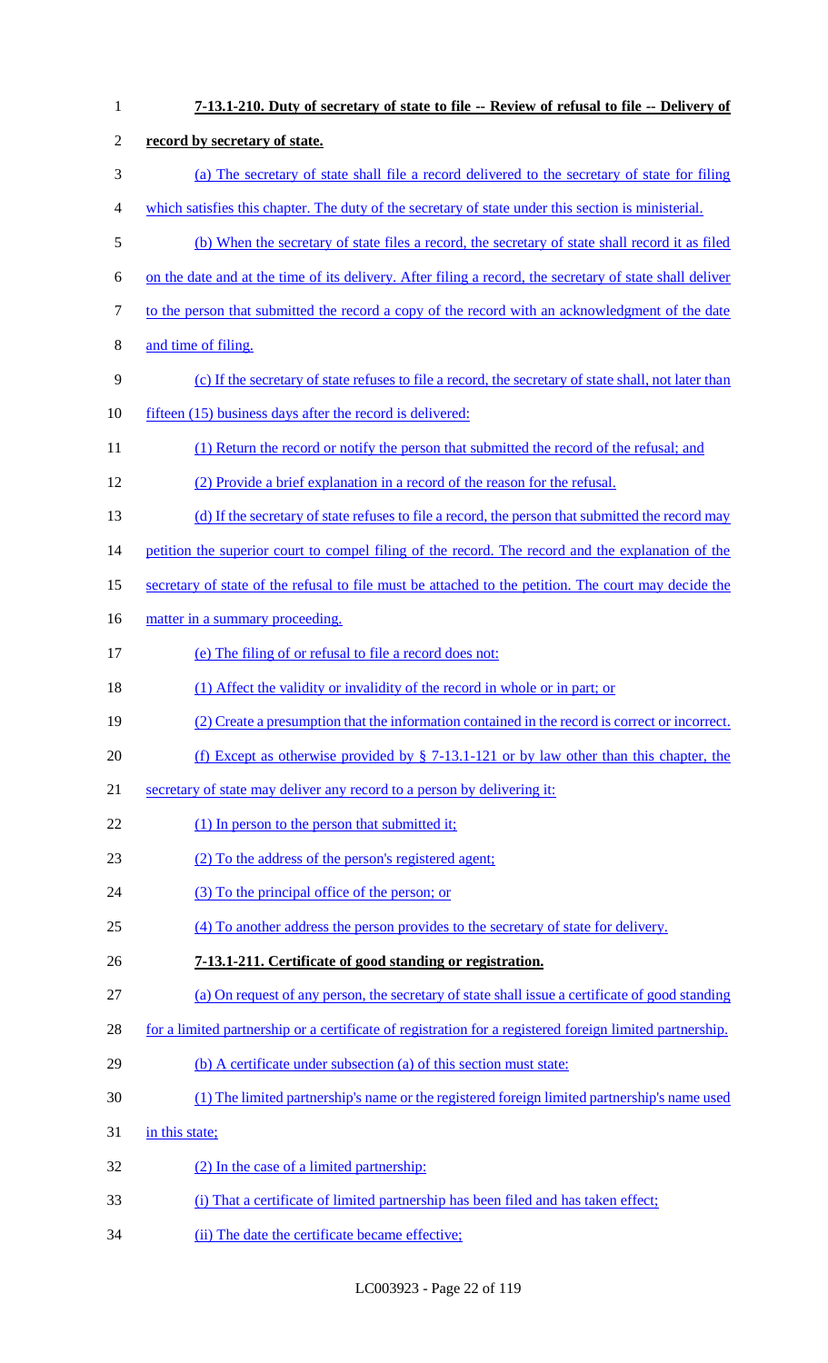**7-13.1-210. Duty of secretary of state to file -- Review of refusal to file -- Delivery of record by secretary of state.**

(a) The secretary of state shall file a record delivered to the secretary of state for filing which satisfies this chapter. The duty of the secretary of state under this section is ministerial.

(b) When the secretary of state files a record, the secretary of state shall record it as filed on the date and at the time of its delivery. After filing a record, the secretary of state shall deliver to the person that submitted the record a copy of the record with an acknowledgment of the date and time of filing.

(c) If the secretary of state refuses to file a record, the secretary of state shall, not later than fifteen (15) business days after the record is delivered:

(1) Return the record or notify the person that submitted the record of the refusal; and

(2) Provide a brief explanation in a record of the reason for the refusal.

(d) If the secretary of state refuses to file a record, the person that submitted the record may petition the superior court to compel filing of the record. The record and the explanation of the secretary of state of the refusal to file must be attached to the petition. The court may decide the matter in a summary proceeding.

(e) The filing of or refusal to file a record does not:

(1) Affect the validity or invalidity of the record in whole or in part; or

(2) Create a presumption that the information contained in the record is correct or incorrect.

(f) Except as otherwise provided by § 7-13.1-121 or by law other than this chapter, the secretary of state may deliver any record to a person by delivering it:

(1) In person to the person that submitted it;

(2) To the address of the person's registered agent;

(3) To the principal office of the person; or

(4) To another address the person provides to the secretary of state for delivery.

**7-13.1-211. Certificate of good standing or registration.**

(a) On request of any person, the secretary of state shall issue a certificate of good standing for a limited partnership or a certificate of registration for a registered foreign limited partnership.

(b) A certificate under subsection (a) of this section must state:

(1) The limited partnership's name or the registered foreign limited partnership's name used in this state;

(2) In the case of a limited partnership:

(i) That a certificate of limited partnership has been filed and has taken effect;

(ii) The date the certificate became effective;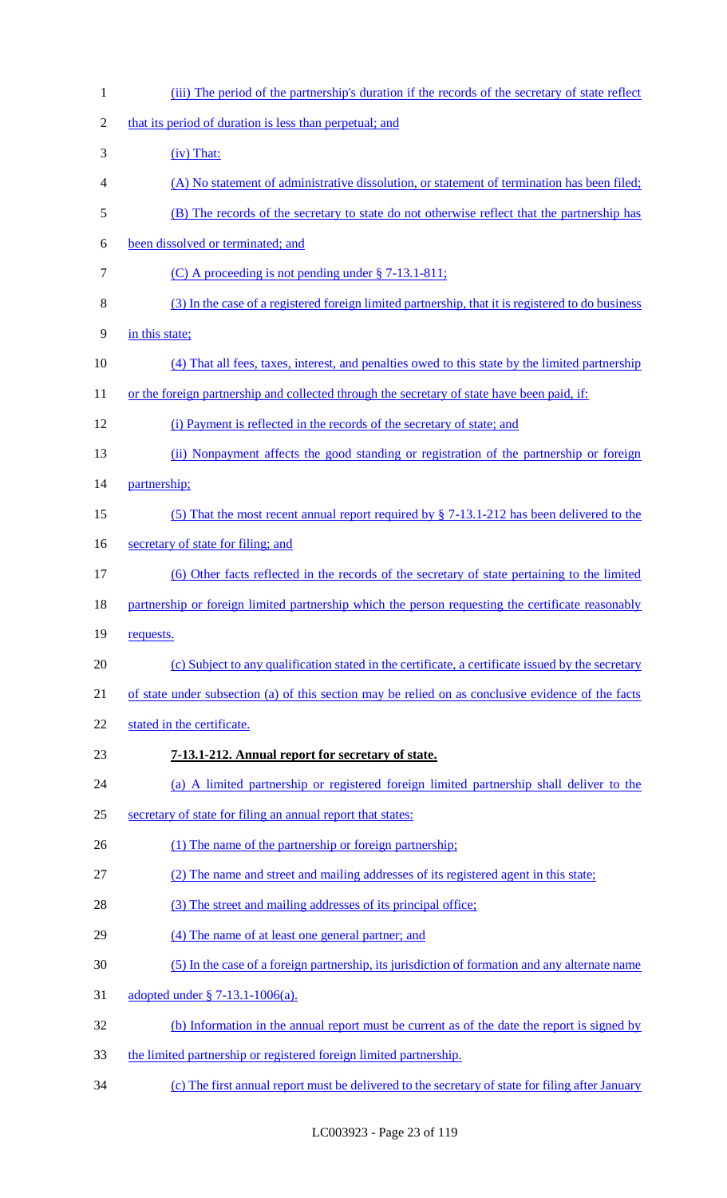(iii) The period of the partnership's duration if the records of the secretary of state reflect that its period of duration is less than perpetual; and

(iv) That:

(A) No statement of administrative dissolution, or statement of termination has been filed;

(B) The records of the secretary to state do not otherwise reflect that the partnership has been dissolved or terminated; and

(C) A proceeding is not pending under § 7-13.1-811;

(3) In the case of a registered foreign limited partnership, that it is registered to do business in this state;

(4) That all fees, taxes, interest, and penalties owed to this state by the limited partnership or the foreign partnership and collected through the secretary of state have been paid, if:

(i) Payment is reflected in the records of the secretary of state; and

(ii) Nonpayment affects the good standing or registration of the partnership or foreign partnership;

(5) That the most recent annual report required by § 7-13.1-212 has been delivered to the secretary of state for filing; and

(6) Other facts reflected in the records of the secretary of state pertaining to the limited partnership or foreign limited partnership which the person requesting the certificate reasonably requests.

(c) Subject to any qualification stated in the certificate, a certificate issued by the secretary of state under subsection (a) of this section may be relied on as conclusive evidence of the facts stated in the certificate.

**7-13.1-212. Annual report for secretary of state.**

(a) A limited partnership or registered foreign limited partnership shall deliver to the secretary of state for filing an annual report that states:

(1) The name of the partnership or foreign partnership;

(2) The name and street and mailing addresses of its registered agent in this state;

(3) The street and mailing addresses of its principal office;

(4) The name of at least one general partner; and

(5) In the case of a foreign partnership, its jurisdiction of formation and any alternate name adopted under § 7-13.1-1006(a).

(b) Information in the annual report must be current as of the date the report is signed by the limited partnership or registered foreign limited partnership.

(c) The first annual report must be delivered to the secretary of state for filing after January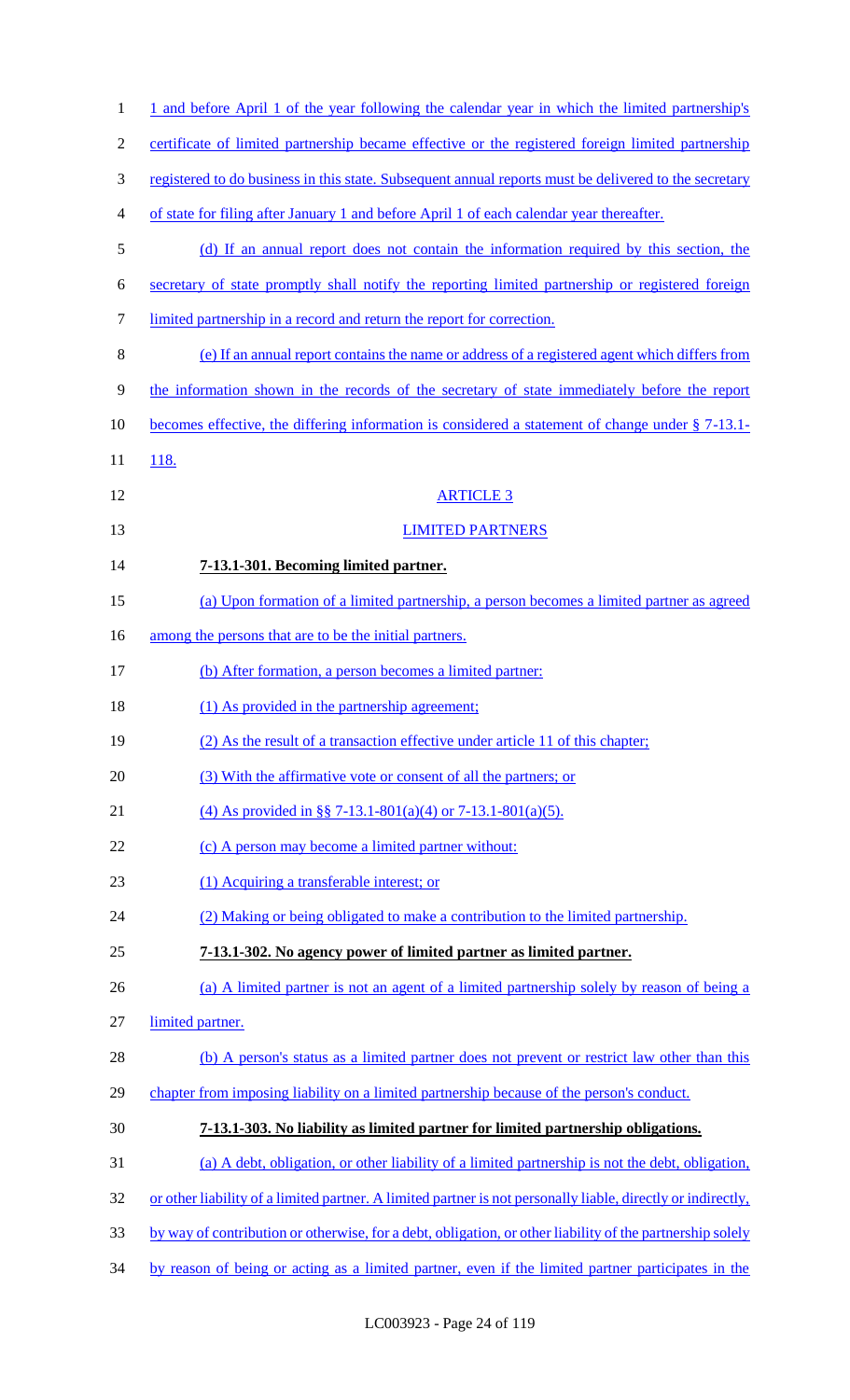1 and before April 1 of the year following the calendar year in which the limited partnership's certificate of limited partnership became effective or the registered foreign limited partnership registered to do business in this state. Subsequent annual reports must be delivered to the secretary of state for filing after January 1 and before April 1 of each calendar year thereafter.

(d) If an annual report does not contain the information required by this section, the secretary of state promptly shall notify the reporting limited partnership or registered foreign limited partnership in a record and return the report for correction.

(e) If an annual report contains the name or address of a registered agent which differs from the information shown in the records of the secretary of state immediately before the report becomes effective, the differing information is considered a statement of change under § 7-13.1-118.

ARTICLE 3

LIMITED PARTNERS

**7-13.1-301. Becoming limited partner.**

(a) Upon formation of a limited partnership, a person becomes a limited partner as agreed among the persons that are to be the initial partners.

(b) After formation, a person becomes a limited partner:

(1) As provided in the partnership agreement;

(2) As the result of a transaction effective under article 11 of this chapter;

(3) With the affirmative vote or consent of all the partners; or

(4) As provided in §§ 7-13.1-801(a)(4) or 7-13.1-801(a)(5).

(c) A person may become a limited partner without:

(1) Acquiring a transferable interest; or

(2) Making or being obligated to make a contribution to the limited partnership.

**7-13.1-302. No agency power of limited partner as limited partner.**

(a) A limited partner is not an agent of a limited partnership solely by reason of being a limited partner.

(b) A person's status as a limited partner does not prevent or restrict law other than this chapter from imposing liability on a limited partnership because of the person's conduct.

**7-13.1-303. No liability as limited partner for limited partnership obligations.**

(a) A debt, obligation, or other liability of a limited partnership is not the debt, obligation, or other liability of a limited partner. A limited partner is not personally liable, directly or indirectly, by way of contribution or otherwise, for a debt, obligation, or other liability of the partnership solely by reason of being or acting as a limited partner, even if the limited partner participates in the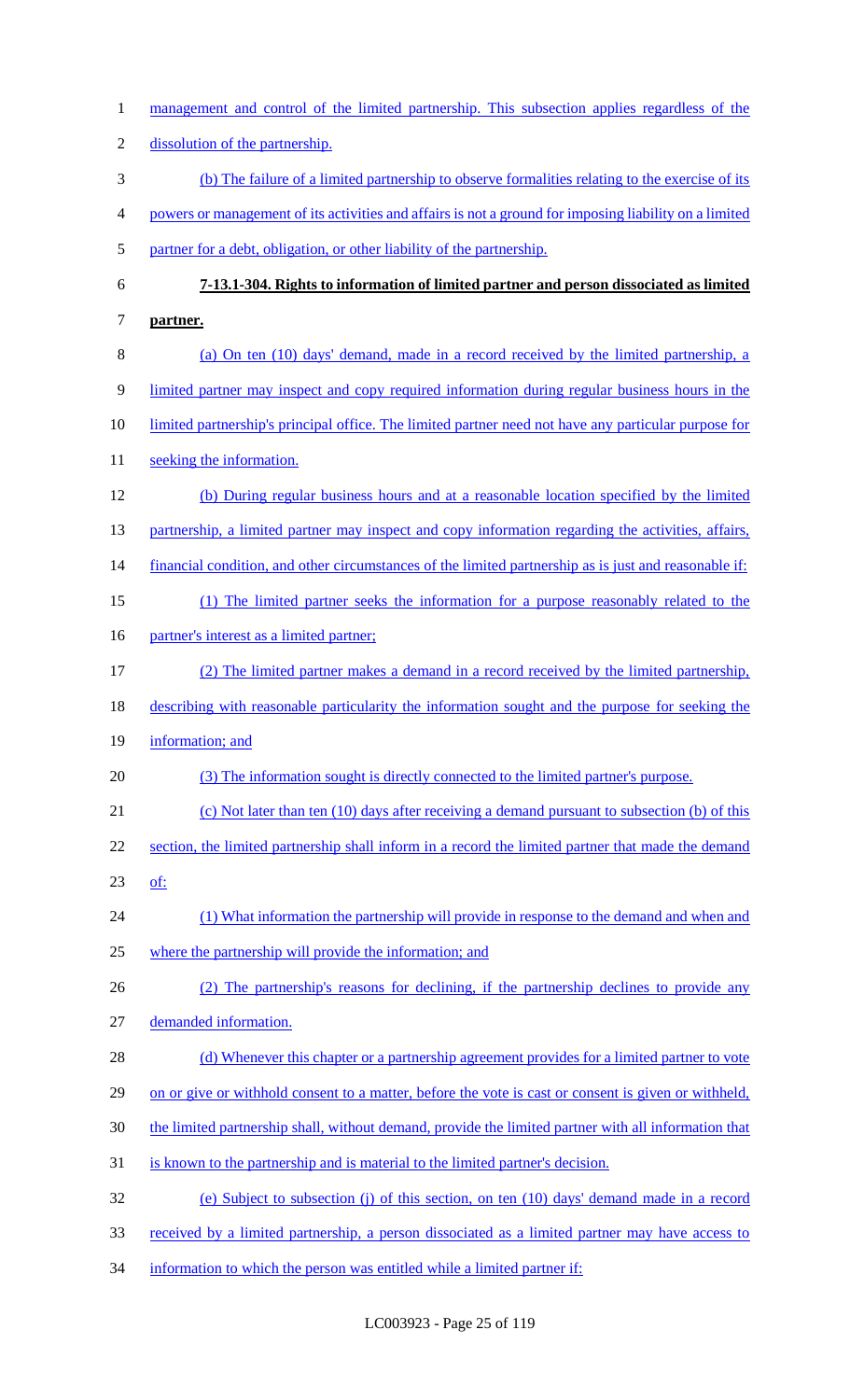management and control of the limited partnership. This subsection applies regardless of the dissolution of the partnership.

(b) The failure of a limited partnership to observe formalities relating to the exercise of its powers or management of its activities and affairs is not a ground for imposing liability on a limited partner for a debt, obligation, or other liability of the partnership.

**7-13.1-304. Rights to information of limited partner and person dissociated as limited partner.**

(a) On ten (10) days' demand, made in a record received by the limited partnership, a limited partner may inspect and copy required information during regular business hours in the limited partnership's principal office. The limited partner need not have any particular purpose for seeking the information.

(b) During regular business hours and at a reasonable location specified by the limited partnership, a limited partner may inspect and copy information regarding the activities, affairs, financial condition, and other circumstances of the limited partnership as is just and reasonable if:

(1) The limited partner seeks the information for a purpose reasonably related to the partner's interest as a limited partner;

(2) The limited partner makes a demand in a record received by the limited partnership, describing with reasonable particularity the information sought and the purpose for seeking the information; and

(3) The information sought is directly connected to the limited partner's purpose.

(c) Not later than ten (10) days after receiving a demand pursuant to subsection (b) of this section, the limited partnership shall inform in a record the limited partner that made the demand of:

(1) What information the partnership will provide in response to the demand and when and where the partnership will provide the information; and

(2) The partnership's reasons for declining, if the partnership declines to provide any demanded information.

(d) Whenever this chapter or a partnership agreement provides for a limited partner to vote on or give or withhold consent to a matter, before the vote is cast or consent is given or withheld, the limited partnership shall, without demand, provide the limited partner with all information that is known to the partnership and is material to the limited partner's decision.

(e) Subject to subsection (j) of this section, on ten (10) days' demand made in a record received by a limited partnership, a person dissociated as a limited partner may have access to information to which the person was entitled while a limited partner if: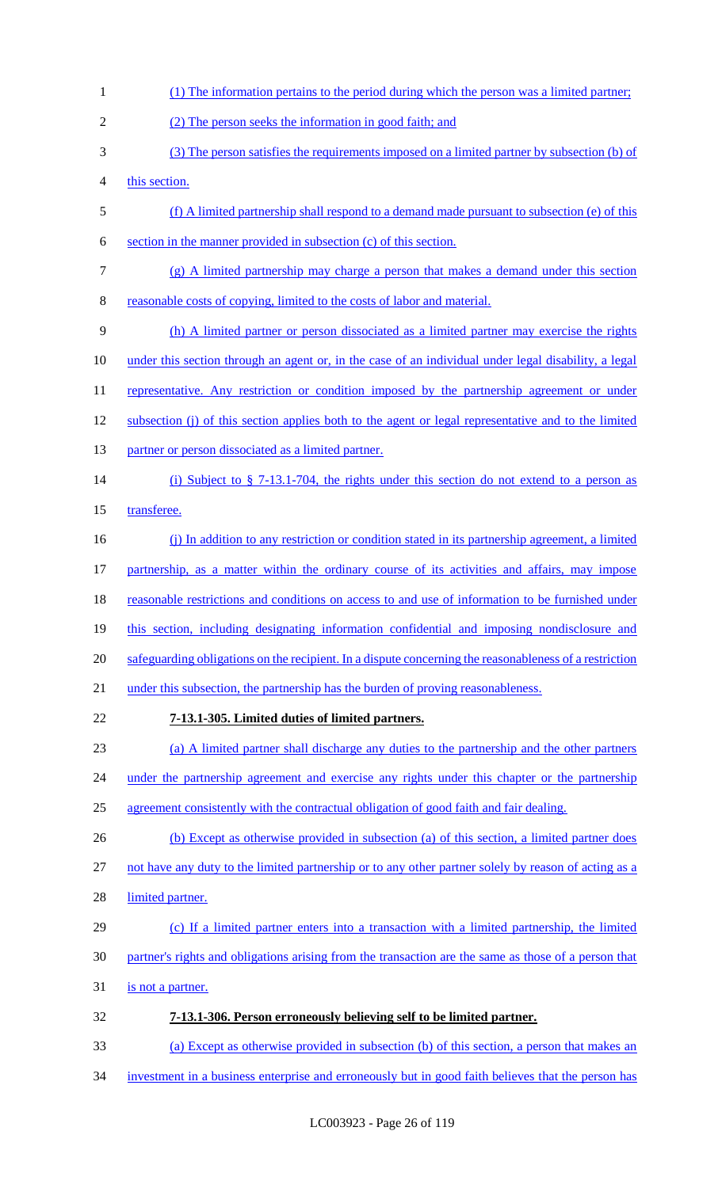(1) The information pertains to the period during which the person was a limited partner;

(2) The person seeks the information in good faith; and

(3) The person satisfies the requirements imposed on a limited partner by subsection (b) of this section.

(f) A limited partnership shall respond to a demand made pursuant to subsection (e) of this section in the manner provided in subsection (c) of this section.

(g) A limited partnership may charge a person that makes a demand under this section reasonable costs of copying, limited to the costs of labor and material.

(h) A limited partner or person dissociated as a limited partner may exercise the rights under this section through an agent or, in the case of an individual under legal disability, a legal representative. Any restriction or condition imposed by the partnership agreement or under subsection (j) of this section applies both to the agent or legal representative and to the limited partner or person dissociated as a limited partner.

(i) Subject to § 7-13.1-704, the rights under this section do not extend to a person as transferee.

(j) In addition to any restriction or condition stated in its partnership agreement, a limited partnership, as a matter within the ordinary course of its activities and affairs, may impose reasonable restrictions and conditions on access to and use of information to be furnished under this section, including designating information confidential and imposing nondisclosure and safeguarding obligations on the recipient. In a dispute concerning the reasonableness of a restriction under this subsection, the partnership has the burden of proving reasonableness.

**7-13.1-305. Limited duties of limited partners.**

(a) A limited partner shall discharge any duties to the partnership and the other partners under the partnership agreement and exercise any rights under this chapter or the partnership agreement consistently with the contractual obligation of good faith and fair dealing.

(b) Except as otherwise provided in subsection (a) of this section, a limited partner does not have any duty to the limited partnership or to any other partner solely by reason of acting as a limited partner.

(c) If a limited partner enters into a transaction with a limited partnership, the limited partner's rights and obligations arising from the transaction are the same as those of a person that is not a partner.

**7-13.1-306. Person erroneously believing self to be limited partner.**

(a) Except as otherwise provided in subsection (b) of this section, a person that makes an investment in a business enterprise and erroneously but in good faith believes that the person has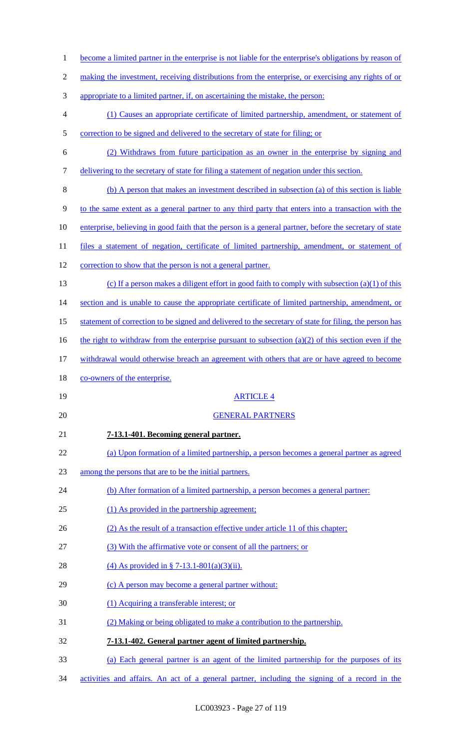become a limited partner in the enterprise is not liable for the enterprise's obligations by reason of making the investment, receiving distributions from the enterprise, or exercising any rights of or appropriate to a limited partner, if, on ascertaining the mistake, the person:

(1) Causes an appropriate certificate of limited partnership, amendment, or statement of correction to be signed and delivered to the secretary of state for filing; or

(2) Withdraws from future participation as an owner in the enterprise by signing and delivering to the secretary of state for filing a statement of negation under this section.

(b) A person that makes an investment described in subsection (a) of this section is liable to the same extent as a general partner to any third party that enters into a transaction with the enterprise, believing in good faith that the person is a general partner, before the secretary of state files a statement of negation, certificate of limited partnership, amendment, or statement of correction to show that the person is not a general partner.

(c) If a person makes a diligent effort in good faith to comply with subsection (a)(1) of this section and is unable to cause the appropriate certificate of limited partnership, amendment, or statement of correction to be signed and delivered to the secretary of state for filing, the person has the right to withdraw from the enterprise pursuant to subsection (a)(2) of this section even if the withdrawal would otherwise breach an agreement with others that are or have agreed to become co-owners of the enterprise.

ARTICLE 4

GENERAL PARTNERS

**7-13.1-401. Becoming general partner.**

(a) Upon formation of a limited partnership, a person becomes a general partner as agreed among the persons that are to be the initial partners.

(b) After formation of a limited partnership, a person becomes a general partner:

(1) As provided in the partnership agreement;

(2) As the result of a transaction effective under article 11 of this chapter;

(3) With the affirmative vote or consent of all the partners; or

(4) As provided in § 7-13.1-801(a)(3)(ii).

(c) A person may become a general partner without:

(1) Acquiring a transferable interest; or

(2) Making or being obligated to make a contribution to the partnership.

**7-13.1-402. General partner agent of limited partnership.**

(a) Each general partner is an agent of the limited partnership for the purposes of its activities and affairs. An act of a general partner, including the signing of a record in the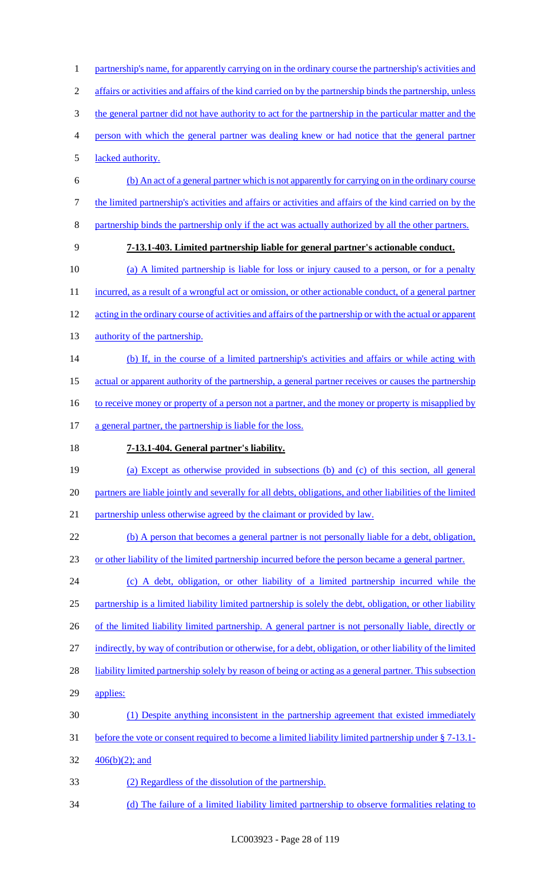partnership's name, for apparently carrying on in the ordinary course the partnership's activities and affairs or activities and affairs of the kind carried on by the partnership binds the partnership, unless the general partner did not have authority to act for the partnership in the particular matter and the person with which the general partner was dealing knew or had notice that the general partner lacked authority.

(b) An act of a general partner which is not apparently for carrying on in the ordinary course the limited partnership's activities and affairs or activities and affairs of the kind carried on by the partnership binds the partnership only if the act was actually authorized by all the other partners.

**7-13.1-403. Limited partnership liable for general partner's actionable conduct.**

(a) A limited partnership is liable for loss or injury caused to a person, or for a penalty incurred, as a result of a wrongful act or omission, or other actionable conduct, of a general partner acting in the ordinary course of activities and affairs of the partnership or with the actual or apparent authority of the partnership.

(b) If, in the course of a limited partnership's activities and affairs or while acting with actual or apparent authority of the partnership, a general partner receives or causes the partnership to receive money or property of a person not a partner, and the money or property is misapplied by a general partner, the partnership is liable for the loss.

**7-13.1-404. General partner's liability.**

(a) Except as otherwise provided in subsections (b) and (c) of this section, all general partners are liable jointly and severally for all debts, obligations, and other liabilities of the limited partnership unless otherwise agreed by the claimant or provided by law.

(b) A person that becomes a general partner is not personally liable for a debt, obligation, or other liability of the limited partnership incurred before the person became a general partner.

(c) A debt, obligation, or other liability of a limited partnership incurred while the partnership is a limited liability limited partnership is solely the debt, obligation, or other liability of the limited liability limited partnership. A general partner is not personally liable, directly or indirectly, by way of contribution or otherwise, for a debt, obligation, or other liability of the limited liability limited partnership solely by reason of being or acting as a general partner. This subsection applies:

(1) Despite anything inconsistent in the partnership agreement that existed immediately before the vote or consent required to become a limited liability limited partnership under § 7-13.1-406(b)(2); and

(2) Regardless of the dissolution of the partnership.

(d) The failure of a limited liability limited partnership to observe formalities relating to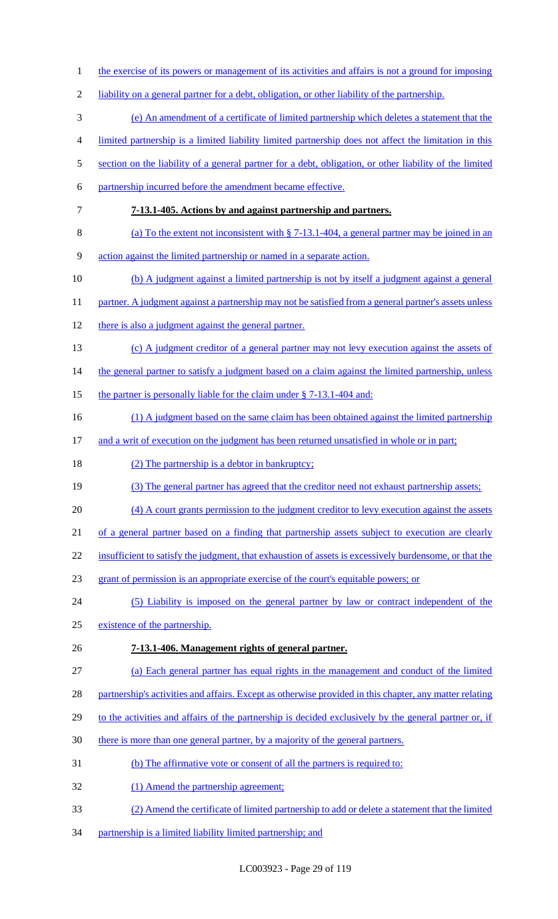the exercise of its powers or management of its activities and affairs is not a ground for imposing liability on a general partner for a debt, obligation, or other liability of the partnership.

(e) An amendment of a certificate of limited partnership which deletes a statement that the limited partnership is a limited liability limited partnership does not affect the limitation in this section on the liability of a general partner for a debt, obligation, or other liability of the limited partnership incurred before the amendment became effective.

**7-13.1-405. Actions by and against partnership and partners.**

(a) To the extent not inconsistent with § 7-13.1-404, a general partner may be joined in an action against the limited partnership or named in a separate action.

(b) A judgment against a limited partnership is not by itself a judgment against a general partner. A judgment against a partnership may not be satisfied from a general partner's assets unless there is also a judgment against the general partner.

(c) A judgment creditor of a general partner may not levy execution against the assets of the general partner to satisfy a judgment based on a claim against the limited partnership, unless the partner is personally liable for the claim under § 7-13.1-404 and:

(1) A judgment based on the same claim has been obtained against the limited partnership and a writ of execution on the judgment has been returned unsatisfied in whole or in part;

(2) The partnership is a debtor in bankruptcy;

(3) The general partner has agreed that the creditor need not exhaust partnership assets;

(4) A court grants permission to the judgment creditor to levy execution against the assets of a general partner based on a finding that partnership assets subject to execution are clearly insufficient to satisfy the judgment, that exhaustion of assets is excessively burdensome, or that the grant of permission is an appropriate exercise of the court's equitable powers; or

(5) Liability is imposed on the general partner by law or contract independent of the existence of the partnership.

**7-13.1-406. Management rights of general partner.**

(a) Each general partner has equal rights in the management and conduct of the limited partnership's activities and affairs. Except as otherwise provided in this chapter, any matter relating to the activities and affairs of the partnership is decided exclusively by the general partner or, if there is more than one general partner, by a majority of the general partners.

(b) The affirmative vote or consent of all the partners is required to:

(1) Amend the partnership agreement;

(2) Amend the certificate of limited partnership to add or delete a statement that the limited partnership is a limited liability limited partnership; and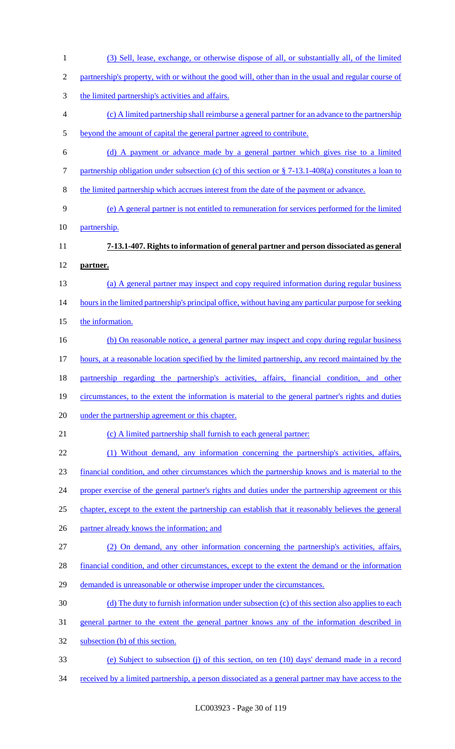(3) Sell, lease, exchange, or otherwise dispose of all, or substantially all, of the limited partnership's property, with or without the good will, other than in the usual and regular course of the limited partnership's activities and affairs.

(c) A limited partnership shall reimburse a general partner for an advance to the partnership beyond the amount of capital the general partner agreed to contribute.

(d) A payment or advance made by a general partner which gives rise to a limited partnership obligation under subsection (c) of this section or § 7-13.1-408(a) constitutes a loan to the limited partnership which accrues interest from the date of the payment or advance.

(e) A general partner is not entitled to remuneration for services performed for the limited partnership.

**7-13.1-407. Rights to information of general partner and person dissociated as general partner.**

(a) A general partner may inspect and copy required information during regular business hours in the limited partnership's principal office, without having any particular purpose for seeking the information.

(b) On reasonable notice, a general partner may inspect and copy during regular business hours, at a reasonable location specified by the limited partnership, any record maintained by the partnership regarding the partnership's activities, affairs, financial condition, and other circumstances, to the extent the information is material to the general partner's rights and duties under the partnership agreement or this chapter.

(c) A limited partnership shall furnish to each general partner:

(1) Without demand, any information concerning the partnership's activities, affairs, financial condition, and other circumstances which the partnership knows and is material to the proper exercise of the general partner's rights and duties under the partnership agreement or this chapter, except to the extent the partnership can establish that it reasonably believes the general partner already knows the information; and

(2) On demand, any other information concerning the partnership's activities, affairs, financial condition, and other circumstances, except to the extent the demand or the information demanded is unreasonable or otherwise improper under the circumstances.

(d) The duty to furnish information under subsection (c) of this section also applies to each general partner to the extent the general partner knows any of the information described in subsection (b) of this section.

(e) Subject to subsection (j) of this section, on ten (10) days' demand made in a record received by a limited partnership, a person dissociated as a general partner may have access to the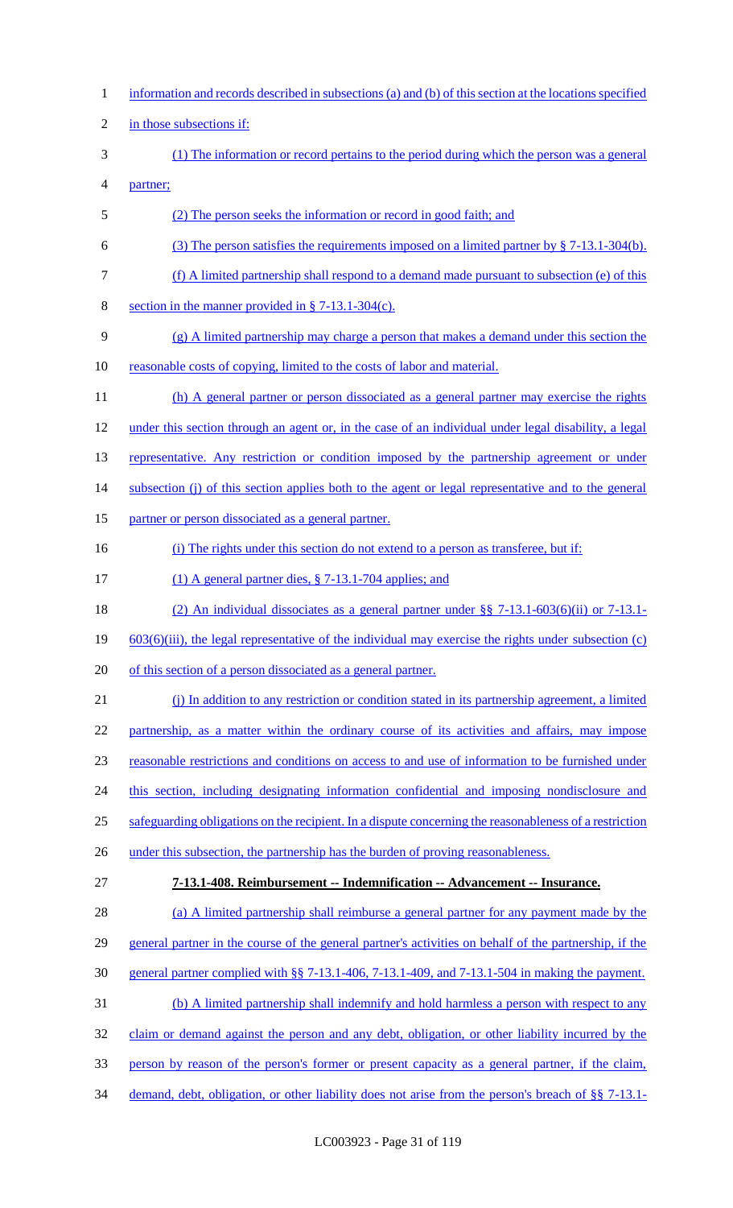information and records described in subsections (a) and (b) of this section at the locations specified in those subsections if:

(1) The information or record pertains to the period during which the person was a general partner;

(2) The person seeks the information or record in good faith; and

(3) The person satisfies the requirements imposed on a limited partner by § 7-13.1-304(b).

(f) A limited partnership shall respond to a demand made pursuant to subsection (e) of this section in the manner provided in § 7-13.1-304(c).

(g) A limited partnership may charge a person that makes a demand under this section the reasonable costs of copying, limited to the costs of labor and material.

(h) A general partner or person dissociated as a general partner may exercise the rights under this section through an agent or, in the case of an individual under legal disability, a legal representative. Any restriction or condition imposed by the partnership agreement or under subsection (j) of this section applies both to the agent or legal representative and to the general partner or person dissociated as a general partner.

(i) The rights under this section do not extend to a person as transferee, but if:

(1) A general partner dies, § 7-13.1-704 applies; and

(2) An individual dissociates as a general partner under §§ 7-13.1-603(6)(ii) or 7-13.1-603(6)(iii), the legal representative of the individual may exercise the rights under subsection (c) of this section of a person dissociated as a general partner.

(j) In addition to any restriction or condition stated in its partnership agreement, a limited partnership, as a matter within the ordinary course of its activities and affairs, may impose reasonable restrictions and conditions on access to and use of information to be furnished under this section, including designating information confidential and imposing nondisclosure and safeguarding obligations on the recipient. In a dispute concerning the reasonableness of a restriction under this subsection, the partnership has the burden of proving reasonableness.

**7-13.1-408. Reimbursement -- Indemnification -- Advancement -- Insurance.**

(a) A limited partnership shall reimburse a general partner for any payment made by the general partner in the course of the general partner's activities on behalf of the partnership, if the general partner complied with §§ 7-13.1-406, 7-13.1-409, and 7-13.1-504 in making the payment.

(b) A limited partnership shall indemnify and hold harmless a person with respect to any claim or demand against the person and any debt, obligation, or other liability incurred by the person by reason of the person's former or present capacity as a general partner, if the claim, demand, debt, obligation, or other liability does not arise from the person's breach of §§ 7-13.1-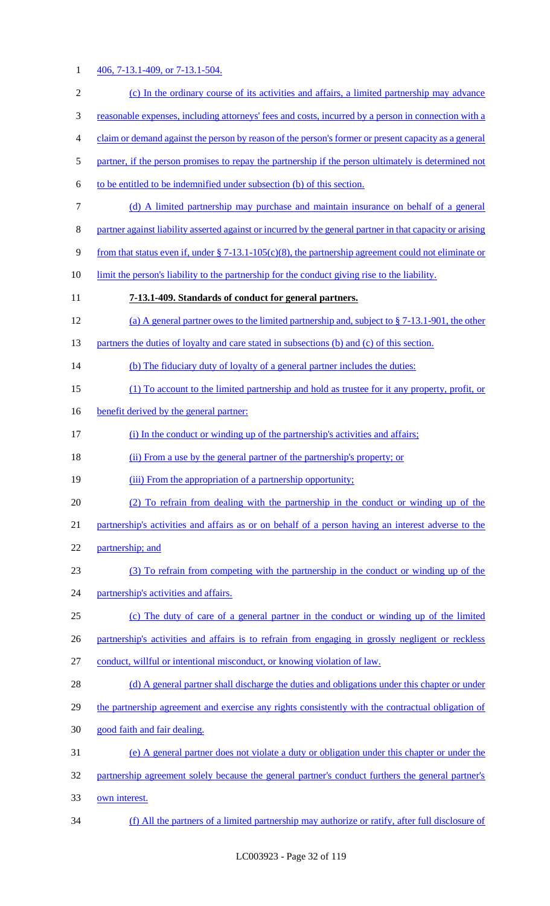406, 7-13.1-409, or 7-13.1-504.

(c) In the ordinary course of its activities and affairs, a limited partnership may advance reasonable expenses, including attorneys' fees and costs, incurred by a person in connection with a claim or demand against the person by reason of the person's former or present capacity as a general partner, if the person promises to repay the partnership if the person ultimately is determined not to be entitled to be indemnified under subsection (b) of this section.

(d) A limited partnership may purchase and maintain insurance on behalf of a general partner against liability asserted against or incurred by the general partner in that capacity or arising from that status even if, under § 7-13.1-105(c)(8), the partnership agreement could not eliminate or limit the person's liability to the partnership for the conduct giving rise to the liability.

**7-13.1-409. Standards of conduct for general partners.**

(a) A general partner owes to the limited partnership and, subject to § 7-13.1-901, the other partners the duties of loyalty and care stated in subsections (b) and (c) of this section.

(b) The fiduciary duty of loyalty of a general partner includes the duties:

(1) To account to the limited partnership and hold as trustee for it any property, profit, or benefit derived by the general partner:

(i) In the conduct or winding up of the partnership's activities and affairs;

(ii) From a use by the general partner of the partnership's property; or

(iii) From the appropriation of a partnership opportunity;

(2) To refrain from dealing with the partnership in the conduct or winding up of the partnership's activities and affairs as or on behalf of a person having an interest adverse to the partnership; and

(3) To refrain from competing with the partnership in the conduct or winding up of the partnership's activities and affairs.

(c) The duty of care of a general partner in the conduct or winding up of the limited partnership's activities and affairs is to refrain from engaging in grossly negligent or reckless conduct, willful or intentional misconduct, or knowing violation of law.

(d) A general partner shall discharge the duties and obligations under this chapter or under the partnership agreement and exercise any rights consistently with the contractual obligation of good faith and fair dealing.

(e) A general partner does not violate a duty or obligation under this chapter or under the partnership agreement solely because the general partner's conduct furthers the general partner's own interest.

(f) All the partners of a limited partnership may authorize or ratify, after full disclosure of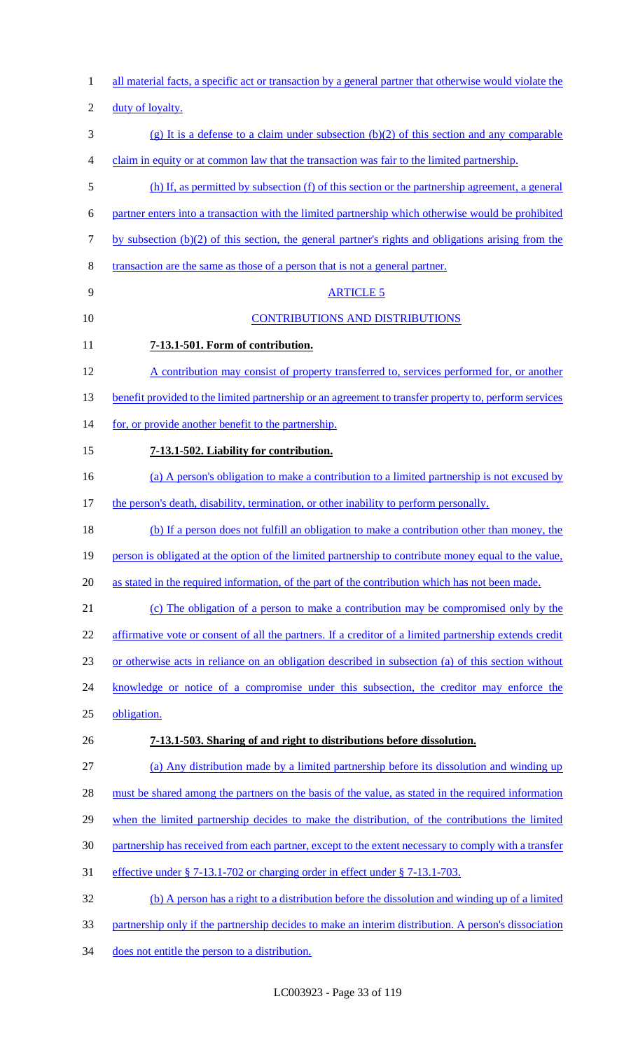all material facts, a specific act or transaction by a general partner that otherwise would violate the duty of loyalty.

(g) It is a defense to a claim under subsection (b)(2) of this section and any comparable claim in equity or at common law that the transaction was fair to the limited partnership.

(h) If, as permitted by subsection (f) of this section or the partnership agreement, a general partner enters into a transaction with the limited partnership which otherwise would be prohibited by subsection (b)(2) of this section, the general partner's rights and obligations arising from the transaction are the same as those of a person that is not a general partner.

ARTICLE 5

CONTRIBUTIONS AND DISTRIBUTIONS

**7-13.1-501. Form of contribution.**

A contribution may consist of property transferred to, services performed for, or another benefit provided to the limited partnership or an agreement to transfer property to, perform services for, or provide another benefit to the partnership.

**7-13.1-502. Liability for contribution.**

(a) A person's obligation to make a contribution to a limited partnership is not excused by the person's death, disability, termination, or other inability to perform personally.

(b) If a person does not fulfill an obligation to make a contribution other than money, the person is obligated at the option of the limited partnership to contribute money equal to the value, as stated in the required information, of the part of the contribution which has not been made.

(c) The obligation of a person to make a contribution may be compromised only by the affirmative vote or consent of all the partners. If a creditor of a limited partnership extends credit or otherwise acts in reliance on an obligation described in subsection (a) of this section without knowledge or notice of a compromise under this subsection, the creditor may enforce the obligation.

**7-13.1-503. Sharing of and right to distributions before dissolution.**

(a) Any distribution made by a limited partnership before its dissolution and winding up must be shared among the partners on the basis of the value, as stated in the required information when the limited partnership decides to make the distribution, of the contributions the limited partnership has received from each partner, except to the extent necessary to comply with a transfer effective under § 7-13.1-702 or charging order in effect under § 7-13.1-703.

(b) A person has a right to a distribution before the dissolution and winding up of a limited partnership only if the partnership decides to make an interim distribution. A person's dissociation does not entitle the person to a distribution.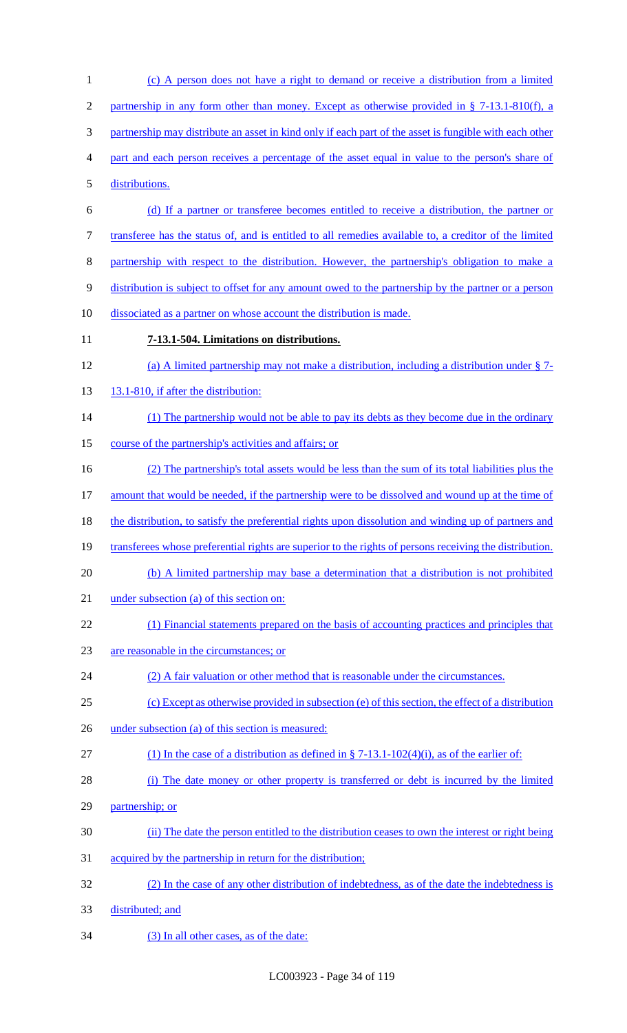(c) A person does not have a right to demand or receive a distribution from a limited partnership in any form other than money. Except as otherwise provided in § 7-13.1-810(f), a partnership may distribute an asset in kind only if each part of the asset is fungible with each other part and each person receives a percentage of the asset equal in value to the person's share of distributions.

(d) If a partner or transferee becomes entitled to receive a distribution, the partner or transferee has the status of, and is entitled to all remedies available to, a creditor of the limited partnership with respect to the distribution. However, the partnership's obligation to make a distribution is subject to offset for any amount owed to the partnership by the partner or a person dissociated as a partner on whose account the distribution is made.

**7-13.1-504. Limitations on distributions.**

(a) A limited partnership may not make a distribution, including a distribution under § 7-13.1-810, if after the distribution:

(1) The partnership would not be able to pay its debts as they become due in the ordinary course of the partnership's activities and affairs; or

(2) The partnership's total assets would be less than the sum of its total liabilities plus the amount that would be needed, if the partnership were to be dissolved and wound up at the time of the distribution, to satisfy the preferential rights upon dissolution and winding up of partners and transferees whose preferential rights are superior to the rights of persons receiving the distribution.

(b) A limited partnership may base a determination that a distribution is not prohibited under subsection (a) of this section on:

(1) Financial statements prepared on the basis of accounting practices and principles that are reasonable in the circumstances; or

(2) A fair valuation or other method that is reasonable under the circumstances.

(c) Except as otherwise provided in subsection (e) of this section, the effect of a distribution under subsection (a) of this section is measured:

(1) In the case of a distribution as defined in § 7-13.1-102(4)(i), as of the earlier of:

(i) The date money or other property is transferred or debt is incurred by the limited partnership; or

(ii) The date the person entitled to the distribution ceases to own the interest or right being acquired by the partnership in return for the distribution;

(2) In the case of any other distribution of indebtedness, as of the date the indebtedness is distributed; and

(3) In all other cases, as of the date: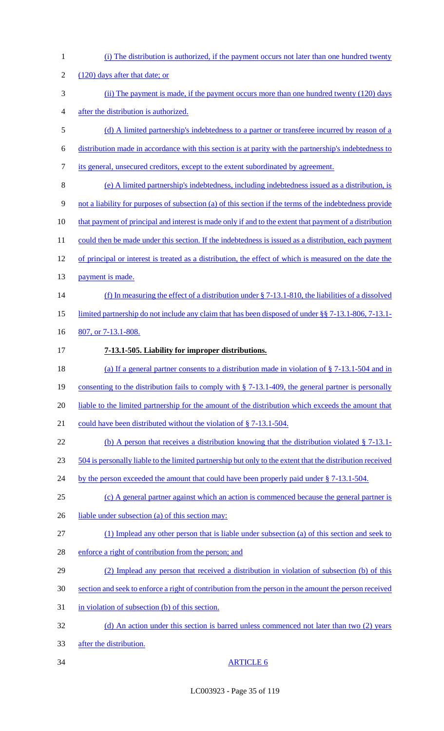(i) The distribution is authorized, if the payment occurs not later than one hundred twenty (120) days after that date; or

(ii) The payment is made, if the payment occurs more than one hundred twenty (120) days after the distribution is authorized.

(d) A limited partnership's indebtedness to a partner or transferee incurred by reason of a distribution made in accordance with this section is at parity with the partnership's indebtedness to its general, unsecured creditors, except to the extent subordinated by agreement.

(e) A limited partnership's indebtedness, including indebtedness issued as a distribution, is not a liability for purposes of subsection (a) of this section if the terms of the indebtedness provide that payment of principal and interest is made only if and to the extent that payment of a distribution could then be made under this section. If the indebtedness is issued as a distribution, each payment of principal or interest is treated as a distribution, the effect of which is measured on the date the payment is made.

(f) In measuring the effect of a distribution under § 7-13.1-810, the liabilities of a dissolved limited partnership do not include any claim that has been disposed of under §§ 7-13.1-806, 7-13.1-807, or 7-13.1-808.

**7-13.1-505. Liability for improper distributions.**

(a) If a general partner consents to a distribution made in violation of § 7-13.1-504 and in consenting to the distribution fails to comply with § 7-13.1-409, the general partner is personally liable to the limited partnership for the amount of the distribution which exceeds the amount that could have been distributed without the violation of § 7-13.1-504.

(b) A person that receives a distribution knowing that the distribution violated § 7-13.1-504 is personally liable to the limited partnership but only to the extent that the distribution received by the person exceeded the amount that could have been properly paid under § 7-13.1-504.

(c) A general partner against which an action is commenced because the general partner is liable under subsection (a) of this section may:

(1) Implead any other person that is liable under subsection (a) of this section and seek to enforce a right of contribution from the person; and

(2) Implead any person that received a distribution in violation of subsection (b) of this section and seek to enforce a right of contribution from the person in the amount the person received in violation of subsection (b) of this section.

(d) An action under this section is barred unless commenced not later than two (2) years after the distribution.

ARTICLE 6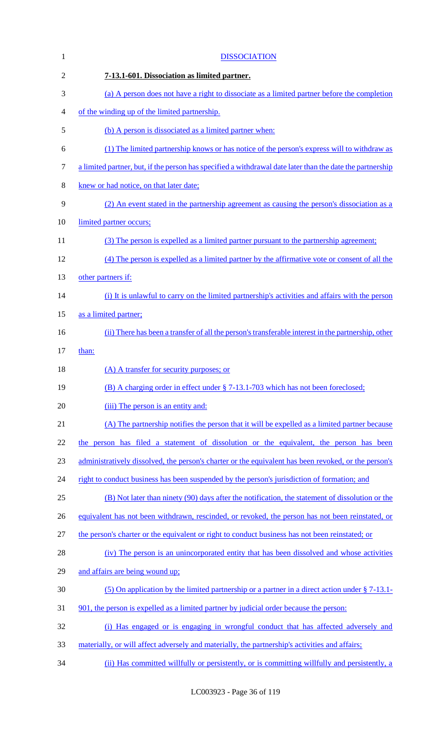DISSOCIATION

**7-13.1-601. Dissociation as limited partner.**

(a) A person does not have a right to dissociate as a limited partner before the completion of the winding up of the limited partnership.

(b) A person is dissociated as a limited partner when:

(1) The limited partnership knows or has notice of the person's express will to withdraw as a limited partner, but, if the person has specified a withdrawal date later than the date the partnership knew or had notice, on that later date;

(2) An event stated in the partnership agreement as causing the person's dissociation as a limited partner occurs;

(3) The person is expelled as a limited partner pursuant to the partnership agreement;

(4) The person is expelled as a limited partner by the affirmative vote or consent of all the other partners if:

(i) It is unlawful to carry on the limited partnership's activities and affairs with the person as a limited partner;

(ii) There has been a transfer of all the person's transferable interest in the partnership, other than:

(A) A transfer for security purposes; or

(B) A charging order in effect under § 7-13.1-703 which has not been foreclosed;

(iii) The person is an entity and:

(A) The partnership notifies the person that it will be expelled as a limited partner because the person has filed a statement of dissolution or the equivalent, the person has been administratively dissolved, the person's charter or the equivalent has been revoked, or the person's right to conduct business has been suspended by the person's jurisdiction of formation; and

(B) Not later than ninety (90) days after the notification, the statement of dissolution or the equivalent has not been withdrawn, rescinded, or revoked, the person has not been reinstated, or the person's charter or the equivalent or right to conduct business has not been reinstated; or

(iv) The person is an unincorporated entity that has been dissolved and whose activities and affairs are being wound up;

(5) On application by the limited partnership or a partner in a direct action under § 7-13.1-901, the person is expelled as a limited partner by judicial order because the person:

(i) Has engaged or is engaging in wrongful conduct that has affected adversely and materially, or will affect adversely and materially, the partnership's activities and affairs;

(ii) Has committed willfully or persistently, or is committing willfully and persistently, a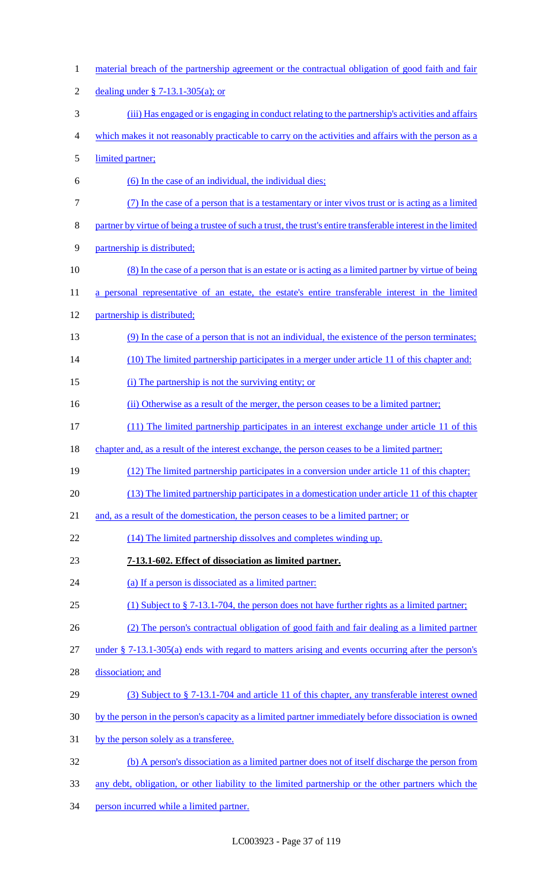material breach of the partnership agreement or the contractual obligation of good faith and fair dealing under § 7-13.1-305(a); or

(iii) Has engaged or is engaging in conduct relating to the partnership's activities and affairs which makes it not reasonably practicable to carry on the activities and affairs with the person as a limited partner;

(6) In the case of an individual, the individual dies;

(7) In the case of a person that is a testamentary or inter vivos trust or is acting as a limited partner by virtue of being a trustee of such a trust, the trust's entire transferable interest in the limited partnership is distributed;

(8) In the case of a person that is an estate or is acting as a limited partner by virtue of being a personal representative of an estate, the estate's entire transferable interest in the limited partnership is distributed;

(9) In the case of a person that is not an individual, the existence of the person terminates;

(10) The limited partnership participates in a merger under article 11 of this chapter and:

(i) The partnership is not the surviving entity; or

(ii) Otherwise as a result of the merger, the person ceases to be a limited partner;

(11) The limited partnership participates in an interest exchange under article 11 of this chapter and, as a result of the interest exchange, the person ceases to be a limited partner;

(12) The limited partnership participates in a conversion under article 11 of this chapter;

(13) The limited partnership participates in a domestication under article 11 of this chapter and, as a result of the domestication, the person ceases to be a limited partner; or

(14) The limited partnership dissolves and completes winding up.

**7-13.1-602. Effect of dissociation as limited partner.**

(a) If a person is dissociated as a limited partner:

(1) Subject to § 7-13.1-704, the person does not have further rights as a limited partner;

(2) The person's contractual obligation of good faith and fair dealing as a limited partner under § 7-13.1-305(a) ends with regard to matters arising and events occurring after the person's dissociation; and

(3) Subject to § 7-13.1-704 and article 11 of this chapter, any transferable interest owned by the person in the person's capacity as a limited partner immediately before dissociation is owned by the person solely as a transferee.

(b) A person's dissociation as a limited partner does not of itself discharge the person from any debt, obligation, or other liability to the limited partnership or the other partners which the person incurred while a limited partner.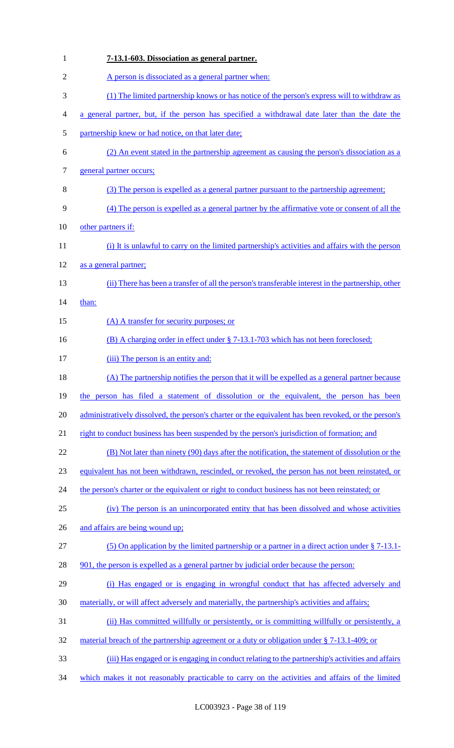**7-13.1-603. Dissociation as general partner.**

A person is dissociated as a general partner when:

(1) The limited partnership knows or has notice of the person's express will to withdraw as a general partner, but, if the person has specified a withdrawal date later than the date the partnership knew or had notice, on that later date;

(2) An event stated in the partnership agreement as causing the person's dissociation as a general partner occurs;

(3) The person is expelled as a general partner pursuant to the partnership agreement;

(4) The person is expelled as a general partner by the affirmative vote or consent of all the other partners if:

(i) It is unlawful to carry on the limited partnership's activities and affairs with the person as a general partner;

(ii) There has been a transfer of all the person's transferable interest in the partnership, other than:

(A) A transfer for security purposes; or

(B) A charging order in effect under § 7-13.1-703 which has not been foreclosed;

(iii) The person is an entity and:

(A) The partnership notifies the person that it will be expelled as a general partner because the person has filed a statement of dissolution or the equivalent, the person has been administratively dissolved, the person's charter or the equivalent has been revoked, or the person's right to conduct business has been suspended by the person's jurisdiction of formation; and

(B) Not later than ninety (90) days after the notification, the statement of dissolution or the equivalent has not been withdrawn, rescinded, or revoked, the person has not been reinstated, or the person's charter or the equivalent or right to conduct business has not been reinstated; or

(iv) The person is an unincorporated entity that has been dissolved and whose activities and affairs are being wound up;

(5) On application by the limited partnership or a partner in a direct action under § 7-13.1-901, the person is expelled as a general partner by judicial order because the person:

(i) Has engaged or is engaging in wrongful conduct that has affected adversely and materially, or will affect adversely and materially, the partnership's activities and affairs;

(ii) Has committed willfully or persistently, or is committing willfully or persistently, a material breach of the partnership agreement or a duty or obligation under § 7-13.1-409; or

(iii) Has engaged or is engaging in conduct relating to the partnership's activities and affairs which makes it not reasonably practicable to carry on the activities and affairs of the limited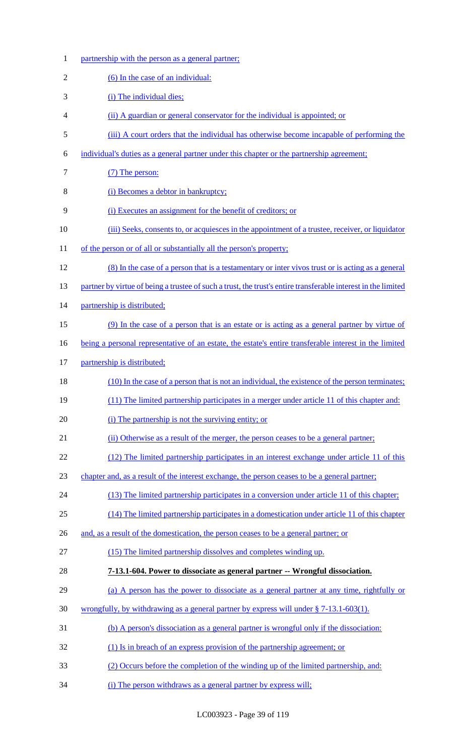partnership with the person as a general partner;

(6) In the case of an individual:

(i) The individual dies;

(ii) A guardian or general conservator for the individual is appointed; or

(iii) A court orders that the individual has otherwise become incapable of performing the individual's duties as a general partner under this chapter or the partnership agreement;

(7) The person:

(i) Becomes a debtor in bankruptcy;

(i) Executes an assignment for the benefit of creditors; or

(iii) Seeks, consents to, or acquiesces in the appointment of a trustee, receiver, or liquidator of the person or of all or substantially all the person's property;

(8) In the case of a person that is a testamentary or inter vivos trust or is acting as a general partner by virtue of being a trustee of such a trust, the trust's entire transferable interest in the limited partnership is distributed;

(9) In the case of a person that is an estate or is acting as a general partner by virtue of being a personal representative of an estate, the estate's entire transferable interest in the limited partnership is distributed;

(10) In the case of a person that is not an individual, the existence of the person terminates;

(11) The limited partnership participates in a merger under article 11 of this chapter and:

(i) The partnership is not the surviving entity; or

(ii) Otherwise as a result of the merger, the person ceases to be a general partner;

(12) The limited partnership participates in an interest exchange under article 11 of this chapter and, as a result of the interest exchange, the person ceases to be a general partner;

(13) The limited partnership participates in a conversion under article 11 of this chapter;

(14) The limited partnership participates in a domestication under article 11 of this chapter and, as a result of the domestication, the person ceases to be a general partner; or

(15) The limited partnership dissolves and completes winding up.

**7-13.1-604. Power to dissociate as general partner -- Wrongful dissociation.**

(a) A person has the power to dissociate as a general partner at any time, rightfully or wrongfully, by withdrawing as a general partner by express will under § 7-13.1-603(1).

(b) A person's dissociation as a general partner is wrongful only if the dissociation:

(1) Is in breach of an express provision of the partnership agreement; or

(2) Occurs before the completion of the winding up of the limited partnership, and:

(i) The person withdraws as a general partner by express will;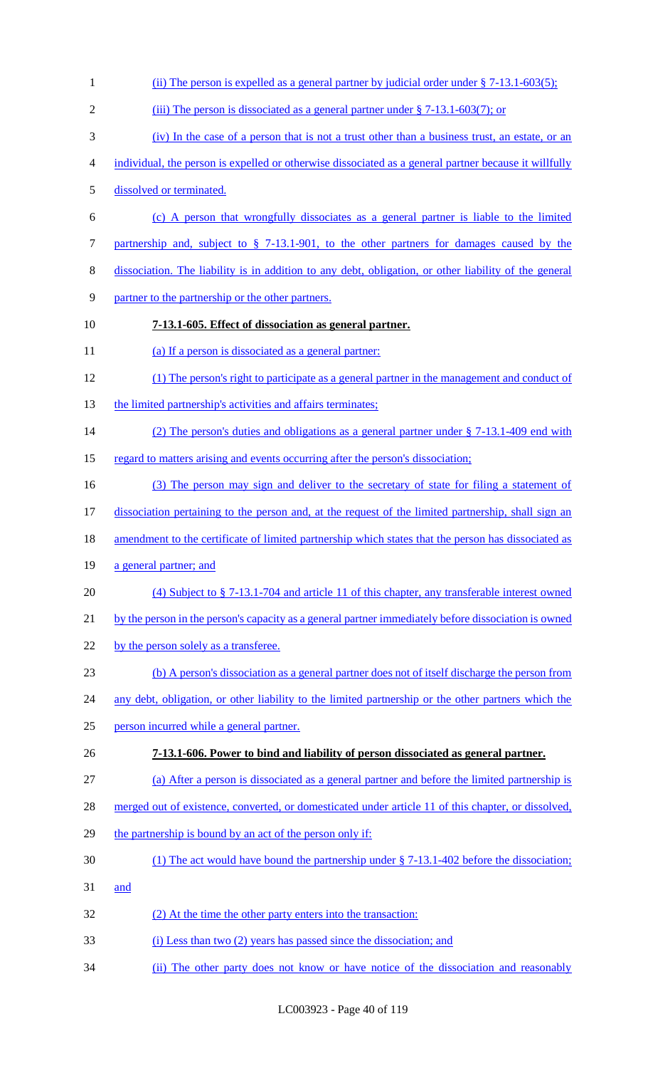(ii) The person is expelled as a general partner by judicial order under § 7-13.1-603(5);

(iii) The person is dissociated as a general partner under § 7-13.1-603(7); or

(iv) In the case of a person that is not a trust other than a business trust, an estate, or an individual, the person is expelled or otherwise dissociated as a general partner because it willfully dissolved or terminated.

(c) A person that wrongfully dissociates as a general partner is liable to the limited partnership and, subject to § 7-13.1-901, to the other partners for damages caused by the dissociation. The liability is in addition to any debt, obligation, or other liability of the general partner to the partnership or the other partners.

**7-13.1-605. Effect of dissociation as general partner.**

(a) If a person is dissociated as a general partner:

(1) The person's right to participate as a general partner in the management and conduct of the limited partnership's activities and affairs terminates;

(2) The person's duties and obligations as a general partner under § 7-13.1-409 end with regard to matters arising and events occurring after the person's dissociation;

(3) The person may sign and deliver to the secretary of state for filing a statement of dissociation pertaining to the person and, at the request of the limited partnership, shall sign an amendment to the certificate of limited partnership which states that the person has dissociated as a general partner; and

(4) Subject to § 7-13.1-704 and article 11 of this chapter, any transferable interest owned by the person in the person's capacity as a general partner immediately before dissociation is owned by the person solely as a transferee.

(b) A person's dissociation as a general partner does not of itself discharge the person from any debt, obligation, or other liability to the limited partnership or the other partners which the person incurred while a general partner.

**7-13.1-606. Power to bind and liability of person dissociated as general partner.**

(a) After a person is dissociated as a general partner and before the limited partnership is merged out of existence, converted, or domesticated under article 11 of this chapter, or dissolved, the partnership is bound by an act of the person only if:

(1) The act would have bound the partnership under § 7-13.1-402 before the dissociation; and

(2) At the time the other party enters into the transaction:

(i) Less than two (2) years has passed since the dissociation; and

(ii) The other party does not know or have notice of the dissociation and reasonably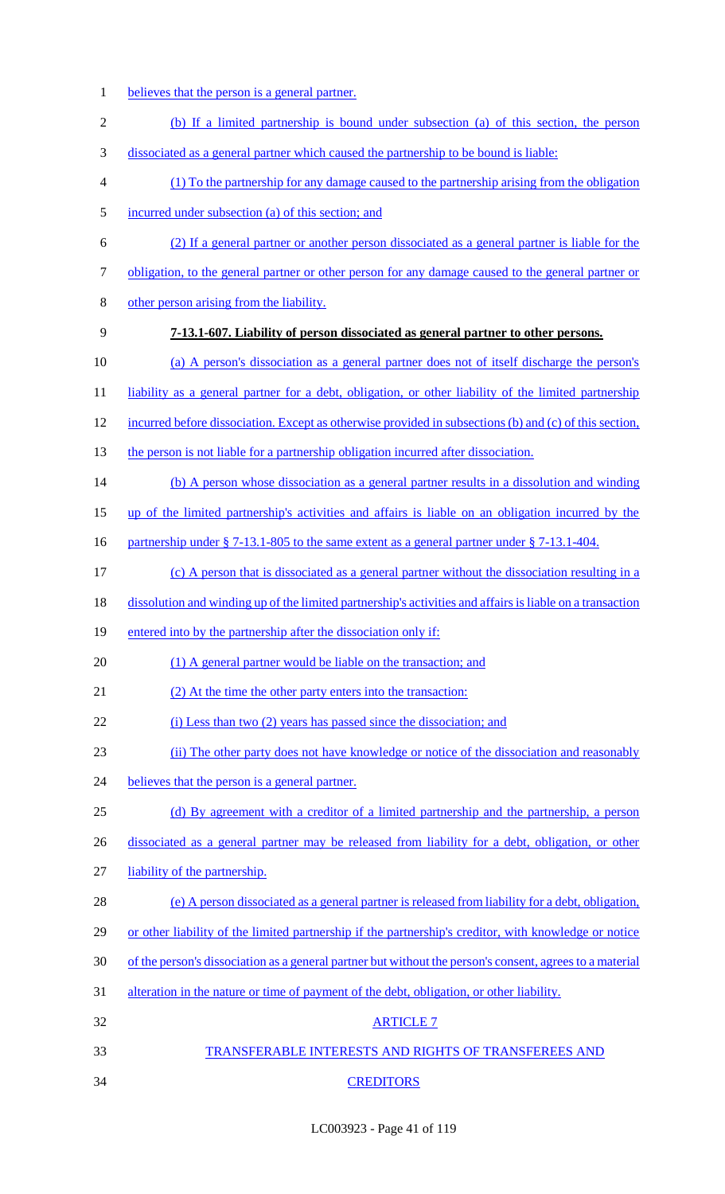believes that the person is a general partner.

(b) If a limited partnership is bound under subsection (a) of this section, the person dissociated as a general partner which caused the partnership to be bound is liable:

(1) To the partnership for any damage caused to the partnership arising from the obligation incurred under subsection (a) of this section; and

(2) If a general partner or another person dissociated as a general partner is liable for the obligation, to the general partner or other person for any damage caused to the general partner or other person arising from the liability.

**7-13.1-607. Liability of person dissociated as general partner to other persons.**

(a) A person's dissociation as a general partner does not of itself discharge the person's liability as a general partner for a debt, obligation, or other liability of the limited partnership incurred before dissociation. Except as otherwise provided in subsections (b) and (c) of this section, the person is not liable for a partnership obligation incurred after dissociation.

(b) A person whose dissociation as a general partner results in a dissolution and winding up of the limited partnership's activities and affairs is liable on an obligation incurred by the partnership under § 7-13.1-805 to the same extent as a general partner under § 7-13.1-404.

(c) A person that is dissociated as a general partner without the dissociation resulting in a dissolution and winding up of the limited partnership's activities and affairs is liable on a transaction entered into by the partnership after the dissociation only if:

(1) A general partner would be liable on the transaction; and

(2) At the time the other party enters into the transaction:

(i) Less than two (2) years has passed since the dissociation; and

(ii) The other party does not have knowledge or notice of the dissociation and reasonably believes that the person is a general partner.

(d) By agreement with a creditor of a limited partnership and the partnership, a person dissociated as a general partner may be released from liability for a debt, obligation, or other liability of the partnership.

(e) A person dissociated as a general partner is released from liability for a debt, obligation, or other liability of the limited partnership if the partnership's creditor, with knowledge or notice of the person's dissociation as a general partner but without the person's consent, agrees to a material alteration in the nature or time of payment of the debt, obligation, or other liability.

ARTICLE 7

TRANSFERABLE INTERESTS AND RIGHTS OF TRANSFEREES AND CREDITORS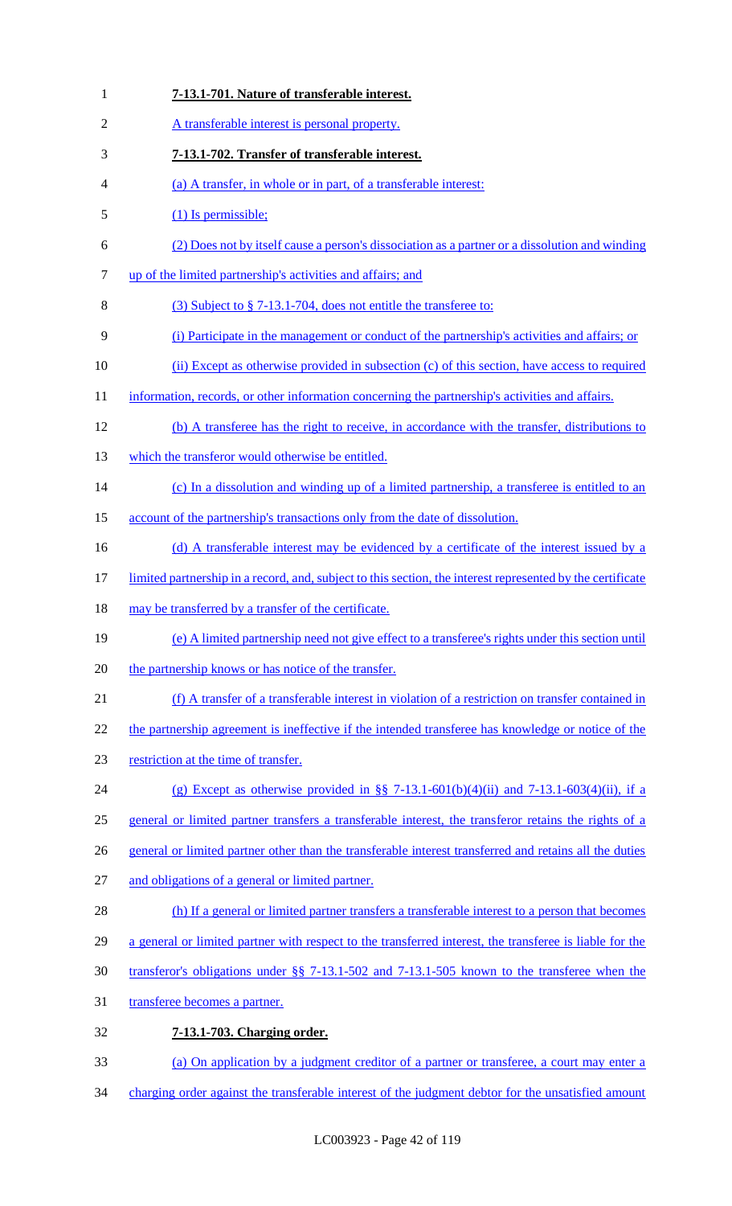**7-13.1-701. Nature of transferable interest.**

A transferable interest is personal property.

**7-13.1-702. Transfer of transferable interest.**

(a) A transfer, in whole or in part, of a transferable interest:

(1) Is permissible;

(2) Does not by itself cause a person's dissociation as a partner or a dissolution and winding up of the limited partnership's activities and affairs; and

(3) Subject to § 7-13.1-704, does not entitle the transferee to:

(i) Participate in the management or conduct of the partnership's activities and affairs; or

(ii) Except as otherwise provided in subsection (c) of this section, have access to required information, records, or other information concerning the partnership's activities and affairs.

(b) A transferee has the right to receive, in accordance with the transfer, distributions to which the transferor would otherwise be entitled.

(c) In a dissolution and winding up of a limited partnership, a transferee is entitled to an account of the partnership's transactions only from the date of dissolution.

(d) A transferable interest may be evidenced by a certificate of the interest issued by a limited partnership in a record, and, subject to this section, the interest represented by the certificate may be transferred by a transfer of the certificate.

(e) A limited partnership need not give effect to a transferee's rights under this section until the partnership knows or has notice of the transfer.

(f) A transfer of a transferable interest in violation of a restriction on transfer contained in the partnership agreement is ineffective if the intended transferee has knowledge or notice of the restriction at the time of transfer.

(g) Except as otherwise provided in §§ 7-13.1-601(b)(4)(ii) and 7-13.1-603(4)(ii), if a general or limited partner transfers a transferable interest, the transferor retains the rights of a general or limited partner other than the transferable interest transferred and retains all the duties and obligations of a general or limited partner.

(h) If a general or limited partner transfers a transferable interest to a person that becomes a general or limited partner with respect to the transferred interest, the transferee is liable for the transferor's obligations under §§ 7-13.1-502 and 7-13.1-505 known to the transferee when the transferee becomes a partner.

**7-13.1-703. Charging order.**

(a) On application by a judgment creditor of a partner or transferee, a court may enter a charging order against the transferable interest of the judgment debtor for the unsatisfied amount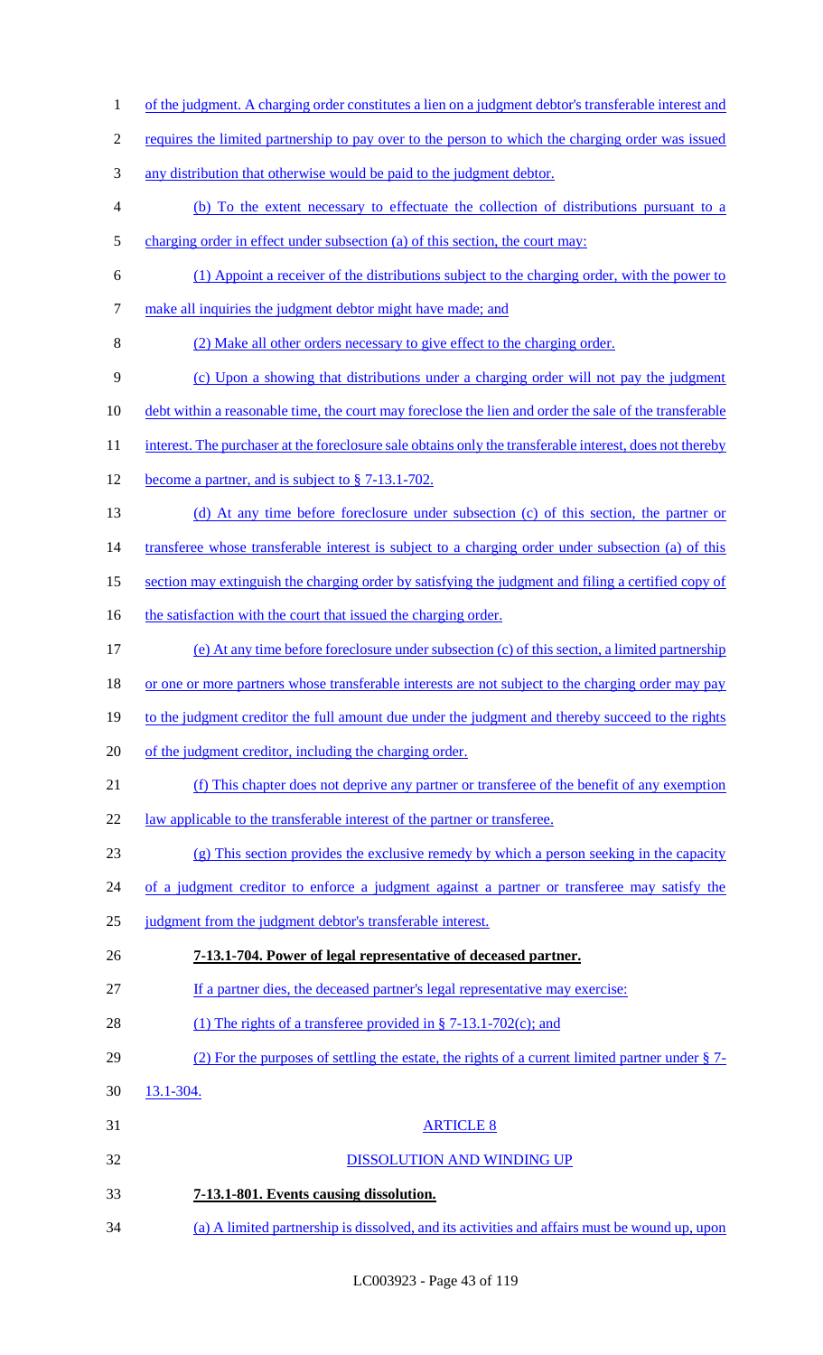of the judgment. A charging order constitutes a lien on a judgment debtor's transferable interest and requires the limited partnership to pay over to the person to which the charging order was issued any distribution that otherwise would be paid to the judgment debtor.

(b) To the extent necessary to effectuate the collection of distributions pursuant to a charging order in effect under subsection (a) of this section, the court may:

(1) Appoint a receiver of the distributions subject to the charging order, with the power to make all inquiries the judgment debtor might have made; and

(2) Make all other orders necessary to give effect to the charging order.

(c) Upon a showing that distributions under a charging order will not pay the judgment debt within a reasonable time, the court may foreclose the lien and order the sale of the transferable interest. The purchaser at the foreclosure sale obtains only the transferable interest, does not thereby become a partner, and is subject to § 7-13.1-702.

(d) At any time before foreclosure under subsection (c) of this section, the partner or transferee whose transferable interest is subject to a charging order under subsection (a) of this section may extinguish the charging order by satisfying the judgment and filing a certified copy of the satisfaction with the court that issued the charging order.

(e) At any time before foreclosure under subsection (c) of this section, a limited partnership or one or more partners whose transferable interests are not subject to the charging order may pay to the judgment creditor the full amount due under the judgment and thereby succeed to the rights of the judgment creditor, including the charging order.

(f) This chapter does not deprive any partner or transferee of the benefit of any exemption law applicable to the transferable interest of the partner or transferee.

(g) This section provides the exclusive remedy by which a person seeking in the capacity of a judgment creditor to enforce a judgment against a partner or transferee may satisfy the judgment from the judgment debtor's transferable interest.

**7-13.1-704. Power of legal representative of deceased partner.**

If a partner dies, the deceased partner's legal representative may exercise:

(1) The rights of a transferee provided in § 7-13.1-702(c); and

(2) For the purposes of settling the estate, the rights of a current limited partner under § 7-13.1-304.

ARTICLE 8

DISSOLUTION AND WINDING UP

**7-13.1-801. Events causing dissolution.**

(a) A limited partnership is dissolved, and its activities and affairs must be wound up, upon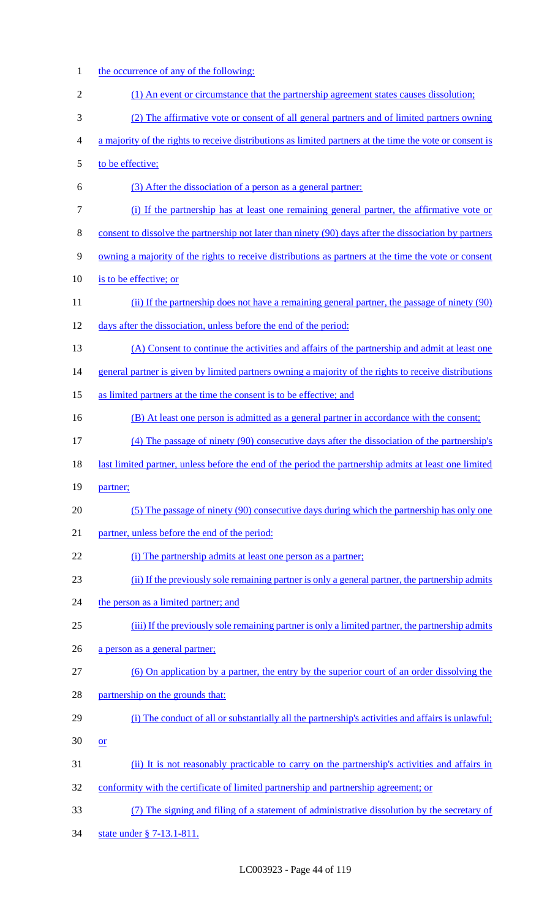the occurrence of any of the following:

(1) An event or circumstance that the partnership agreement states causes dissolution;

(2) The affirmative vote or consent of all general partners and of limited partners owning a majority of the rights to receive distributions as limited partners at the time the vote or consent is to be effective;

(3) After the dissociation of a person as a general partner:

(i) If the partnership has at least one remaining general partner, the affirmative vote or consent to dissolve the partnership not later than ninety (90) days after the dissociation by partners owning a majority of the rights to receive distributions as partners at the time the vote or consent is to be effective; or

(ii) If the partnership does not have a remaining general partner, the passage of ninety (90) days after the dissociation, unless before the end of the period:

(A) Consent to continue the activities and affairs of the partnership and admit at least one general partner is given by limited partners owning a majority of the rights to receive distributions as limited partners at the time the consent is to be effective; and

(B) At least one person is admitted as a general partner in accordance with the consent;

(4) The passage of ninety (90) consecutive days after the dissociation of the partnership's last limited partner, unless before the end of the period the partnership admits at least one limited partner;

(5) The passage of ninety (90) consecutive days during which the partnership has only one partner, unless before the end of the period:

(i) The partnership admits at least one person as a partner;

(ii) If the previously sole remaining partner is only a general partner, the partnership admits the person as a limited partner; and

(iii) If the previously sole remaining partner is only a limited partner, the partnership admits a person as a general partner;

(6) On application by a partner, the entry by the superior court of an order dissolving the partnership on the grounds that:

(i) The conduct of all or substantially all the partnership's activities and affairs is unlawful; or

(ii) It is not reasonably practicable to carry on the partnership's activities and affairs in conformity with the certificate of limited partnership and partnership agreement; or

(7) The signing and filing of a statement of administrative dissolution by the secretary of state under § 7-13.1-811.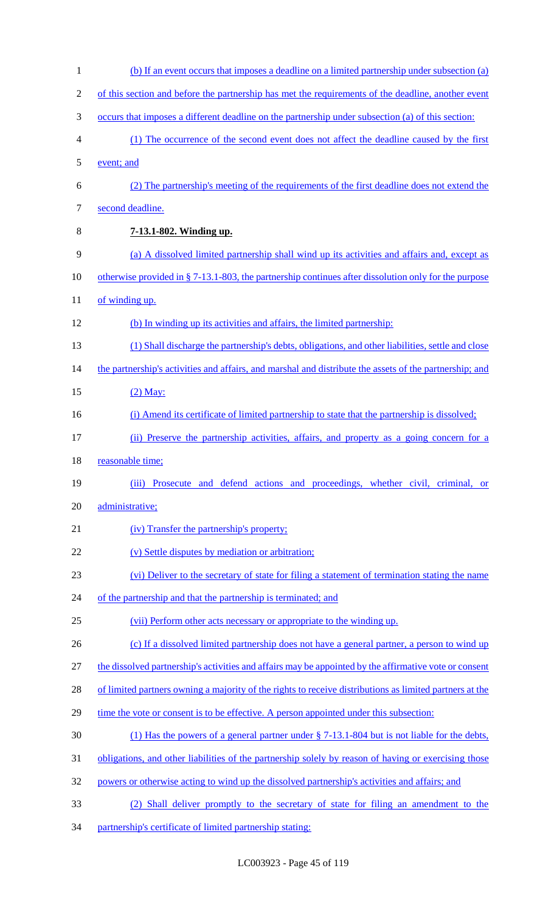(b) If an event occurs that imposes a deadline on a limited partnership under subsection (a) of this section and before the partnership has met the requirements of the deadline, another event occurs that imposes a different deadline on the partnership under subsection (a) of this section:

(1) The occurrence of the second event does not affect the deadline caused by the first event; and

(2) The partnership's meeting of the requirements of the first deadline does not extend the second deadline.

**7-13.1-802. Winding up.**

(a) A dissolved limited partnership shall wind up its activities and affairs and, except as otherwise provided in § 7-13.1-803, the partnership continues after dissolution only for the purpose of winding up.

(b) In winding up its activities and affairs, the limited partnership:

(1) Shall discharge the partnership's debts, obligations, and other liabilities, settle and close the partnership's activities and affairs, and marshal and distribute the assets of the partnership; and

(2) May:

(i) Amend its certificate of limited partnership to state that the partnership is dissolved;

(ii) Preserve the partnership activities, affairs, and property as a going concern for a reasonable time;

(iii) Prosecute and defend actions and proceedings, whether civil, criminal, or administrative;

(iv) Transfer the partnership's property;

(v) Settle disputes by mediation or arbitration;

(vi) Deliver to the secretary of state for filing a statement of termination stating the name of the partnership and that the partnership is terminated; and

(vii) Perform other acts necessary or appropriate to the winding up.

(c) If a dissolved limited partnership does not have a general partner, a person to wind up the dissolved partnership's activities and affairs may be appointed by the affirmative vote or consent of limited partners owning a majority of the rights to receive distributions as limited partners at the time the vote or consent is to be effective. A person appointed under this subsection:

(1) Has the powers of a general partner under § 7-13.1-804 but is not liable for the debts, obligations, and other liabilities of the partnership solely by reason of having or exercising those powers or otherwise acting to wind up the dissolved partnership's activities and affairs; and

(2) Shall deliver promptly to the secretary of state for filing an amendment to the partnership's certificate of limited partnership stating: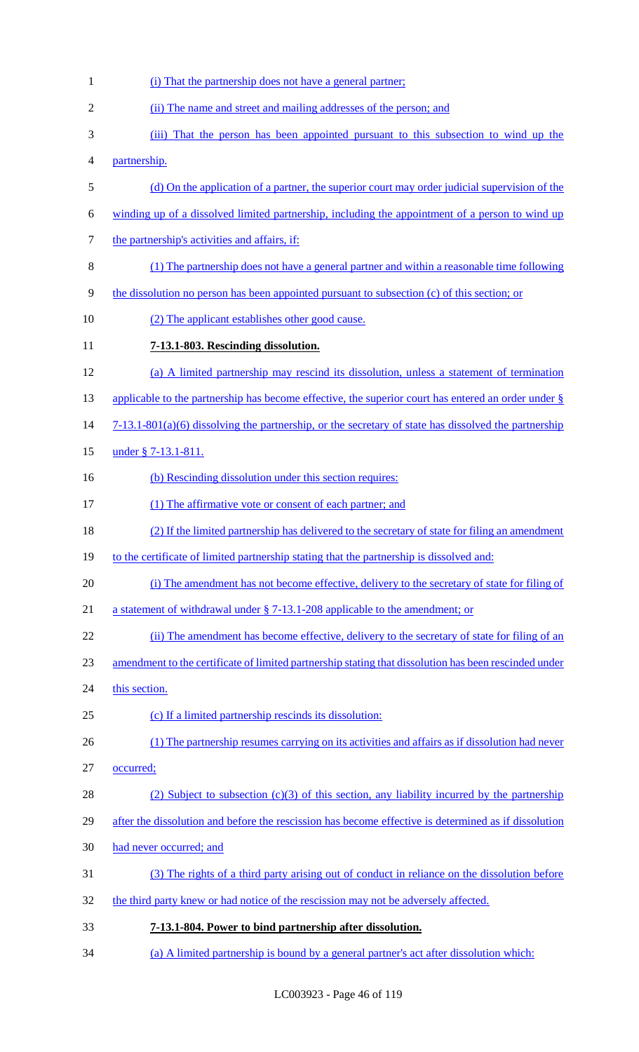(i) That the partnership does not have a general partner;

(ii) The name and street and mailing addresses of the person; and

(iii) That the person has been appointed pursuant to this subsection to wind up the partnership.

(d) On the application of a partner, the superior court may order judicial supervision of the winding up of a dissolved limited partnership, including the appointment of a person to wind up the partnership's activities and affairs, if:

(1) The partnership does not have a general partner and within a reasonable time following the dissolution no person has been appointed pursuant to subsection (c) of this section; or

(2) The applicant establishes other good cause.

**7-13.1-803. Rescinding dissolution.**

(a) A limited partnership may rescind its dissolution, unless a statement of termination applicable to the partnership has become effective, the superior court has entered an order under § 7-13.1-801(a)(6) dissolving the partnership, or the secretary of state has dissolved the partnership under § 7-13.1-811.

(b) Rescinding dissolution under this section requires:

(1) The affirmative vote or consent of each partner; and

(2) If the limited partnership has delivered to the secretary of state for filing an amendment to the certificate of limited partnership stating that the partnership is dissolved and:

(i) The amendment has not become effective, delivery to the secretary of state for filing of a statement of withdrawal under § 7-13.1-208 applicable to the amendment; or

(ii) The amendment has become effective, delivery to the secretary of state for filing of an amendment to the certificate of limited partnership stating that dissolution has been rescinded under this section.

(c) If a limited partnership rescinds its dissolution:

(1) The partnership resumes carrying on its activities and affairs as if dissolution had never occurred;

(2) Subject to subsection (c)(3) of this section, any liability incurred by the partnership after the dissolution and before the rescission has become effective is determined as if dissolution had never occurred; and

(3) The rights of a third party arising out of conduct in reliance on the dissolution before the third party knew or had notice of the rescission may not be adversely affected.

**7-13.1-804. Power to bind partnership after dissolution.**

(a) A limited partnership is bound by a general partner's act after dissolution which: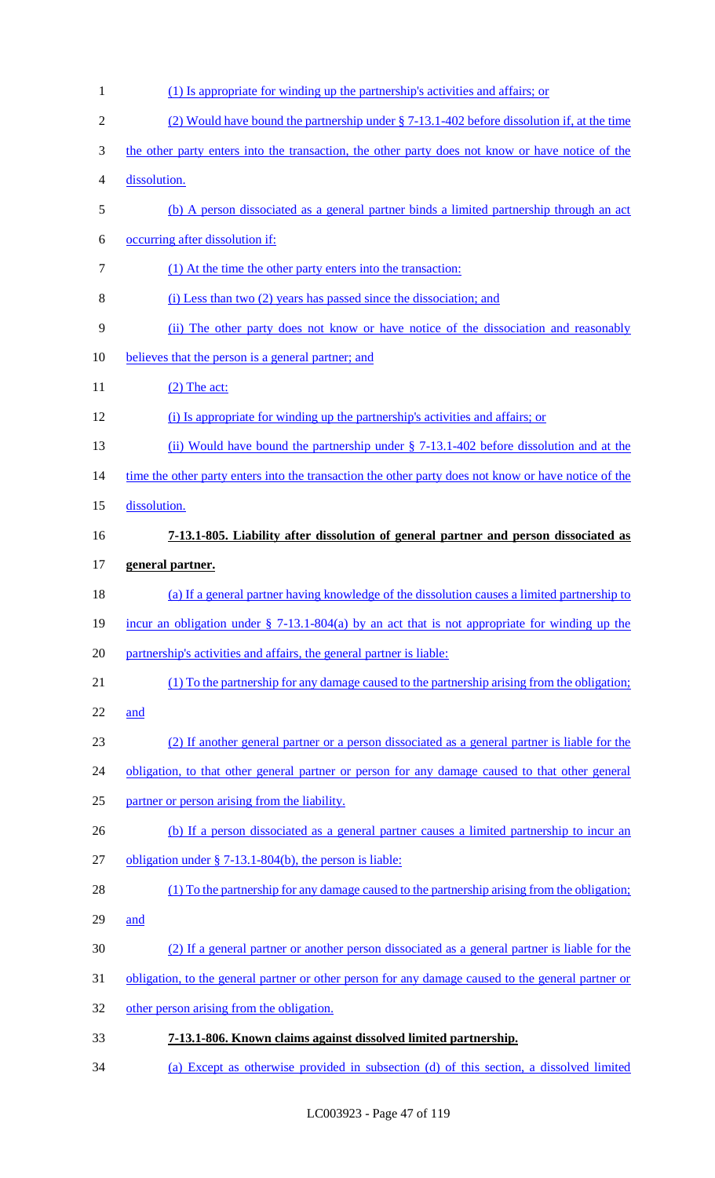(1) Is appropriate for winding up the partnership's activities and affairs; or

(2) Would have bound the partnership under § 7-13.1-402 before dissolution if, at the time the other party enters into the transaction, the other party does not know or have notice of the dissolution.

(b) A person dissociated as a general partner binds a limited partnership through an act occurring after dissolution if:

(1) At the time the other party enters into the transaction:

(i) Less than two (2) years has passed since the dissociation; and

(ii) The other party does not know or have notice of the dissociation and reasonably believes that the person is a general partner; and

(2) The act:

(i) Is appropriate for winding up the partnership's activities and affairs; or

(ii) Would have bound the partnership under § 7-13.1-402 before dissolution and at the time the other party enters into the transaction the other party does not know or have notice of the dissolution.

**7-13.1-805. Liability after dissolution of general partner and person dissociated as general partner.**

(a) If a general partner having knowledge of the dissolution causes a limited partnership to incur an obligation under § 7-13.1-804(a) by an act that is not appropriate for winding up the partnership's activities and affairs, the general partner is liable:

(1) To the partnership for any damage caused to the partnership arising from the obligation; and

(2) If another general partner or a person dissociated as a general partner is liable for the obligation, to that other general partner or person for any damage caused to that other general partner or person arising from the liability.

(b) If a person dissociated as a general partner causes a limited partnership to incur an obligation under § 7-13.1-804(b), the person is liable:

(1) To the partnership for any damage caused to the partnership arising from the obligation; and

(2) If a general partner or another person dissociated as a general partner is liable for the obligation, to the general partner or other person for any damage caused to the general partner or other person arising from the obligation.

**7-13.1-806. Known claims against dissolved limited partnership.**

(a) Except as otherwise provided in subsection (d) of this section, a dissolved limited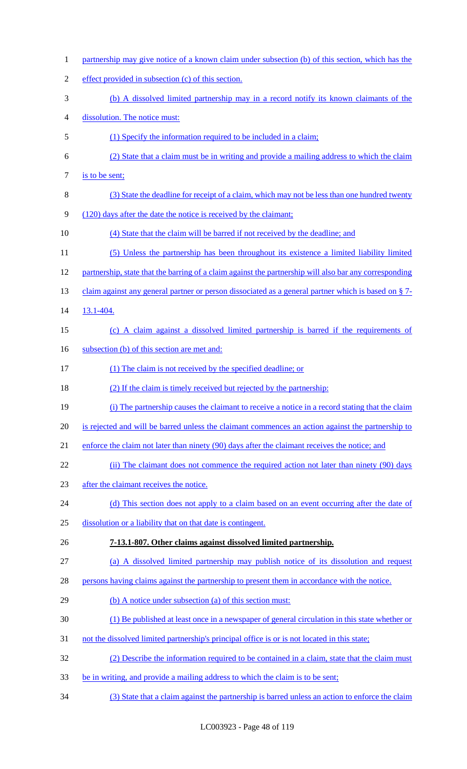partnership may give notice of a known claim under subsection (b) of this section, which has the effect provided in subsection (c) of this section.

(b) A dissolved limited partnership may in a record notify its known claimants of the dissolution. The notice must:

(1) Specify the information required to be included in a claim;

(2) State that a claim must be in writing and provide a mailing address to which the claim is to be sent;

(3) State the deadline for receipt of a claim, which may not be less than one hundred twenty (120) days after the date the notice is received by the claimant;

(4) State that the claim will be barred if not received by the deadline; and

(5) Unless the partnership has been throughout its existence a limited liability limited partnership, state that the barring of a claim against the partnership will also bar any corresponding claim against any general partner or person dissociated as a general partner which is based on § 7-13.1-404.

(c) A claim against a dissolved limited partnership is barred if the requirements of subsection (b) of this section are met and:

(1) The claim is not received by the specified deadline; or

(2) If the claim is timely received but rejected by the partnership:

(i) The partnership causes the claimant to receive a notice in a record stating that the claim is rejected and will be barred unless the claimant commences an action against the partnership to enforce the claim not later than ninety (90) days after the claimant receives the notice; and

(ii) The claimant does not commence the required action not later than ninety (90) days after the claimant receives the notice.

(d) This section does not apply to a claim based on an event occurring after the date of dissolution or a liability that on that date is contingent.

**7-13.1-807. Other claims against dissolved limited partnership.**

(a) A dissolved limited partnership may publish notice of its dissolution and request persons having claims against the partnership to present them in accordance with the notice.

(b) A notice under subsection (a) of this section must:

(1) Be published at least once in a newspaper of general circulation in this state whether or not the dissolved limited partnership's principal office is or is not located in this state;

(2) Describe the information required to be contained in a claim, state that the claim must be in writing, and provide a mailing address to which the claim is to be sent;

(3) State that a claim against the partnership is barred unless an action to enforce the claim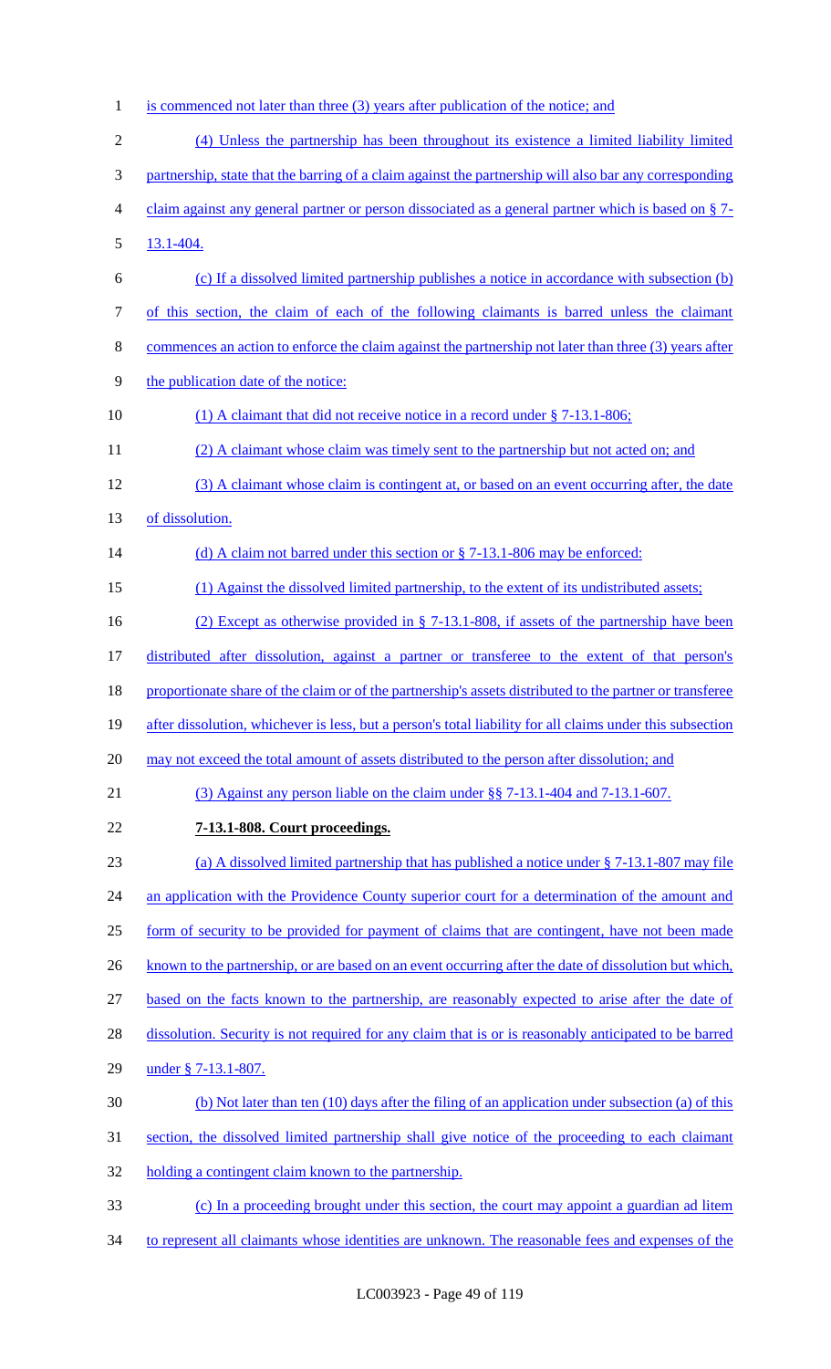is commenced not later than three (3) years after publication of the notice; and

(4) Unless the partnership has been throughout its existence a limited liability limited partnership, state that the barring of a claim against the partnership will also bar any corresponding claim against any general partner or person dissociated as a general partner which is based on § 7-13.1-404.

(c) If a dissolved limited partnership publishes a notice in accordance with subsection (b) of this section, the claim of each of the following claimants is barred unless the claimant commences an action to enforce the claim against the partnership not later than three (3) years after the publication date of the notice:

(1) A claimant that did not receive notice in a record under § 7-13.1-806;

(2) A claimant whose claim was timely sent to the partnership but not acted on; and

(3) A claimant whose claim is contingent at, or based on an event occurring after, the date of dissolution.

(d) A claim not barred under this section or § 7-13.1-806 may be enforced:

(1) Against the dissolved limited partnership, to the extent of its undistributed assets;

(2) Except as otherwise provided in § 7-13.1-808, if assets of the partnership have been distributed after dissolution, against a partner or transferee to the extent of that person's proportionate share of the claim or of the partnership's assets distributed to the partner or transferee after dissolution, whichever is less, but a person's total liability for all claims under this subsection may not exceed the total amount of assets distributed to the person after dissolution; and

(3) Against any person liable on the claim under §§ 7-13.1-404 and 7-13.1-607.

**7-13.1-808. Court proceedings.**

(a) A dissolved limited partnership that has published a notice under § 7-13.1-807 may file an application with the Providence County superior court for a determination of the amount and form of security to be provided for payment of claims that are contingent, have not been made known to the partnership, or are based on an event occurring after the date of dissolution but which, based on the facts known to the partnership, are reasonably expected to arise after the date of dissolution. Security is not required for any claim that is or is reasonably anticipated to be barred under § 7-13.1-807.

(b) Not later than ten (10) days after the filing of an application under subsection (a) of this section, the dissolved limited partnership shall give notice of the proceeding to each claimant holding a contingent claim known to the partnership.

(c) In a proceeding brought under this section, the court may appoint a guardian ad litem to represent all claimants whose identities are unknown. The reasonable fees and expenses of the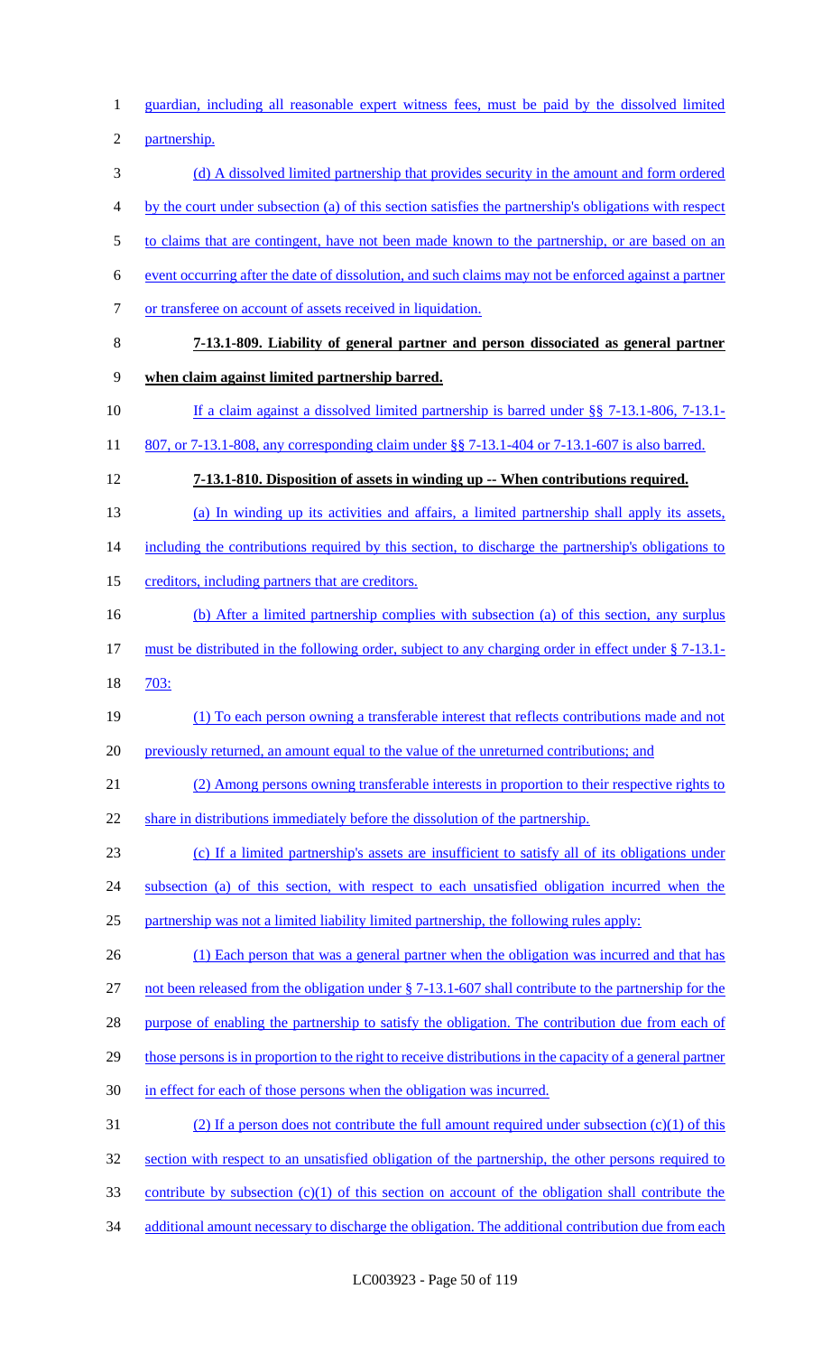guardian, including all reasonable expert witness fees, must be paid by the dissolved limited partnership.

(d) A dissolved limited partnership that provides security in the amount and form ordered by the court under subsection (a) of this section satisfies the partnership's obligations with respect to claims that are contingent, have not been made known to the partnership, or are based on an event occurring after the date of dissolution, and such claims may not be enforced against a partner or transferee on account of assets received in liquidation.

**7-13.1-809. Liability of general partner and person dissociated as general partner when claim against limited partnership barred.**

If a claim against a dissolved limited partnership is barred under §§ 7-13.1-806, 7-13.1-807, or 7-13.1-808, any corresponding claim under §§ 7-13.1-404 or 7-13.1-607 is also barred.

**7-13.1-810. Disposition of assets in winding up -- When contributions required.**

(a) In winding up its activities and affairs, a limited partnership shall apply its assets, including the contributions required by this section, to discharge the partnership's obligations to creditors, including partners that are creditors.

(b) After a limited partnership complies with subsection (a) of this section, any surplus must be distributed in the following order, subject to any charging order in effect under § 7-13.1-703:

(1) To each person owning a transferable interest that reflects contributions made and not previously returned, an amount equal to the value of the unreturned contributions; and

(2) Among persons owning transferable interests in proportion to their respective rights to share in distributions immediately before the dissolution of the partnership.

(c) If a limited partnership's assets are insufficient to satisfy all of its obligations under subsection (a) of this section, with respect to each unsatisfied obligation incurred when the partnership was not a limited liability limited partnership, the following rules apply:

(1) Each person that was a general partner when the obligation was incurred and that has not been released from the obligation under § 7-13.1-607 shall contribute to the partnership for the purpose of enabling the partnership to satisfy the obligation. The contribution due from each of those persons is in proportion to the right to receive distributions in the capacity of a general partner in effect for each of those persons when the obligation was incurred.

(2) If a person does not contribute the full amount required under subsection (c)(1) of this section with respect to an unsatisfied obligation of the partnership, the other persons required to contribute by subsection (c)(1) of this section on account of the obligation shall contribute the additional amount necessary to discharge the obligation. The additional contribution due from each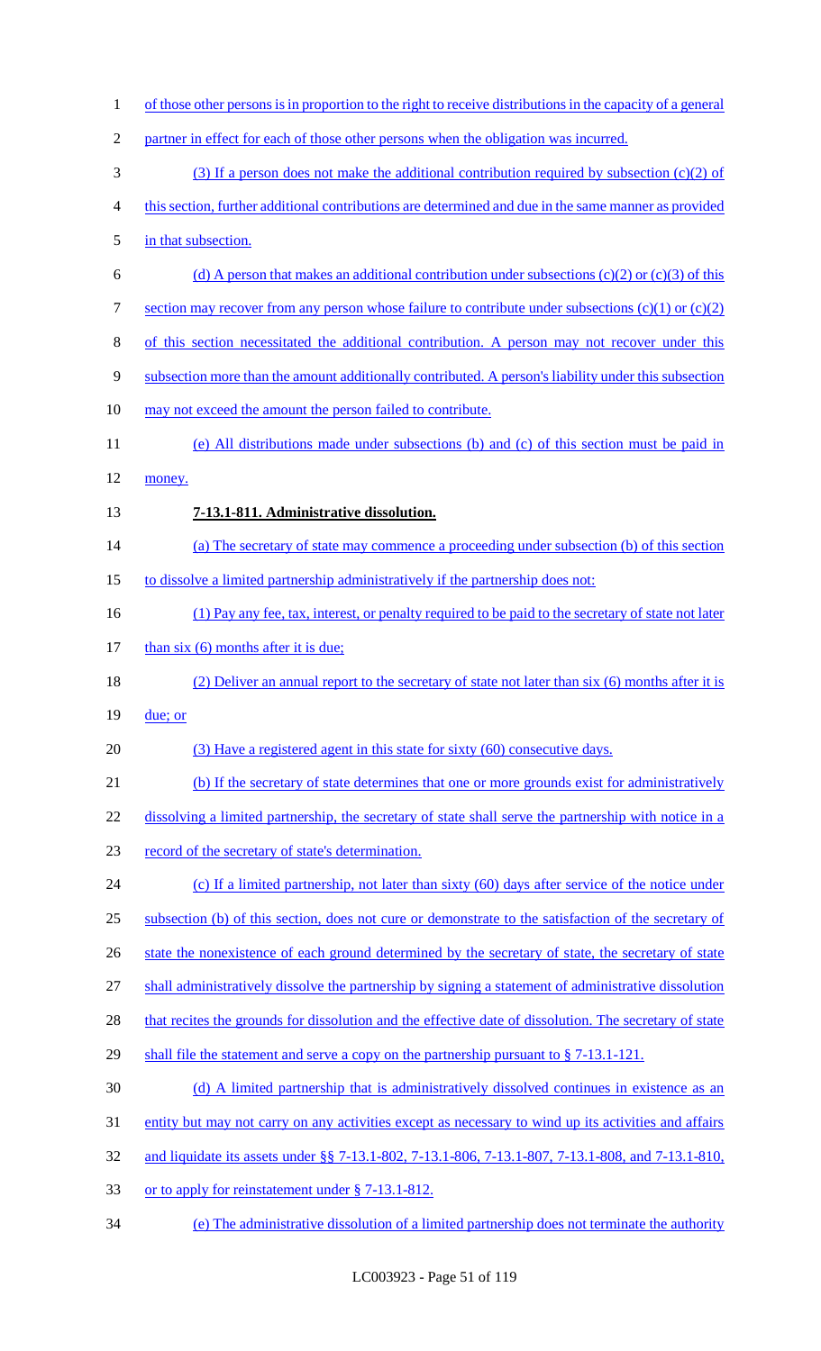of those other persons is in proportion to the right to receive distributions in the capacity of a general partner in effect for each of those other persons when the obligation was incurred.

(3) If a person does not make the additional contribution required by subsection (c)(2) of this section, further additional contributions are determined and due in the same manner as provided in that subsection.

(d) A person that makes an additional contribution under subsections (c)(2) or (c)(3) of this section may recover from any person whose failure to contribute under subsections (c)(1) or (c)(2) of this section necessitated the additional contribution. A person may not recover under this subsection more than the amount additionally contributed. A person's liability under this subsection may not exceed the amount the person failed to contribute.

(e) All distributions made under subsections (b) and (c) of this section must be paid in money.

**7-13.1-811. Administrative dissolution.**

(a) The secretary of state may commence a proceeding under subsection (b) of this section to dissolve a limited partnership administratively if the partnership does not:

(1) Pay any fee, tax, interest, or penalty required to be paid to the secretary of state not later than six (6) months after it is due;

(2) Deliver an annual report to the secretary of state not later than six (6) months after it is due; or

(3) Have a registered agent in this state for sixty (60) consecutive days.

(b) If the secretary of state determines that one or more grounds exist for administratively dissolving a limited partnership, the secretary of state shall serve the partnership with notice in a record of the secretary of state's determination.

(c) If a limited partnership, not later than sixty (60) days after service of the notice under subsection (b) of this section, does not cure or demonstrate to the satisfaction of the secretary of state the nonexistence of each ground determined by the secretary of state, the secretary of state shall administratively dissolve the partnership by signing a statement of administrative dissolution that recites the grounds for dissolution and the effective date of dissolution. The secretary of state shall file the statement and serve a copy on the partnership pursuant to § 7-13.1-121.

(d) A limited partnership that is administratively dissolved continues in existence as an entity but may not carry on any activities except as necessary to wind up its activities and affairs and liquidate its assets under §§ 7-13.1-802, 7-13.1-806, 7-13.1-807, 7-13.1-808, and 7-13.1-810, or to apply for reinstatement under § 7-13.1-812.

(e) The administrative dissolution of a limited partnership does not terminate the authority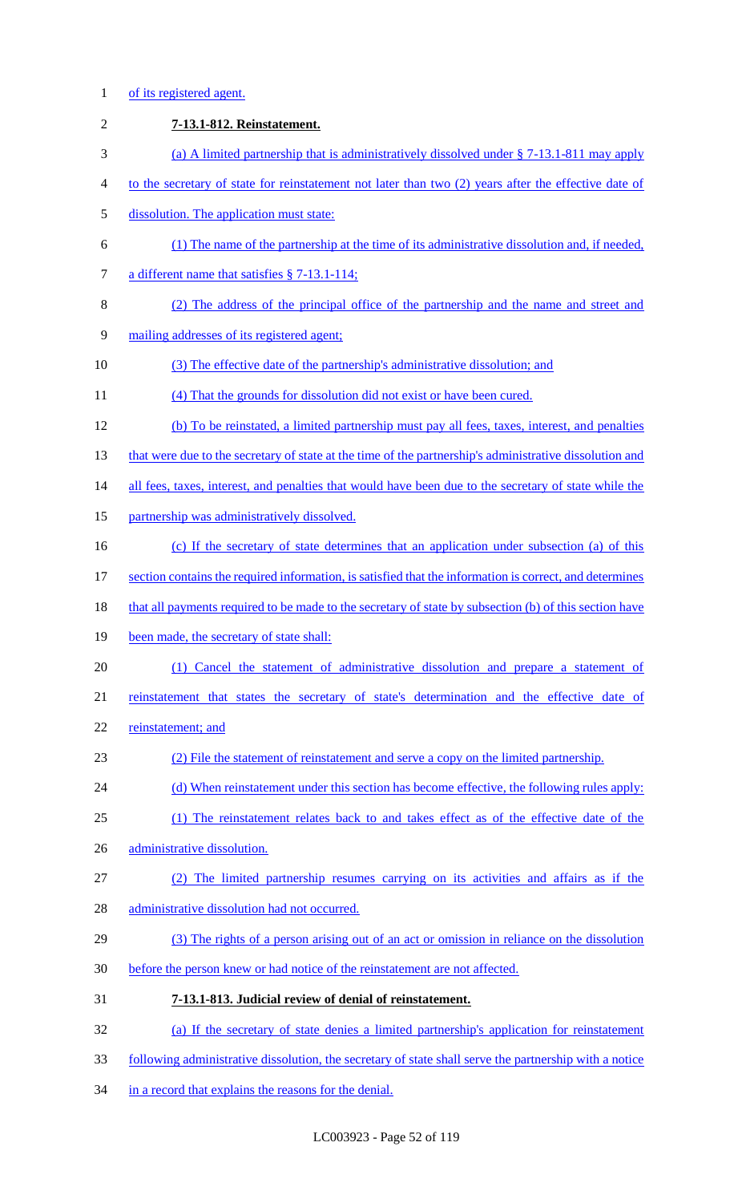of its registered agent.

**7-13.1-812. Reinstatement.**

(a) A limited partnership that is administratively dissolved under § 7-13.1-811 may apply to the secretary of state for reinstatement not later than two (2) years after the effective date of dissolution. The application must state:

(1) The name of the partnership at the time of its administrative dissolution and, if needed, a different name that satisfies § 7-13.1-114;

(2) The address of the principal office of the partnership and the name and street and mailing addresses of its registered agent;

(3) The effective date of the partnership's administrative dissolution; and

(4) That the grounds for dissolution did not exist or have been cured.

(b) To be reinstated, a limited partnership must pay all fees, taxes, interest, and penalties that were due to the secretary of state at the time of the partnership's administrative dissolution and all fees, taxes, interest, and penalties that would have been due to the secretary of state while the partnership was administratively dissolved.

(c) If the secretary of state determines that an application under subsection (a) of this section contains the required information, is satisfied that the information is correct, and determines that all payments required to be made to the secretary of state by subsection (b) of this section have been made, the secretary of state shall:

(1) Cancel the statement of administrative dissolution and prepare a statement of reinstatement that states the secretary of state's determination and the effective date of reinstatement; and

(2) File the statement of reinstatement and serve a copy on the limited partnership.

(d) When reinstatement under this section has become effective, the following rules apply:

(1) The reinstatement relates back to and takes effect as of the effective date of the administrative dissolution.

(2) The limited partnership resumes carrying on its activities and affairs as if the administrative dissolution had not occurred.

(3) The rights of a person arising out of an act or omission in reliance on the dissolution before the person knew or had notice of the reinstatement are not affected.

**7-13.1-813. Judicial review of denial of reinstatement.**

(a) If the secretary of state denies a limited partnership's application for reinstatement following administrative dissolution, the secretary of state shall serve the partnership with a notice in a record that explains the reasons for the denial.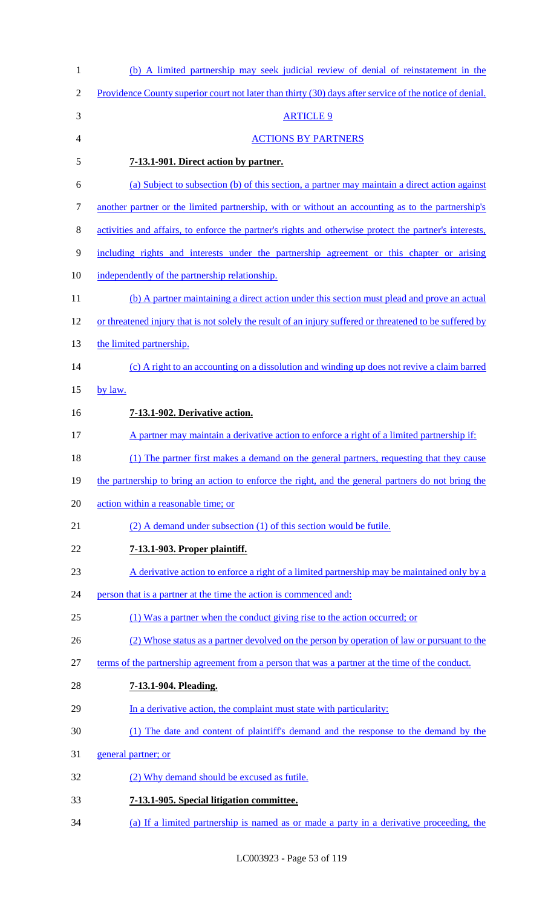(b) A limited partnership may seek judicial review of denial of reinstatement in the Providence County superior court not later than thirty (30) days after service of the notice of denial.

ARTICLE 9

ACTIONS BY PARTNERS

**7-13.1-901. Direct action by partner.**

(a) Subject to subsection (b) of this section, a partner may maintain a direct action against another partner or the limited partnership, with or without an accounting as to the partnership's activities and affairs, to enforce the partner's rights and otherwise protect the partner's interests, including rights and interests under the partnership agreement or this chapter or arising independently of the partnership relationship.

(b) A partner maintaining a direct action under this section must plead and prove an actual or threatened injury that is not solely the result of an injury suffered or threatened to be suffered by the limited partnership.

(c) A right to an accounting on a dissolution and winding up does not revive a claim barred by law.

**7-13.1-902. Derivative action.**

A partner may maintain a derivative action to enforce a right of a limited partnership if:

(1) The partner first makes a demand on the general partners, requesting that they cause the partnership to bring an action to enforce the right, and the general partners do not bring the action within a reasonable time; or

(2) A demand under subsection (1) of this section would be futile.

**7-13.1-903. Proper plaintiff.**

A derivative action to enforce a right of a limited partnership may be maintained only by a person that is a partner at the time the action is commenced and:

(1) Was a partner when the conduct giving rise to the action occurred; or

(2) Whose status as a partner devolved on the person by operation of law or pursuant to the terms of the partnership agreement from a person that was a partner at the time of the conduct.

**7-13.1-904. Pleading.**

In a derivative action, the complaint must state with particularity:

(1) The date and content of plaintiff's demand and the response to the demand by the general partner; or

(2) Why demand should be excused as futile.

**7-13.1-905. Special litigation committee.**

(a) If a limited partnership is named as or made a party in a derivative proceeding, the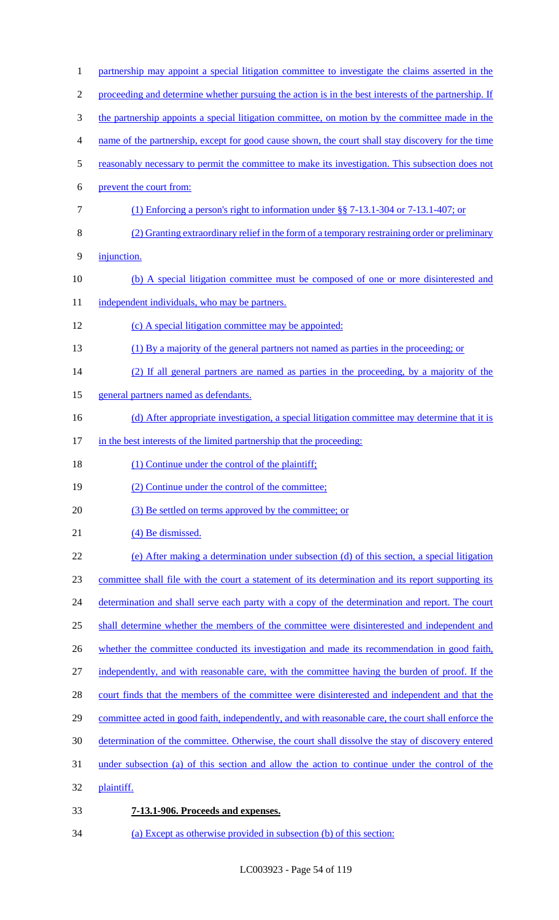partnership may appoint a special litigation committee to investigate the claims asserted in the proceeding and determine whether pursuing the action is in the best interests of the partnership. If the partnership appoints a special litigation committee, on motion by the committee made in the name of the partnership, except for good cause shown, the court shall stay discovery for the time reasonably necessary to permit the committee to make its investigation. This subsection does not prevent the court from:

(1) Enforcing a person's right to information under §§ 7-13.1-304 or 7-13.1-407; or

(2) Granting extraordinary relief in the form of a temporary restraining order or preliminary injunction.

(b) A special litigation committee must be composed of one or more disinterested and independent individuals, who may be partners.

(c) A special litigation committee may be appointed:

(1) By a majority of the general partners not named as parties in the proceeding; or

(2) If all general partners are named as parties in the proceeding, by a majority of the general partners named as defendants.

(d) After appropriate investigation, a special litigation committee may determine that it is in the best interests of the limited partnership that the proceeding:

(1) Continue under the control of the plaintiff;

(2) Continue under the control of the committee;

(3) Be settled on terms approved by the committee; or

(4) Be dismissed.

(e) After making a determination under subsection (d) of this section, a special litigation committee shall file with the court a statement of its determination and its report supporting its determination and shall serve each party with a copy of the determination and report. The court shall determine whether the members of the committee were disinterested and independent and whether the committee conducted its investigation and made its recommendation in good faith, independently, and with reasonable care, with the committee having the burden of proof. If the court finds that the members of the committee were disinterested and independent and that the committee acted in good faith, independently, and with reasonable care, the court shall enforce the determination of the committee. Otherwise, the court shall dissolve the stay of discovery entered under subsection (a) of this section and allow the action to continue under the control of the plaintiff.

**7-13.1-906. Proceeds and expenses.**

(a) Except as otherwise provided in subsection (b) of this section: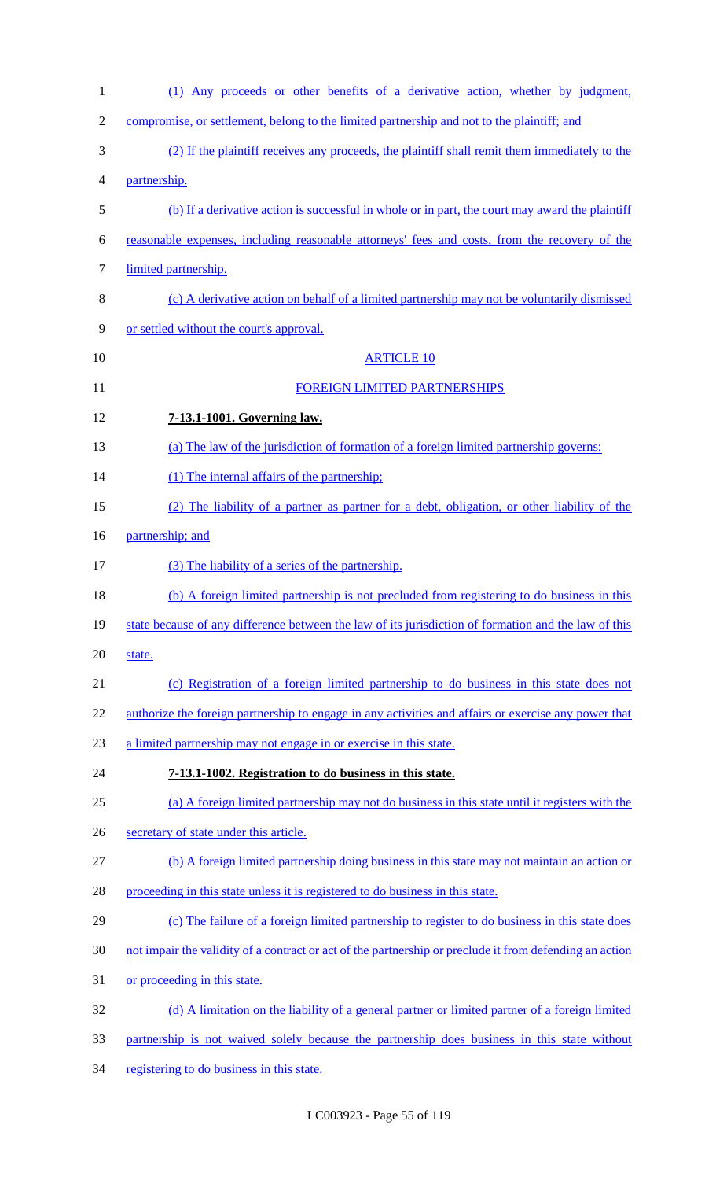(1) Any proceeds or other benefits of a derivative action, whether by judgment, compromise, or settlement, belong to the limited partnership and not to the plaintiff; and

(2) If the plaintiff receives any proceeds, the plaintiff shall remit them immediately to the partnership.

(b) If a derivative action is successful in whole or in part, the court may award the plaintiff reasonable expenses, including reasonable attorneys' fees and costs, from the recovery of the limited partnership.

(c) A derivative action on behalf of a limited partnership may not be voluntarily dismissed or settled without the court's approval.

## ARTICLE 10

## FOREIGN LIMITED PARTNERSHIPS

**7-13.1-1001. Governing law.**

(a) The law of the jurisdiction of formation of a foreign limited partnership governs:

(1) The internal affairs of the partnership;

(2) The liability of a partner as partner for a debt, obligation, or other liability of the partnership; and

(3) The liability of a series of the partnership.

(b) A foreign limited partnership is not precluded from registering to do business in this state because of any difference between the law of its jurisdiction of formation and the law of this state.

(c) Registration of a foreign limited partnership to do business in this state does not authorize the foreign partnership to engage in any activities and affairs or exercise any power that a limited partnership may not engage in or exercise in this state.

**7-13.1-1002. Registration to do business in this state.**

(a) A foreign limited partnership may not do business in this state until it registers with the secretary of state under this article.

(b) A foreign limited partnership doing business in this state may not maintain an action or proceeding in this state unless it is registered to do business in this state.

(c) The failure of a foreign limited partnership to register to do business in this state does not impair the validity of a contract or act of the partnership or preclude it from defending an action or proceeding in this state.

(d) A limitation on the liability of a general partner or limited partner of a foreign limited partnership is not waived solely because the partnership does business in this state without registering to do business in this state.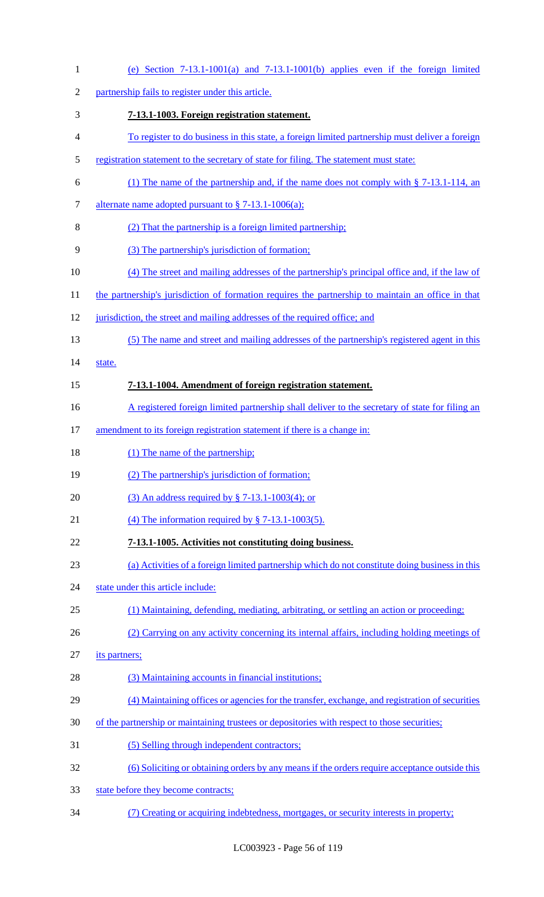(e) Section 7-13.1-1001(a) and 7-13.1-1001(b) applies even if the foreign limited partnership fails to register under this article.

**7-13.1-1003. Foreign registration statement.**

To register to do business in this state, a foreign limited partnership must deliver a foreign registration statement to the secretary of state for filing. The statement must state:

(1) The name of the partnership and, if the name does not comply with § 7-13.1-114, an alternate name adopted pursuant to § 7-13.1-1006(a);

(2) That the partnership is a foreign limited partnership;

(3) The partnership's jurisdiction of formation;

(4) The street and mailing addresses of the partnership's principal office and, if the law of the partnership's jurisdiction of formation requires the partnership to maintain an office in that jurisdiction, the street and mailing addresses of the required office; and

(5) The name and street and mailing addresses of the partnership's registered agent in this state.

**7-13.1-1004. Amendment of foreign registration statement.**

A registered foreign limited partnership shall deliver to the secretary of state for filing an amendment to its foreign registration statement if there is a change in:

(1) The name of the partnership;

(2) The partnership's jurisdiction of formation;

(3) An address required by § 7-13.1-1003(4); or

(4) The information required by § 7-13.1-1003(5).

**7-13.1-1005. Activities not constituting doing business.**

(a) Activities of a foreign limited partnership which do not constitute doing business in this state under this article include:

(1) Maintaining, defending, mediating, arbitrating, or settling an action or proceeding;

(2) Carrying on any activity concerning its internal affairs, including holding meetings of its partners;

(3) Maintaining accounts in financial institutions;

(4) Maintaining offices or agencies for the transfer, exchange, and registration of securities of the partnership or maintaining trustees or depositories with respect to those securities;

(5) Selling through independent contractors;

(6) Soliciting or obtaining orders by any means if the orders require acceptance outside this state before they become contracts;

(7) Creating or acquiring indebtedness, mortgages, or security interests in property;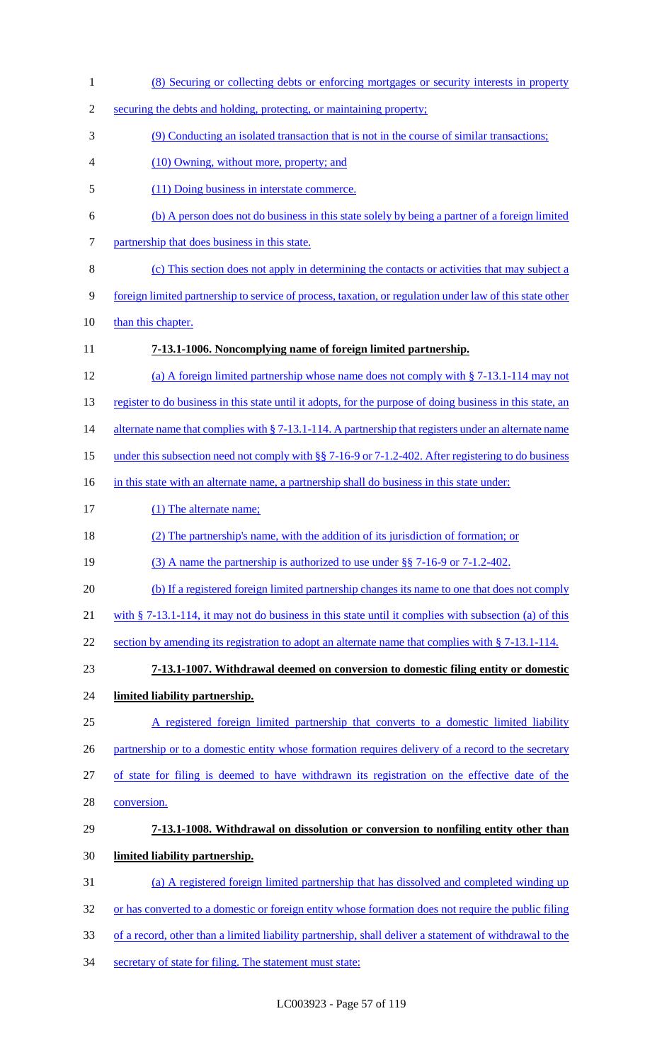(8) Securing or collecting debts or enforcing mortgages or security interests in property securing the debts and holding, protecting, or maintaining property;

(9) Conducting an isolated transaction that is not in the course of similar transactions;

(10) Owning, without more, property; and

(11) Doing business in interstate commerce.

(b) A person does not do business in this state solely by being a partner of a foreign limited partnership that does business in this state.

(c) This section does not apply in determining the contacts or activities that may subject a foreign limited partnership to service of process, taxation, or regulation under law of this state other than this chapter.

**7-13.1-1006. Noncomplying name of foreign limited partnership.**

(a) A foreign limited partnership whose name does not comply with § 7-13.1-114 may not register to do business in this state until it adopts, for the purpose of doing business in this state, an alternate name that complies with § 7-13.1-114. A partnership that registers under an alternate name under this subsection need not comply with §§ 7-16-9 or 7-1.2-402. After registering to do business in this state with an alternate name, a partnership shall do business in this state under:

(1) The alternate name;

(2) The partnership's name, with the addition of its jurisdiction of formation; or

(3) A name the partnership is authorized to use under §§ 7-16-9 or 7-1.2-402.

(b) If a registered foreign limited partnership changes its name to one that does not comply with § 7-13.1-114, it may not do business in this state until it complies with subsection (a) of this section by amending its registration to adopt an alternate name that complies with § 7-13.1-114.

**7-13.1-1007. Withdrawal deemed on conversion to domestic filing entity or domestic limited liability partnership.**

A registered foreign limited partnership that converts to a domestic limited liability partnership or to a domestic entity whose formation requires delivery of a record to the secretary of state for filing is deemed to have withdrawn its registration on the effective date of the conversion.

**7-13.1-1008. Withdrawal on dissolution or conversion to nonfiling entity other than limited liability partnership.**

(a) A registered foreign limited partnership that has dissolved and completed winding up or has converted to a domestic or foreign entity whose formation does not require the public filing of a record, other than a limited liability partnership, shall deliver a statement of withdrawal to the secretary of state for filing. The statement must state: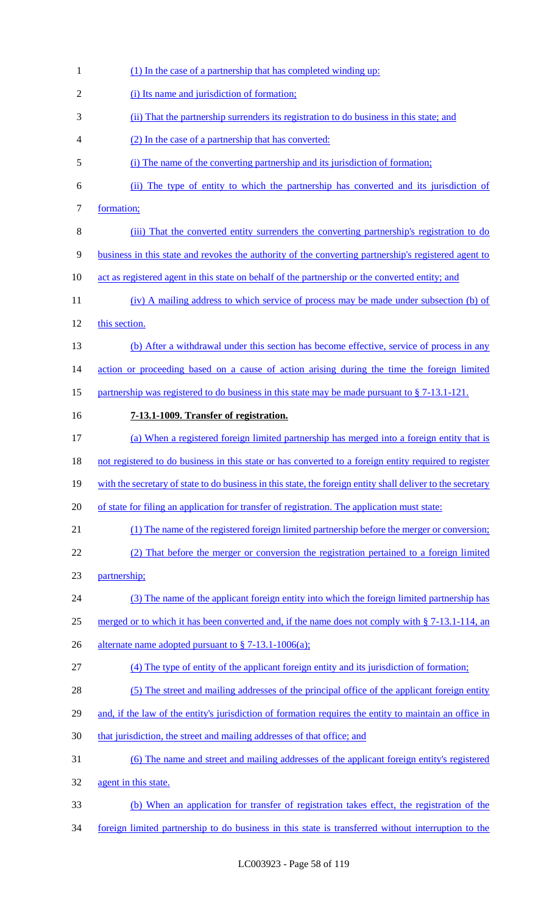(1) In the case of a partnership that has completed winding up:

(i) Its name and jurisdiction of formation;

(ii) That the partnership surrenders its registration to do business in this state; and

(2) In the case of a partnership that has converted:

(i) The name of the converting partnership and its jurisdiction of formation;

(ii) The type of entity to which the partnership has converted and its jurisdiction of formation;

(iii) That the converted entity surrenders the converting partnership's registration to do business in this state and revokes the authority of the converting partnership's registered agent to act as registered agent in this state on behalf of the partnership or the converted entity; and

(iv) A mailing address to which service of process may be made under subsection (b) of this section.

(b) After a withdrawal under this section has become effective, service of process in any action or proceeding based on a cause of action arising during the time the foreign limited partnership was registered to do business in this state may be made pursuant to § 7-13.1-121.

**7-13.1-1009. Transfer of registration.**

(a) When a registered foreign limited partnership has merged into a foreign entity that is not registered to do business in this state or has converted to a foreign entity required to register with the secretary of state to do business in this state, the foreign entity shall deliver to the secretary of state for filing an application for transfer of registration. The application must state:

(1) The name of the registered foreign limited partnership before the merger or conversion;

(2) That before the merger or conversion the registration pertained to a foreign limited partnership;

(3) The name of the applicant foreign entity into which the foreign limited partnership has merged or to which it has been converted and, if the name does not comply with § 7-13.1-114, an alternate name adopted pursuant to § 7-13.1-1006(a);

(4) The type of entity of the applicant foreign entity and its jurisdiction of formation;

(5) The street and mailing addresses of the principal office of the applicant foreign entity and, if the law of the entity's jurisdiction of formation requires the entity to maintain an office in that jurisdiction, the street and mailing addresses of that office; and

(6) The name and street and mailing addresses of the applicant foreign entity's registered agent in this state.

(b) When an application for transfer of registration takes effect, the registration of the foreign limited partnership to do business in this state is transferred without interruption to the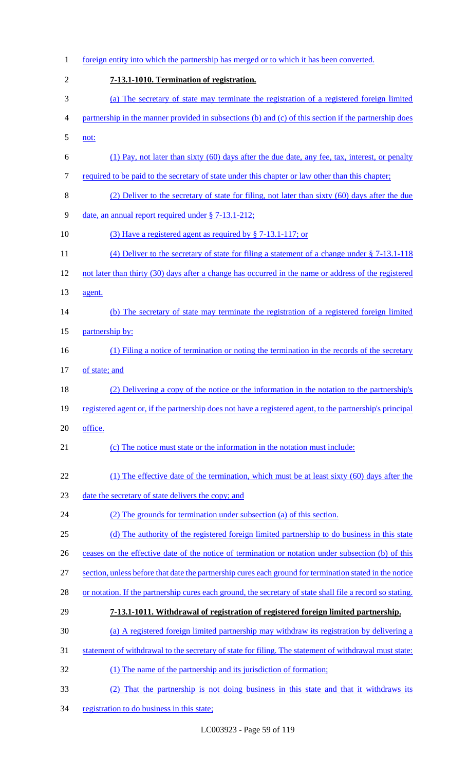foreign entity into which the partnership has merged or to which it has been converted.

**7-13.1-1010. Termination of registration.**

(a) The secretary of state may terminate the registration of a registered foreign limited partnership in the manner provided in subsections (b) and (c) of this section if the partnership does not:

(1) Pay, not later than sixty (60) days after the due date, any fee, tax, interest, or penalty required to be paid to the secretary of state under this chapter or law other than this chapter;

(2) Deliver to the secretary of state for filing, not later than sixty (60) days after the due date, an annual report required under § 7-13.1-212;

(3) Have a registered agent as required by § 7-13.1-117; or

(4) Deliver to the secretary of state for filing a statement of a change under § 7-13.1-118 not later than thirty (30) days after a change has occurred in the name or address of the registered agent.

(b) The secretary of state may terminate the registration of a registered foreign limited partnership by:

(1) Filing a notice of termination or noting the termination in the records of the secretary of state; and

(2) Delivering a copy of the notice or the information in the notation to the partnership's registered agent or, if the partnership does not have a registered agent, to the partnership's principal office.

(c) The notice must state or the information in the notation must include:

(1) The effective date of the termination, which must be at least sixty (60) days after the date the secretary of state delivers the copy; and

(2) The grounds for termination under subsection (a) of this section.

(d) The authority of the registered foreign limited partnership to do business in this state ceases on the effective date of the notice of termination or notation under subsection (b) of this section, unless before that date the partnership cures each ground for termination stated in the notice or notation. If the partnership cures each ground, the secretary of state shall file a record so stating.

**7-13.1-1011. Withdrawal of registration of registered foreign limited partnership.**

(a) A registered foreign limited partnership may withdraw its registration by delivering a statement of withdrawal to the secretary of state for filing. The statement of withdrawal must state:

(1) The name of the partnership and its jurisdiction of formation;

(2) That the partnership is not doing business in this state and that it withdraws its registration to do business in this state;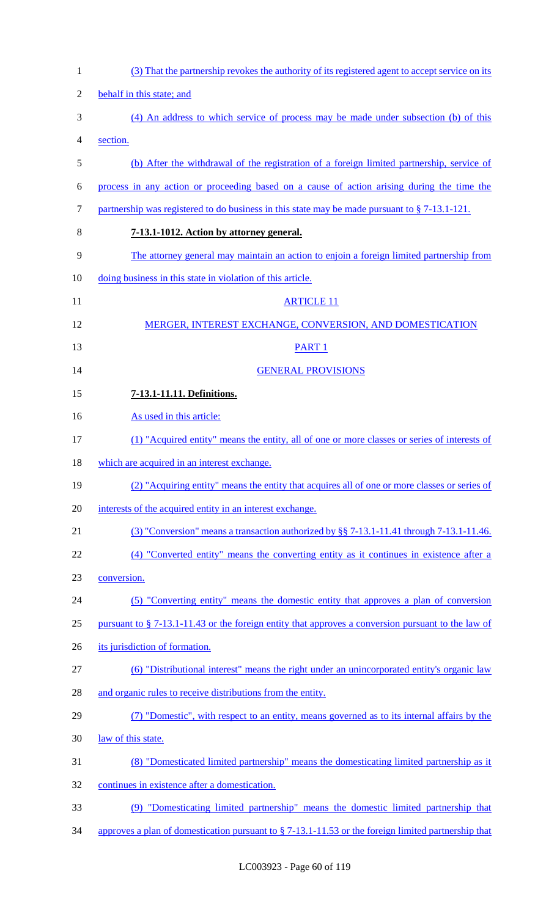(3) That the partnership revokes the authority of its registered agent to accept service on its behalf in this state; and

(4) An address to which service of process may be made under subsection (b) of this section.

(b) After the withdrawal of the registration of a foreign limited partnership, service of process in any action or proceeding based on a cause of action arising during the time the partnership was registered to do business in this state may be made pursuant to § 7-13.1-121.

**7-13.1-1012. Action by attorney general.**

The attorney general may maintain an action to enjoin a foreign limited partnership from doing business in this state in violation of this article.

ARTICLE 11

MERGER, INTEREST EXCHANGE, CONVERSION, AND DOMESTICATION

PART 1

GENERAL PROVISIONS

**7-13.1-11.11. Definitions.**

As used in this article:

(1) "Acquired entity" means the entity, all of one or more classes or series of interests of which are acquired in an interest exchange.

(2) "Acquiring entity" means the entity that acquires all of one or more classes or series of interests of the acquired entity in an interest exchange.

(3) "Conversion" means a transaction authorized by §§ 7-13.1-11.41 through 7-13.1-11.46.

(4) "Converted entity" means the converting entity as it continues in existence after a conversion.

(5) "Converting entity" means the domestic entity that approves a plan of conversion pursuant to § 7-13.1-11.43 or the foreign entity that approves a conversion pursuant to the law of its jurisdiction of formation.

(6) "Distributional interest" means the right under an unincorporated entity's organic law and organic rules to receive distributions from the entity.

(7) "Domestic", with respect to an entity, means governed as to its internal affairs by the law of this state.

(8) "Domesticated limited partnership" means the domesticating limited partnership as it continues in existence after a domestication.

(9) "Domesticating limited partnership" means the domestic limited partnership that approves a plan of domestication pursuant to § 7-13.1-11.53 or the foreign limited partnership that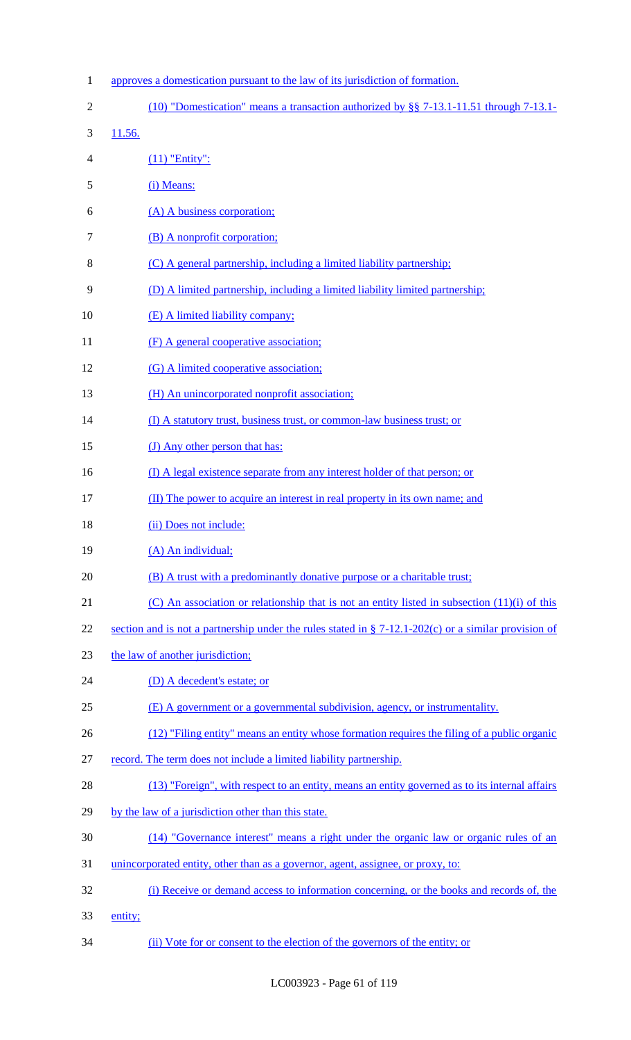approves a domestication pursuant to the law of its jurisdiction of formation.

(10) "Domestication" means a transaction authorized by §§ 7-13.1-11.51 through 7-13.1-11.56.

(11) "Entity":

(i) Means:

(A) A business corporation;

(B) A nonprofit corporation;

(C) A general partnership, including a limited liability partnership;

(D) A limited partnership, including a limited liability limited partnership;

(E) A limited liability company;

(F) A general cooperative association;

(G) A limited cooperative association;

(H) An unincorporated nonprofit association;

(I) A statutory trust, business trust, or common-law business trust; or

(J) Any other person that has:

(I) A legal existence separate from any interest holder of that person; or

(II) The power to acquire an interest in real property in its own name; and

(ii) Does not include:

(A) An individual;

(B) A trust with a predominantly donative purpose or a charitable trust;

(C) An association or relationship that is not an entity listed in subsection (11)(i) of this section and is not a partnership under the rules stated in § 7-12.1-202(c) or a similar provision of the law of another jurisdiction;

(D) A decedent's estate; or

(E) A government or a governmental subdivision, agency, or instrumentality.

(12) "Filing entity" means an entity whose formation requires the filing of a public organic record. The term does not include a limited liability partnership.

(13) "Foreign", with respect to an entity, means an entity governed as to its internal affairs by the law of a jurisdiction other than this state.

(14) "Governance interest" means a right under the organic law or organic rules of an unincorporated entity, other than as a governor, agent, assignee, or proxy, to:

(i) Receive or demand access to information concerning, or the books and records of, the entity;

(ii) Vote for or consent to the election of the governors of the entity; or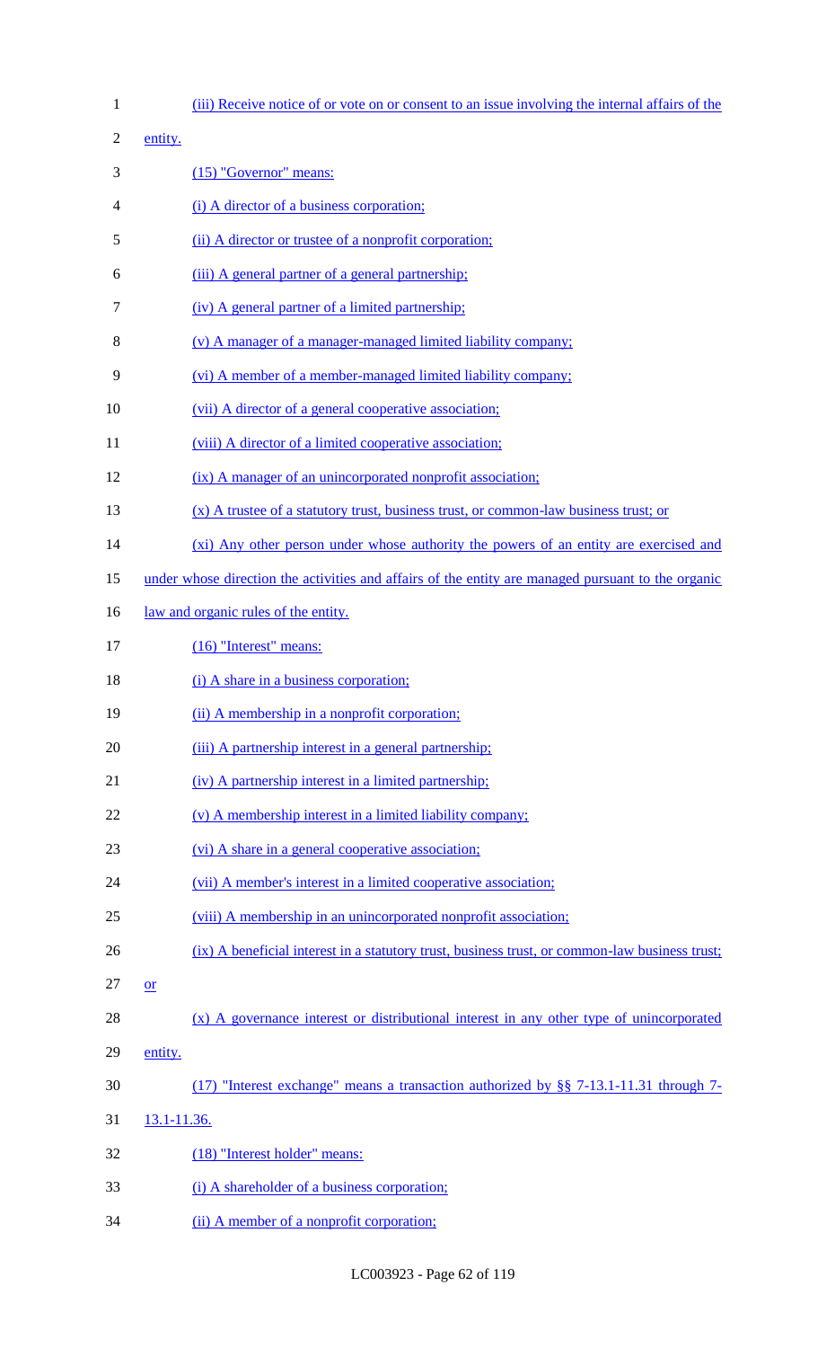(iii) Receive notice of or vote on or consent to an issue involving the internal affairs of the entity.

(15) "Governor" means:

(i) A director of a business corporation;

(ii) A director or trustee of a nonprofit corporation;

(iii) A general partner of a general partnership;

(iv) A general partner of a limited partnership;

(v) A manager of a manager-managed limited liability company;

(vi) A member of a member-managed limited liability company;

(vii) A director of a general cooperative association;

(viii) A director of a limited cooperative association;

(ix) A manager of an unincorporated nonprofit association;

(x) A trustee of a statutory trust, business trust, or common-law business trust; or

(xi) Any other person under whose authority the powers of an entity are exercised and under whose direction the activities and affairs of the entity are managed pursuant to the organic law and organic rules of the entity.

(16) "Interest" means:

(i) A share in a business corporation;

(ii) A membership in a nonprofit corporation;

(iii) A partnership interest in a general partnership;

(iv) A partnership interest in a limited partnership;

(v) A membership interest in a limited liability company;

(vi) A share in a general cooperative association;

(vii) A member's interest in a limited cooperative association;

(viii) A membership in an unincorporated nonprofit association;

(ix) A beneficial interest in a statutory trust, business trust, or common-law business trust; or

(x) A governance interest or distributional interest in any other type of unincorporated entity.

(17) "Interest exchange" means a transaction authorized by §§ 7-13.1-11.31 through 7-13.1-11.36.

(18) "Interest holder" means:

(i) A shareholder of a business corporation;

(ii) A member of a nonprofit corporation;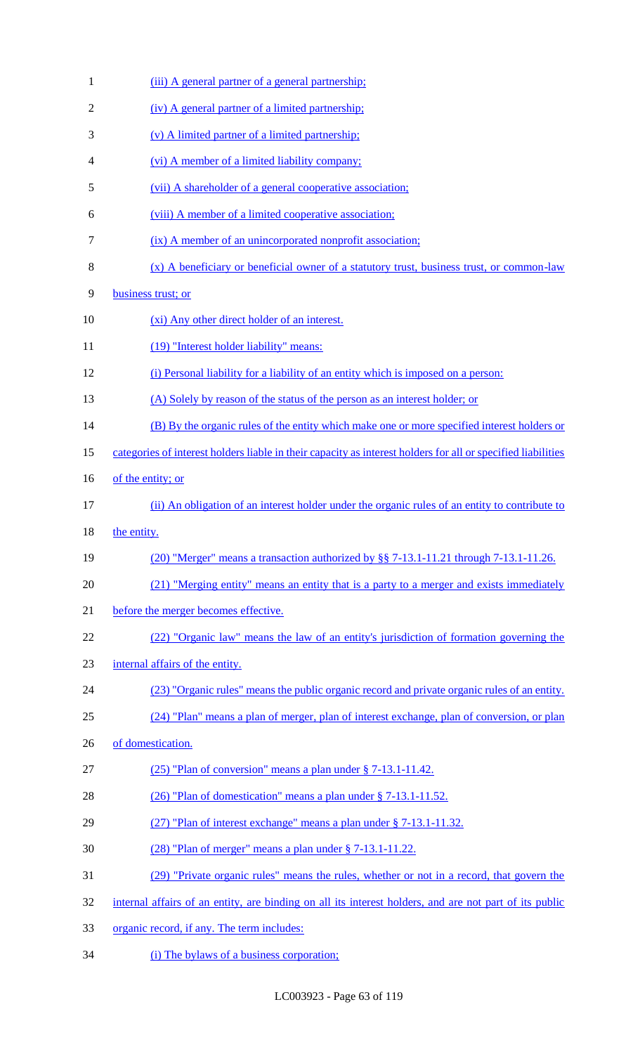(iii) A general partner of a general partnership;

(iv) A general partner of a limited partnership;

(v) A limited partner of a limited partnership;

(vi) A member of a limited liability company;

(vii) A shareholder of a general cooperative association;

(viii) A member of a limited cooperative association;

(ix) A member of an unincorporated nonprofit association;

(x) A beneficiary or beneficial owner of a statutory trust, business trust, or common-law business trust; or

(xi) Any other direct holder of an interest.

(19) "Interest holder liability" means:

(i) Personal liability for a liability of an entity which is imposed on a person:

(A) Solely by reason of the status of the person as an interest holder; or

(B) By the organic rules of the entity which make one or more specified interest holders or categories of interest holders liable in their capacity as interest holders for all or specified liabilities of the entity; or

(ii) An obligation of an interest holder under the organic rules of an entity to contribute to the entity.

(20) "Merger" means a transaction authorized by §§ 7-13.1-11.21 through 7-13.1-11.26.

(21) "Merging entity" means an entity that is a party to a merger and exists immediately before the merger becomes effective.

(22) "Organic law" means the law of an entity's jurisdiction of formation governing the internal affairs of the entity.

(23) "Organic rules" means the public organic record and private organic rules of an entity.

(24) "Plan" means a plan of merger, plan of interest exchange, plan of conversion, or plan of domestication.

(25) "Plan of conversion" means a plan under § 7-13.1-11.42.

(26) "Plan of domestication" means a plan under § 7-13.1-11.52.

(27) "Plan of interest exchange" means a plan under § 7-13.1-11.32.

(28) "Plan of merger" means a plan under § 7-13.1-11.22.

(29) "Private organic rules" means the rules, whether or not in a record, that govern the internal affairs of an entity, are binding on all its interest holders, and are not part of its public organic record, if any. The term includes:

(i) The bylaws of a business corporation;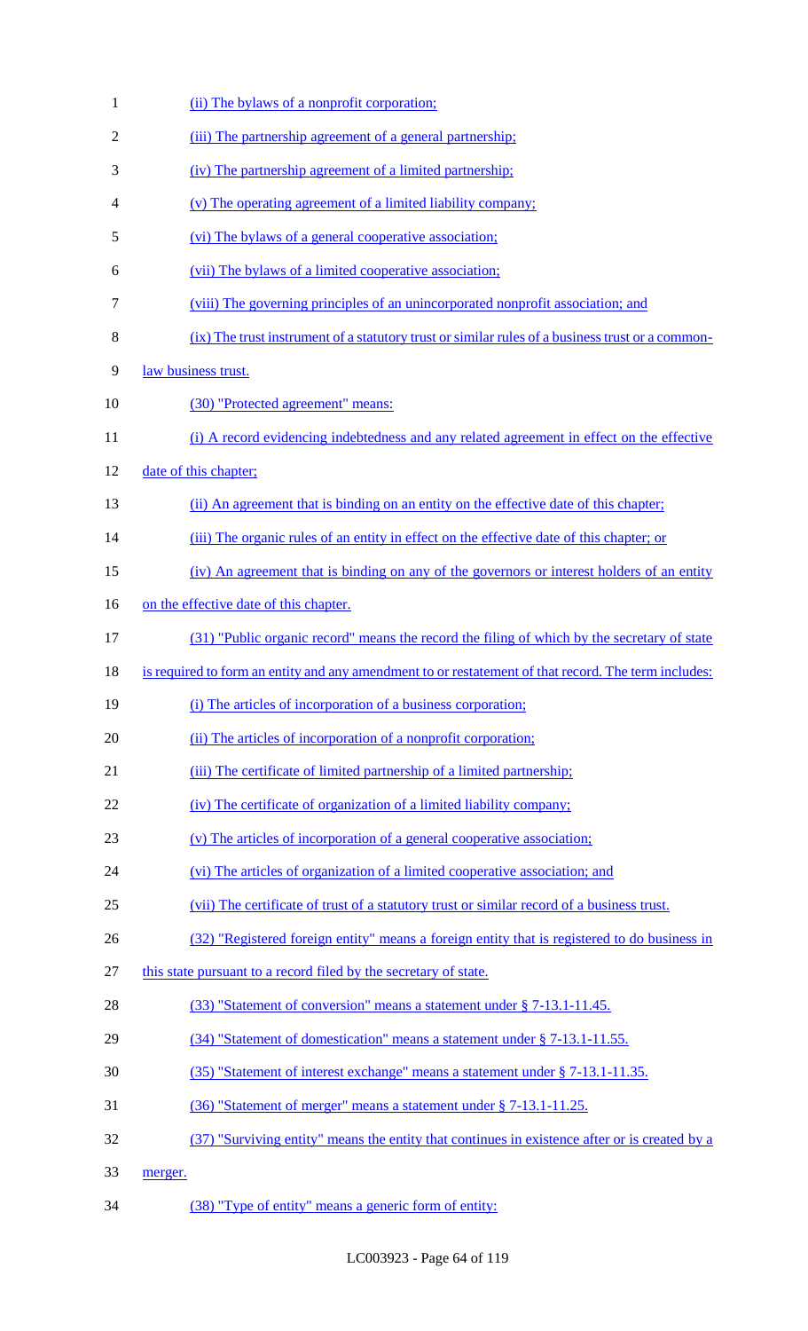(ii) The bylaws of a nonprofit corporation;

(iii) The partnership agreement of a general partnership;

(iv) The partnership agreement of a limited partnership;

(v) The operating agreement of a limited liability company;

(vi) The bylaws of a general cooperative association;

(vii) The bylaws of a limited cooperative association;

(viii) The governing principles of an unincorporated nonprofit association; and

(ix) The trust instrument of a statutory trust or similar rules of a business trust or a common-law business trust.

(30) "Protected agreement" means:

(i) A record evidencing indebtedness and any related agreement in effect on the effective date of this chapter;

(ii) An agreement that is binding on an entity on the effective date of this chapter;

(iii) The organic rules of an entity in effect on the effective date of this chapter; or

(iv) An agreement that is binding on any of the governors or interest holders of an entity on the effective date of this chapter.

(31) "Public organic record" means the record the filing of which by the secretary of state is required to form an entity and any amendment to or restatement of that record. The term includes:

(i) The articles of incorporation of a business corporation;

(ii) The articles of incorporation of a nonprofit corporation;

(iii) The certificate of limited partnership of a limited partnership;

(iv) The certificate of organization of a limited liability company;

(v) The articles of incorporation of a general cooperative association;

(vi) The articles of organization of a limited cooperative association; and

(vii) The certificate of trust of a statutory trust or similar record of a business trust.

(32) "Registered foreign entity" means a foreign entity that is registered to do business in this state pursuant to a record filed by the secretary of state.

(33) "Statement of conversion" means a statement under § 7-13.1-11.45.

(34) "Statement of domestication" means a statement under § 7-13.1-11.55.

(35) "Statement of interest exchange" means a statement under § 7-13.1-11.35.

(36) "Statement of merger" means a statement under § 7-13.1-11.25.

(37) "Surviving entity" means the entity that continues in existence after or is created by a merger.

(38) "Type of entity" means a generic form of entity: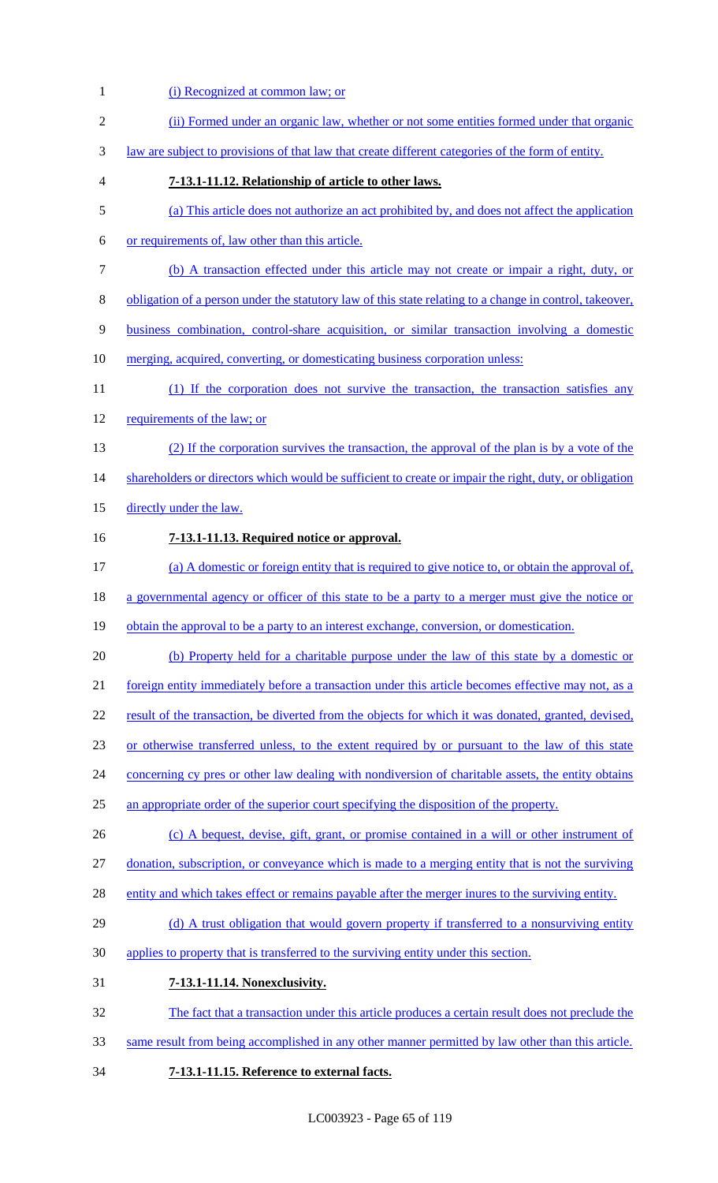(i) Recognized at common law; or

(ii) Formed under an organic law, whether or not some entities formed under that organic law are subject to provisions of that law that create different categories of the form of entity.

**7-13.1-11.12. Relationship of article to other laws.**

(a) This article does not authorize an act prohibited by, and does not affect the application or requirements of, law other than this article.

(b) A transaction effected under this article may not create or impair a right, duty, or obligation of a person under the statutory law of this state relating to a change in control, takeover, business combination, control-share acquisition, or similar transaction involving a domestic merging, acquired, converting, or domesticating business corporation unless:

(1) If the corporation does not survive the transaction, the transaction satisfies any requirements of the law; or

(2) If the corporation survives the transaction, the approval of the plan is by a vote of the shareholders or directors which would be sufficient to create or impair the right, duty, or obligation directly under the law.

**7-13.1-11.13. Required notice or approval.**

(a) A domestic or foreign entity that is required to give notice to, or obtain the approval of, a governmental agency or officer of this state to be a party to a merger must give the notice or obtain the approval to be a party to an interest exchange, conversion, or domestication.

(b) Property held for a charitable purpose under the law of this state by a domestic or foreign entity immediately before a transaction under this article becomes effective may not, as a result of the transaction, be diverted from the objects for which it was donated, granted, devised, or otherwise transferred unless, to the extent required by or pursuant to the law of this state concerning cy pres or other law dealing with nondiversion of charitable assets, the entity obtains an appropriate order of the superior court specifying the disposition of the property.

(c) A bequest, devise, gift, grant, or promise contained in a will or other instrument of donation, subscription, or conveyance which is made to a merging entity that is not the surviving entity and which takes effect or remains payable after the merger inures to the surviving entity.

(d) A trust obligation that would govern property if transferred to a nonsurviving entity applies to property that is transferred to the surviving entity under this section.

**7-13.1-11.14. Nonexclusivity.**

The fact that a transaction under this article produces a certain result does not preclude the same result from being accomplished in any other manner permitted by law other than this article.

**7-13.1-11.15. Reference to external facts.**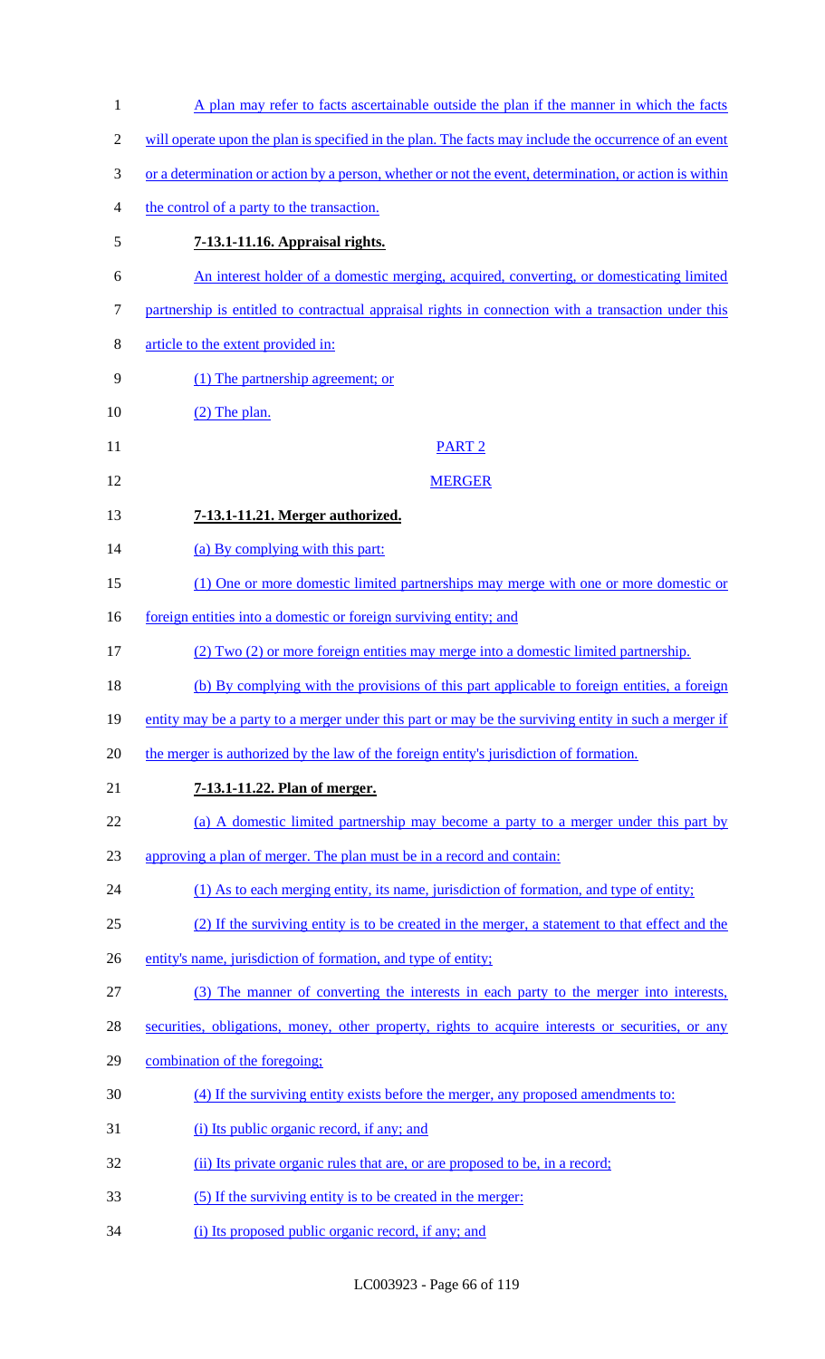A plan may refer to facts ascertainable outside the plan if the manner in which the facts will operate upon the plan is specified in the plan. The facts may include the occurrence of an event or a determination or action by a person, whether or not the event, determination, or action is within the control of a party to the transaction.

**7-13.1-11.16. Appraisal rights.**

An interest holder of a domestic merging, acquired, converting, or domesticating limited partnership is entitled to contractual appraisal rights in connection with a transaction under this article to the extent provided in:

(1) The partnership agreement; or

(2) The plan.

PART 2

MERGER

**7-13.1-11.21. Merger authorized.**

(a) By complying with this part:

(1) One or more domestic limited partnerships may merge with one or more domestic or foreign entities into a domestic or foreign surviving entity; and

(2) Two (2) or more foreign entities may merge into a domestic limited partnership.

(b) By complying with the provisions of this part applicable to foreign entities, a foreign entity may be a party to a merger under this part or may be the surviving entity in such a merger if the merger is authorized by the law of the foreign entity's jurisdiction of formation.

**7-13.1-11.22. Plan of merger.**

(a) A domestic limited partnership may become a party to a merger under this part by approving a plan of merger. The plan must be in a record and contain:

(1) As to each merging entity, its name, jurisdiction of formation, and type of entity;

(2) If the surviving entity is to be created in the merger, a statement to that effect and the entity's name, jurisdiction of formation, and type of entity;

(3) The manner of converting the interests in each party to the merger into interests, securities, obligations, money, other property, rights to acquire interests or securities, or any combination of the foregoing;

(4) If the surviving entity exists before the merger, any proposed amendments to:

(i) Its public organic record, if any; and

(ii) Its private organic rules that are, or are proposed to be, in a record;

(5) If the surviving entity is to be created in the merger:

(i) Its proposed public organic record, if any; and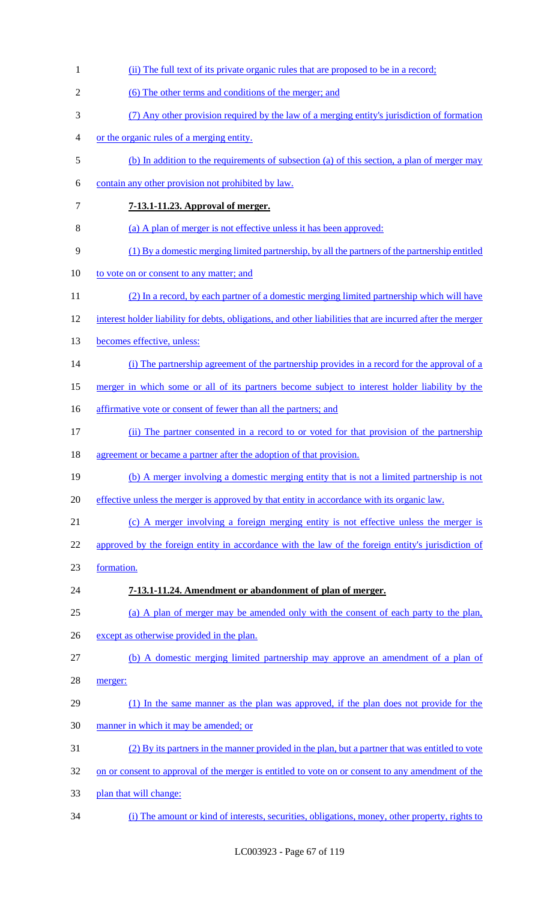(ii) The full text of its private organic rules that are proposed to be in a record;

(6) The other terms and conditions of the merger; and

(7) Any other provision required by the law of a merging entity's jurisdiction of formation or the organic rules of a merging entity.

(b) In addition to the requirements of subsection (a) of this section, a plan of merger may contain any other provision not prohibited by law.

**7-13.1-11.23. Approval of merger.**

(a) A plan of merger is not effective unless it has been approved:

(1) By a domestic merging limited partnership, by all the partners of the partnership entitled to vote on or consent to any matter; and

(2) In a record, by each partner of a domestic merging limited partnership which will have interest holder liability for debts, obligations, and other liabilities that are incurred after the merger becomes effective, unless:

(i) The partnership agreement of the partnership provides in a record for the approval of a merger in which some or all of its partners become subject to interest holder liability by the affirmative vote or consent of fewer than all the partners; and

(ii) The partner consented in a record to or voted for that provision of the partnership agreement or became a partner after the adoption of that provision.

(b) A merger involving a domestic merging entity that is not a limited partnership is not effective unless the merger is approved by that entity in accordance with its organic law.

(c) A merger involving a foreign merging entity is not effective unless the merger is approved by the foreign entity in accordance with the law of the foreign entity's jurisdiction of formation.

**7-13.1-11.24. Amendment or abandonment of plan of merger.**

(a) A plan of merger may be amended only with the consent of each party to the plan, except as otherwise provided in the plan.

(b) A domestic merging limited partnership may approve an amendment of a plan of merger:

(1) In the same manner as the plan was approved, if the plan does not provide for the manner in which it may be amended; or

(2) By its partners in the manner provided in the plan, but a partner that was entitled to vote on or consent to approval of the merger is entitled to vote on or consent to any amendment of the plan that will change:

(i) The amount or kind of interests, securities, obligations, money, other property, rights to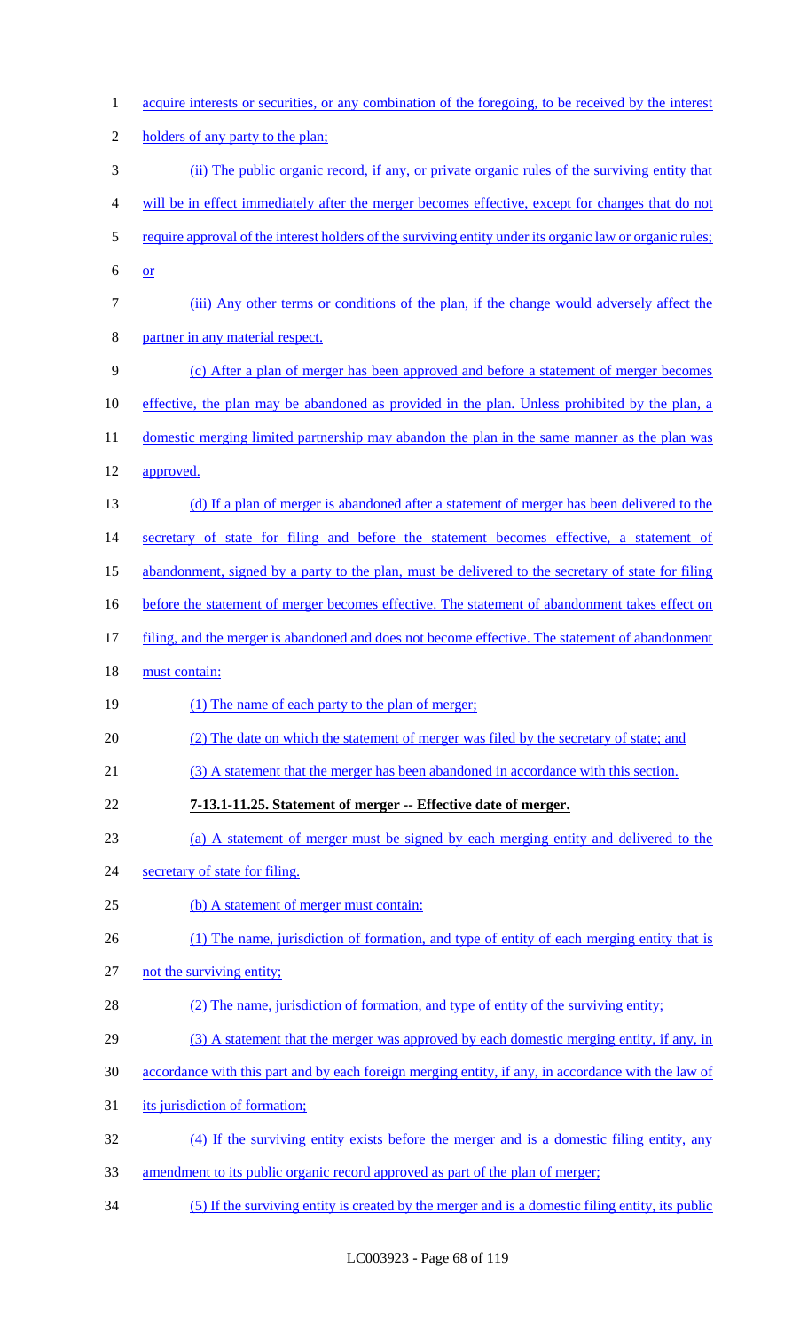acquire interests or securities, or any combination of the foregoing, to be received by the interest holders of any party to the plan;

(ii) The public organic record, if any, or private organic rules of the surviving entity that will be in effect immediately after the merger becomes effective, except for changes that do not require approval of the interest holders of the surviving entity under its organic law or organic rules; or

(iii) Any other terms or conditions of the plan, if the change would adversely affect the partner in any material respect.

(c) After a plan of merger has been approved and before a statement of merger becomes effective, the plan may be abandoned as provided in the plan. Unless prohibited by the plan, a domestic merging limited partnership may abandon the plan in the same manner as the plan was approved.

(d) If a plan of merger is abandoned after a statement of merger has been delivered to the secretary of state for filing and before the statement becomes effective, a statement of abandonment, signed by a party to the plan, must be delivered to the secretary of state for filing before the statement of merger becomes effective. The statement of abandonment takes effect on filing, and the merger is abandoned and does not become effective. The statement of abandonment must contain:

(1) The name of each party to the plan of merger;

(2) The date on which the statement of merger was filed by the secretary of state; and

(3) A statement that the merger has been abandoned in accordance with this section.

**7-13.1-11.25. Statement of merger -- Effective date of merger.**

(a) A statement of merger must be signed by each merging entity and delivered to the secretary of state for filing.

(b) A statement of merger must contain:

(1) The name, jurisdiction of formation, and type of entity of each merging entity that is not the surviving entity;

(2) The name, jurisdiction of formation, and type of entity of the surviving entity;

(3) A statement that the merger was approved by each domestic merging entity, if any, in accordance with this part and by each foreign merging entity, if any, in accordance with the law of its jurisdiction of formation;

(4) If the surviving entity exists before the merger and is a domestic filing entity, any amendment to its public organic record approved as part of the plan of merger;

(5) If the surviving entity is created by the merger and is a domestic filing entity, its public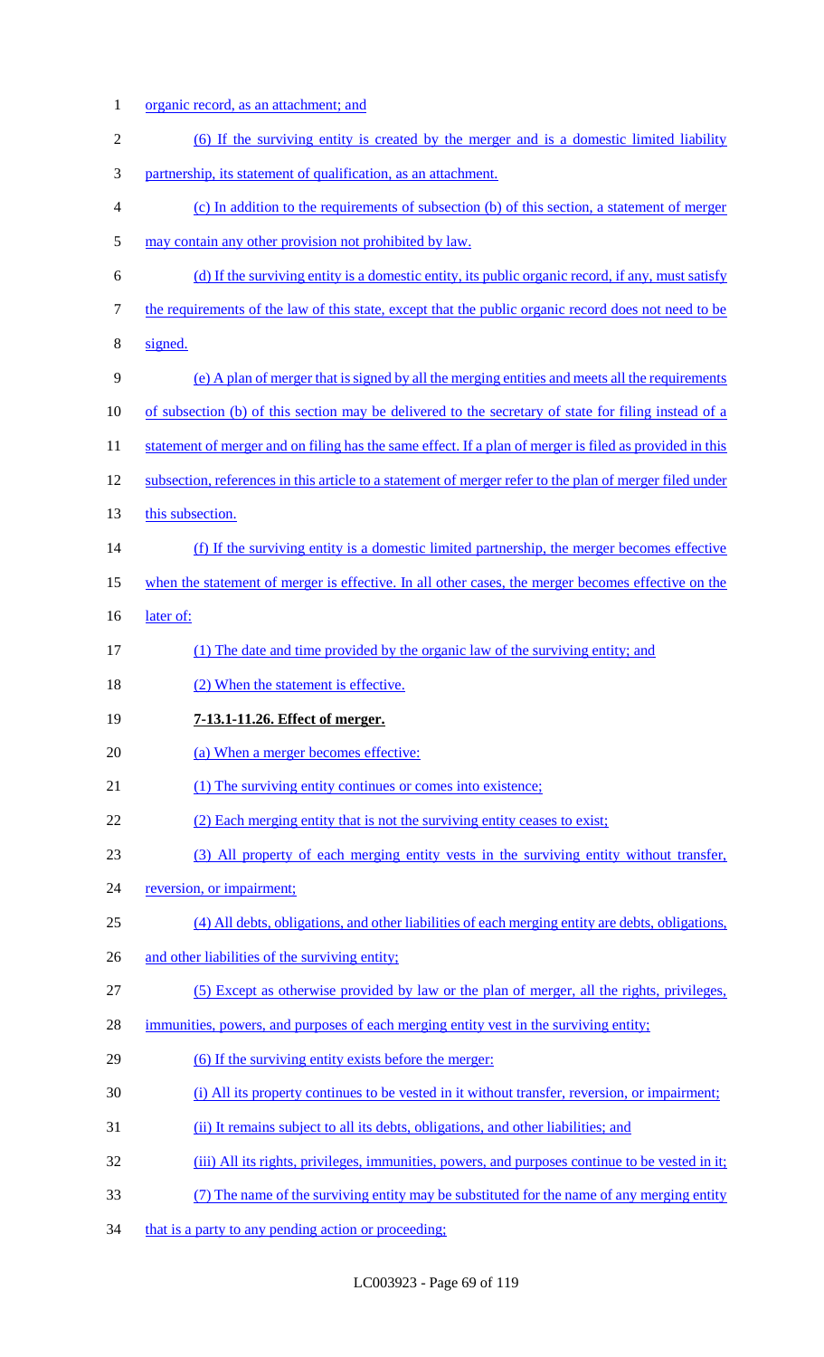organic record, as an attachment; and

(6) If the surviving entity is created by the merger and is a domestic limited liability partnership, its statement of qualification, as an attachment.

(c) In addition to the requirements of subsection (b) of this section, a statement of merger may contain any other provision not prohibited by law.

(d) If the surviving entity is a domestic entity, its public organic record, if any, must satisfy the requirements of the law of this state, except that the public organic record does not need to be signed.

(e) A plan of merger that is signed by all the merging entities and meets all the requirements of subsection (b) of this section may be delivered to the secretary of state for filing instead of a statement of merger and on filing has the same effect. If a plan of merger is filed as provided in this subsection, references in this article to a statement of merger refer to the plan of merger filed under this subsection.

(f) If the surviving entity is a domestic limited partnership, the merger becomes effective when the statement of merger is effective. In all other cases, the merger becomes effective on the later of:

(1) The date and time provided by the organic law of the surviving entity; and

(2) When the statement is effective.

**7-13.1-11.26. Effect of merger.**

(a) When a merger becomes effective:

(1) The surviving entity continues or comes into existence;

(2) Each merging entity that is not the surviving entity ceases to exist;

(3) All property of each merging entity vests in the surviving entity without transfer, reversion, or impairment;

(4) All debts, obligations, and other liabilities of each merging entity are debts, obligations, and other liabilities of the surviving entity;

(5) Except as otherwise provided by law or the plan of merger, all the rights, privileges, immunities, powers, and purposes of each merging entity vest in the surviving entity;

(6) If the surviving entity exists before the merger:

(i) All its property continues to be vested in it without transfer, reversion, or impairment;

(ii) It remains subject to all its debts, obligations, and other liabilities; and

(iii) All its rights, privileges, immunities, powers, and purposes continue to be vested in it;

(7) The name of the surviving entity may be substituted for the name of any merging entity that is a party to any pending action or proceeding;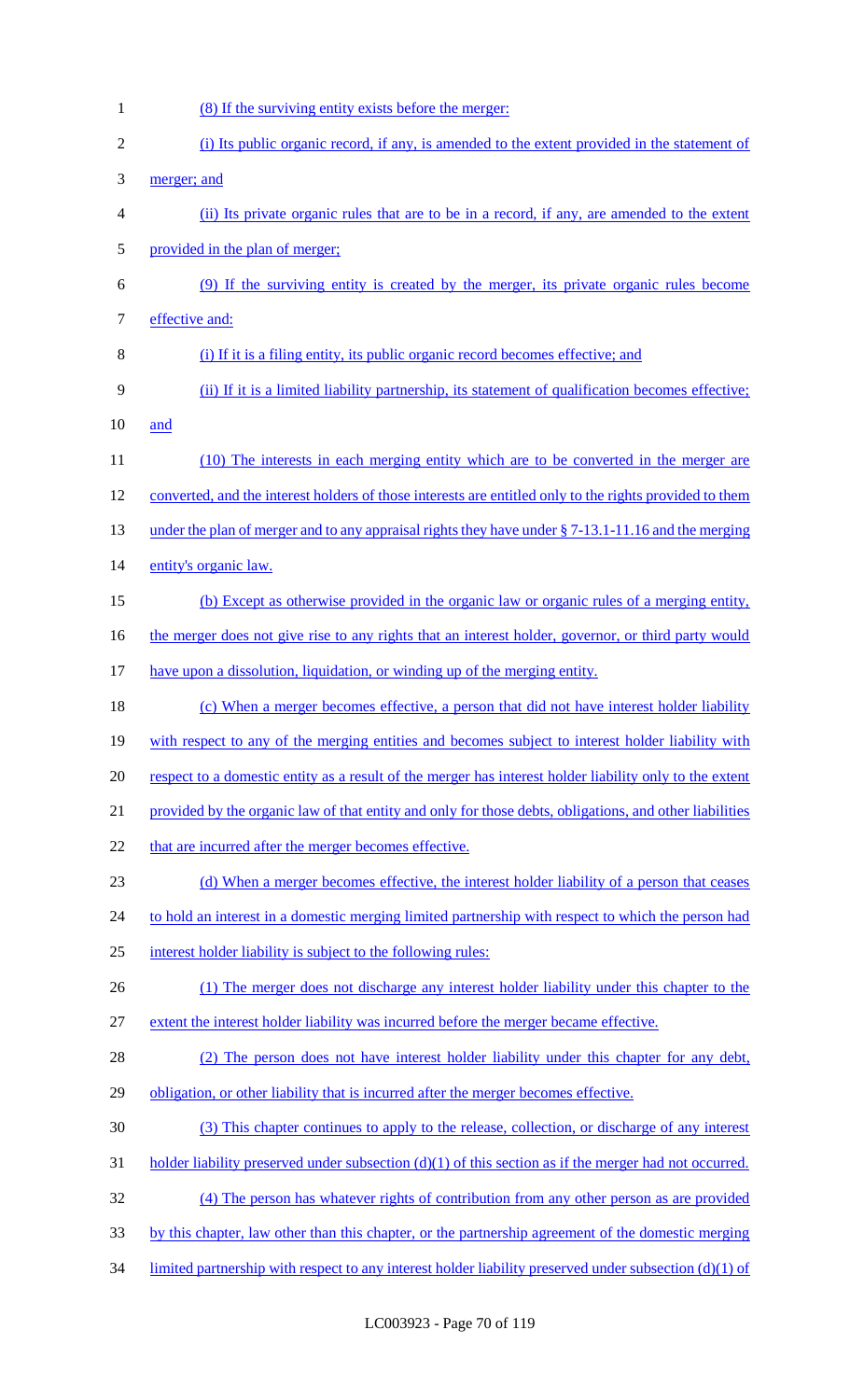(8) If the surviving entity exists before the merger:

(i) Its public organic record, if any, is amended to the extent provided in the statement of merger; and

(ii) Its private organic rules that are to be in a record, if any, are amended to the extent provided in the plan of merger;

(9) If the surviving entity is created by the merger, its private organic rules become effective and:

(i) If it is a filing entity, its public organic record becomes effective; and

(ii) If it is a limited liability partnership, its statement of qualification becomes effective; and

(10) The interests in each merging entity which are to be converted in the merger are converted, and the interest holders of those interests are entitled only to the rights provided to them under the plan of merger and to any appraisal rights they have under § 7-13.1-11.16 and the merging entity's organic law.

(b) Except as otherwise provided in the organic law or organic rules of a merging entity, the merger does not give rise to any rights that an interest holder, governor, or third party would have upon a dissolution, liquidation, or winding up of the merging entity.

(c) When a merger becomes effective, a person that did not have interest holder liability with respect to any of the merging entities and becomes subject to interest holder liability with respect to a domestic entity as a result of the merger has interest holder liability only to the extent provided by the organic law of that entity and only for those debts, obligations, and other liabilities that are incurred after the merger becomes effective.

(d) When a merger becomes effective, the interest holder liability of a person that ceases to hold an interest in a domestic merging limited partnership with respect to which the person had interest holder liability is subject to the following rules:

(1) The merger does not discharge any interest holder liability under this chapter to the extent the interest holder liability was incurred before the merger became effective.

(2) The person does not have interest holder liability under this chapter for any debt, obligation, or other liability that is incurred after the merger becomes effective.

(3) This chapter continues to apply to the release, collection, or discharge of any interest holder liability preserved under subsection (d)(1) of this section as if the merger had not occurred.

(4) The person has whatever rights of contribution from any other person as are provided by this chapter, law other than this chapter, or the partnership agreement of the domestic merging limited partnership with respect to any interest holder liability preserved under subsection (d)(1) of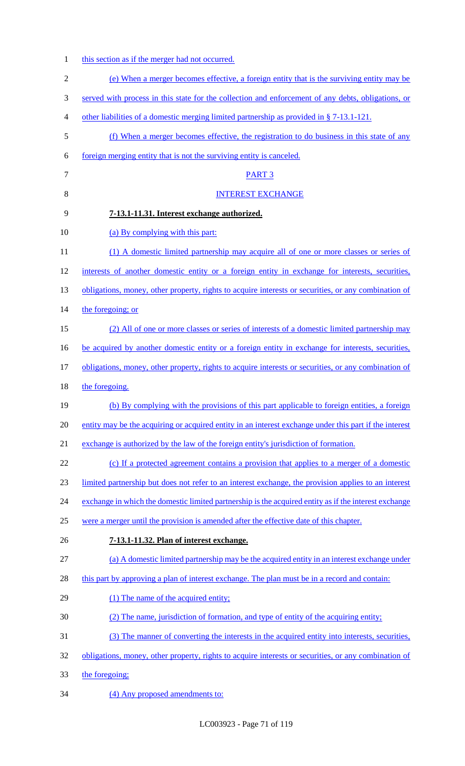this section as if the merger had not occurred.

(e) When a merger becomes effective, a foreign entity that is the surviving entity may be served with process in this state for the collection and enforcement of any debts, obligations, or other liabilities of a domestic merging limited partnership as provided in § 7-13.1-121.

(f) When a merger becomes effective, the registration to do business in this state of any foreign merging entity that is not the surviving entity is canceled.

PART 3

INTEREST EXCHANGE

**7-13.1-11.31. Interest exchange authorized.**

(a) By complying with this part:

(1) A domestic limited partnership may acquire all of one or more classes or series of interests of another domestic entity or a foreign entity in exchange for interests, securities, obligations, money, other property, rights to acquire interests or securities, or any combination of the foregoing; or

(2) All of one or more classes or series of interests of a domestic limited partnership may be acquired by another domestic entity or a foreign entity in exchange for interests, securities, obligations, money, other property, rights to acquire interests or securities, or any combination of the foregoing.

(b) By complying with the provisions of this part applicable to foreign entities, a foreign entity may be the acquiring or acquired entity in an interest exchange under this part if the interest exchange is authorized by the law of the foreign entity's jurisdiction of formation.

(c) If a protected agreement contains a provision that applies to a merger of a domestic limited partnership but does not refer to an interest exchange, the provision applies to an interest exchange in which the domestic limited partnership is the acquired entity as if the interest exchange were a merger until the provision is amended after the effective date of this chapter.

**7-13.1-11.32. Plan of interest exchange.**

(a) A domestic limited partnership may be the acquired entity in an interest exchange under this part by approving a plan of interest exchange. The plan must be in a record and contain:

(1) The name of the acquired entity;

(2) The name, jurisdiction of formation, and type of entity of the acquiring entity;

(3) The manner of converting the interests in the acquired entity into interests, securities, obligations, money, other property, rights to acquire interests or securities, or any combination of the foregoing;

(4) Any proposed amendments to: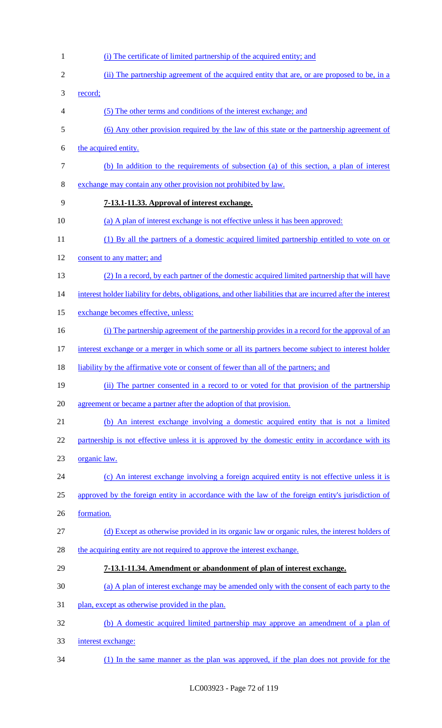(i) The certificate of limited partnership of the acquired entity; and

(ii) The partnership agreement of the acquired entity that are, or are proposed to be, in a record;

(5) The other terms and conditions of the interest exchange; and

(6) Any other provision required by the law of this state or the partnership agreement of the acquired entity.

(b) In addition to the requirements of subsection (a) of this section, a plan of interest exchange may contain any other provision not prohibited by law.

**7-13.1-11.33. Approval of interest exchange.**

(a) A plan of interest exchange is not effective unless it has been approved:

(1) By all the partners of a domestic acquired limited partnership entitled to vote on or consent to any matter; and

(2) In a record, by each partner of the domestic acquired limited partnership that will have interest holder liability for debts, obligations, and other liabilities that are incurred after the interest exchange becomes effective, unless:

(i) The partnership agreement of the partnership provides in a record for the approval of an interest exchange or a merger in which some or all its partners become subject to interest holder liability by the affirmative vote or consent of fewer than all of the partners; and

(ii) The partner consented in a record to or voted for that provision of the partnership agreement or became a partner after the adoption of that provision.

(b) An interest exchange involving a domestic acquired entity that is not a limited partnership is not effective unless it is approved by the domestic entity in accordance with its organic law.

(c) An interest exchange involving a foreign acquired entity is not effective unless it is approved by the foreign entity in accordance with the law of the foreign entity's jurisdiction of formation.

(d) Except as otherwise provided in its organic law or organic rules, the interest holders of the acquiring entity are not required to approve the interest exchange.

**7-13.1-11.34. Amendment or abandonment of plan of interest exchange.**

(a) A plan of interest exchange may be amended only with the consent of each party to the plan, except as otherwise provided in the plan.

(b) A domestic acquired limited partnership may approve an amendment of a plan of interest exchange:

(1) In the same manner as the plan was approved, if the plan does not provide for the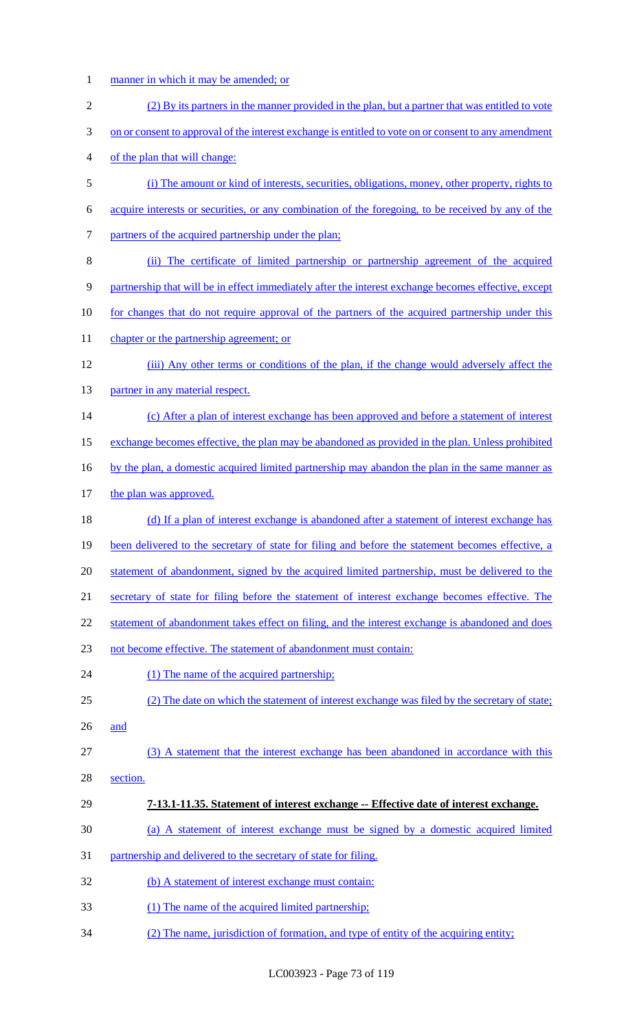manner in which it may be amended; or

(2) By its partners in the manner provided in the plan, but a partner that was entitled to vote on or consent to approval of the interest exchange is entitled to vote on or consent to any amendment of the plan that will change:

(i) The amount or kind of interests, securities, obligations, money, other property, rights to acquire interests or securities, or any combination of the foregoing, to be received by any of the partners of the acquired partnership under the plan;

(ii) The certificate of limited partnership or partnership agreement of the acquired partnership that will be in effect immediately after the interest exchange becomes effective, except for changes that do not require approval of the partners of the acquired partnership under this chapter or the partnership agreement; or

(iii) Any other terms or conditions of the plan, if the change would adversely affect the partner in any material respect.

(c) After a plan of interest exchange has been approved and before a statement of interest exchange becomes effective, the plan may be abandoned as provided in the plan. Unless prohibited by the plan, a domestic acquired limited partnership may abandon the plan in the same manner as the plan was approved.

(d) If a plan of interest exchange is abandoned after a statement of interest exchange has been delivered to the secretary of state for filing and before the statement becomes effective, a statement of abandonment, signed by the acquired limited partnership, must be delivered to the secretary of state for filing before the statement of interest exchange becomes effective. The statement of abandonment takes effect on filing, and the interest exchange is abandoned and does not become effective. The statement of abandonment must contain:

(1) The name of the acquired partnership;

(2) The date on which the statement of interest exchange was filed by the secretary of state; and

(3) A statement that the interest exchange has been abandoned in accordance with this section.

**7-13.1-11.35. Statement of interest exchange -- Effective date of interest exchange.**

(a) A statement of interest exchange must be signed by a domestic acquired limited partnership and delivered to the secretary of state for filing.

(b) A statement of interest exchange must contain:

(1) The name of the acquired limited partnership;

(2) The name, jurisdiction of formation, and type of entity of the acquiring entity;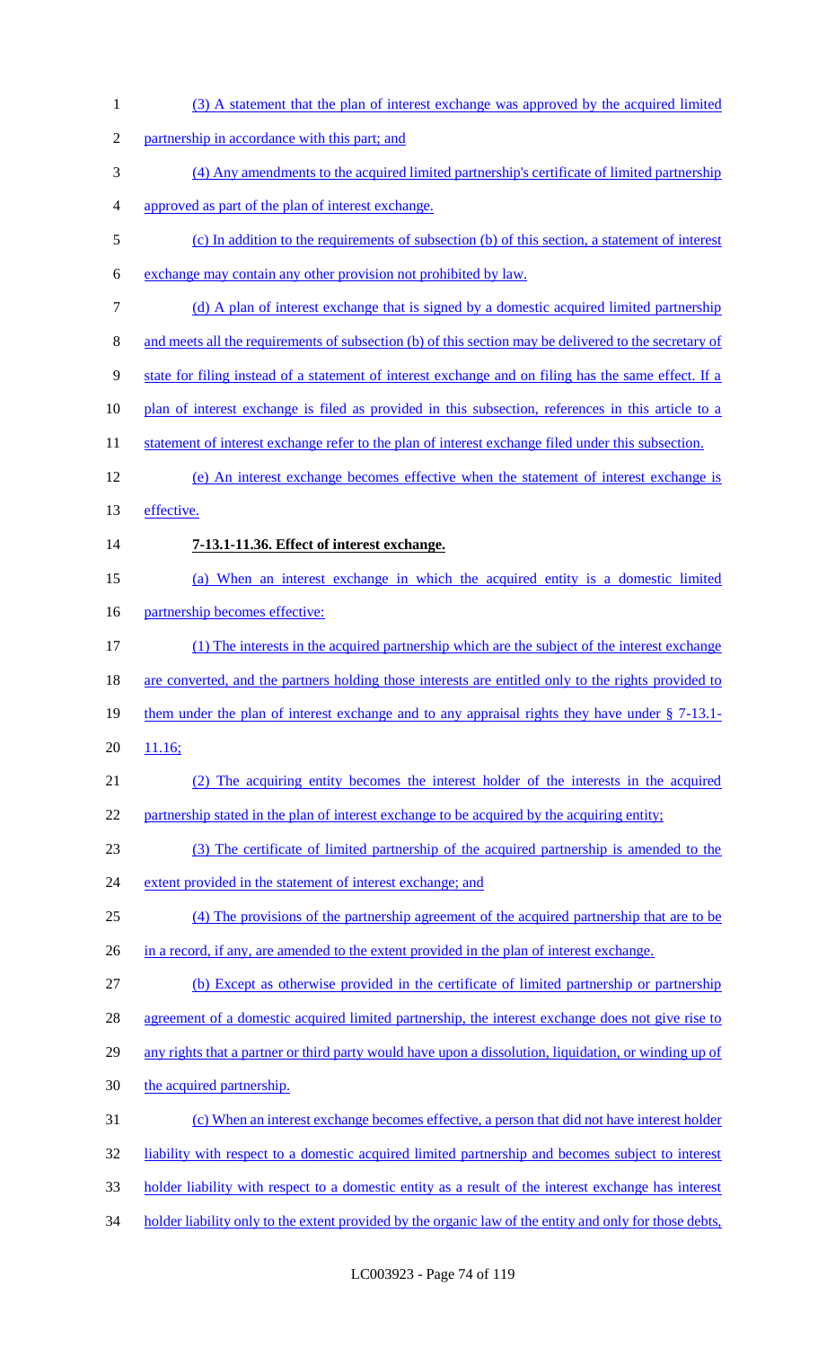(3) A statement that the plan of interest exchange was approved by the acquired limited partnership in accordance with this part; and

(4) Any amendments to the acquired limited partnership's certificate of limited partnership approved as part of the plan of interest exchange.

(c) In addition to the requirements of subsection (b) of this section, a statement of interest exchange may contain any other provision not prohibited by law.

(d) A plan of interest exchange that is signed by a domestic acquired limited partnership and meets all the requirements of subsection (b) of this section may be delivered to the secretary of state for filing instead of a statement of interest exchange and on filing has the same effect. If a plan of interest exchange is filed as provided in this subsection, references in this article to a statement of interest exchange refer to the plan of interest exchange filed under this subsection.

(e) An interest exchange becomes effective when the statement of interest exchange is effective.

**7-13.1-11.36. Effect of interest exchange.**

(a) When an interest exchange in which the acquired entity is a domestic limited partnership becomes effective:

(1) The interests in the acquired partnership which are the subject of the interest exchange are converted, and the partners holding those interests are entitled only to the rights provided to them under the plan of interest exchange and to any appraisal rights they have under § 7-13.1-11.16;

(2) The acquiring entity becomes the interest holder of the interests in the acquired partnership stated in the plan of interest exchange to be acquired by the acquiring entity;

(3) The certificate of limited partnership of the acquired partnership is amended to the extent provided in the statement of interest exchange; and

(4) The provisions of the partnership agreement of the acquired partnership that are to be in a record, if any, are amended to the extent provided in the plan of interest exchange.

(b) Except as otherwise provided in the certificate of limited partnership or partnership agreement of a domestic acquired limited partnership, the interest exchange does not give rise to any rights that a partner or third party would have upon a dissolution, liquidation, or winding up of the acquired partnership.

(c) When an interest exchange becomes effective, a person that did not have interest holder liability with respect to a domestic acquired limited partnership and becomes subject to interest holder liability with respect to a domestic entity as a result of the interest exchange has interest holder liability only to the extent provided by the organic law of the entity and only for those debts,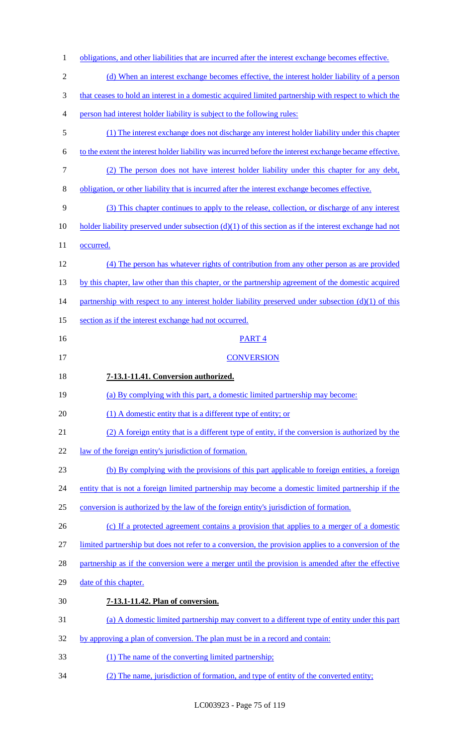obligations, and other liabilities that are incurred after the interest exchange becomes effective.

(d) When an interest exchange becomes effective, the interest holder liability of a person that ceases to hold an interest in a domestic acquired limited partnership with respect to which the person had interest holder liability is subject to the following rules:

(1) The interest exchange does not discharge any interest holder liability under this chapter to the extent the interest holder liability was incurred before the interest exchange became effective.

(2) The person does not have interest holder liability under this chapter for any debt, obligation, or other liability that is incurred after the interest exchange becomes effective.

(3) This chapter continues to apply to the release, collection, or discharge of any interest holder liability preserved under subsection (d)(1) of this section as if the interest exchange had not occurred.

(4) The person has whatever rights of contribution from any other person as are provided by this chapter, law other than this chapter, or the partnership agreement of the domestic acquired partnership with respect to any interest holder liability preserved under subsection (d)(1) of this section as if the interest exchange had not occurred.

PART 4

CONVERSION

**7-13.1-11.41. Conversion authorized.**

(a) By complying with this part, a domestic limited partnership may become:

(1) A domestic entity that is a different type of entity; or

(2) A foreign entity that is a different type of entity, if the conversion is authorized by the law of the foreign entity's jurisdiction of formation.

(b) By complying with the provisions of this part applicable to foreign entities, a foreign entity that is not a foreign limited partnership may become a domestic limited partnership if the conversion is authorized by the law of the foreign entity's jurisdiction of formation.

(c) If a protected agreement contains a provision that applies to a merger of a domestic limited partnership but does not refer to a conversion, the provision applies to a conversion of the partnership as if the conversion were a merger until the provision is amended after the effective date of this chapter.

**7-13.1-11.42. Plan of conversion.**

(a) A domestic limited partnership may convert to a different type of entity under this part by approving a plan of conversion. The plan must be in a record and contain:

(1) The name of the converting limited partnership;

(2) The name, jurisdiction of formation, and type of entity of the converted entity;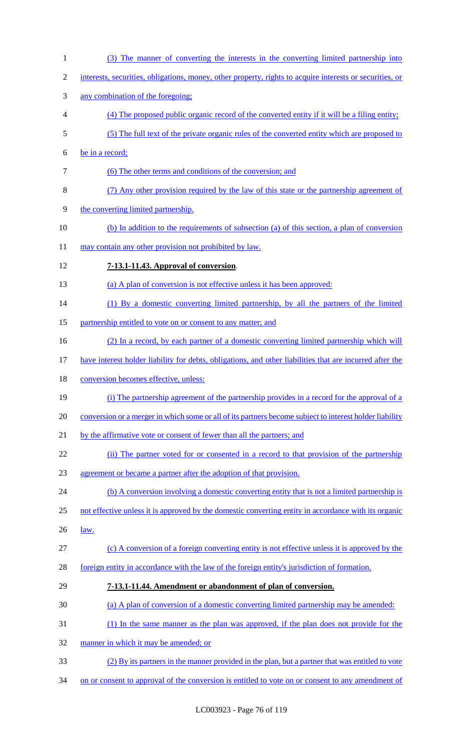(3) The manner of converting the interests in the converting limited partnership into interests, securities, obligations, money, other property, rights to acquire interests or securities, or any combination of the foregoing;

(4) The proposed public organic record of the converted entity if it will be a filing entity;

(5) The full text of the private organic rules of the converted entity which are proposed to be in a record;

(6) The other terms and conditions of the conversion; and

(7) Any other provision required by the law of this state or the partnership agreement of the converting limited partnership.

(b) In addition to the requirements of subsection (a) of this section, a plan of conversion may contain any other provision not prohibited by law.

**7-13.1-11.43. Approval of conversion**.

(a) A plan of conversion is not effective unless it has been approved:

(1) By a domestic converting limited partnership, by all the partners of the limited partnership entitled to vote on or consent to any matter; and

(2) In a record, by each partner of a domestic converting limited partnership which will have interest holder liability for debts, obligations, and other liabilities that are incurred after the conversion becomes effective, unless:

(i) The partnership agreement of the partnership provides in a record for the approval of a conversion or a merger in which some or all of its partners become subject to interest holder liability by the affirmative vote or consent of fewer than all the partners; and

(ii) The partner voted for or consented in a record to that provision of the partnership agreement or became a partner after the adoption of that provision.

(b) A conversion involving a domestic converting entity that is not a limited partnership is not effective unless it is approved by the domestic converting entity in accordance with its organic law.

(c) A conversion of a foreign converting entity is not effective unless it is approved by the foreign entity in accordance with the law of the foreign entity's jurisdiction of formation.

**7-13.1-11.44. Amendment or abandonment of plan of conversion.**

(a) A plan of conversion of a domestic converting limited partnership may be amended:

(1) In the same manner as the plan was approved, if the plan does not provide for the manner in which it may be amended; or

(2) By its partners in the manner provided in the plan, but a partner that was entitled to vote on or consent to approval of the conversion is entitled to vote on or consent to any amendment of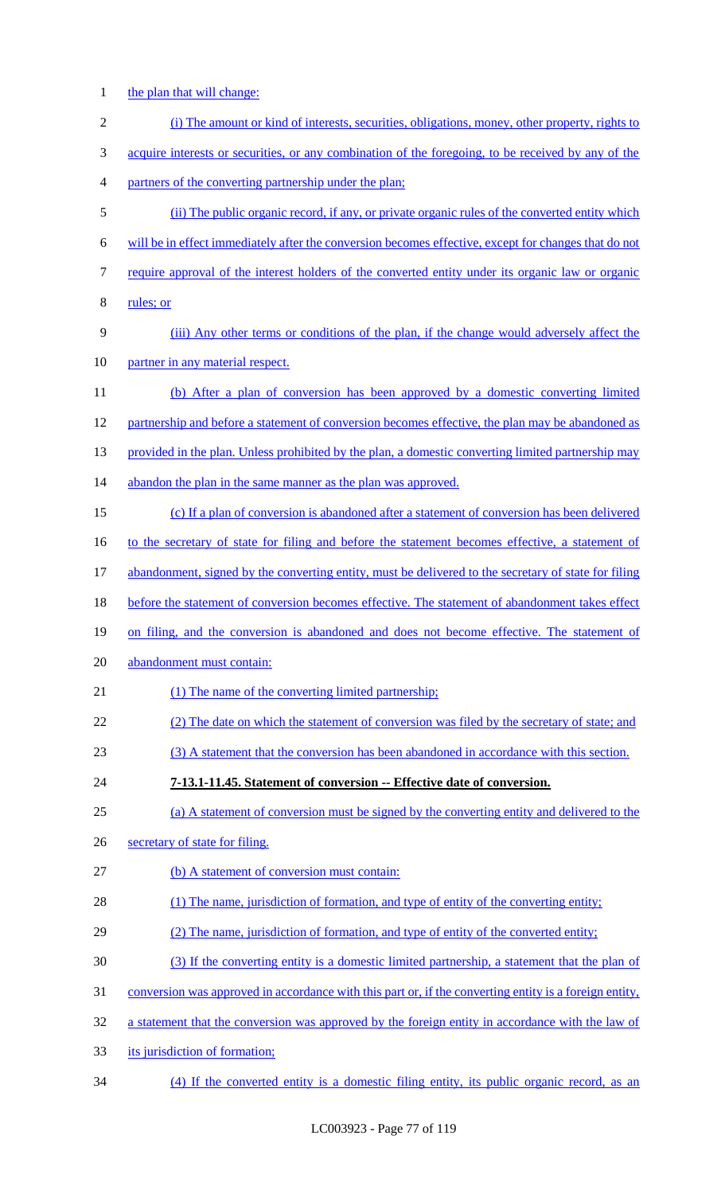the plan that will change:

(i) The amount or kind of interests, securities, obligations, money, other property, rights to acquire interests or securities, or any combination of the foregoing, to be received by any of the partners of the converting partnership under the plan;

(ii) The public organic record, if any, or private organic rules of the converted entity which will be in effect immediately after the conversion becomes effective, except for changes that do not require approval of the interest holders of the converted entity under its organic law or organic rules; or

(iii) Any other terms or conditions of the plan, if the change would adversely affect the partner in any material respect.

(b) After a plan of conversion has been approved by a domestic converting limited partnership and before a statement of conversion becomes effective, the plan may be abandoned as provided in the plan. Unless prohibited by the plan, a domestic converting limited partnership may abandon the plan in the same manner as the plan was approved.

(c) If a plan of conversion is abandoned after a statement of conversion has been delivered to the secretary of state for filing and before the statement becomes effective, a statement of abandonment, signed by the converting entity, must be delivered to the secretary of state for filing before the statement of conversion becomes effective. The statement of abandonment takes effect on filing, and the conversion is abandoned and does not become effective. The statement of abandonment must contain:

(1) The name of the converting limited partnership;

(2) The date on which the statement of conversion was filed by the secretary of state; and

(3) A statement that the conversion has been abandoned in accordance with this section.

**7-13.1-11.45. Statement of conversion -- Effective date of conversion.**

(a) A statement of conversion must be signed by the converting entity and delivered to the secretary of state for filing.

(b) A statement of conversion must contain:

(1) The name, jurisdiction of formation, and type of entity of the converting entity;

(2) The name, jurisdiction of formation, and type of entity of the converted entity;

(3) If the converting entity is a domestic limited partnership, a statement that the plan of conversion was approved in accordance with this part or, if the converting entity is a foreign entity, a statement that the conversion was approved by the foreign entity in accordance with the law of its jurisdiction of formation;

(4) If the converted entity is a domestic filing entity, its public organic record, as an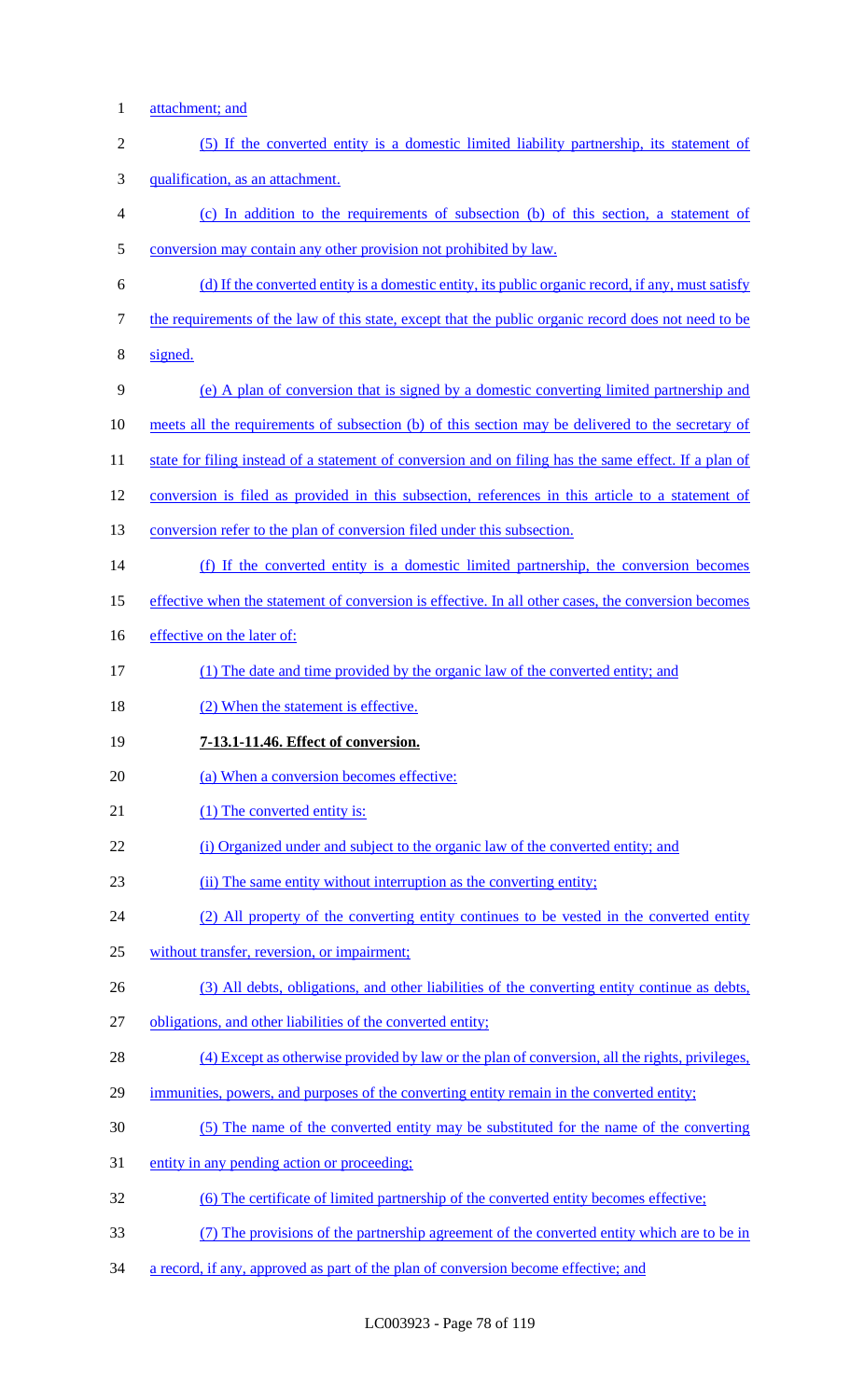attachment; and

(5) If the converted entity is a domestic limited liability partnership, its statement of qualification, as an attachment.

(c) In addition to the requirements of subsection (b) of this section, a statement of conversion may contain any other provision not prohibited by law.

(d) If the converted entity is a domestic entity, its public organic record, if any, must satisfy the requirements of the law of this state, except that the public organic record does not need to be signed.

(e) A plan of conversion that is signed by a domestic converting limited partnership and meets all the requirements of subsection (b) of this section may be delivered to the secretary of state for filing instead of a statement of conversion and on filing has the same effect. If a plan of conversion is filed as provided in this subsection, references in this article to a statement of conversion refer to the plan of conversion filed under this subsection.

(f) If the converted entity is a domestic limited partnership, the conversion becomes effective when the statement of conversion is effective. In all other cases, the conversion becomes effective on the later of:

(1) The date and time provided by the organic law of the converted entity; and

(2) When the statement is effective.

**7-13.1-11.46. Effect of conversion.**

(a) When a conversion becomes effective:

(1) The converted entity is:

(i) Organized under and subject to the organic law of the converted entity; and

(ii) The same entity without interruption as the converting entity;

(2) All property of the converting entity continues to be vested in the converted entity without transfer, reversion, or impairment;

(3) All debts, obligations, and other liabilities of the converting entity continue as debts, obligations, and other liabilities of the converted entity;

(4) Except as otherwise provided by law or the plan of conversion, all the rights, privileges, immunities, powers, and purposes of the converting entity remain in the converted entity;

(5) The name of the converted entity may be substituted for the name of the converting entity in any pending action or proceeding;

(6) The certificate of limited partnership of the converted entity becomes effective;

(7) The provisions of the partnership agreement of the converted entity which are to be in a record, if any, approved as part of the plan of conversion become effective; and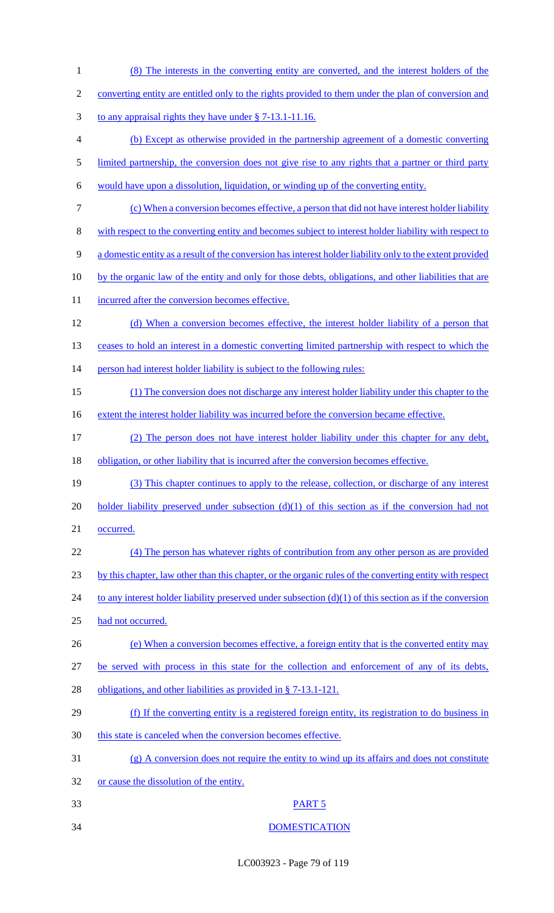(8) The interests in the converting entity are converted, and the interest holders of the converting entity are entitled only to the rights provided to them under the plan of conversion and to any appraisal rights they have under § 7-13.1-11.16.

(b) Except as otherwise provided in the partnership agreement of a domestic converting limited partnership, the conversion does not give rise to any rights that a partner or third party would have upon a dissolution, liquidation, or winding up of the converting entity.

(c) When a conversion becomes effective, a person that did not have interest holder liability with respect to the converting entity and becomes subject to interest holder liability with respect to a domestic entity as a result of the conversion has interest holder liability only to the extent provided by the organic law of the entity and only for those debts, obligations, and other liabilities that are incurred after the conversion becomes effective.

(d) When a conversion becomes effective, the interest holder liability of a person that ceases to hold an interest in a domestic converting limited partnership with respect to which the person had interest holder liability is subject to the following rules:

(1) The conversion does not discharge any interest holder liability under this chapter to the extent the interest holder liability was incurred before the conversion became effective.

(2) The person does not have interest holder liability under this chapter for any debt, obligation, or other liability that is incurred after the conversion becomes effective.

(3) This chapter continues to apply to the release, collection, or discharge of any interest holder liability preserved under subsection (d)(1) of this section as if the conversion had not occurred.

(4) The person has whatever rights of contribution from any other person as are provided by this chapter, law other than this chapter, or the organic rules of the converting entity with respect to any interest holder liability preserved under subsection (d)(1) of this section as if the conversion had not occurred.

(e) When a conversion becomes effective, a foreign entity that is the converted entity may be served with process in this state for the collection and enforcement of any of its debts, obligations, and other liabilities as provided in § 7-13.1-121.

(f) If the converting entity is a registered foreign entity, its registration to do business in this state is canceled when the conversion becomes effective.

(g) A conversion does not require the entity to wind up its affairs and does not constitute or cause the dissolution of the entity.

PART 5

DOMESTICATION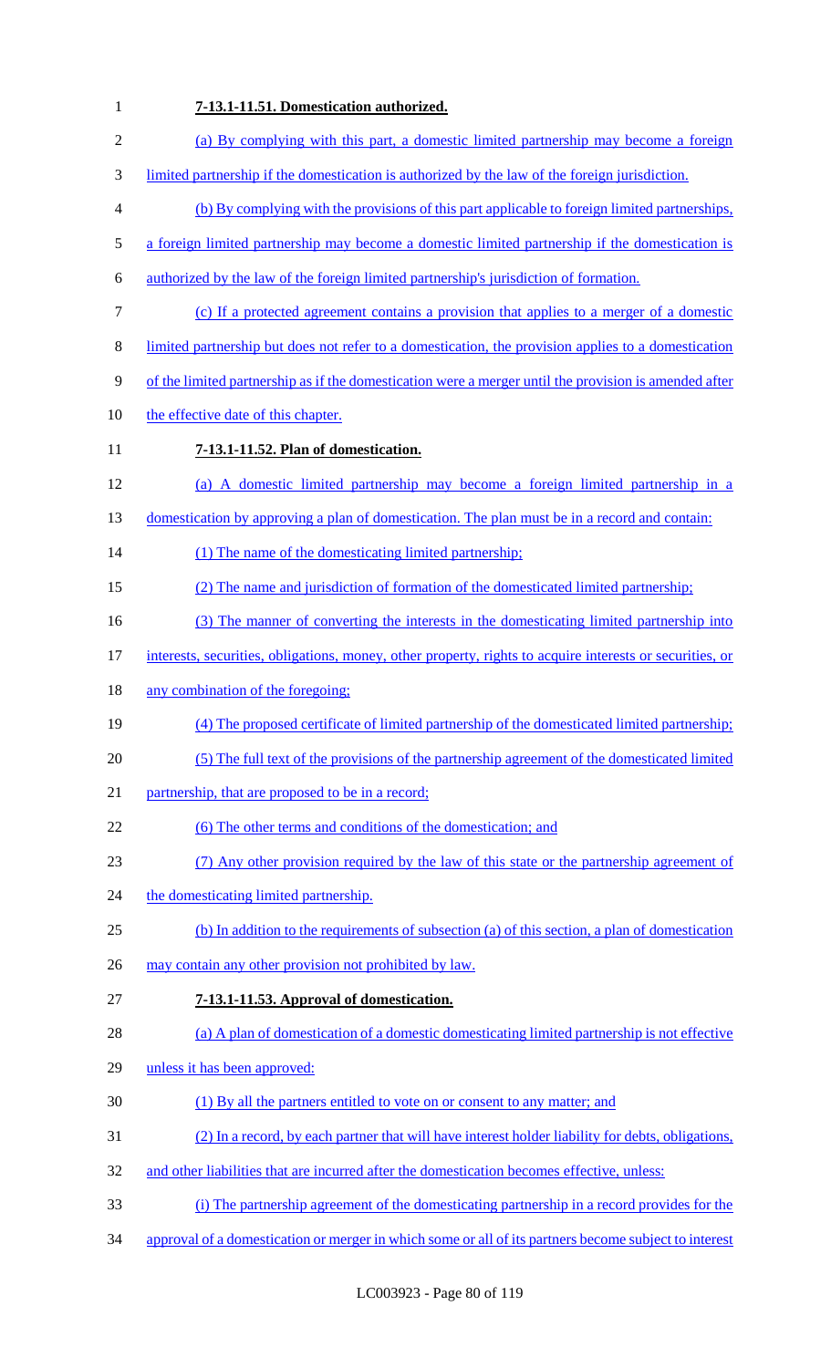**7-13.1-11.51. Domestication authorized.**

(a) By complying with this part, a domestic limited partnership may become a foreign limited partnership if the domestication is authorized by the law of the foreign jurisdiction.

(b) By complying with the provisions of this part applicable to foreign limited partnerships, a foreign limited partnership may become a domestic limited partnership if the domestication is authorized by the law of the foreign limited partnership's jurisdiction of formation.

(c) If a protected agreement contains a provision that applies to a merger of a domestic limited partnership but does not refer to a domestication, the provision applies to a domestication of the limited partnership as if the domestication were a merger until the provision is amended after the effective date of this chapter.

**7-13.1-11.52. Plan of domestication.**

(a) A domestic limited partnership may become a foreign limited partnership in a domestication by approving a plan of domestication. The plan must be in a record and contain:

(1) The name of the domesticating limited partnership;

(2) The name and jurisdiction of formation of the domesticated limited partnership;

(3) The manner of converting the interests in the domesticating limited partnership into interests, securities, obligations, money, other property, rights to acquire interests or securities, or any combination of the foregoing;

(4) The proposed certificate of limited partnership of the domesticated limited partnership;

(5) The full text of the provisions of the partnership agreement of the domesticated limited partnership, that are proposed to be in a record;

(6) The other terms and conditions of the domestication; and

(7) Any other provision required by the law of this state or the partnership agreement of the domesticating limited partnership.

(b) In addition to the requirements of subsection (a) of this section, a plan of domestication may contain any other provision not prohibited by law.

**7-13.1-11.53. Approval of domestication.**

(a) A plan of domestication of a domestic domesticating limited partnership is not effective unless it has been approved:

(1) By all the partners entitled to vote on or consent to any matter; and

(2) In a record, by each partner that will have interest holder liability for debts, obligations, and other liabilities that are incurred after the domestication becomes effective, unless:

(i) The partnership agreement of the domesticating partnership in a record provides for the approval of a domestication or merger in which some or all of its partners become subject to interest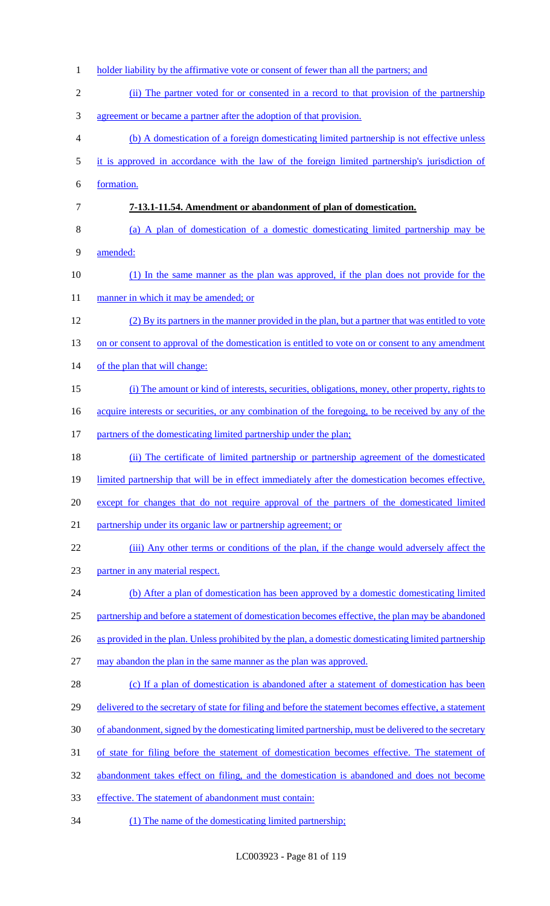holder liability by the affirmative vote or consent of fewer than all the partners; and

(ii) The partner voted for or consented in a record to that provision of the partnership agreement or became a partner after the adoption of that provision.

(b) A domestication of a foreign domesticating limited partnership is not effective unless it is approved in accordance with the law of the foreign limited partnership's jurisdiction of formation.

**7-13.1-11.54. Amendment or abandonment of plan of domestication.**

(a) A plan of domestication of a domestic domesticating limited partnership may be amended:

(1) In the same manner as the plan was approved, if the plan does not provide for the manner in which it may be amended; or

(2) By its partners in the manner provided in the plan, but a partner that was entitled to vote on or consent to approval of the domestication is entitled to vote on or consent to any amendment of the plan that will change:

(i) The amount or kind of interests, securities, obligations, money, other property, rights to acquire interests or securities, or any combination of the foregoing, to be received by any of the partners of the domesticating limited partnership under the plan;

(ii) The certificate of limited partnership or partnership agreement of the domesticated limited partnership that will be in effect immediately after the domestication becomes effective, except for changes that do not require approval of the partners of the domesticated limited partnership under its organic law or partnership agreement; or

(iii) Any other terms or conditions of the plan, if the change would adversely affect the partner in any material respect.

(b) After a plan of domestication has been approved by a domestic domesticating limited partnership and before a statement of domestication becomes effective, the plan may be abandoned as provided in the plan. Unless prohibited by the plan, a domestic domesticating limited partnership may abandon the plan in the same manner as the plan was approved.

(c) If a plan of domestication is abandoned after a statement of domestication has been delivered to the secretary of state for filing and before the statement becomes effective, a statement of abandonment, signed by the domesticating limited partnership, must be delivered to the secretary of state for filing before the statement of domestication becomes effective. The statement of abandonment takes effect on filing, and the domestication is abandoned and does not become effective. The statement of abandonment must contain:

(1) The name of the domesticating limited partnership;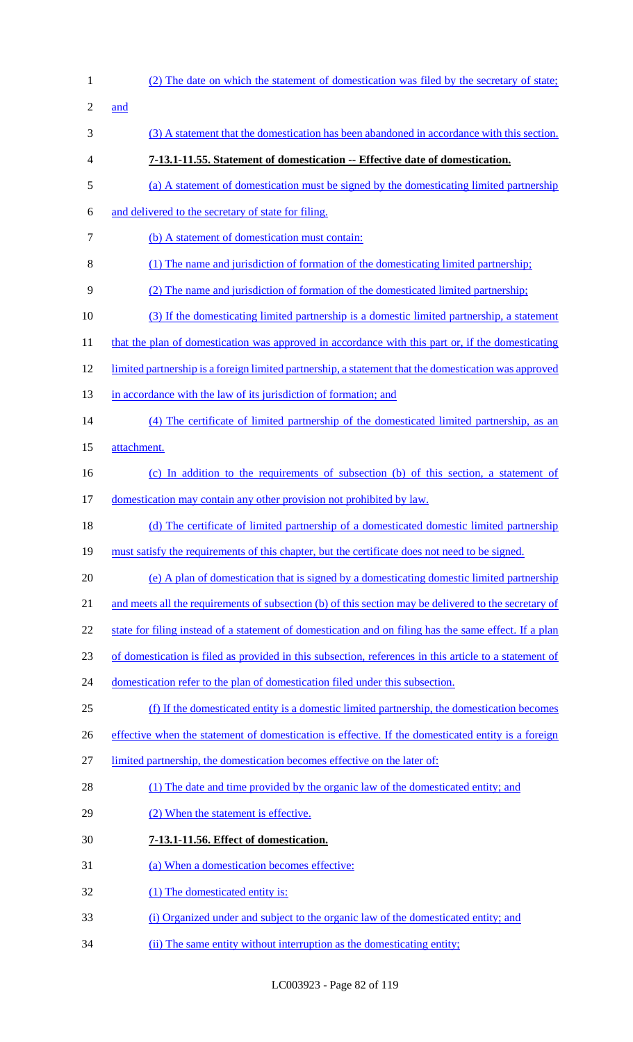(2) The date on which the statement of domestication was filed by the secretary of state; and

(3) A statement that the domestication has been abandoned in accordance with this section.

**7-13.1-11.55. Statement of domestication -- Effective date of domestication.**

(a) A statement of domestication must be signed by the domesticating limited partnership and delivered to the secretary of state for filing.

(b) A statement of domestication must contain:

(1) The name and jurisdiction of formation of the domesticating limited partnership;

(2) The name and jurisdiction of formation of the domesticated limited partnership;

(3) If the domesticating limited partnership is a domestic limited partnership, a statement that the plan of domestication was approved in accordance with this part or, if the domesticating limited partnership is a foreign limited partnership, a statement that the domestication was approved in accordance with the law of its jurisdiction of formation; and

(4) The certificate of limited partnership of the domesticated limited partnership, as an attachment.

(c) In addition to the requirements of subsection (b) of this section, a statement of domestication may contain any other provision not prohibited by law.

(d) The certificate of limited partnership of a domesticated domestic limited partnership must satisfy the requirements of this chapter, but the certificate does not need to be signed.

(e) A plan of domestication that is signed by a domesticating domestic limited partnership and meets all the requirements of subsection (b) of this section may be delivered to the secretary of state for filing instead of a statement of domestication and on filing has the same effect. If a plan of domestication is filed as provided in this subsection, references in this article to a statement of domestication refer to the plan of domestication filed under this subsection.

(f) If the domesticated entity is a domestic limited partnership, the domestication becomes effective when the statement of domestication is effective. If the domesticated entity is a foreign limited partnership, the domestication becomes effective on the later of:

(1) The date and time provided by the organic law of the domesticated entity; and

(2) When the statement is effective.

**7-13.1-11.56. Effect of domestication.**

(a) When a domestication becomes effective:

(1) The domesticated entity is:

(i) Organized under and subject to the organic law of the domesticated entity; and

(ii) The same entity without interruption as the domesticating entity;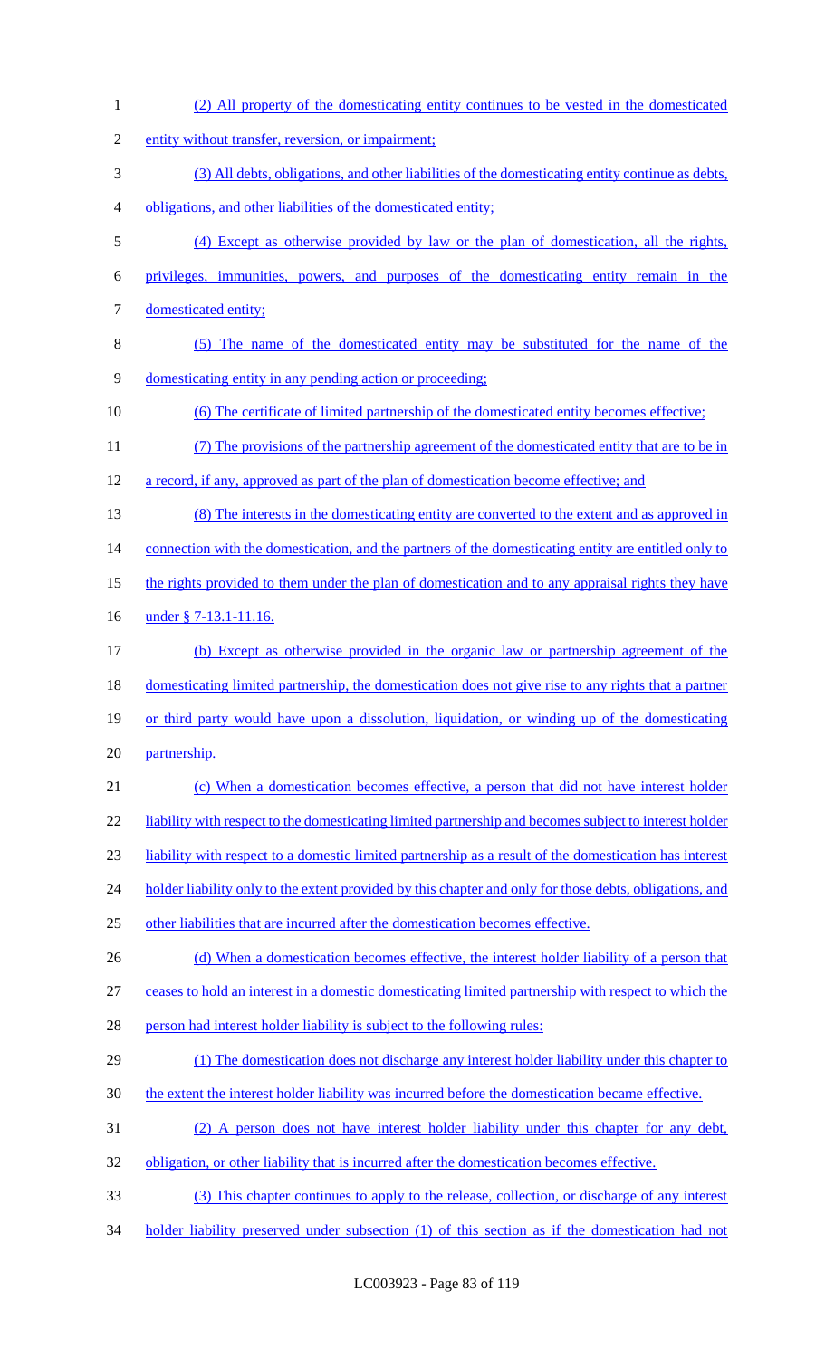(2) All property of the domesticating entity continues to be vested in the domesticated entity without transfer, reversion, or impairment;

(3) All debts, obligations, and other liabilities of the domesticating entity continue as debts, obligations, and other liabilities of the domesticated entity;

(4) Except as otherwise provided by law or the plan of domestication, all the rights, privileges, immunities, powers, and purposes of the domesticating entity remain in the domesticated entity;

(5) The name of the domesticated entity may be substituted for the name of the domesticating entity in any pending action or proceeding;

(6) The certificate of limited partnership of the domesticated entity becomes effective;

(7) The provisions of the partnership agreement of the domesticated entity that are to be in a record, if any, approved as part of the plan of domestication become effective; and

(8) The interests in the domesticating entity are converted to the extent and as approved in connection with the domestication, and the partners of the domesticating entity are entitled only to the rights provided to them under the plan of domestication and to any appraisal rights they have under § 7-13.1-11.16.

(b) Except as otherwise provided in the organic law or partnership agreement of the domesticating limited partnership, the domestication does not give rise to any rights that a partner or third party would have upon a dissolution, liquidation, or winding up of the domesticating partnership.

(c) When a domestication becomes effective, a person that did not have interest holder liability with respect to the domesticating limited partnership and becomes subject to interest holder liability with respect to a domestic limited partnership as a result of the domestication has interest holder liability only to the extent provided by this chapter and only for those debts, obligations, and other liabilities that are incurred after the domestication becomes effective.

(d) When a domestication becomes effective, the interest holder liability of a person that ceases to hold an interest in a domestic domesticating limited partnership with respect to which the person had interest holder liability is subject to the following rules:

(1) The domestication does not discharge any interest holder liability under this chapter to the extent the interest holder liability was incurred before the domestication became effective.

(2) A person does not have interest holder liability under this chapter for any debt, obligation, or other liability that is incurred after the domestication becomes effective.

(3) This chapter continues to apply to the release, collection, or discharge of any interest holder liability preserved under subsection (1) of this section as if the domestication had not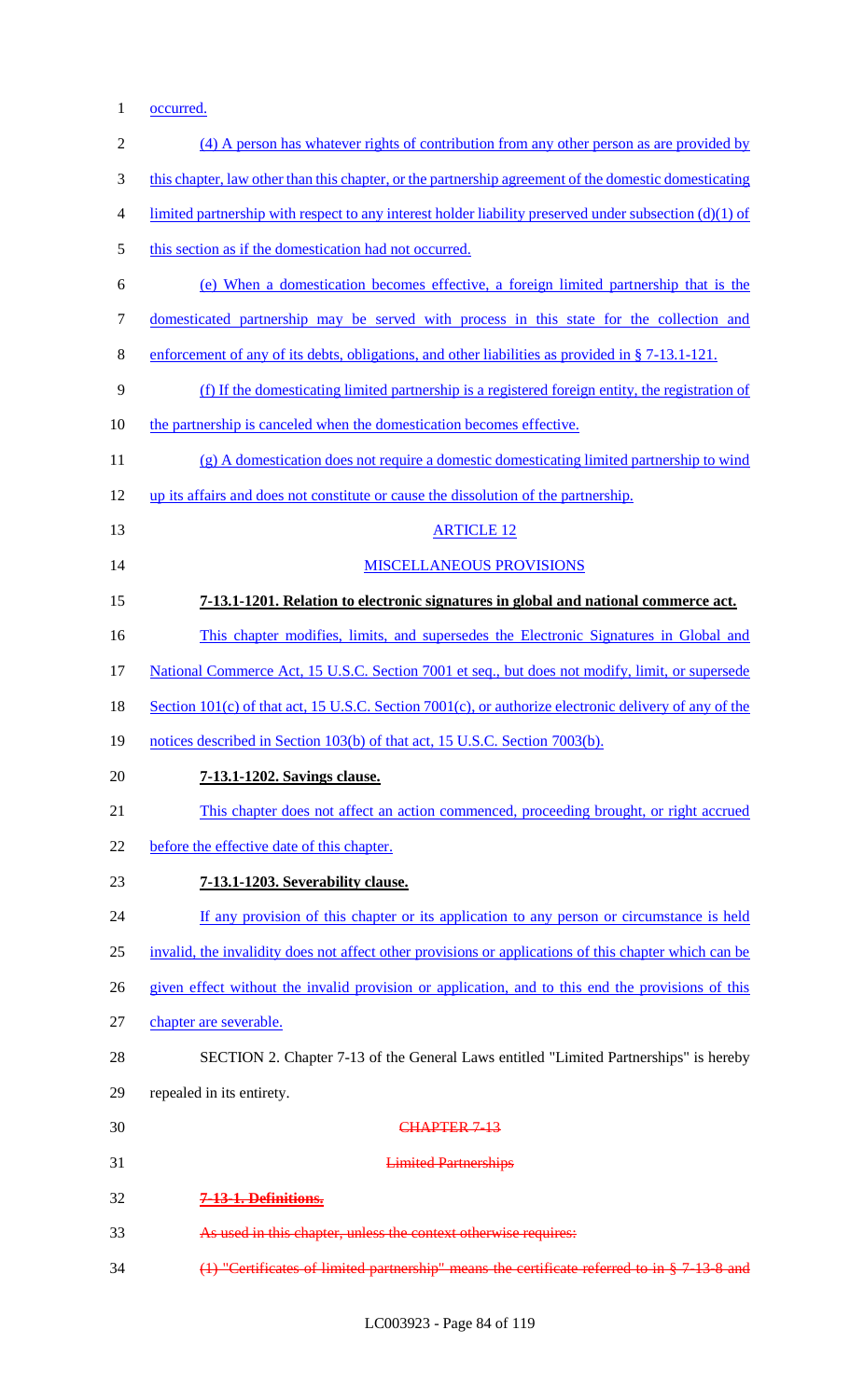occurred.

(4) A person has whatever rights of contribution from any other person as are provided by this chapter, law other than this chapter, or the partnership agreement of the domestic domesticating limited partnership with respect to any interest holder liability preserved under subsection (d)(1) of this section as if the domestication had not occurred.

(e) When a domestication becomes effective, a foreign limited partnership that is the domesticated partnership may be served with process in this state for the collection and enforcement of any of its debts, obligations, and other liabilities as provided in § 7-13.1-121.

(f) If the domesticating limited partnership is a registered foreign entity, the registration of the partnership is canceled when the domestication becomes effective.

(g) A domestication does not require a domestic domesticating limited partnership to wind up its affairs and does not constitute or cause the dissolution of the partnership.

ARTICLE 12

MISCELLANEOUS PROVISIONS

**7-13.1-1201. Relation to electronic signatures in global and national commerce act.**

This chapter modifies, limits, and supersedes the Electronic Signatures in Global and National Commerce Act, 15 U.S.C. Section 7001 et seq., but does not modify, limit, or supersede Section 101(c) of that act, 15 U.S.C. Section 7001(c), or authorize electronic delivery of any of the notices described in Section 103(b) of that act, 15 U.S.C. Section 7003(b).

**7-13.1-1202. Savings clause.**

This chapter does not affect an action commenced, proceeding brought, or right accrued before the effective date of this chapter.

**7-13.1-1203. Severability clause.**

If any provision of this chapter or its application to any person or circumstance is held invalid, the invalidity does not affect other provisions or applications of this chapter which can be given effect without the invalid provision or application, and to this end the provisions of this chapter are severable.

SECTION 2. Chapter 7-13 of the General Laws entitled "Limited Partnerships" is hereby repealed in its entirety.

CHAPTER 7-13

Limited Partnerships

**7-13-1. Definitions.**

As used in this chapter, unless the context otherwise requires:

(1) "Certificates of limited partnership" means the certificate referred to in § 7-13-8 and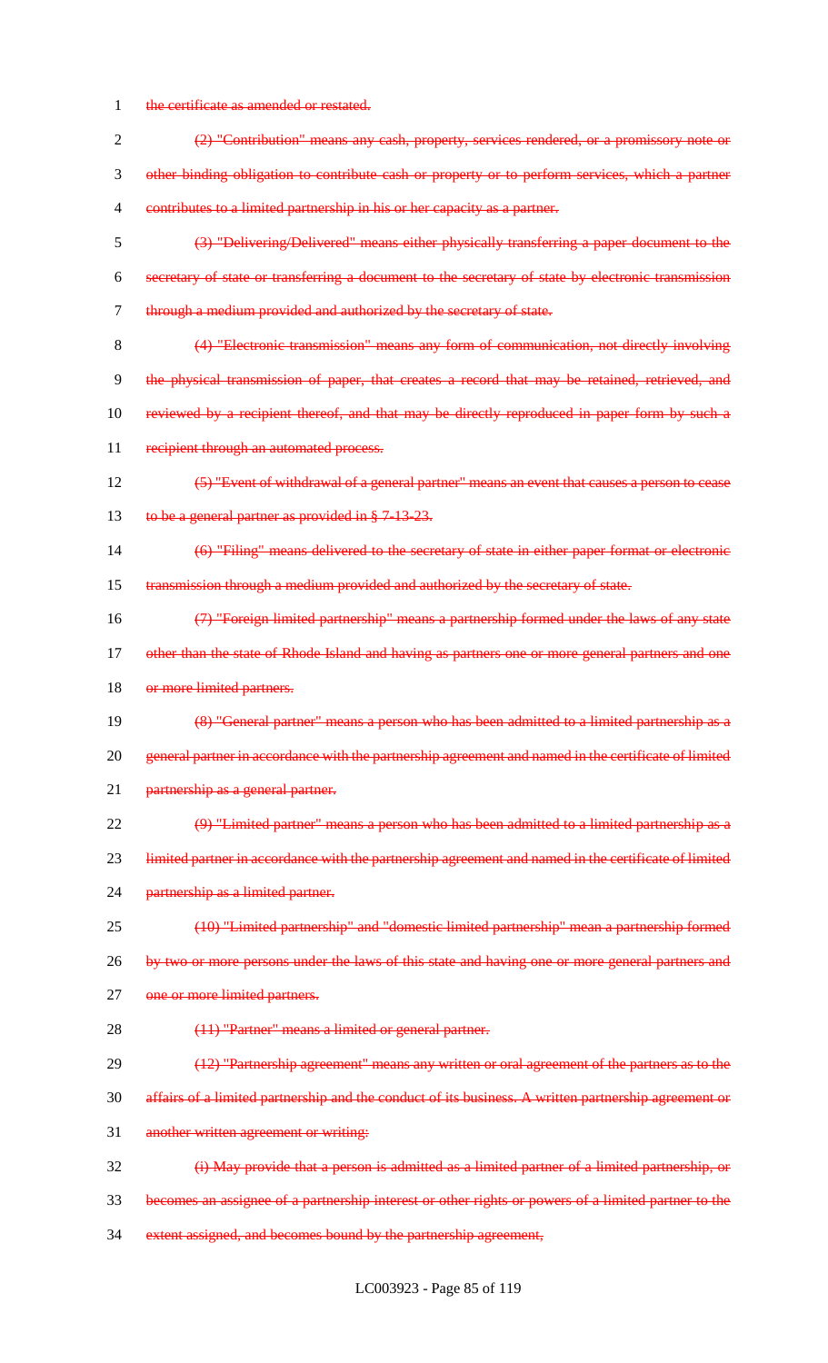~~the certificate as amended or restated.~~

~~(2) "Contribution" means any cash, property, services rendered, or a promissory note or other binding obligation to contribute cash or property or to perform services, which a partner contributes to a limited partnership in his or her capacity as a partner.~~

~~(3) "Delivering/Delivered" means either physically transferring a paper document to the secretary of state or transferring a document to the secretary of state by electronic transmission through a medium provided and authorized by the secretary of state.~~

~~(4) "Electronic transmission" means any form of communication, not directly involving the physical transmission of paper, that creates a record that may be retained, retrieved, and reviewed by a recipient thereof, and that may be directly reproduced in paper form by such a recipient through an automated process.~~

~~(5) "Event of withdrawal of a general partner" means an event that causes a person to cease to be a general partner as provided in § 7-13-23.~~

~~(6) "Filing" means delivered to the secretary of state in either paper format or electronic transmission through a medium provided and authorized by the secretary of state.~~

~~(7) "Foreign limited partnership" means a partnership formed under the laws of any state other than the state of Rhode Island and having as partners one or more general partners and one or more limited partners.~~

~~(8) "General partner" means a person who has been admitted to a limited partnership as a general partner in accordance with the partnership agreement and named in the certificate of limited partnership as a general partner.~~

~~(9) "Limited partner" means a person who has been admitted to a limited partnership as a limited partner in accordance with the partnership agreement and named in the certificate of limited partnership as a limited partner.~~

~~(10) "Limited partnership" and "domestic limited partnership" mean a partnership formed by two or more persons under the laws of this state and having one or more general partners and one or more limited partners.~~

~~(11) "Partner" means a limited or general partner.~~

~~(12) "Partnership agreement" means any written or oral agreement of the partners as to the affairs of a limited partnership and the conduct of its business. A written partnership agreement or another written agreement or writing:~~

~~(i) May provide that a person is admitted as a limited partner of a limited partnership, or becomes an assignee of a partnership interest or other rights or powers of a limited partner to the extent assigned, and becomes bound by the partnership agreement,~~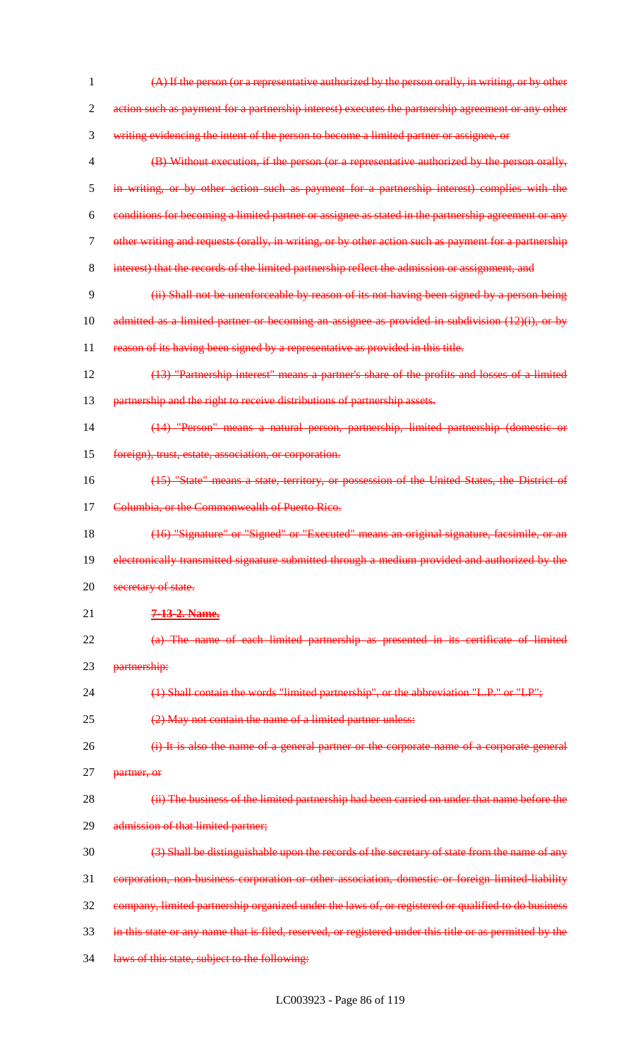(A) If the person (or a representative authorized by the person orally, in writing, or by other action such as payment for a partnership interest) executes the partnership agreement or any other writing evidencing the intent of the person to become a limited partner or assignee, or

(B) Without execution, if the person (or a representative authorized by the person orally, in writing, or by other action such as payment for a partnership interest) complies with the conditions for becoming a limited partner or assignee as stated in the partnership agreement or any other writing and requests (orally, in writing, or by other action such as payment for a partnership interest) that the records of the limited partnership reflect the admission or assignment, and

(ii) Shall not be unenforceable by reason of its not having been signed by a person being admitted as a limited partner or becoming an assignee as provided in subdivision (12)(i), or by reason of its having been signed by a representative as provided in this title.

(13) "Partnership interest" means a partner's share of the profits and losses of a limited partnership and the right to receive distributions of partnership assets.

(14) "Person" means a natural person, partnership, limited partnership (domestic or foreign), trust, estate, association, or corporation.

(15) "State" means a state, territory, or possession of the United States, the District of Columbia, or the Commonwealth of Puerto Rico.

(16) "Signature" or "Signed" or "Executed" means an original signature, facsimile, or an electronically transmitted signature submitted through a medium provided and authorized by the secretary of state.

**7-13-2. Name.**

(a) The name of each limited partnership as presented in its certificate of limited partnership:

(1) Shall contain the words "limited partnership", or the abbreviation "L.P." or "LP";

(2) May not contain the name of a limited partner unless:

(i) It is also the name of a general partner or the corporate name of a corporate general partner, or

(ii) The business of the limited partnership had been carried on under that name before the admission of that limited partner;

(3) Shall be distinguishable upon the records of the secretary of state from the name of any corporation, non-business corporation or other association, domestic or foreign limited-liability company, limited partnership organized under the laws of, or registered or qualified to do business in this state or any name that is filed, reserved, or registered under this title or as permitted by the laws of this state, subject to the following: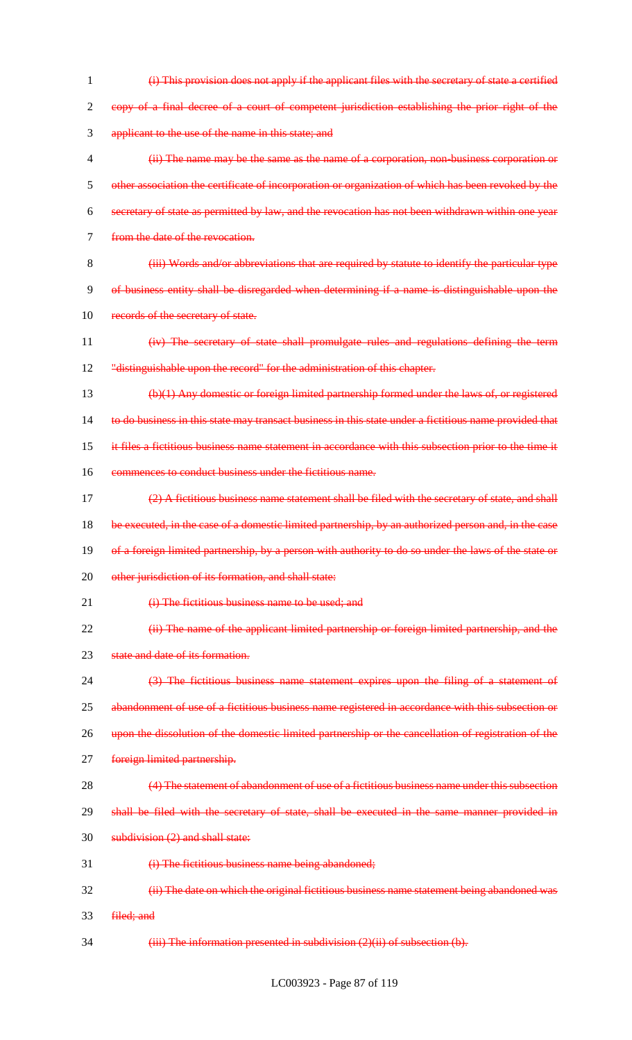~~(i) This provision does not apply if the applicant files with the secretary of state a certified copy of a final decree of a court of competent jurisdiction establishing the prior right of the applicant to the use of the name in this state; and~~

~~(ii) The name may be the same as the name of a corporation, non-business corporation or other association the certificate of incorporation or organization of which has been revoked by the secretary of state as permitted by law, and the revocation has not been withdrawn within one year from the date of the revocation.~~

~~(iii) Words and/or abbreviations that are required by statute to identify the particular type of business entity shall be disregarded when determining if a name is distinguishable upon the records of the secretary of state.~~

~~(iv) The secretary of state shall promulgate rules and regulations defining the term "distinguishable upon the record" for the administration of this chapter.~~

~~(b)(1) Any domestic or foreign limited partnership formed under the laws of, or registered to do business in this state may transact business in this state under a fictitious name provided that it files a fictitious business name statement in accordance with this subsection prior to the time it commences to conduct business under the fictitious name.~~

~~(2) A fictitious business name statement shall be filed with the secretary of state, and shall be executed, in the case of a domestic limited partnership, by an authorized person and, in the case of a foreign limited partnership, by a person with authority to do so under the laws of the state or other jurisdiction of its formation, and shall state:~~

~~(i) The fictitious business name to be used; and~~

~~(ii) The name of the applicant limited partnership or foreign limited partnership, and the state and date of its formation.~~

~~(3) The fictitious business name statement expires upon the filing of a statement of abandonment of use of a fictitious business name registered in accordance with this subsection or upon the dissolution of the domestic limited partnership or the cancellation of registration of the foreign limited partnership.~~

~~(4) The statement of abandonment of use of a fictitious business name under this subsection shall be filed with the secretary of state, shall be executed in the same manner provided in subdivision (2) and shall state:~~

~~(i) The fictitious business name being abandoned;~~

~~(ii) The date on which the original fictitious business name statement being abandoned was filed; and~~

~~(iii) The information presented in subdivision (2)(ii) of subsection (b).~~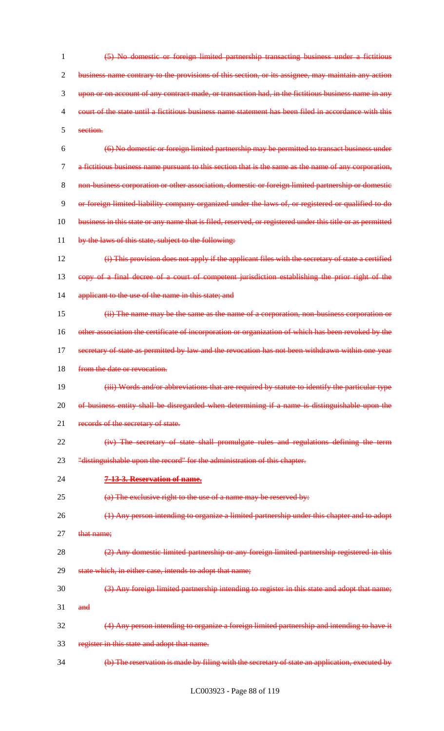(5) No domestic or foreign limited partnership transacting business under a fictitious business name contrary to the provisions of this section, or its assignee, may maintain any action upon or on account of any contract made, or transaction had, in the fictitious business name in any court of the state until a fictitious business name statement has been filed in accordance with this section.

(6) No domestic or foreign limited partnership may be permitted to transact business under a fictitious business name pursuant to this section that is the same as the name of any corporation, non-business corporation or other association, domestic or foreign limited partnership or domestic or foreign limited-liability company organized under the laws of, or registered or qualified to do business in this state or any name that is filed, reserved, or registered under this title or as permitted by the laws of this state, subject to the following:

(i) This provision does not apply if the applicant files with the secretary of state a certified copy of a final decree of a court of competent jurisdiction establishing the prior right of the applicant to the use of the name in this state; and

(ii) The name may be the same as the name of a corporation, non-business corporation or other association the certificate of incorporation or organization of which has been revoked by the secretary of state as permitted by law and the revocation has not been withdrawn within one year from the date or revocation.

(iii) Words and/or abbreviations that are required by statute to identify the particular type of business entity shall be disregarded when determining if a name is distinguishable upon the records of the secretary of state.

(iv) The secretary of state shall promulgate rules and regulations defining the term "distinguishable upon the record" for the administration of this chapter.

**7-13-3. Reservation of name.**

(a) The exclusive right to the use of a name may be reserved by:

(1) Any person intending to organize a limited partnership under this chapter and to adopt that name;

(2) Any domestic limited partnership or any foreign limited partnership registered in this state which, in either case, intends to adopt that name;

(3) Any foreign limited partnership intending to register in this state and adopt that name; and

(4) Any person intending to organize a foreign limited partnership and intending to have it register in this state and adopt that name.

(b) The reservation is made by filing with the secretary of state an application, executed by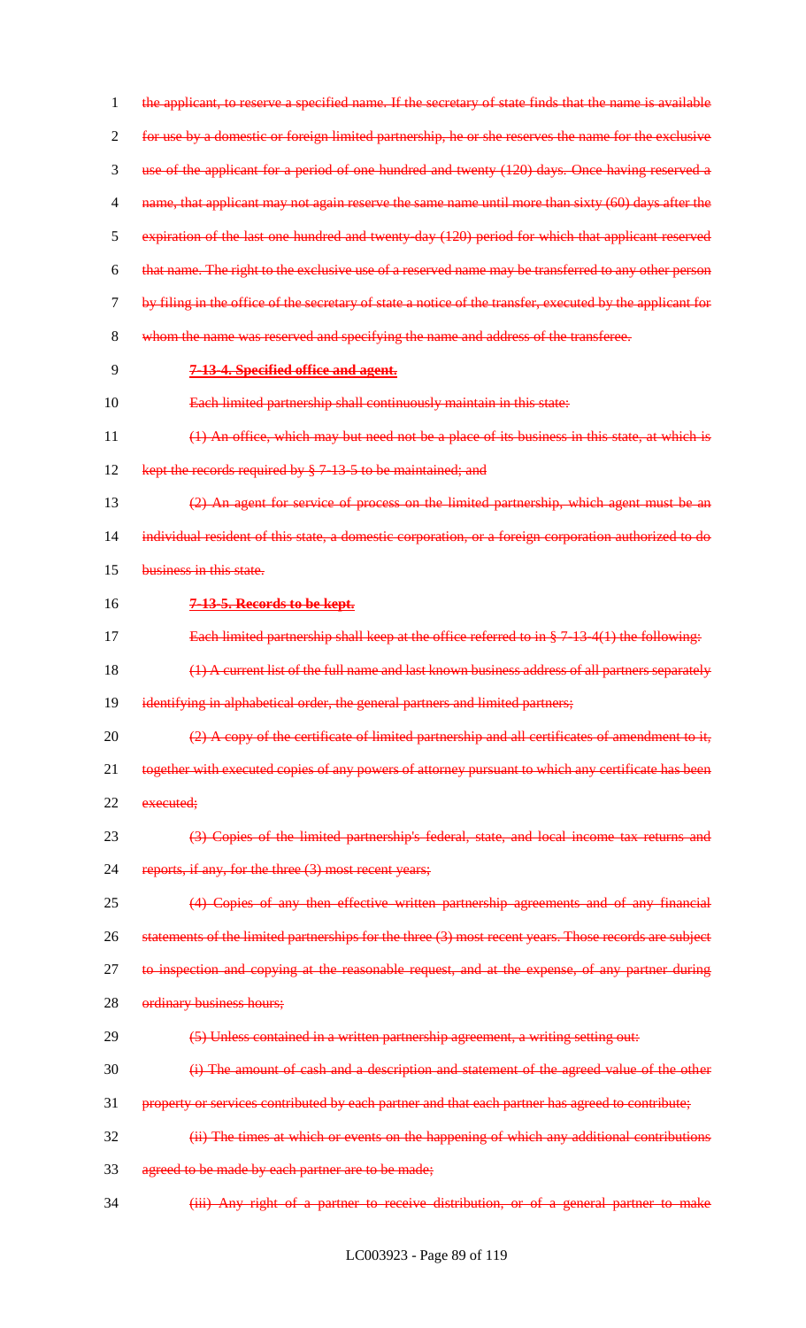the applicant, to reserve a specified name. If the secretary of state finds that the name is available for use by a domestic or foreign limited partnership, he or she reserves the name for the exclusive use of the applicant for a period of one hundred and twenty (120) days. Once having reserved a name, that applicant may not again reserve the same name until more than sixty (60) days after the expiration of the last one hundred and twenty-day (120) period for which that applicant reserved that name. The right to the exclusive use of a reserved name may be transferred to any other person by filing in the office of the secretary of state a notice of the transfer, executed by the applicant for whom the name was reserved and specifying the name and address of the transferee.

**7-13-4. Specified office and agent.**

Each limited partnership shall continuously maintain in this state:

(1) An office, which may but need not be a place of its business in this state, at which is kept the records required by § 7-13-5 to be maintained; and

(2) An agent for service of process on the limited partnership, which agent must be an individual resident of this state, a domestic corporation, or a foreign corporation authorized to do business in this state.

**7-13-5. Records to be kept.**

Each limited partnership shall keep at the office referred to in § 7-13-4(1) the following:

(1) A current list of the full name and last known business address of all partners separately identifying in alphabetical order, the general partners and limited partners;

(2) A copy of the certificate of limited partnership and all certificates of amendment to it, together with executed copies of any powers of attorney pursuant to which any certificate has been executed;

(3) Copies of the limited partnership's federal, state, and local income tax returns and reports, if any, for the three (3) most recent years;

(4) Copies of any then effective written partnership agreements and of any financial statements of the limited partnerships for the three (3) most recent years. Those records are subject to inspection and copying at the reasonable request, and at the expense, of any partner during ordinary business hours;

(5) Unless contained in a written partnership agreement, a writing setting out:

(i) The amount of cash and a description and statement of the agreed value of the other property or services contributed by each partner and that each partner has agreed to contribute;

(ii) The times at which or events on the happening of which any additional contributions agreed to be made by each partner are to be made;

(iii) Any right of a partner to receive distribution, or of a general partner to make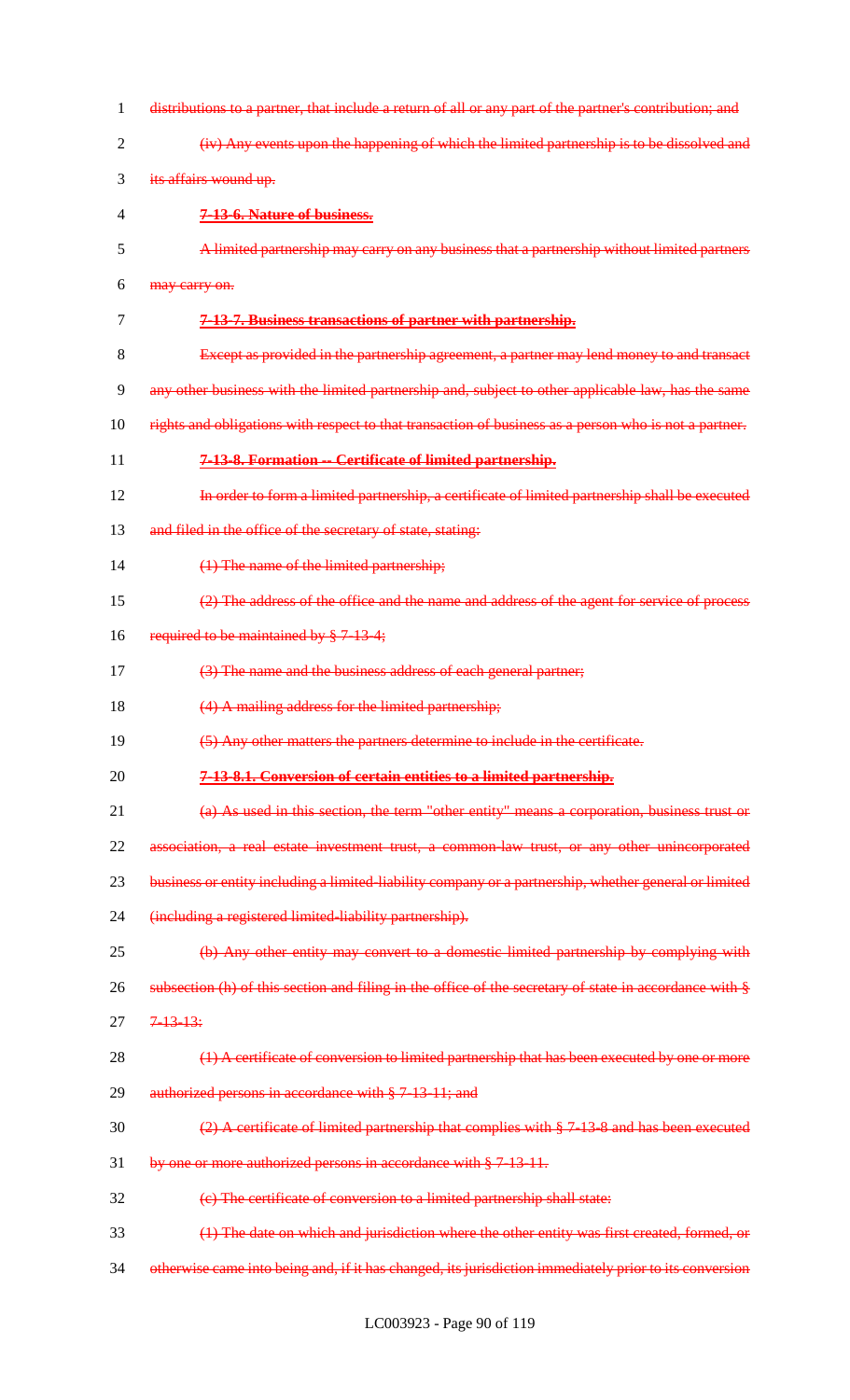distributions to a partner, that include a return of all or any part of the partner's contribution; and

(iv) Any events upon the happening of which the limited partnership is to be dissolved and its affairs wound up.

**7-13-6. Nature of business.**

A limited partnership may carry on any business that a partnership without limited partners may carry on.

**7-13-7. Business transactions of partner with partnership.**

Except as provided in the partnership agreement, a partner may lend money to and transact any other business with the limited partnership and, subject to other applicable law, has the same rights and obligations with respect to that transaction of business as a person who is not a partner.

**7-13-8. Formation -- Certificate of limited partnership.**

In order to form a limited partnership, a certificate of limited partnership shall be executed and filed in the office of the secretary of state, stating:

(1) The name of the limited partnership;

(2) The address of the office and the name and address of the agent for service of process required to be maintained by § 7-13-4;

(3) The name and the business address of each general partner;

(4) A mailing address for the limited partnership;

(5) Any other matters the partners determine to include in the certificate.

**7-13-8.1. Conversion of certain entities to a limited partnership.**

(a) As used in this section, the term "other entity" means a corporation, business trust or association, a real estate investment trust, a common-law trust, or any other unincorporated business or entity including a limited-liability company or a partnership, whether general or limited (including a registered limited-liability partnership).

(b) Any other entity may convert to a domestic limited partnership by complying with subsection (h) of this section and filing in the office of the secretary of state in accordance with § 7-13-13:

(1) A certificate of conversion to limited partnership that has been executed by one or more authorized persons in accordance with § 7-13-11; and

(2) A certificate of limited partnership that complies with § 7-13-8 and has been executed by one or more authorized persons in accordance with § 7-13-11.

(c) The certificate of conversion to a limited partnership shall state:

(1) The date on which and jurisdiction where the other entity was first created, formed, or otherwise came into being and, if it has changed, its jurisdiction immediately prior to its conversion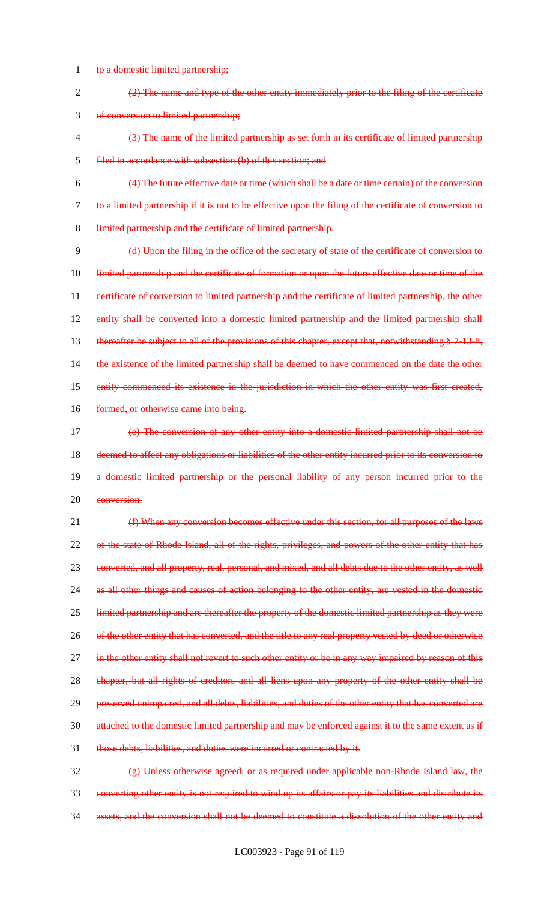to a domestic limited partnership;

(2) The name and type of the other entity immediately prior to the filing of the certificate of conversion to limited partnership;

(3) The name of the limited partnership as set forth in its certificate of limited partnership filed in accordance with subsection (b) of this section; and

(4) The future effective date or time (which shall be a date or time certain) of the conversion to a limited partnership if it is not to be effective upon the filing of the certificate of conversion to limited partnership and the certificate of limited partnership.

(d) Upon the filing in the office of the secretary of state of the certificate of conversion to limited partnership and the certificate of formation or upon the future effective date or time of the certificate of conversion to limited partnership and the certificate of limited partnership, the other entity shall be converted into a domestic limited partnership and the limited partnership shall thereafter be subject to all of the provisions of this chapter, except that, notwithstanding § 7-13-8, the existence of the limited partnership shall be deemed to have commenced on the date the other entity commenced its existence in the jurisdiction in which the other entity was first created, formed, or otherwise came into being.

(e) The conversion of any other entity into a domestic limited partnership shall not be deemed to affect any obligations or liabilities of the other entity incurred prior to its conversion to a domestic limited partnership or the personal liability of any person incurred prior to the conversion.

(f) When any conversion becomes effective under this section, for all purposes of the laws of the state of Rhode Island, all of the rights, privileges, and powers of the other entity that has converted, and all property, real, personal, and mixed, and all debts due to the other entity, as well as all other things and causes of action belonging to the other entity, are vested in the domestic limited partnership and are thereafter the property of the domestic limited partnership as they were of the other entity that has converted, and the title to any real property vested by deed or otherwise in the other entity shall not revert to such other entity or be in any way impaired by reason of this chapter, but all rights of creditors and all liens upon any property of the other entity shall be preserved unimpaired, and all debts, liabilities, and duties of the other entity that has converted are attached to the domestic limited partnership and may be enforced against it to the same extent as if those debts, liabilities, and duties were incurred or contracted by it.

(g) Unless otherwise agreed, or as required under applicable non-Rhode Island law, the converting other entity is not required to wind up its affairs or pay its liabilities and distribute its assets, and the conversion shall not be deemed to constitute a dissolution of the other entity and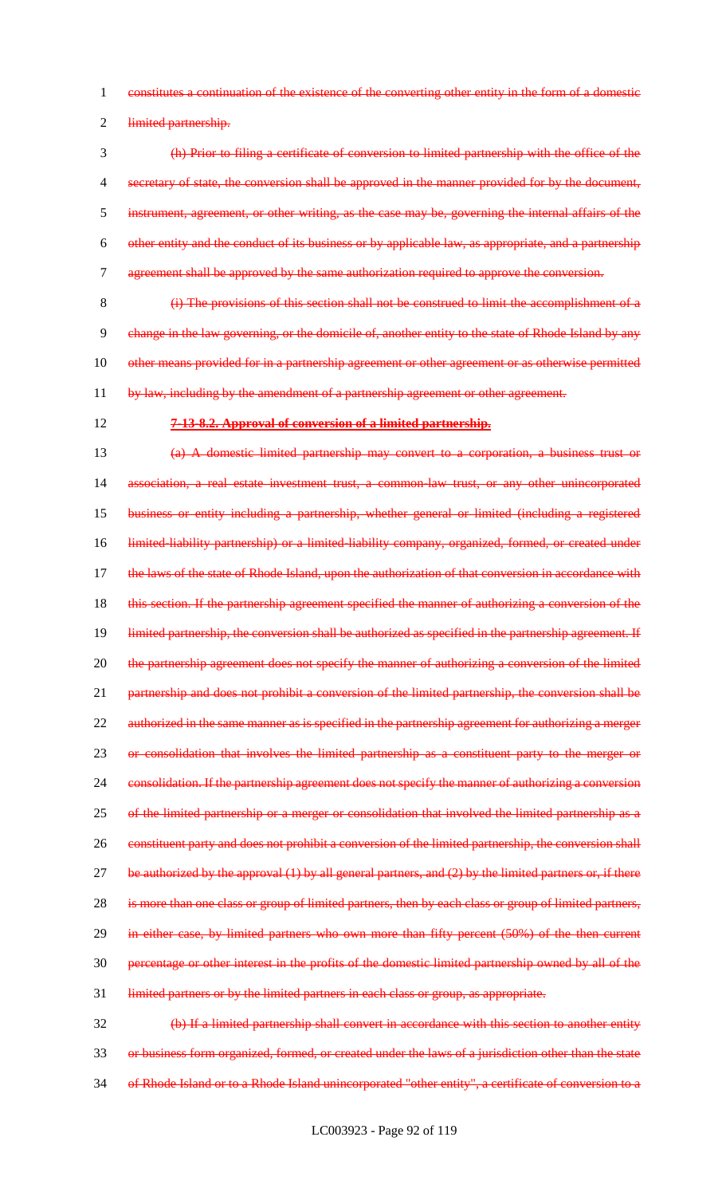constitutes a continuation of the existence of the converting other entity in the form of a domestic limited partnership.

(h) Prior to filing a certificate of conversion to limited partnership with the office of the secretary of state, the conversion shall be approved in the manner provided for by the document, instrument, agreement, or other writing, as the case may be, governing the internal affairs of the other entity and the conduct of its business or by applicable law, as appropriate, and a partnership agreement shall be approved by the same authorization required to approve the conversion.

(i) The provisions of this section shall not be construed to limit the accomplishment of a change in the law governing, or the domicile of, another entity to the state of Rhode Island by any other means provided for in a partnership agreement or other agreement or as otherwise permitted by law, including by the amendment of a partnership agreement or other agreement.

**7-13-8.2. Approval of conversion of a limited partnership.**

(a) A domestic limited partnership may convert to a corporation, a business trust or association, a real estate investment trust, a common-law trust, or any other unincorporated business or entity including a partnership, whether general or limited (including a registered limited-liability partnership) or a limited-liability company, organized, formed, or created under the laws of the state of Rhode Island, upon the authorization of that conversion in accordance with this section. If the partnership agreement specified the manner of authorizing a conversion of the limited partnership, the conversion shall be authorized as specified in the partnership agreement. If the partnership agreement does not specify the manner of authorizing a conversion of the limited partnership and does not prohibit a conversion of the limited partnership, the conversion shall be authorized in the same manner as is specified in the partnership agreement for authorizing a merger or consolidation that involves the limited partnership as a constituent party to the merger or consolidation. If the partnership agreement does not specify the manner of authorizing a conversion of the limited partnership or a merger or consolidation that involved the limited partnership as a constituent party and does not prohibit a conversion of the limited partnership, the conversion shall be authorized by the approval (1) by all general partners, and (2) by the limited partners or, if there is more than one class or group of limited partners, then by each class or group of limited partners, in either case, by limited partners who own more than fifty percent (50%) of the then current percentage or other interest in the profits of the domestic limited partnership owned by all of the limited partners or by the limited partners in each class or group, as appropriate.

(b) If a limited partnership shall convert in accordance with this section to another entity or business form organized, formed, or created under the laws of a jurisdiction other than the state of Rhode Island or to a Rhode Island unincorporated "other entity", a certificate of conversion to a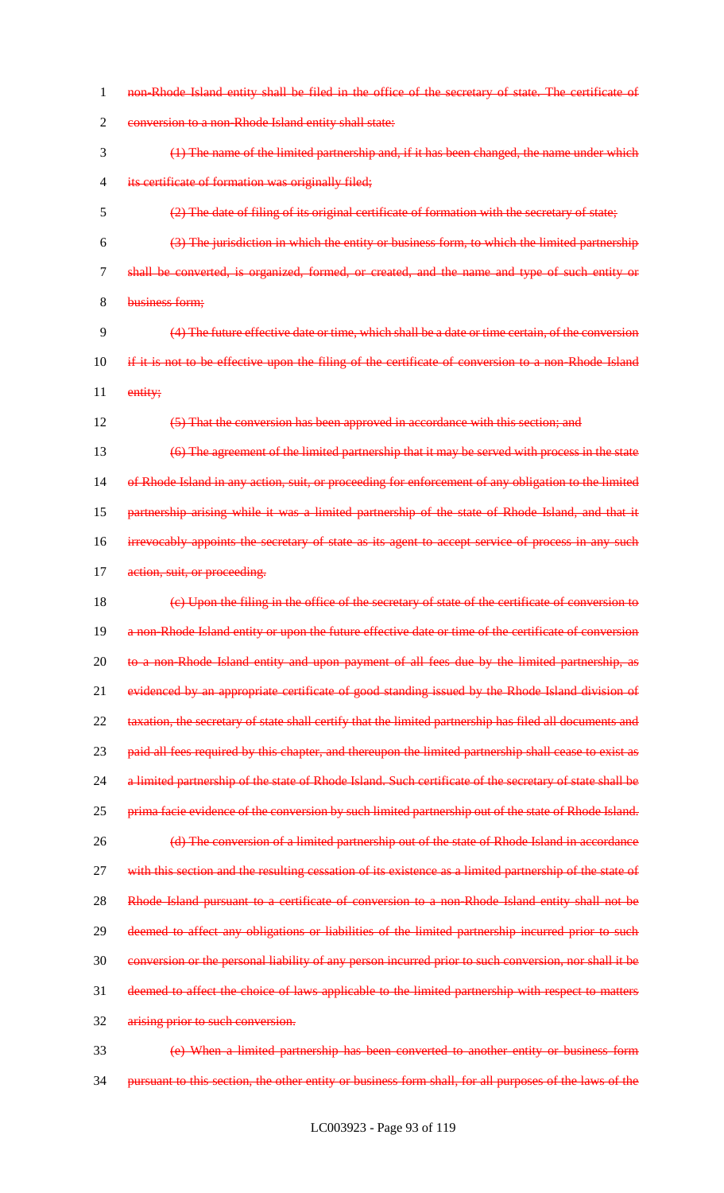non-Rhode Island entity shall be filed in the office of the secretary of state. The certificate of conversion to a non-Rhode Island entity shall state:

(1) The name of the limited partnership and, if it has been changed, the name under which its certificate of formation was originally filed;

(2) The date of filing of its original certificate of formation with the secretary of state;

(3) The jurisdiction in which the entity or business form, to which the limited partnership shall be converted, is organized, formed, or created, and the name and type of such entity or business form;

(4) The future effective date or time, which shall be a date or time certain, of the conversion if it is not to be effective upon the filing of the certificate of conversion to a non-Rhode Island entity;

(5) That the conversion has been approved in accordance with this section; and

(6) The agreement of the limited partnership that it may be served with process in the state of Rhode Island in any action, suit, or proceeding for enforcement of any obligation to the limited partnership arising while it was a limited partnership of the state of Rhode Island, and that it irrevocably appoints the secretary of state as its agent to accept service of process in any such action, suit, or proceeding.

(c) Upon the filing in the office of the secretary of state of the certificate of conversion to a non-Rhode Island entity or upon the future effective date or time of the certificate of conversion to a non-Rhode Island entity and upon payment of all fees due by the limited partnership, as evidenced by an appropriate certificate of good standing issued by the Rhode Island division of taxation, the secretary of state shall certify that the limited partnership has filed all documents and paid all fees required by this chapter, and thereupon the limited partnership shall cease to exist as a limited partnership of the state of Rhode Island. Such certificate of the secretary of state shall be prima facie evidence of the conversion by such limited partnership out of the state of Rhode Island.

(d) The conversion of a limited partnership out of the state of Rhode Island in accordance with this section and the resulting cessation of its existence as a limited partnership of the state of Rhode Island pursuant to a certificate of conversion to a non-Rhode Island entity shall not be deemed to affect any obligations or liabilities of the limited partnership incurred prior to such conversion or the personal liability of any person incurred prior to such conversion, nor shall it be deemed to affect the choice of laws applicable to the limited partnership with respect to matters arising prior to such conversion.

(e) When a limited partnership has been converted to another entity or business form pursuant to this section, the other entity or business form shall, for all purposes of the laws of the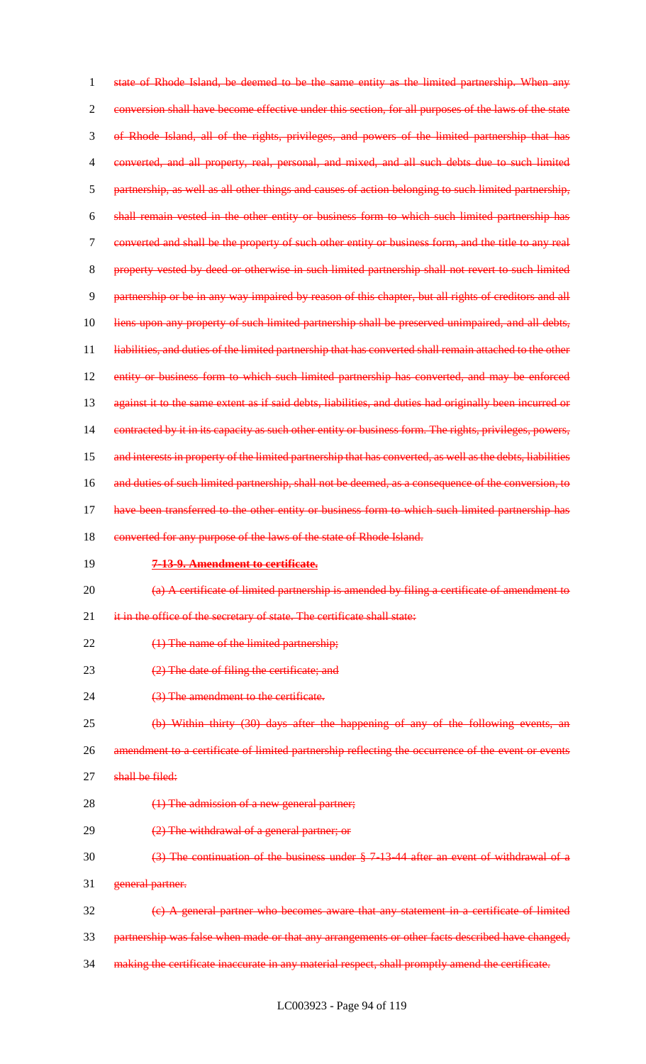state of Rhode Island, be deemed to be the same entity as the limited partnership. When any conversion shall have become effective under this section, for all purposes of the laws of the state of Rhode Island, all of the rights, privileges, and powers of the limited partnership that has converted, and all property, real, personal, and mixed, and all such debts due to such limited partnership, as well as all other things and causes of action belonging to such limited partnership, shall remain vested in the other entity or business form to which such limited partnership has converted and shall be the property of such other entity or business form, and the title to any real property vested by deed or otherwise in such limited partnership shall not revert to such limited partnership or be in any way impaired by reason of this chapter, but all rights of creditors and all liens upon any property of such limited partnership shall be preserved unimpaired, and all debts, liabilities, and duties of the limited partnership that has converted shall remain attached to the other entity or business form to which such limited partnership has converted, and may be enforced against it to the same extent as if said debts, liabilities, and duties had originally been incurred or contracted by it in its capacity as such other entity or business form. The rights, privileges, powers, and interests in property of the limited partnership that has converted, as well as the debts, liabilities and duties of such limited partnership, shall not be deemed, as a consequence of the conversion, to have been transferred to the other entity or business form to which such limited partnership has converted for any purpose of the laws of the state of Rhode Island.

**7-13-9. Amendment to certificate.**

(a) A certificate of limited partnership is amended by filing a certificate of amendment to it in the office of the secretary of state. The certificate shall state:

(1) The name of the limited partnership;

(2) The date of filing the certificate; and

(3) The amendment to the certificate.

(b) Within thirty (30) days after the happening of any of the following events, an amendment to a certificate of limited partnership reflecting the occurrence of the event or events shall be filed:

(1) The admission of a new general partner;

(2) The withdrawal of a general partner; or

(3) The continuation of the business under § 7-13-44 after an event of withdrawal of a general partner.

(c) A general partner who becomes aware that any statement in a certificate of limited partnership was false when made or that any arrangements or other facts described have changed, making the certificate inaccurate in any material respect, shall promptly amend the certificate.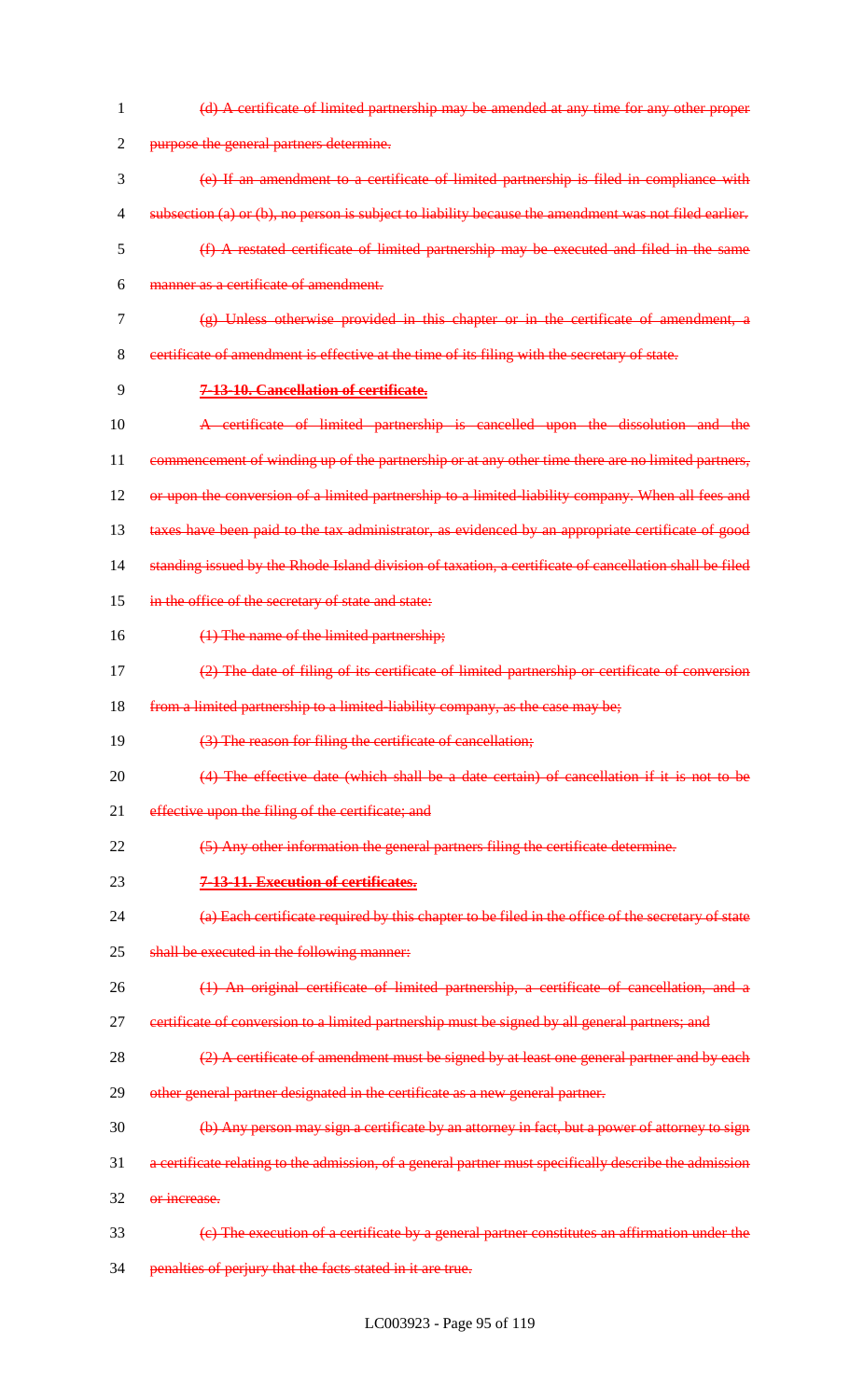(d) A certificate of limited partnership may be amended at any time for any other proper purpose the general partners determine.

(e) If an amendment to a certificate of limited partnership is filed in compliance with subsection (a) or (b), no person is subject to liability because the amendment was not filed earlier.

(f) A restated certificate of limited partnership may be executed and filed in the same manner as a certificate of amendment.

(g) Unless otherwise provided in this chapter or in the certificate of amendment, a certificate of amendment is effective at the time of its filing with the secretary of state.

**7-13-10. Cancellation of certificate.**

A certificate of limited partnership is cancelled upon the dissolution and the commencement of winding up of the partnership or at any other time there are no limited partners, or upon the conversion of a limited partnership to a limited-liability company. When all fees and taxes have been paid to the tax administrator, as evidenced by an appropriate certificate of good standing issued by the Rhode Island division of taxation, a certificate of cancellation shall be filed in the office of the secretary of state and state:

(1) The name of the limited partnership;

(2) The date of filing of its certificate of limited partnership or certificate of conversion from a limited partnership to a limited-liability company, as the case may be;

(3) The reason for filing the certificate of cancellation;

(4) The effective date (which shall be a date certain) of cancellation if it is not to be effective upon the filing of the certificate; and

(5) Any other information the general partners filing the certificate determine.

**7-13-11. Execution of certificates.**

(a) Each certificate required by this chapter to be filed in the office of the secretary of state shall be executed in the following manner:

(1) An original certificate of limited partnership, a certificate of cancellation, and a certificate of conversion to a limited partnership must be signed by all general partners; and

(2) A certificate of amendment must be signed by at least one general partner and by each other general partner designated in the certificate as a new general partner.

(b) Any person may sign a certificate by an attorney in fact, but a power of attorney to sign a certificate relating to the admission, of a general partner must specifically describe the admission or increase.

(c) The execution of a certificate by a general partner constitutes an affirmation under the penalties of perjury that the facts stated in it are true.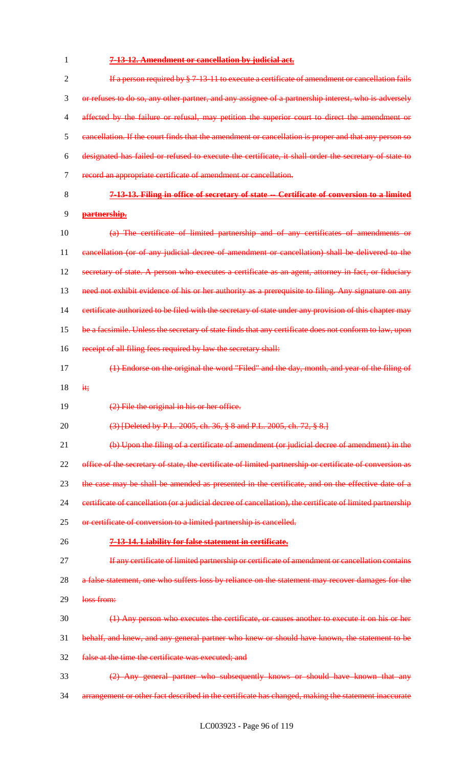**7-13-12. Amendment or cancellation by judicial act.**

If a person required by § 7-13-11 to execute a certificate of amendment or cancellation fails or refuses to do so, any other partner, and any assignee of a partnership interest, who is adversely affected by the failure or refusal, may petition the superior court to direct the amendment or cancellation. If the court finds that the amendment or cancellation is proper and that any person so designated has failed or refused to execute the certificate, it shall order the secretary of state to record an appropriate certificate of amendment or cancellation.

**7-13-13. Filing in office of secretary of state -- Certificate of conversion to a limited partnership.**

(a) The certificate of limited partnership and of any certificates of amendments or cancellation (or of any judicial decree of amendment or cancellation) shall be delivered to the secretary of state. A person who executes a certificate as an agent, attorney in fact, or fiduciary need not exhibit evidence of his or her authority as a prerequisite to filing. Any signature on any certificate authorized to be filed with the secretary of state under any provision of this chapter may be a facsimile. Unless the secretary of state finds that any certificate does not conform to law, upon receipt of all filing fees required by law the secretary shall:

(1) Endorse on the original the word "Filed" and the day, month, and year of the filing of it;

(2) File the original in his or her office.

(3) [Deleted by P.L. 2005, ch. 36, § 8 and P.L. 2005, ch. 72, § 8.]

(b) Upon the filing of a certificate of amendment (or judicial decree of amendment) in the office of the secretary of state, the certificate of limited partnership or certificate of conversion as the case may be shall be amended as presented in the certificate, and on the effective date of a certificate of cancellation (or a judicial decree of cancellation), the certificate of limited partnership or certificate of conversion to a limited partnership is cancelled.

**7-13-14. Liability for false statement in certificate.**

If any certificate of limited partnership or certificate of amendment or cancellation contains a false statement, one who suffers loss by reliance on the statement may recover damages for the loss from:

(1) Any person who executes the certificate, or causes another to execute it on his or her behalf, and knew, and any general partner who knew or should have known, the statement to be false at the time the certificate was executed; and

(2) Any general partner who subsequently knows or should have known that any arrangement or other fact described in the certificate has changed, making the statement inaccurate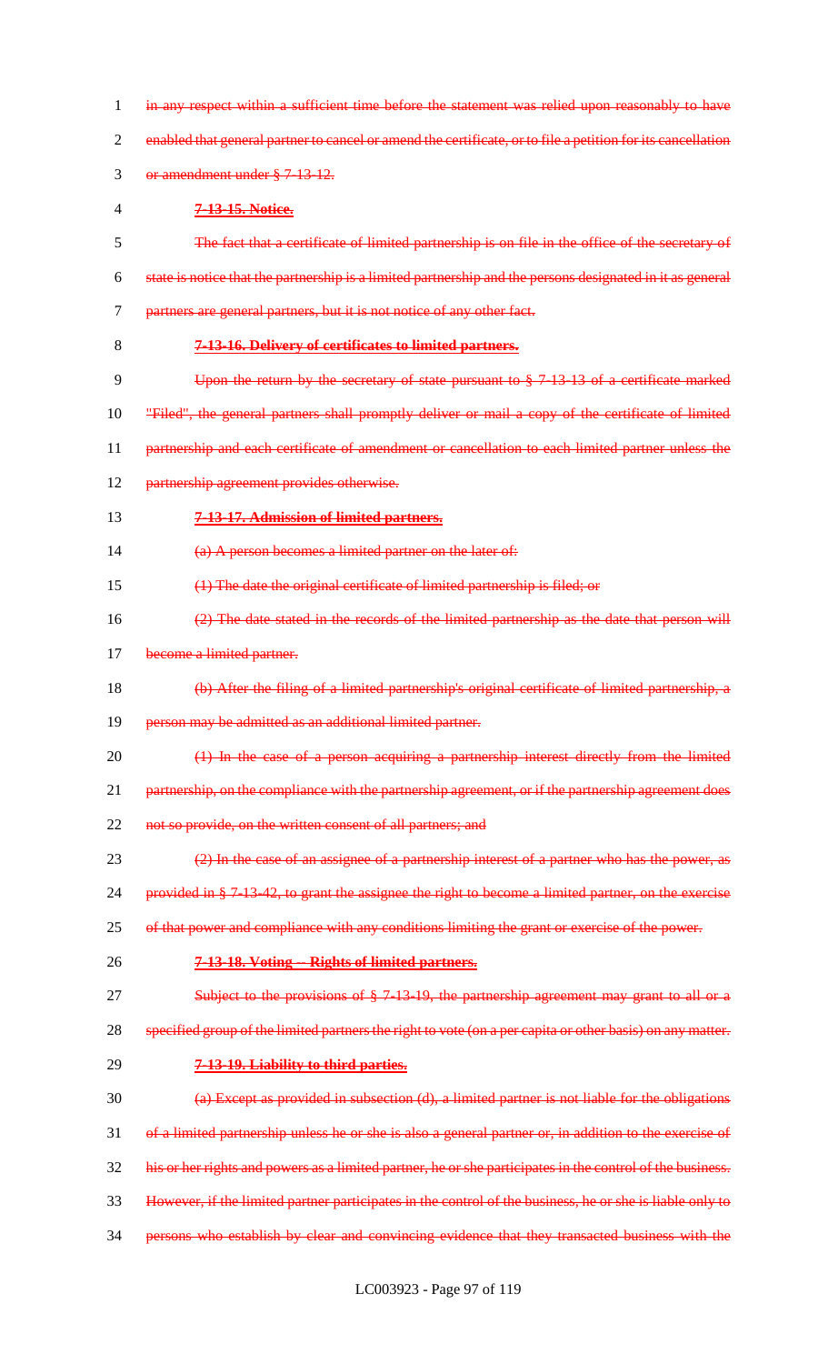in any respect within a sufficient time before the statement was relied upon reasonably to have enabled that general partner to cancel or amend the certificate, or to file a petition for its cancellation or amendment under § 7-13-12.

**7-13-15. Notice.**

The fact that a certificate of limited partnership is on file in the office of the secretary of state is notice that the partnership is a limited partnership and the persons designated in it as general partners are general partners, but it is not notice of any other fact.

**7-13-16. Delivery of certificates to limited partners.**

Upon the return by the secretary of state pursuant to § 7-13-13 of a certificate marked "Filed", the general partners shall promptly deliver or mail a copy of the certificate of limited partnership and each certificate of amendment or cancellation to each limited partner unless the partnership agreement provides otherwise.

**7-13-17. Admission of limited partners.**

(a) A person becomes a limited partner on the later of:

(1) The date the original certificate of limited partnership is filed; or

(2) The date stated in the records of the limited partnership as the date that person will become a limited partner.

(b) After the filing of a limited partnership's original certificate of limited partnership, a person may be admitted as an additional limited partner.

(1) In the case of a person acquiring a partnership interest directly from the limited partnership, on the compliance with the partnership agreement, or if the partnership agreement does not so provide, on the written consent of all partners; and

(2) In the case of an assignee of a partnership interest of a partner who has the power, as provided in § 7-13-42, to grant the assignee the right to become a limited partner, on the exercise of that power and compliance with any conditions limiting the grant or exercise of the power.

**7-13-18. Voting -- Rights of limited partners.**

Subject to the provisions of § 7-13-19, the partnership agreement may grant to all or a specified group of the limited partners the right to vote (on a per capita or other basis) on any matter.

**7-13-19. Liability to third parties.**

(a) Except as provided in subsection (d), a limited partner is not liable for the obligations of a limited partnership unless he or she is also a general partner or, in addition to the exercise of his or her rights and powers as a limited partner, he or she participates in the control of the business. However, if the limited partner participates in the control of the business, he or she is liable only to persons who establish by clear and convincing evidence that they transacted business with the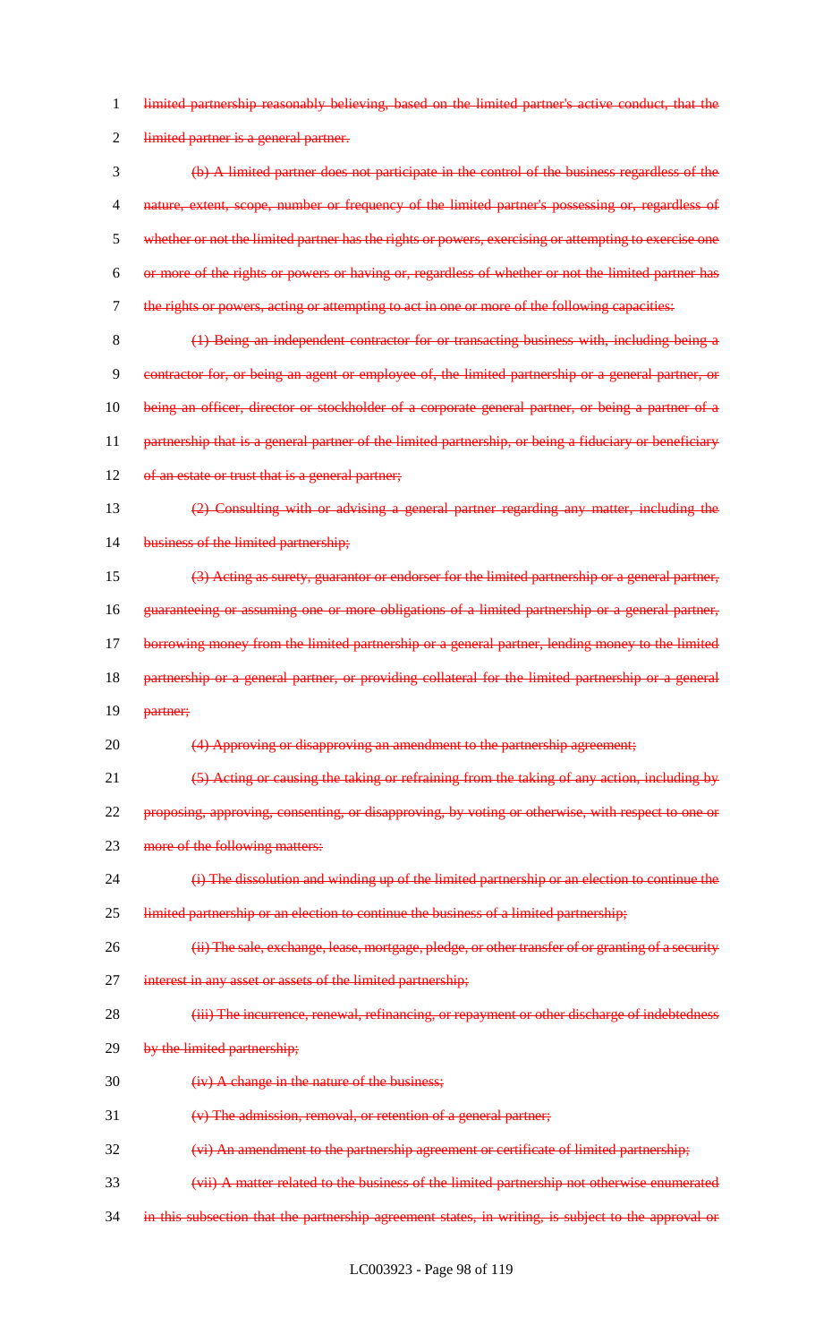limited partnership reasonably believing, based on the limited partner's active conduct, that the limited partner is a general partner.

(b) A limited partner does not participate in the control of the business regardless of the nature, extent, scope, number or frequency of the limited partner's possessing or, regardless of whether or not the limited partner has the rights or powers, exercising or attempting to exercise one or more of the rights or powers or having or, regardless of whether or not the limited partner has the rights or powers, acting or attempting to act in one or more of the following capacities:

(1) Being an independent contractor for or transacting business with, including being a contractor for, or being an agent or employee of, the limited partnership or a general partner, or being an officer, director or stockholder of a corporate general partner, or being a partner of a partnership that is a general partner of the limited partnership, or being a fiduciary or beneficiary of an estate or trust that is a general partner;

(2) Consulting with or advising a general partner regarding any matter, including the business of the limited partnership;

(3) Acting as surety, guarantor or endorser for the limited partnership or a general partner, guaranteeing or assuming one or more obligations of a limited partnership or a general partner, borrowing money from the limited partnership or a general partner, lending money to the limited partnership or a general partner, or providing collateral for the limited partnership or a general partner;

(4) Approving or disapproving an amendment to the partnership agreement;

(5) Acting or causing the taking or refraining from the taking of any action, including by proposing, approving, consenting, or disapproving, by voting or otherwise, with respect to one or more of the following matters:

(i) The dissolution and winding up of the limited partnership or an election to continue the limited partnership or an election to continue the business of a limited partnership;

(ii) The sale, exchange, lease, mortgage, pledge, or other transfer of or granting of a security interest in any asset or assets of the limited partnership;

(iii) The incurrence, renewal, refinancing, or repayment or other discharge of indebtedness by the limited partnership;

(iv) A change in the nature of the business;

(v) The admission, removal, or retention of a general partner;

(vi) An amendment to the partnership agreement or certificate of limited partnership;

(vii) A matter related to the business of the limited partnership not otherwise enumerated in this subsection that the partnership agreement states, in writing, is subject to the approval or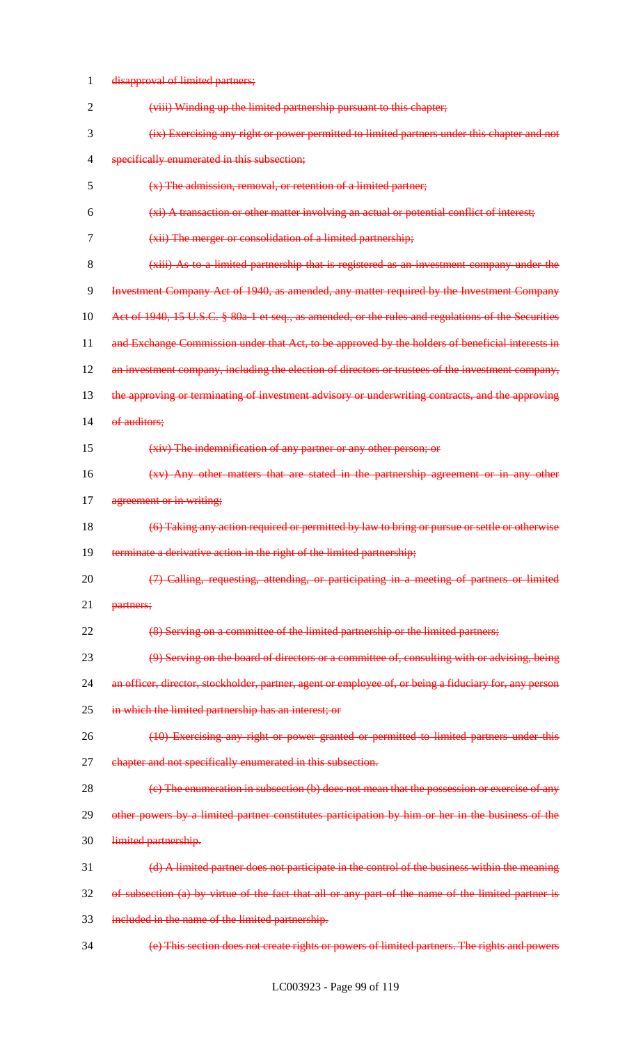disapproval of limited partners;

(viii) Winding up the limited partnership pursuant to this chapter;

(ix) Exercising any right or power permitted to limited partners under this chapter and not specifically enumerated in this subsection;

(x) The admission, removal, or retention of a limited partner;

(xi) A transaction or other matter involving an actual or potential conflict of interest;

(xii) The merger or consolidation of a limited partnership;

(xiii) As to a limited partnership that is registered as an investment company under the Investment Company Act of 1940, as amended, any matter required by the Investment Company Act of 1940, 15 U.S.C. § 80a-1 et seq., as amended, or the rules and regulations of the Securities and Exchange Commission under that Act, to be approved by the holders of beneficial interests in an investment company, including the election of directors or trustees of the investment company, the approving or terminating of investment advisory or underwriting contracts, and the approving of auditors;

(xiv) The indemnification of any partner or any other person; or

(xv) Any other matters that are stated in the partnership agreement or in any other agreement or in writing;

(6) Taking any action required or permitted by law to bring or pursue or settle or otherwise terminate a derivative action in the right of the limited partnership;

(7) Calling, requesting, attending, or participating in a meeting of partners or limited partners;

(8) Serving on a committee of the limited partnership or the limited partners;

(9) Serving on the board of directors or a committee of, consulting with or advising, being an officer, director, stockholder, partner, agent or employee of, or being a fiduciary for, any person in which the limited partnership has an interest; or

(10) Exercising any right or power granted or permitted to limited partners under this chapter and not specifically enumerated in this subsection.

(c) The enumeration in subsection (b) does not mean that the possession or exercise of any other powers by a limited partner constitutes participation by him or her in the business of the limited partnership.

(d) A limited partner does not participate in the control of the business within the meaning of subsection (a) by virtue of the fact that all or any part of the name of the limited partner is included in the name of the limited partnership.

(e) This section does not create rights or powers of limited partners. The rights and powers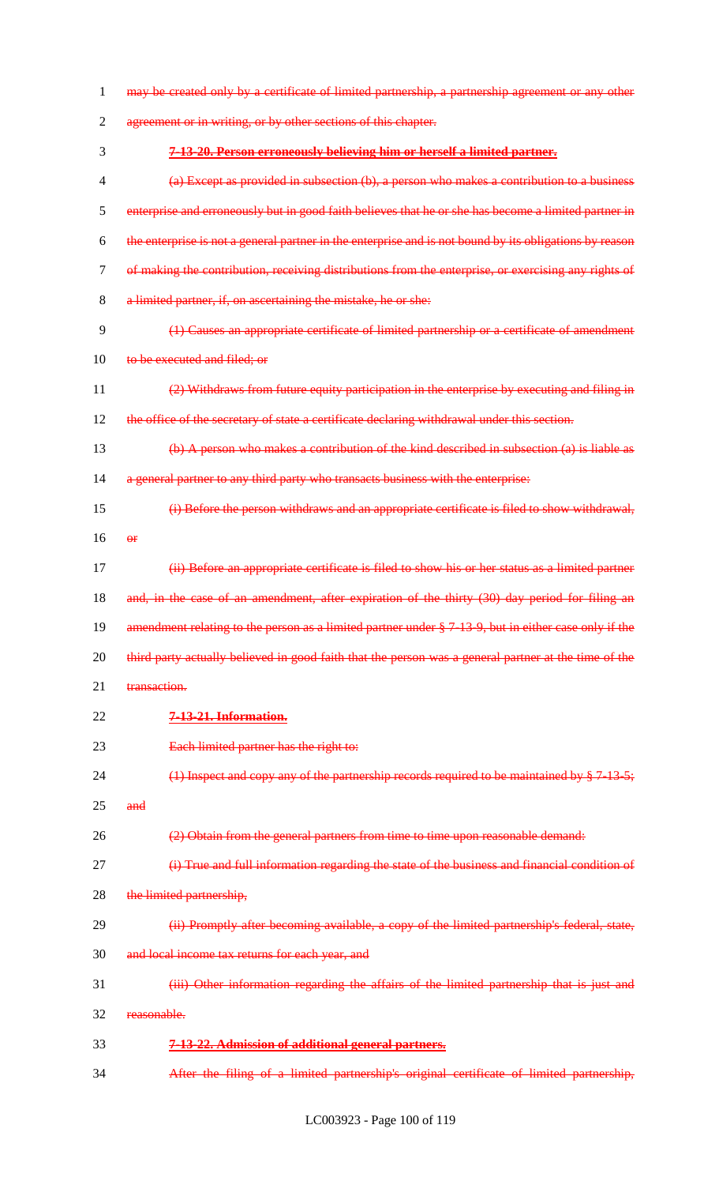may be created only by a certificate of limited partnership, a partnership agreement or any other agreement or in writing, or by other sections of this chapter.

**7-13-20. Person erroneously believing him or herself a limited partner.**

(a) Except as provided in subsection (b), a person who makes a contribution to a business enterprise and erroneously but in good faith believes that he or she has become a limited partner in the enterprise is not a general partner in the enterprise and is not bound by its obligations by reason of making the contribution, receiving distributions from the enterprise, or exercising any rights of a limited partner, if, on ascertaining the mistake, he or she:

(1) Causes an appropriate certificate of limited partnership or a certificate of amendment to be executed and filed; or

(2) Withdraws from future equity participation in the enterprise by executing and filing in the office of the secretary of state a certificate declaring withdrawal under this section.

(b) A person who makes a contribution of the kind described in subsection (a) is liable as a general partner to any third party who transacts business with the enterprise:

(i) Before the person withdraws and an appropriate certificate is filed to show withdrawal, or

(ii) Before an appropriate certificate is filed to show his or her status as a limited partner and, in the case of an amendment, after expiration of the thirty (30) day period for filing an amendment relating to the person as a limited partner under § 7-13-9, but in either case only if the third party actually believed in good faith that the person was a general partner at the time of the transaction.

**7-13-21. Information.**

Each limited partner has the right to:

(1) Inspect and copy any of the partnership records required to be maintained by § 7-13-5; and

(2) Obtain from the general partners from time to time upon reasonable demand:

(i) True and full information regarding the state of the business and financial condition of the limited partnership,

(ii) Promptly after becoming available, a copy of the limited partnership's federal, state, and local income tax returns for each year, and

(iii) Other information regarding the affairs of the limited partnership that is just and reasonable.

**7-13-22. Admission of additional general partners.**

After the filing of a limited partnership's original certificate of limited partnership,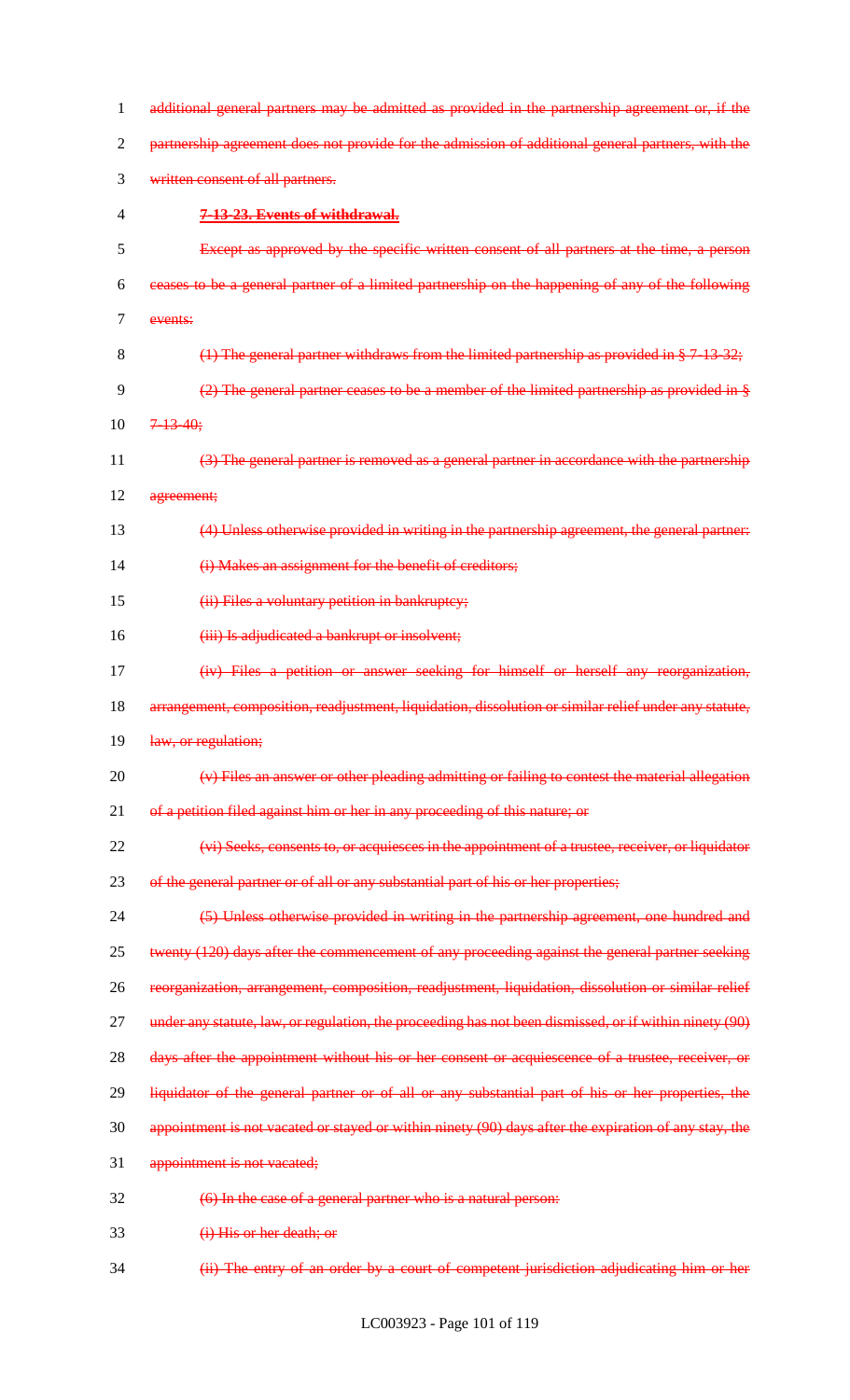additional general partners may be admitted as provided in the partnership agreement or, if the partnership agreement does not provide for the admission of additional general partners, with the written consent of all partners.

**7-13-23. Events of withdrawal.**

Except as approved by the specific written consent of all partners at the time, a person ceases to be a general partner of a limited partnership on the happening of any of the following events:

(1) The general partner withdraws from the limited partnership as provided in § 7-13-32;

(2) The general partner ceases to be a member of the limited partnership as provided in § 7-13-40;

(3) The general partner is removed as a general partner in accordance with the partnership agreement;

(4) Unless otherwise provided in writing in the partnership agreement, the general partner:

(i) Makes an assignment for the benefit of creditors;

(ii) Files a voluntary petition in bankruptcy;

(iii) Is adjudicated a bankrupt or insolvent;

(iv) Files a petition or answer seeking for himself or herself any reorganization, arrangement, composition, readjustment, liquidation, dissolution or similar relief under any statute, law, or regulation;

(v) Files an answer or other pleading admitting or failing to contest the material allegation of a petition filed against him or her in any proceeding of this nature; or

(vi) Seeks, consents to, or acquiesces in the appointment of a trustee, receiver, or liquidator of the general partner or of all or any substantial part of his or her properties;

(5) Unless otherwise provided in writing in the partnership agreement, one hundred and twenty (120) days after the commencement of any proceeding against the general partner seeking reorganization, arrangement, composition, readjustment, liquidation, dissolution or similar relief under any statute, law, or regulation, the proceeding has not been dismissed, or if within ninety (90) days after the appointment without his or her consent or acquiescence of a trustee, receiver, or liquidator of the general partner or of all or any substantial part of his or her properties, the appointment is not vacated or stayed or within ninety (90) days after the expiration of any stay, the appointment is not vacated;

(6) In the case of a general partner who is a natural person:

(i) His or her death; or

(ii) The entry of an order by a court of competent jurisdiction adjudicating him or her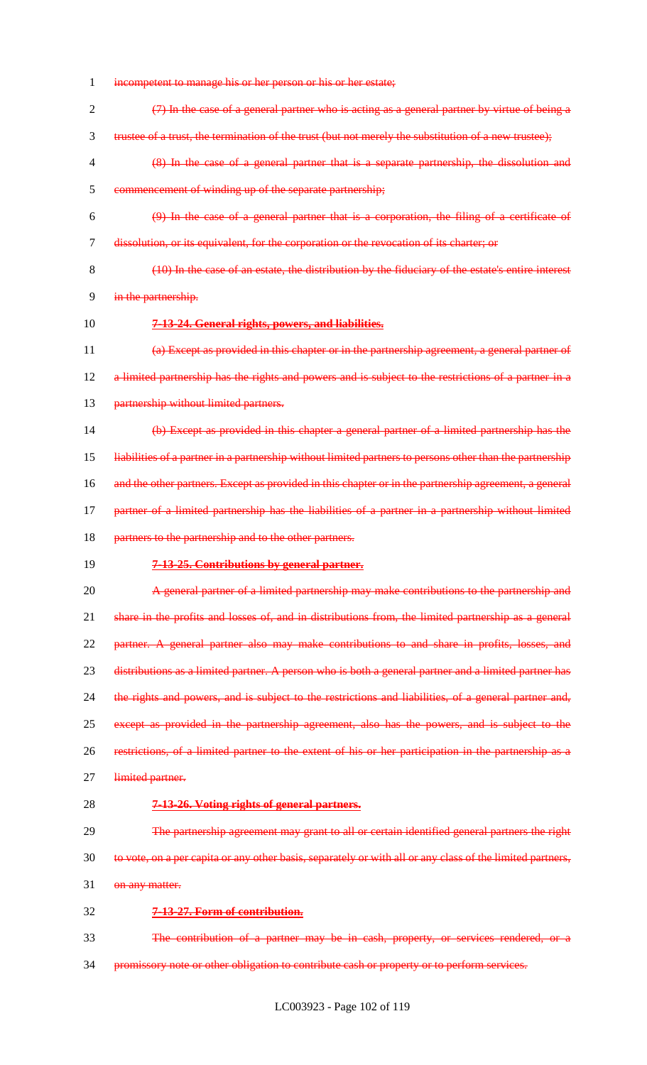incompetent to manage his or her person or his or her estate;

(7) In the case of a general partner who is acting as a general partner by virtue of being a trustee of a trust, the termination of the trust (but not merely the substitution of a new trustee);

(8) In the case of a general partner that is a separate partnership, the dissolution and commencement of winding up of the separate partnership;

(9) In the case of a general partner that is a corporation, the filing of a certificate of dissolution, or its equivalent, for the corporation or the revocation of its charter; or

(10) In the case of an estate, the distribution by the fiduciary of the estate's entire interest in the partnership.

**7-13-24. General rights, powers, and liabilities.**

(a) Except as provided in this chapter or in the partnership agreement, a general partner of a limited partnership has the rights and powers and is subject to the restrictions of a partner in a partnership without limited partners.

(b) Except as provided in this chapter a general partner of a limited partnership has the liabilities of a partner in a partnership without limited partners to persons other than the partnership and the other partners. Except as provided in this chapter or in the partnership agreement, a general partner of a limited partnership has the liabilities of a partner in a partnership without limited partners to the partnership and to the other partners.

**7-13-25. Contributions by general partner.**

A general partner of a limited partnership may make contributions to the partnership and share in the profits and losses of, and in distributions from, the limited partnership as a general partner. A general partner also may make contributions to and share in profits, losses, and distributions as a limited partner. A person who is both a general partner and a limited partner has the rights and powers, and is subject to the restrictions and liabilities, of a general partner and, except as provided in the partnership agreement, also has the powers, and is subject to the restrictions, of a limited partner to the extent of his or her participation in the partnership as a limited partner.

**7-13-26. Voting rights of general partners.**

The partnership agreement may grant to all or certain identified general partners the right to vote, on a per capita or any other basis, separately or with all or any class of the limited partners, on any matter.

**7-13-27. Form of contribution.**

The contribution of a partner may be in cash, property, or services rendered, or a promissory note or other obligation to contribute cash or property or to perform services.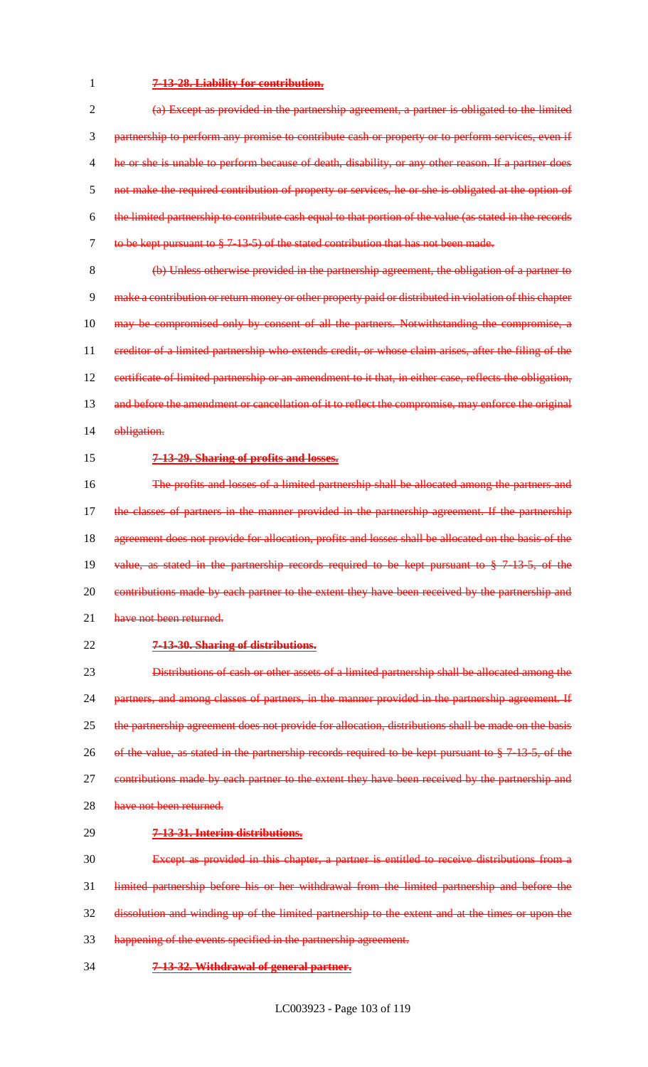**7-13-28. Liability for contribution.**

(a) Except as provided in the partnership agreement, a partner is obligated to the limited partnership to perform any promise to contribute cash or property or to perform services, even if he or she is unable to perform because of death, disability, or any other reason. If a partner does not make the required contribution of property or services, he or she is obligated at the option of the limited partnership to contribute cash equal to that portion of the value (as stated in the records to be kept pursuant to § 7-13-5) of the stated contribution that has not been made.

(b) Unless otherwise provided in the partnership agreement, the obligation of a partner to make a contribution or return money or other property paid or distributed in violation of this chapter may be compromised only by consent of all the partners. Notwithstanding the compromise, a creditor of a limited partnership who extends credit, or whose claim arises, after the filing of the certificate of limited partnership or an amendment to it that, in either case, reflects the obligation, and before the amendment or cancellation of it to reflect the compromise, may enforce the original obligation.

**7-13-29. Sharing of profits and losses.**

The profits and losses of a limited partnership shall be allocated among the partners and the classes of partners in the manner provided in the partnership agreement. If the partnership agreement does not provide for allocation, profits and losses shall be allocated on the basis of the value, as stated in the partnership records required to be kept pursuant to § 7-13-5, of the contributions made by each partner to the extent they have been received by the partnership and have not been returned.

**7-13-30. Sharing of distributions.**

Distributions of cash or other assets of a limited partnership shall be allocated among the partners, and among classes of partners, in the manner provided in the partnership agreement. If the partnership agreement does not provide for allocation, distributions shall be made on the basis of the value, as stated in the partnership records required to be kept pursuant to § 7-13-5, of the contributions made by each partner to the extent they have been received by the partnership and have not been returned.

**7-13-31. Interim distributions.**

Except as provided in this chapter, a partner is entitled to receive distributions from a limited partnership before his or her withdrawal from the limited partnership and before the dissolution and winding up of the limited partnership to the extent and at the times or upon the happening of the events specified in the partnership agreement.

**7-13-32. Withdrawal of general partner.**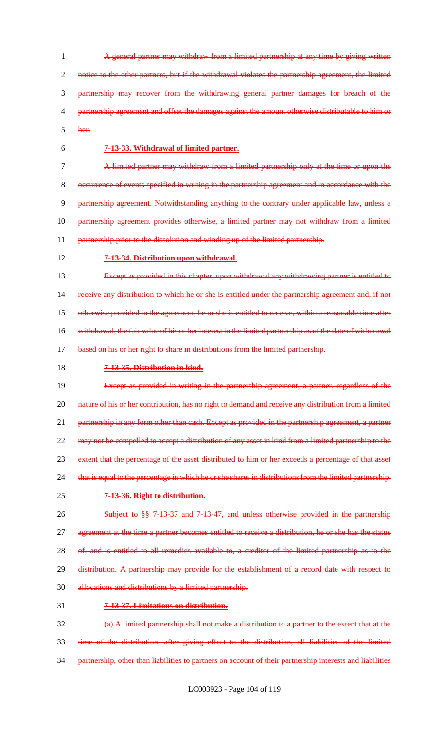A general partner may withdraw from a limited partnership at any time by giving written notice to the other partners, but if the withdrawal violates the partnership agreement, the limited partnership may recover from the withdrawing general partner damages for breach of the partnership agreement and offset the damages against the amount otherwise distributable to him or her.

**7-13-33. Withdrawal of limited partner.**

A limited partner may withdraw from a limited partnership only at the time or upon the occurrence of events specified in writing in the partnership agreement and in accordance with the partnership agreement. Notwithstanding anything to the contrary under applicable law, unless a partnership agreement provides otherwise, a limited partner may not withdraw from a limited partnership prior to the dissolution and winding up of the limited partnership.

**7-13-34. Distribution upon withdrawal.**

Except as provided in this chapter, upon withdrawal any withdrawing partner is entitled to receive any distribution to which he or she is entitled under the partnership agreement and, if not otherwise provided in the agreement, he or she is entitled to receive, within a reasonable time after withdrawal, the fair value of his or her interest in the limited partnership as of the date of withdrawal based on his or her right to share in distributions from the limited partnership.

**7-13-35. Distribution in kind.**

Except as provided in writing in the partnership agreement, a partner, regardless of the nature of his or her contribution, has no right to demand and receive any distribution from a limited partnership in any form other than cash. Except as provided in the partnership agreement, a partner may not be compelled to accept a distribution of any asset in kind from a limited partnership to the extent that the percentage of the asset distributed to him or her exceeds a percentage of that asset that is equal to the percentage in which he or she shares in distributions from the limited partnership.

**7-13-36. Right to distribution.**

Subject to §§ 7-13-37 and 7-13-47, and unless otherwise provided in the partnership agreement at the time a partner becomes entitled to receive a distribution, he or she has the status of, and is entitled to all remedies available to, a creditor of the limited partnership as to the distribution. A partnership may provide for the establishment of a record date with respect to allocations and distributions by a limited partnership.

**7-13-37. Limitations on distribution.**

(a) A limited partnership shall not make a distribution to a partner to the extent that at the time of the distribution, after giving effect to the distribution, all liabilities of the limited partnership, other than liabilities to partners on account of their partnership interests and liabilities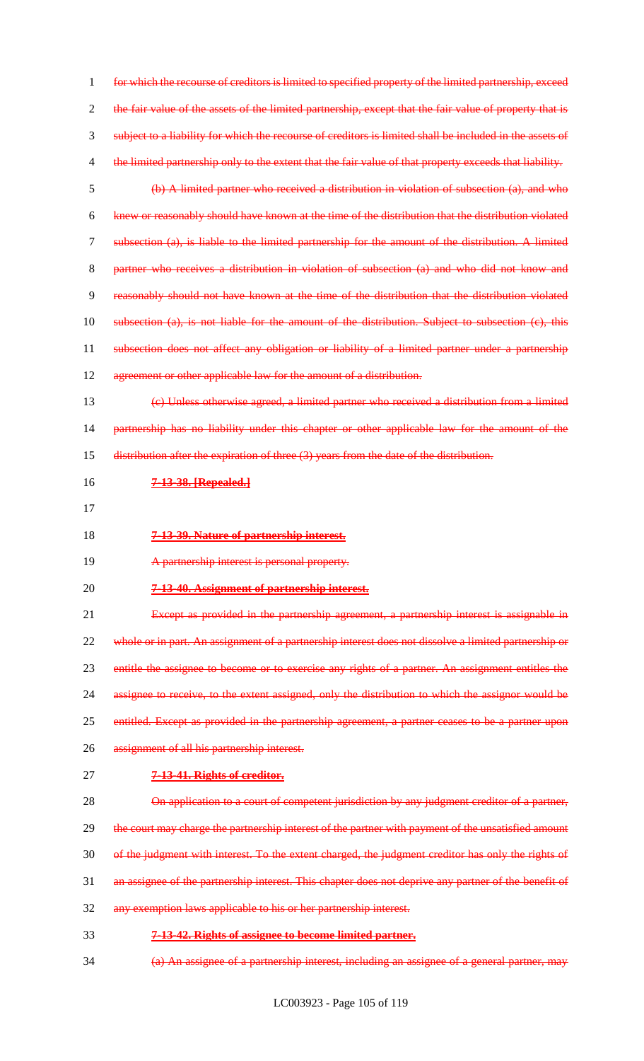1 for which the recourse of creditors is limited to specified property of the limited partnership, exceed

2 the fair value of the assets of the limited partnership, except that the fair value of property that is

3 subject to a liability for which the recourse of creditors is limited shall be included in the assets of

4 the limited partnership only to the extent that the fair value of that property exceeds that liability.

5 (b) A limited partner who received a distribution in violation of subsection (a), and who

6 knew or reasonably should have known at the time of the distribution that the distribution violated

7 subsection (a), is liable to the limited partnership for the amount of the distribution. A limited

8 partner who receives a distribution in violation of subsection (a) and who did not know and

9 reasonably should not have known at the time of the distribution that the distribution violated

10 subsection (a), is not liable for the amount of the distribution. Subject to subsection (c), this

11 subsection does not affect any obligation or liability of a limited partner under a partnership

12 agreement or other applicable law for the amount of a distribution.

13 (c) Unless otherwise agreed, a limited partner who received a distribution from a limited

14 partnership has no liability under this chapter or other applicable law for the amount of the

15 distribution after the expiration of three (3) years from the date of the distribution.

16 **7-13-38. [Repealed.]**

17

18 **7-13-39. Nature of partnership interest.**

19 A partnership interest is personal property.

20 **7-13-40. Assignment of partnership interest.**

21 Except as provided in the partnership agreement, a partnership interest is assignable in

22 whole or in part. An assignment of a partnership interest does not dissolve a limited partnership or

23 entitle the assignee to become or to exercise any rights of a partner. An assignment entitles the

24 assignee to receive, to the extent assigned, only the distribution to which the assignor would be

25 entitled. Except as provided in the partnership agreement, a partner ceases to be a partner upon

26 assignment of all his partnership interest.

27 **7-13-41. Rights of creditor.**

28 On application to a court of competent jurisdiction by any judgment creditor of a partner,

29 the court may charge the partnership interest of the partner with payment of the unsatisfied amount

30 of the judgment with interest. To the extent charged, the judgment creditor has only the rights of

31 an assignee of the partnership interest. This chapter does not deprive any partner of the benefit of

32 any exemption laws applicable to his or her partnership interest.

33 **7-13-42. Rights of assignee to become limited partner.**

34 (a) An assignee of a partnership interest, including an assignee of a general partner, may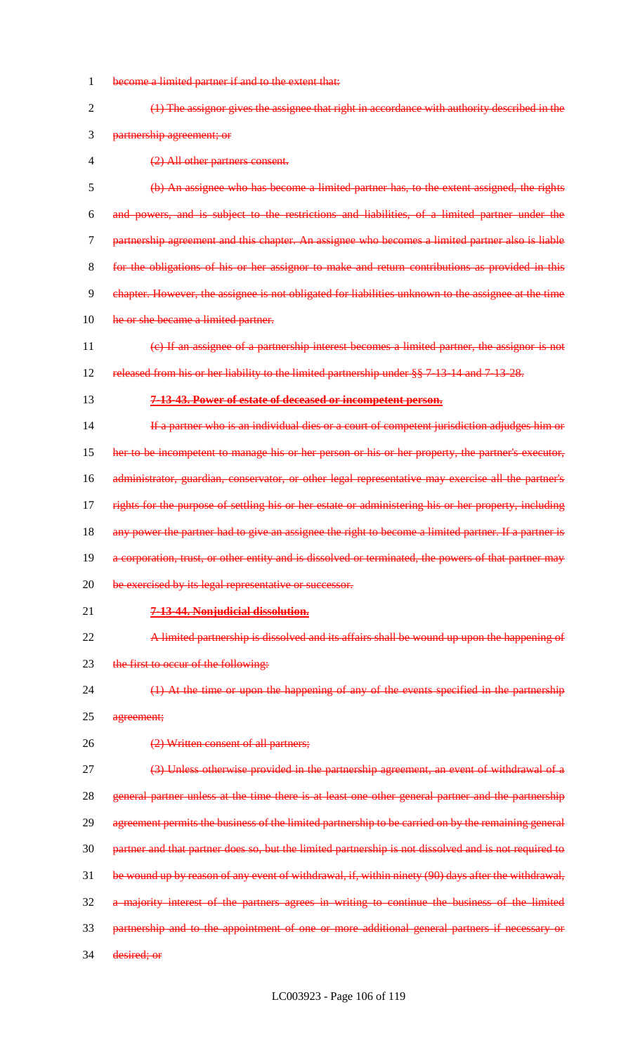become a limited partner if and to the extent that:

(1) The assignor gives the assignee that right in accordance with authority described in the partnership agreement; or

(2) All other partners consent.

(b) An assignee who has become a limited partner has, to the extent assigned, the rights and powers, and is subject to the restrictions and liabilities, of a limited partner under the partnership agreement and this chapter. An assignee who becomes a limited partner also is liable for the obligations of his or her assignor to make and return contributions as provided in this chapter. However, the assignee is not obligated for liabilities unknown to the assignee at the time he or she became a limited partner.

(c) If an assignee of a partnership interest becomes a limited partner, the assignor is not released from his or her liability to the limited partnership under §§ 7-13-14 and 7-13-28.

**7-13-43. Power of estate of deceased or incompetent person.**

If a partner who is an individual dies or a court of competent jurisdiction adjudges him or her to be incompetent to manage his or her person or his or her property, the partner's executor, administrator, guardian, conservator, or other legal representative may exercise all the partner's rights for the purpose of settling his or her estate or administering his or her property, including any power the partner had to give an assignee the right to become a limited partner. If a partner is a corporation, trust, or other entity and is dissolved or terminated, the powers of that partner may be exercised by its legal representative or successor.

**7-13-44. Nonjudicial dissolution.**

A limited partnership is dissolved and its affairs shall be wound up upon the happening of the first to occur of the following:

(1) At the time or upon the happening of any of the events specified in the partnership agreement;

(2) Written consent of all partners;

(3) Unless otherwise provided in the partnership agreement, an event of withdrawal of a general partner unless at the time there is at least one other general partner and the partnership agreement permits the business of the limited partnership to be carried on by the remaining general partner and that partner does so, but the limited partnership is not dissolved and is not required to be wound up by reason of any event of withdrawal, if, within ninety (90) days after the withdrawal, a majority interest of the partners agrees in writing to continue the business of the limited partnership and to the appointment of one or more additional general partners if necessary or desired; or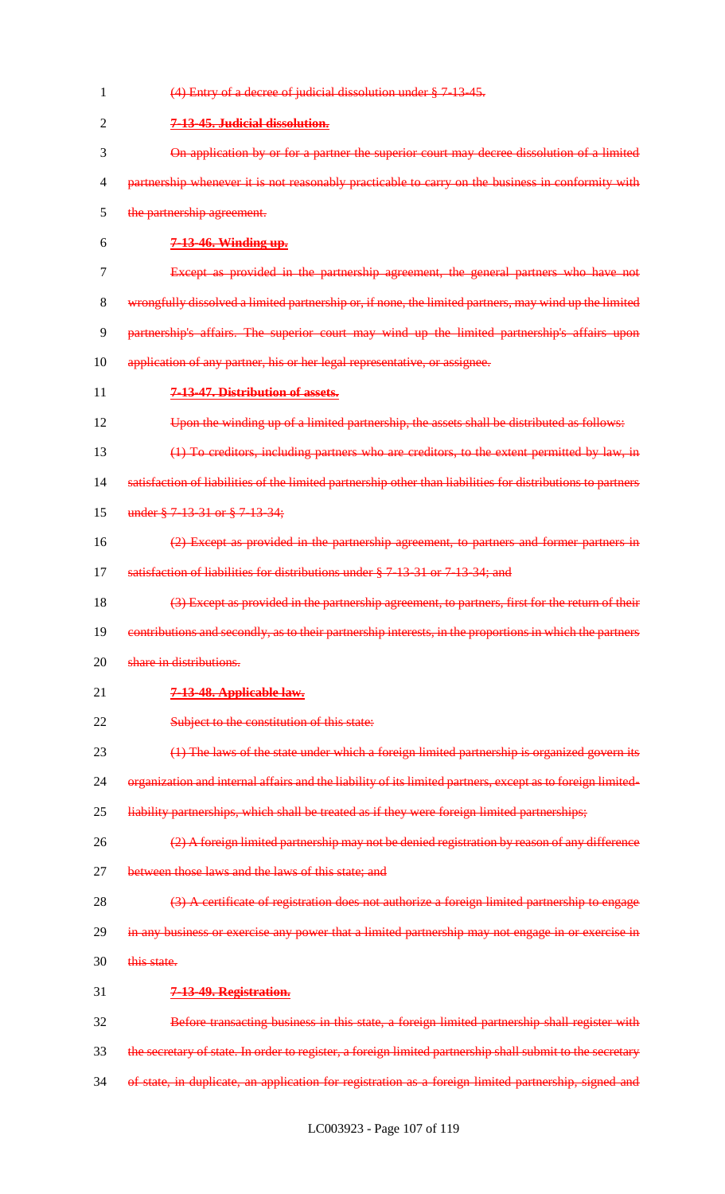~~(4) Entry of a decree of judicial dissolution under § 7-13-45.~~

~~**7-13-45. Judicial dissolution.**~~

~~On application by or for a partner the superior court may decree dissolution of a limited partnership whenever it is not reasonably practicable to carry on the business in conformity with the partnership agreement.~~

~~**7-13-46. Winding up.**~~

~~Except as provided in the partnership agreement, the general partners who have not wrongfully dissolved a limited partnership or, if none, the limited partners, may wind up the limited partnership's affairs. The superior court may wind up the limited partnership's affairs upon application of any partner, his or her legal representative, or assignee.~~

~~**7-13-47. Distribution of assets.**~~

~~Upon the winding up of a limited partnership, the assets shall be distributed as follows:~~

~~(1) To creditors, including partners who are creditors, to the extent permitted by law, in satisfaction of liabilities of the limited partnership other than liabilities for distributions to partners under § 7-13-31 or § 7-13-34;~~

~~(2) Except as provided in the partnership agreement, to partners and former partners in satisfaction of liabilities for distributions under § 7-13-31 or 7-13-34; and~~

~~(3) Except as provided in the partnership agreement, to partners, first for the return of their contributions and secondly, as to their partnership interests, in the proportions in which the partners share in distributions.~~

~~**7-13-48. Applicable law.**~~

~~Subject to the constitution of this state:~~

~~(1) The laws of the state under which a foreign limited partnership is organized govern its organization and internal affairs and the liability of its limited partners, except as to foreign limited-liability partnerships, which shall be treated as if they were foreign limited partnerships;~~

~~(2) A foreign limited partnership may not be denied registration by reason of any difference between those laws and the laws of this state; and~~

~~(3) A certificate of registration does not authorize a foreign limited partnership to engage in any business or exercise any power that a limited partnership may not engage in or exercise in this state.~~

~~**7-13-49. Registration.**~~

~~Before transacting business in this state, a foreign limited partnership shall register with the secretary of state. In order to register, a foreign limited partnership shall submit to the secretary of state, in duplicate, an application for registration as a foreign limited partnership, signed and~~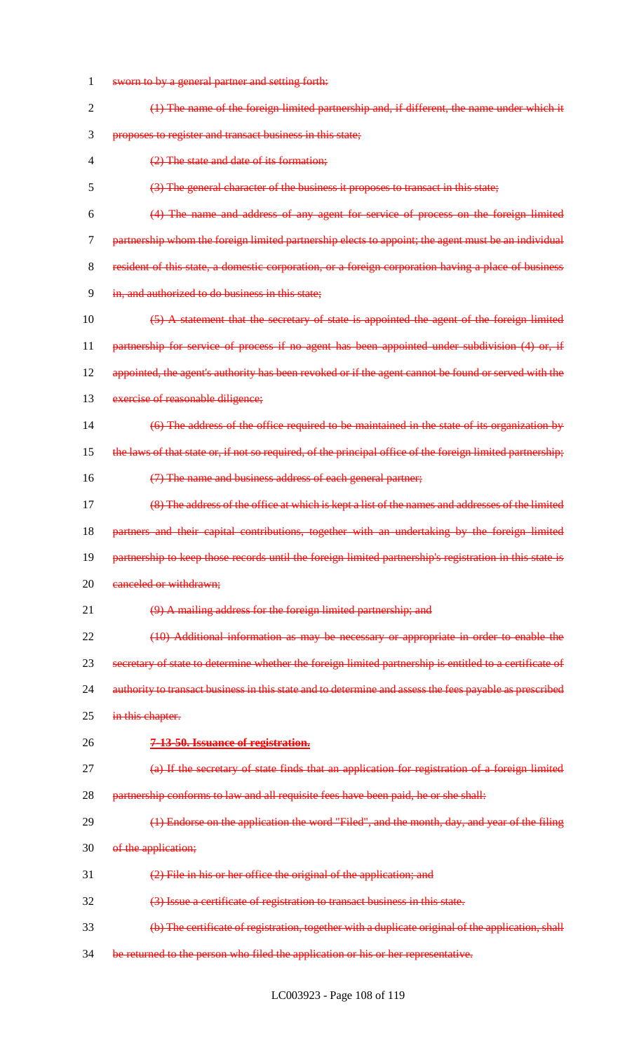~~sworn to by a general partner and setting forth:~~

~~(1) The name of the foreign limited partnership and, if different, the name under which it proposes to register and transact business in this state;~~

~~(2) The state and date of its formation;~~

~~(3) The general character of the business it proposes to transact in this state;~~

~~(4) The name and address of any agent for service of process on the foreign limited partnership whom the foreign limited partnership elects to appoint; the agent must be an individual resident of this state, a domestic corporation, or a foreign corporation having a place of business in, and authorized to do business in this state;~~

~~(5) A statement that the secretary of state is appointed the agent of the foreign limited partnership for service of process if no agent has been appointed under subdivision (4) or, if appointed, the agent's authority has been revoked or if the agent cannot be found or served with the exercise of reasonable diligence;~~

~~(6) The address of the office required to be maintained in the state of its organization by the laws of that state or, if not so required, of the principal office of the foreign limited partnership;~~

~~(7) The name and business address of each general partner;~~

~~(8) The address of the office at which is kept a list of the names and addresses of the limited partners and their capital contributions, together with an undertaking by the foreign limited partnership to keep those records until the foreign limited partnership's registration in this state is canceled or withdrawn;~~

~~(9) A mailing address for the foreign limited partnership; and~~

~~(10) Additional information as may be necessary or appropriate in order to enable the secretary of state to determine whether the foreign limited partnership is entitled to a certificate of authority to transact business in this state and to determine and assess the fees payable as prescribed in this chapter.~~

~~**7-13-50. Issuance of registration.**~~

~~(a) If the secretary of state finds that an application for registration of a foreign limited partnership conforms to law and all requisite fees have been paid, he or she shall:~~

~~(1) Endorse on the application the word "Filed", and the month, day, and year of the filing of the application;~~

~~(2) File in his or her office the original of the application; and~~

~~(3) Issue a certificate of registration to transact business in this state.~~

~~(b) The certificate of registration, together with a duplicate original of the application, shall be returned to the person who filed the application or his or her representative.~~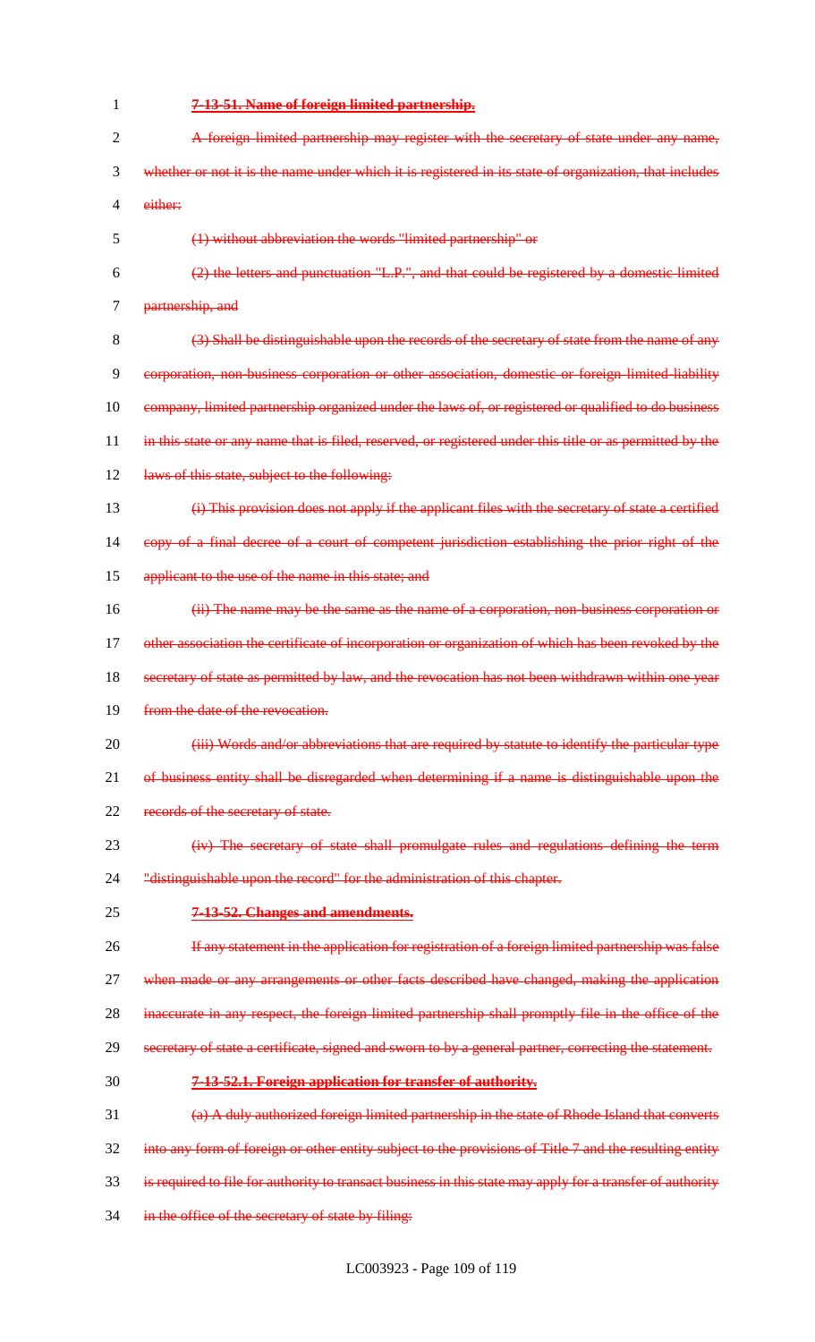~~**7-13-51. Name of foreign limited partnership.**~~

~~A foreign limited partnership may register with the secretary of state under any name, whether or not it is the name under which it is registered in its state of organization, that includes either:~~

~~(1) without abbreviation the words "limited partnership" or~~

~~(2) the letters and punctuation "L.P.", and that could be registered by a domestic limited partnership, and~~

~~(3) Shall be distinguishable upon the records of the secretary of state from the name of any corporation, non-business corporation or other association, domestic or foreign limited-liability company, limited partnership organized under the laws of, or registered or qualified to do business in this state or any name that is filed, reserved, or registered under this title or as permitted by the laws of this state, subject to the following:~~

~~(i) This provision does not apply if the applicant files with the secretary of state a certified copy of a final decree of a court of competent jurisdiction establishing the prior right of the applicant to the use of the name in this state; and~~

~~(ii) The name may be the same as the name of a corporation, non-business corporation or other association the certificate of incorporation or organization of which has been revoked by the secretary of state as permitted by law, and the revocation has not been withdrawn within one year from the date of the revocation.~~

~~(iii) Words and/or abbreviations that are required by statute to identify the particular type of business entity shall be disregarded when determining if a name is distinguishable upon the records of the secretary of state.~~

~~(iv) The secretary of state shall promulgate rules and regulations defining the term "distinguishable upon the record" for the administration of this chapter.~~

~~**7-13-52. Changes and amendments.**~~

~~If any statement in the application for registration of a foreign limited partnership was false when made or any arrangements or other facts described have changed, making the application inaccurate in any respect, the foreign limited partnership shall promptly file in the office of the secretary of state a certificate, signed and sworn to by a general partner, correcting the statement.~~

~~**7-13-52.1. Foreign application for transfer of authority.**~~

~~(a) A duly authorized foreign limited partnership in the state of Rhode Island that converts into any form of foreign or other entity subject to the provisions of Title 7 and the resulting entity is required to file for authority to transact business in this state may apply for a transfer of authority in the office of the secretary of state by filing:~~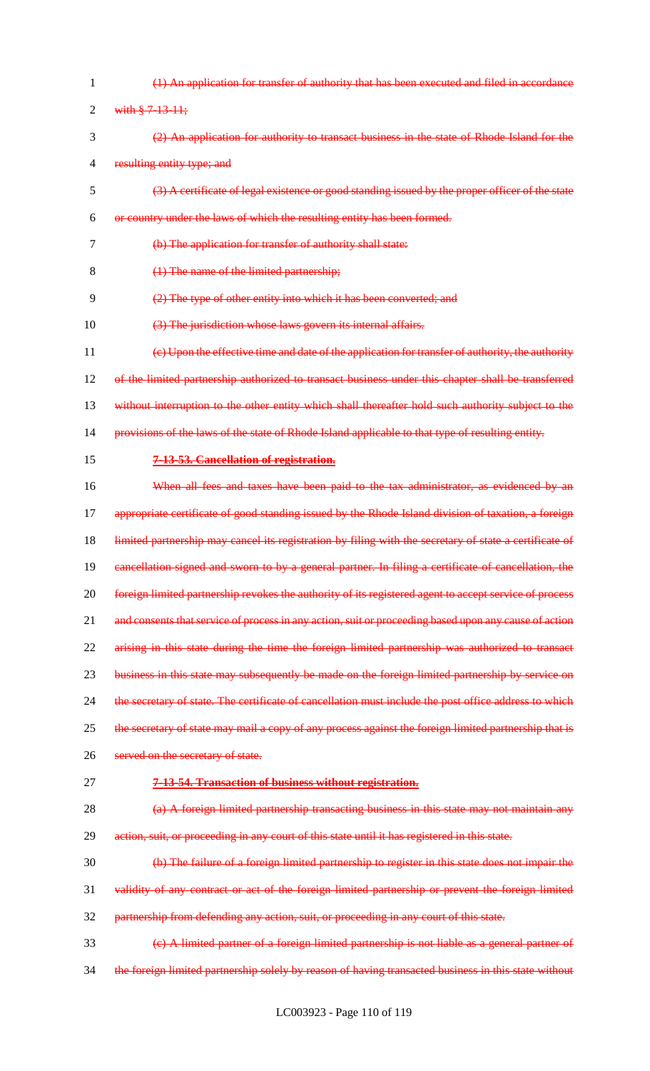~~(1) An application for transfer of authority that has been executed and filed in accordance with § 7-13-11;~~

~~(2) An application for authority to transact business in the state of Rhode Island for the resulting entity type; and~~

~~(3) A certificate of legal existence or good standing issued by the proper officer of the state or country under the laws of which the resulting entity has been formed.~~

~~(b) The application for transfer of authority shall state:~~

~~(1) The name of the limited partnership;~~

~~(2) The type of other entity into which it has been converted; and~~

~~(3) The jurisdiction whose laws govern its internal affairs.~~

~~(c) Upon the effective time and date of the application for transfer of authority, the authority of the limited partnership authorized to transact business under this chapter shall be transferred without interruption to the other entity which shall thereafter hold such authority subject to the provisions of the laws of the state of Rhode Island applicable to that type of resulting entity.~~

**~~7-13-53. Cancellation of registration.~~**

~~When all fees and taxes have been paid to the tax administrator, as evidenced by an appropriate certificate of good standing issued by the Rhode Island division of taxation, a foreign limited partnership may cancel its registration by filing with the secretary of state a certificate of cancellation signed and sworn to by a general partner. In filing a certificate of cancellation, the foreign limited partnership revokes the authority of its registered agent to accept service of process and consents that service of process in any action, suit or proceeding based upon any cause of action arising in this state during the time the foreign limited partnership was authorized to transact business in this state may subsequently be made on the foreign limited partnership by service on the secretary of state. The certificate of cancellation must include the post office address to which the secretary of state may mail a copy of any process against the foreign limited partnership that is served on the secretary of state.~~

**~~7-13-54. Transaction of business without registration.~~**

~~(a) A foreign limited partnership transacting business in this state may not maintain any action, suit, or proceeding in any court of this state until it has registered in this state.~~

~~(b) The failure of a foreign limited partnership to register in this state does not impair the validity of any contract or act of the foreign limited partnership or prevent the foreign limited partnership from defending any action, suit, or proceeding in any court of this state.~~

~~(c) A limited partner of a foreign limited partnership is not liable as a general partner of the foreign limited partnership solely by reason of having transacted business in this state without~~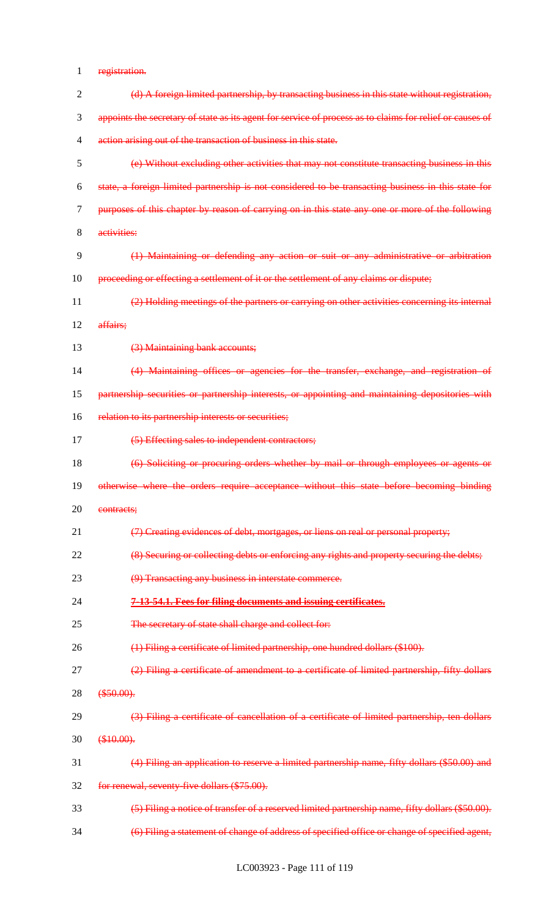registration.

(d) A foreign limited partnership, by transacting business in this state without registration, appoints the secretary of state as its agent for service of process as to claims for relief or causes of action arising out of the transaction of business in this state.

(e) Without excluding other activities that may not constitute transacting business in this state, a foreign limited partnership is not considered to be transacting business in this state for purposes of this chapter by reason of carrying on in this state any one or more of the following activities:

(1) Maintaining or defending any action or suit or any administrative or arbitration proceeding or effecting a settlement of it or the settlement of any claims or dispute;

(2) Holding meetings of the partners or carrying on other activities concerning its internal affairs;

(3) Maintaining bank accounts;

(4) Maintaining offices or agencies for the transfer, exchange, and registration of partnership securities or partnership interests, or appointing and maintaining depositories with relation to its partnership interests or securities;

(5) Effecting sales to independent contractors;

(6) Soliciting or procuring orders whether by mail or through employees or agents or otherwise where the orders require acceptance without this state before becoming binding contracts;

(7) Creating evidences of debt, mortgages, or liens on real or personal property;

(8) Securing or collecting debts or enforcing any rights and property securing the debts;

(9) Transacting any business in interstate commerce.

**7-13-54.1. Fees for filing documents and issuing certificates.**

The secretary of state shall charge and collect for:

(1) Filing a certificate of limited partnership, one hundred dollars ($100).

(2) Filing a certificate of amendment to a certificate of limited partnership, fifty dollars ($50.00).

(3) Filing a certificate of cancellation of a certificate of limited partnership, ten dollars ($10.00).

(4) Filing an application to reserve a limited partnership name, fifty dollars ($50.00) and for renewal, seventy-five dollars ($75.00).

(5) Filing a notice of transfer of a reserved limited partnership name, fifty dollars ($50.00).

(6) Filing a statement of change of address of specified office or change of specified agent,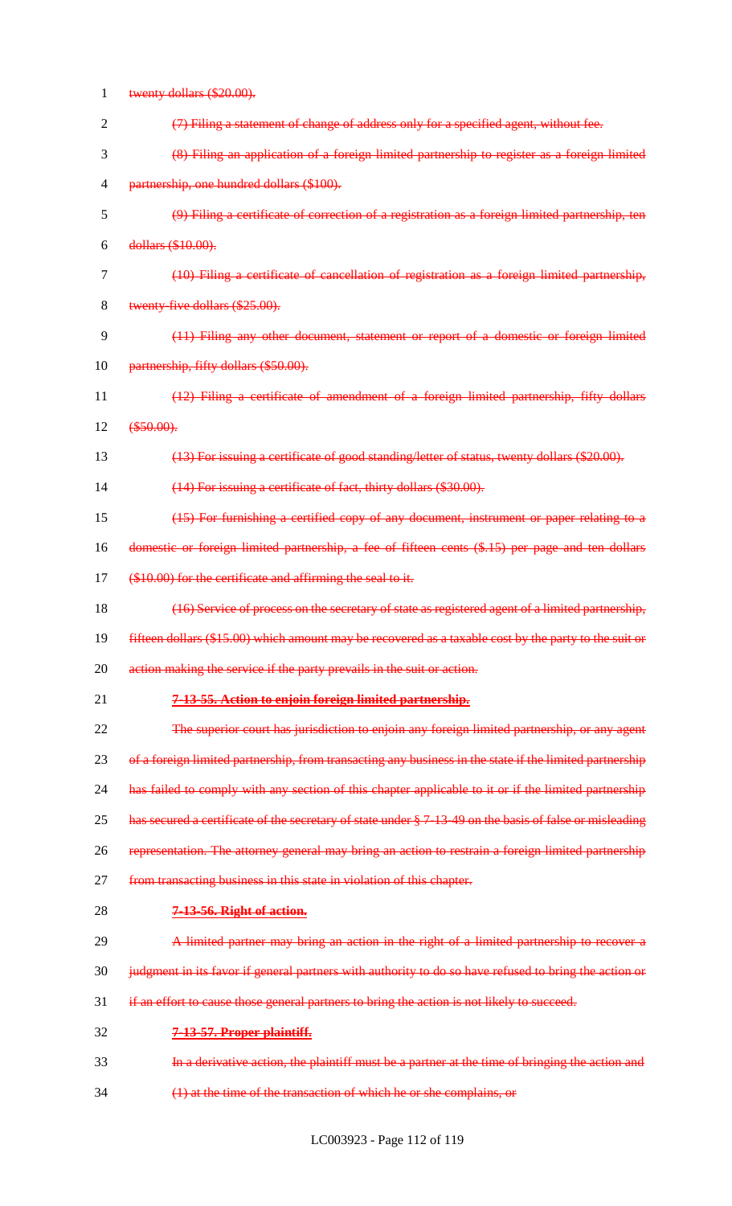twenty dollars ($20.00).

(7) Filing a statement of change of address only for a specified agent, without fee.

(8) Filing an application of a foreign limited partnership to register as a foreign limited partnership, one hundred dollars ($100).

(9) Filing a certificate of correction of a registration as a foreign limited partnership, ten dollars ($10.00).

(10) Filing a certificate of cancellation of registration as a foreign limited partnership, twenty-five dollars ($25.00).

(11) Filing any other document, statement or report of a domestic or foreign limited partnership, fifty dollars ($50.00).

(12) Filing a certificate of amendment of a foreign limited partnership, fifty dollars ($50.00).

(13) For issuing a certificate of good standing/letter of status, twenty dollars ($20.00).

(14) For issuing a certificate of fact, thirty dollars ($30.00).

(15) For furnishing a certified copy of any document, instrument or paper relating to a domestic or foreign limited partnership, a fee of fifteen cents ($.15) per page and ten dollars ($10.00) for the certificate and affirming the seal to it.

(16) Service of process on the secretary of state as registered agent of a limited partnership, fifteen dollars ($15.00) which amount may be recovered as a taxable cost by the party to the suit or action making the service if the party prevails in the suit or action.

**7-13-55. Action to enjoin foreign limited partnership.**

The superior court has jurisdiction to enjoin any foreign limited partnership, or any agent of a foreign limited partnership, from transacting any business in the state if the limited partnership has failed to comply with any section of this chapter applicable to it or if the limited partnership has secured a certificate of the secretary of state under § 7-13-49 on the basis of false or misleading representation. The attorney general may bring an action to restrain a foreign limited partnership from transacting business in this state in violation of this chapter.

**7-13-56. Right of action.**

A limited partner may bring an action in the right of a limited partnership to recover a judgment in its favor if general partners with authority to do so have refused to bring the action or if an effort to cause those general partners to bring the action is not likely to succeed.

**7-13-57. Proper plaintiff.**

In a derivative action, the plaintiff must be a partner at the time of bringing the action and

(1) at the time of the transaction of which he or she complains, or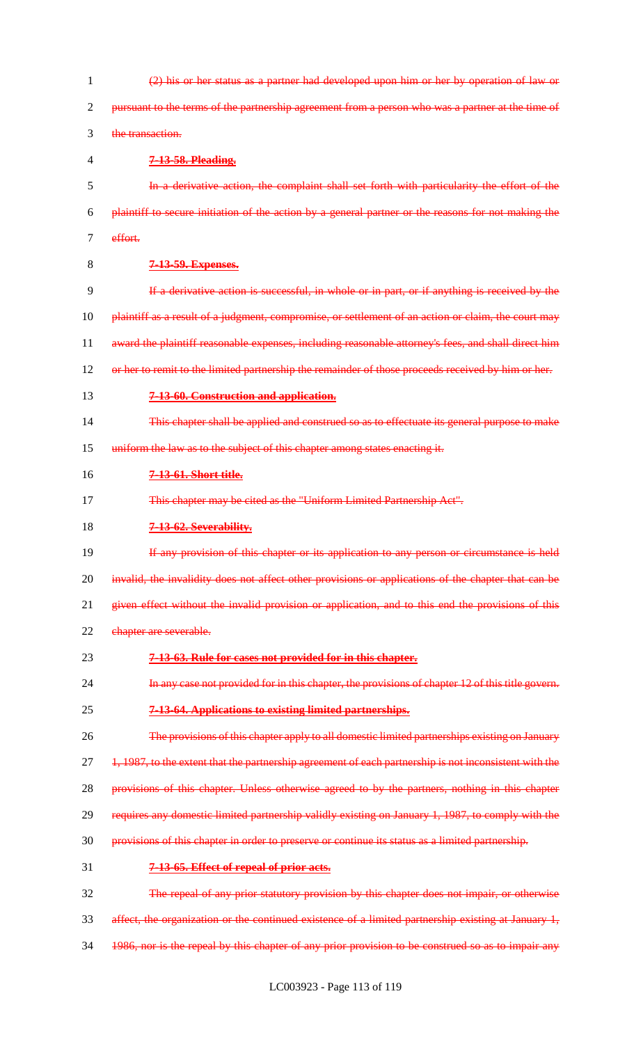(2) his or her status as a partner had developed upon him or her by operation of law or pursuant to the terms of the partnership agreement from a person who was a partner at the time of the transaction.

**7-13-58. Pleading.**

In a derivative action, the complaint shall set forth with particularity the effort of the plaintiff to secure initiation of the action by a general partner or the reasons for not making the effort.

**7-13-59. Expenses.**

If a derivative action is successful, in whole or in part, or if anything is received by the plaintiff as a result of a judgment, compromise, or settlement of an action or claim, the court may award the plaintiff reasonable expenses, including reasonable attorney's fees, and shall direct him or her to remit to the limited partnership the remainder of those proceeds received by him or her.

**7-13-60. Construction and application.**

This chapter shall be applied and construed so as to effectuate its general purpose to make uniform the law as to the subject of this chapter among states enacting it.

**7-13-61. Short title.**

This chapter may be cited as the "Uniform Limited Partnership Act".

**7-13-62. Severability.**

If any provision of this chapter or its application to any person or circumstance is held invalid, the invalidity does not affect other provisions or applications of the chapter that can be given effect without the invalid provision or application, and to this end the provisions of this chapter are severable.

**7-13-63. Rule for cases not provided for in this chapter.**

In any case not provided for in this chapter, the provisions of chapter 12 of this title govern.

**7-13-64. Applications to existing limited partnerships.**

The provisions of this chapter apply to all domestic limited partnerships existing on January 1, 1987, to the extent that the partnership agreement of each partnership is not inconsistent with the provisions of this chapter. Unless otherwise agreed to by the partners, nothing in this chapter requires any domestic limited partnership validly existing on January 1, 1987, to comply with the provisions of this chapter in order to preserve or continue its status as a limited partnership.

**7-13-65. Effect of repeal of prior acts.**

The repeal of any prior statutory provision by this chapter does not impair, or otherwise affect, the organization or the continued existence of a limited partnership existing at January 1, 1986, nor is the repeal by this chapter of any prior provision to be construed so as to impair any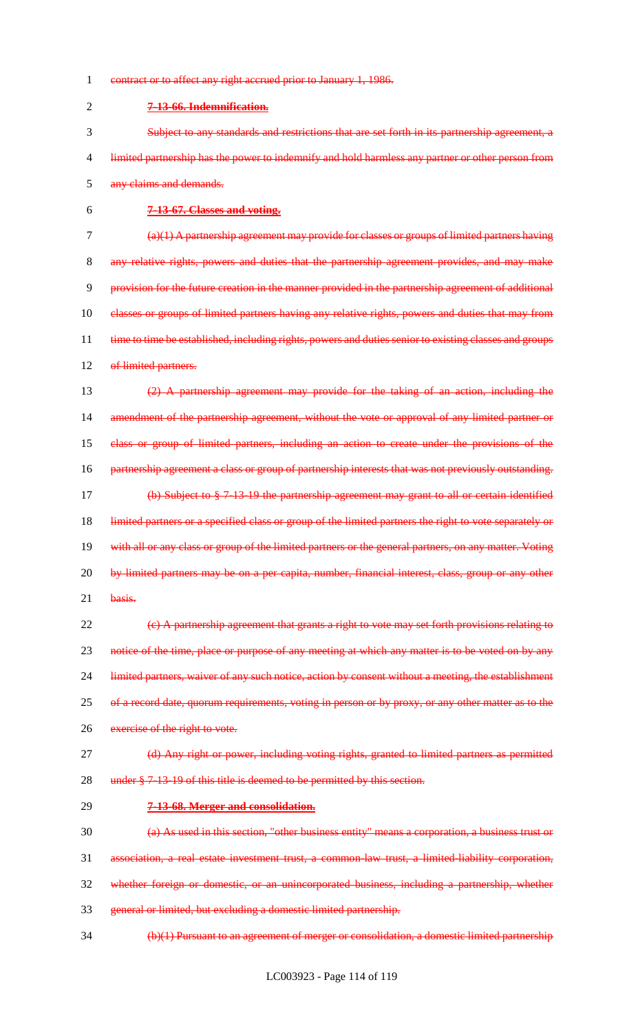contract or to affect any right accrued prior to January 1, 1986.

**7-13-66. Indemnification.**

Subject to any standards and restrictions that are set forth in its partnership agreement, a limited partnership has the power to indemnify and hold harmless any partner or other person from any claims and demands.

**7-13-67. Classes and voting.**

(a)(1) A partnership agreement may provide for classes or groups of limited partners having any relative rights, powers and duties that the partnership agreement provides, and may make provision for the future creation in the manner provided in the partnership agreement of additional classes or groups of limited partners having any relative rights, powers and duties that may from time to time be established, including rights, powers and duties senior to existing classes and groups of limited partners.

(2) A partnership agreement may provide for the taking of an action, including the amendment of the partnership agreement, without the vote or approval of any limited partner or class or group of limited partners, including an action to create under the provisions of the partnership agreement a class or group of partnership interests that was not previously outstanding.

(b) Subject to § 7-13-19 the partnership agreement may grant to all or certain identified limited partners or a specified class or group of the limited partners the right to vote separately or with all or any class or group of the limited partners or the general partners, on any matter. Voting by limited partners may be on a per capita, number, financial interest, class, group or any other basis.

(c) A partnership agreement that grants a right to vote may set forth provisions relating to notice of the time, place or purpose of any meeting at which any matter is to be voted on by any limited partners, waiver of any such notice, action by consent without a meeting, the establishment of a record date, quorum requirements, voting in person or by proxy, or any other matter as to the exercise of the right to vote.

(d) Any right or power, including voting rights, granted to limited partners as permitted under § 7-13-19 of this title is deemed to be permitted by this section.

**7-13-68. Merger and consolidation.**

(a) As used in this section, "other business entity" means a corporation, a business trust or association, a real estate investment trust, a common-law trust, a limited-liability corporation, whether foreign or domestic, or an unincorporated business, including a partnership, whether general or limited, but excluding a domestic limited partnership.

(b)(1) Pursuant to an agreement of merger or consolidation, a domestic limited partnership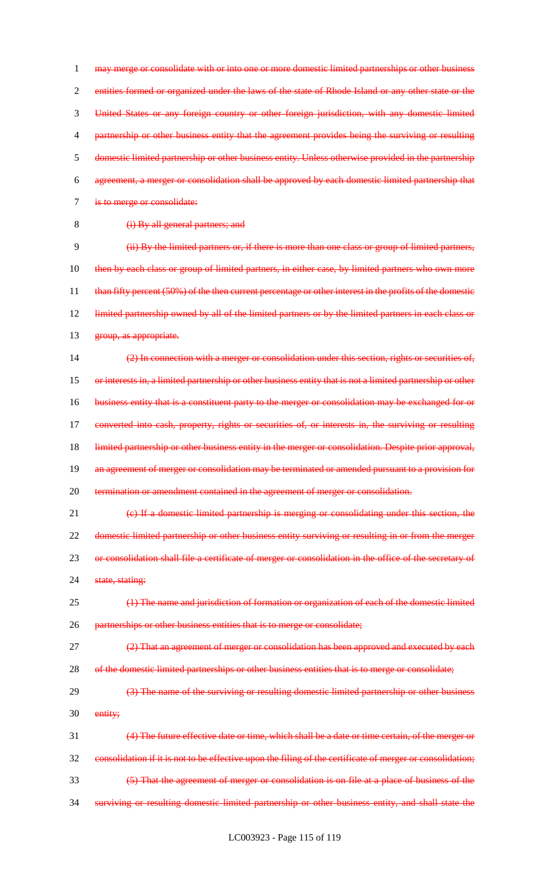~~may merge or consolidate with or into one or more domestic limited partnerships or other business entities formed or organized under the laws of the state of Rhode Island or any other state or the United States or any foreign country or other foreign jurisdiction, with any domestic limited partnership or other business entity that the agreement provides being the surviving or resulting domestic limited partnership or other business entity. Unless otherwise provided in the partnership agreement, a merger or consolidation shall be approved by each domestic limited partnership that is to merge or consolidate:~~

~~(i) By all general partners; and~~

~~(ii) By the limited partners or, if there is more than one class or group of limited partners, then by each class or group of limited partners, in either case, by limited partners who own more than fifty percent (50%) of the then current percentage or other interest in the profits of the domestic limited partnership owned by all of the limited partners or by the limited partners in each class or group, as appropriate.~~

~~(2) In connection with a merger or consolidation under this section, rights or securities of, or interests in, a limited partnership or other business entity that is not a limited partnership or other business entity that is a constituent party to the merger or consolidation may be exchanged for or converted into cash, property, rights or securities of, or interests in, the surviving or resulting limited partnership or other business entity in the merger or consolidation. Despite prior approval, an agreement of merger or consolidation may be terminated or amended pursuant to a provision for termination or amendment contained in the agreement of merger or consolidation.~~

~~(c) If a domestic limited partnership is merging or consolidating under this section, the domestic limited partnership or other business entity surviving or resulting in or from the merger or consolidation shall file a certificate of merger or consolidation in the office of the secretary of state, stating:~~

~~(1) The name and jurisdiction of formation or organization of each of the domestic limited partnerships or other business entities that is to merge or consolidate;~~

~~(2) That an agreement of merger or consolidation has been approved and executed by each of the domestic limited partnerships or other business entities that is to merge or consolidate;~~

~~(3) The name of the surviving or resulting domestic limited partnership or other business entity;~~

~~(4) The future effective date or time, which shall be a date or time certain, of the merger or consolidation if it is not to be effective upon the filing of the certificate of merger or consolidation;~~

~~(5) That the agreement of merger or consolidation is on file at a place of business of the surviving or resulting domestic limited partnership or other business entity, and shall state the~~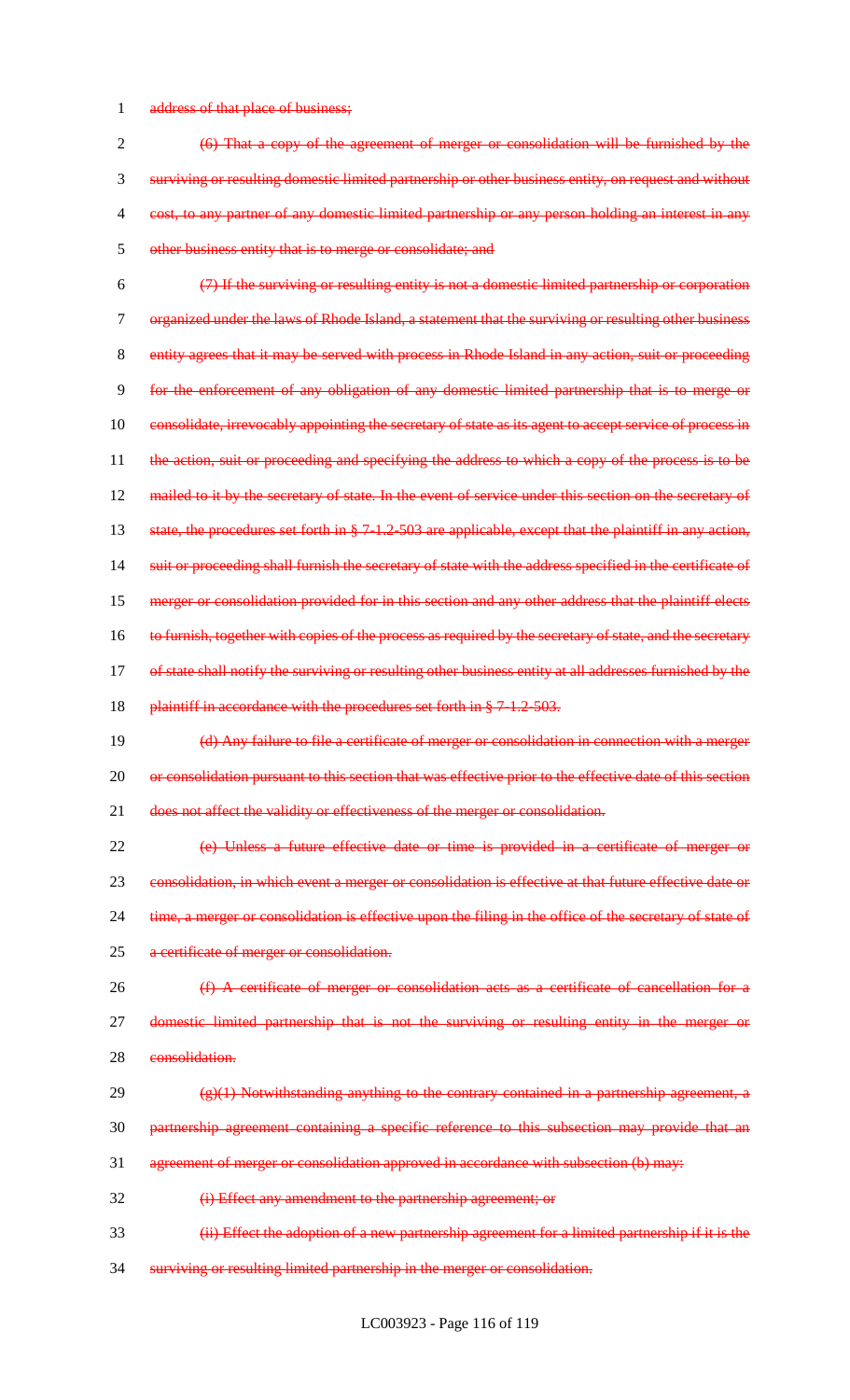address of that place of business;

(6) That a copy of the agreement of merger or consolidation will be furnished by the surviving or resulting domestic limited partnership or other business entity, on request and without cost, to any partner of any domestic limited partnership or any person holding an interest in any other business entity that is to merge or consolidate; and

(7) If the surviving or resulting entity is not a domestic limited partnership or corporation organized under the laws of Rhode Island, a statement that the surviving or resulting other business entity agrees that it may be served with process in Rhode Island in any action, suit or proceeding for the enforcement of any obligation of any domestic limited partnership that is to merge or consolidate, irrevocably appointing the secretary of state as its agent to accept service of process in the action, suit or proceeding and specifying the address to which a copy of the process is to be mailed to it by the secretary of state. In the event of service under this section on the secretary of state, the procedures set forth in § 7-1.2-503 are applicable, except that the plaintiff in any action, suit or proceeding shall furnish the secretary of state with the address specified in the certificate of merger or consolidation provided for in this section and any other address that the plaintiff elects to furnish, together with copies of the process as required by the secretary of state, and the secretary of state shall notify the surviving or resulting other business entity at all addresses furnished by the plaintiff in accordance with the procedures set forth in § 7-1.2-503.

(d) Any failure to file a certificate of merger or consolidation in connection with a merger or consolidation pursuant to this section that was effective prior to the effective date of this section does not affect the validity or effectiveness of the merger or consolidation.

(e) Unless a future effective date or time is provided in a certificate of merger or consolidation, in which event a merger or consolidation is effective at that future effective date or time, a merger or consolidation is effective upon the filing in the office of the secretary of state of a certificate of merger or consolidation.

(f) A certificate of merger or consolidation acts as a certificate of cancellation for a domestic limited partnership that is not the surviving or resulting entity in the merger or consolidation.

(g)(1) Notwithstanding anything to the contrary contained in a partnership agreement, a partnership agreement containing a specific reference to this subsection may provide that an agreement of merger or consolidation approved in accordance with subsection (b) may:

(i) Effect any amendment to the partnership agreement; or

(ii) Effect the adoption of a new partnership agreement for a limited partnership if it is the surviving or resulting limited partnership in the merger or consolidation.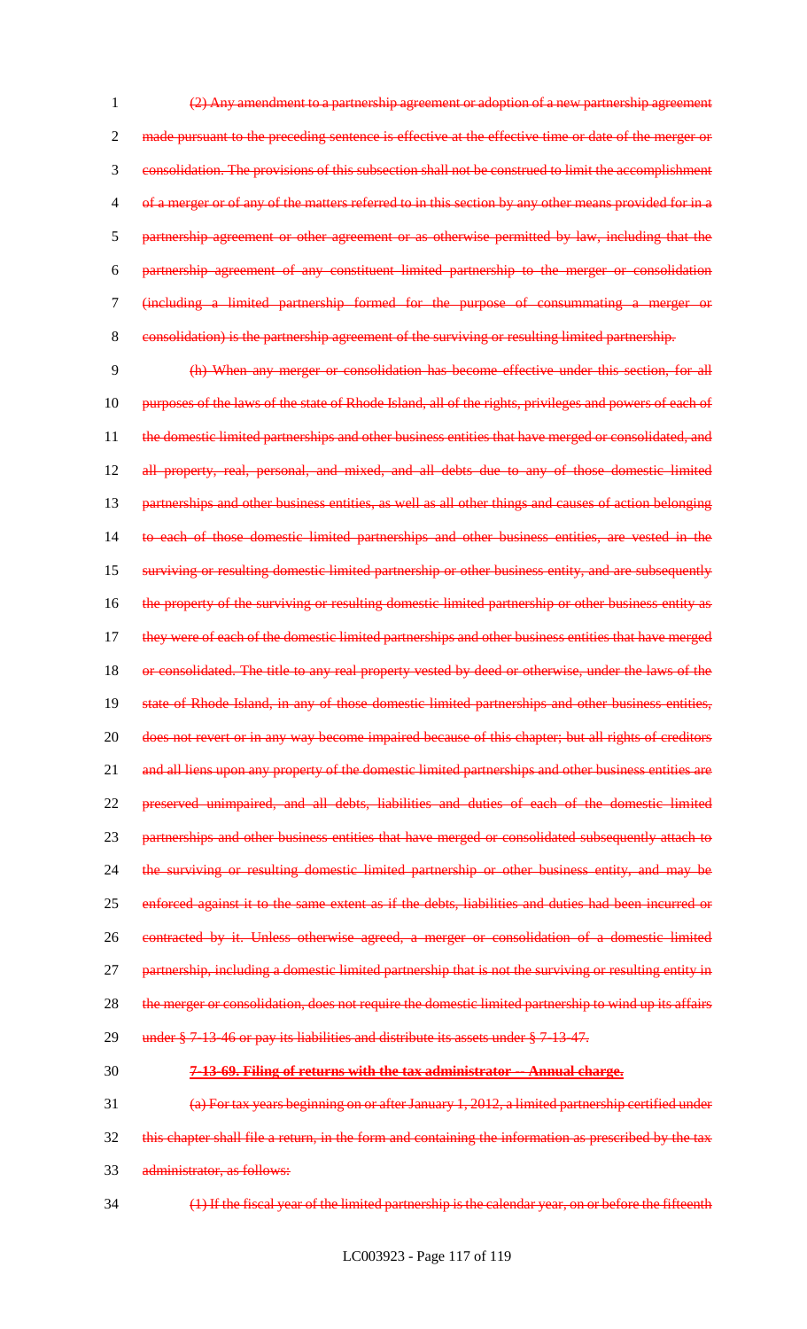(2) Any amendment to a partnership agreement or adoption of a new partnership agreement made pursuant to the preceding sentence is effective at the effective time or date of the merger or consolidation. The provisions of this subsection shall not be construed to limit the accomplishment of a merger or of any of the matters referred to in this section by any other means provided for in a partnership agreement or other agreement or as otherwise permitted by law, including that the partnership agreement of any constituent limited partnership to the merger or consolidation (including a limited partnership formed for the purpose of consummating a merger or consolidation) is the partnership agreement of the surviving or resulting limited partnership.

(h) When any merger or consolidation has become effective under this section, for all purposes of the laws of the state of Rhode Island, all of the rights, privileges and powers of each of the domestic limited partnerships and other business entities that have merged or consolidated, and all property, real, personal, and mixed, and all debts due to any of those domestic limited partnerships and other business entities, as well as all other things and causes of action belonging to each of those domestic limited partnerships and other business entities, are vested in the surviving or resulting domestic limited partnership or other business entity, and are subsequently the property of the surviving or resulting domestic limited partnership or other business entity as they were of each of the domestic limited partnerships and other business entities that have merged or consolidated. The title to any real property vested by deed or otherwise, under the laws of the state of Rhode Island, in any of those domestic limited partnerships and other business entities, does not revert or in any way become impaired because of this chapter; but all rights of creditors and all liens upon any property of the domestic limited partnerships and other business entities are preserved unimpaired, and all debts, liabilities and duties of each of the domestic limited partnerships and other business entities that have merged or consolidated subsequently attach to the surviving or resulting domestic limited partnership or other business entity, and may be enforced against it to the same extent as if the debts, liabilities and duties had been incurred or contracted by it. Unless otherwise agreed, a merger or consolidation of a domestic limited partnership, including a domestic limited partnership that is not the surviving or resulting entity in the merger or consolidation, does not require the domestic limited partnership to wind up its affairs under § 7-13-46 or pay its liabilities and distribute its assets under § 7-13-47.

**7-13-69. Filing of returns with the tax administrator -- Annual charge.**

(a) For tax years beginning on or after January 1, 2012, a limited partnership certified under this chapter shall file a return, in the form and containing the information as prescribed by the tax administrator, as follows:

(1) If the fiscal year of the limited partnership is the calendar year, on or before the fifteenth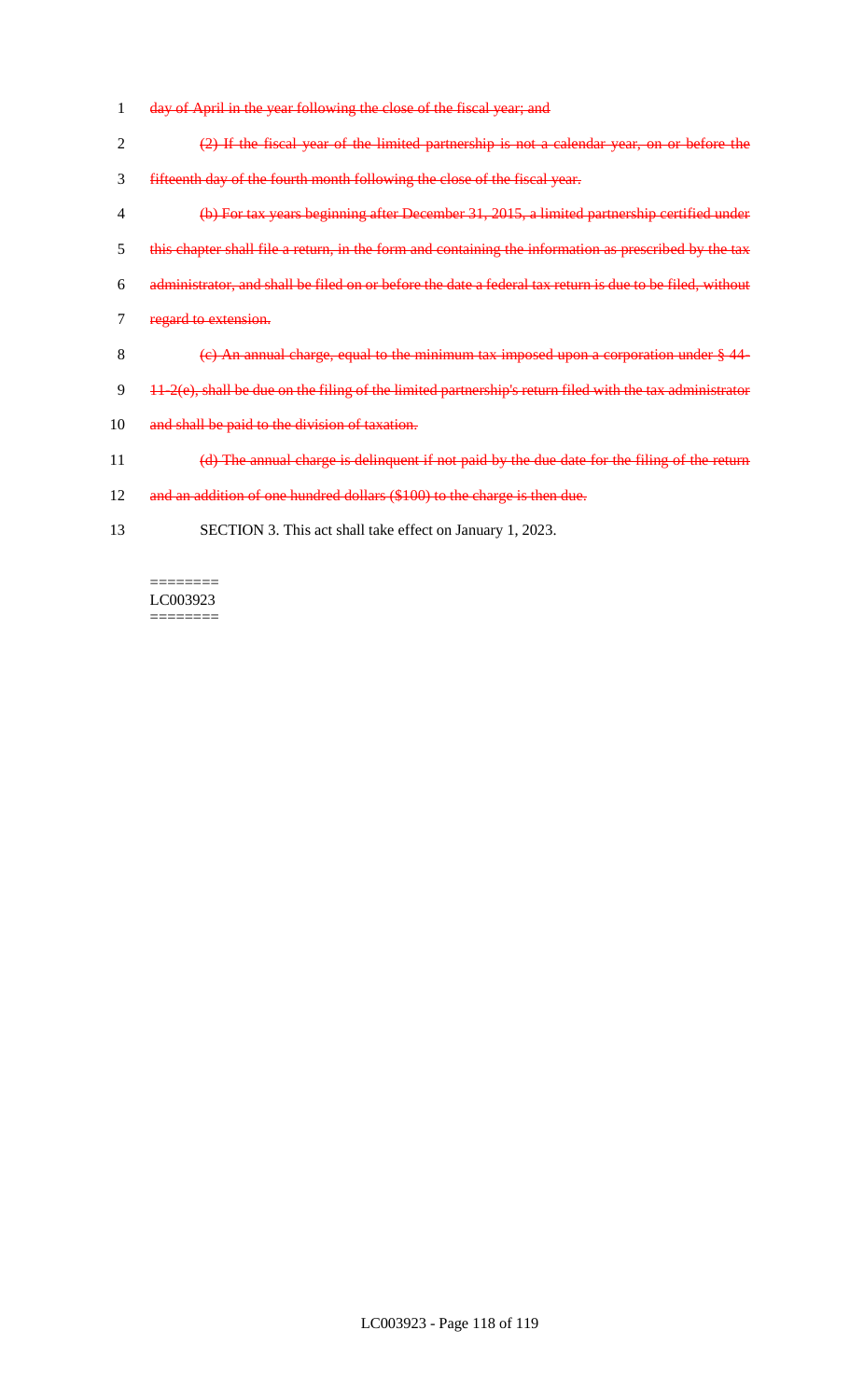~~day of April in the year following the close of the fiscal year; and~~

~~(2) If the fiscal year of the limited partnership is not a calendar year, on or before the fifteenth day of the fourth month following the close of the fiscal year.~~

~~(b) For tax years beginning after December 31, 2015, a limited partnership certified under this chapter shall file a return, in the form and containing the information as prescribed by the tax administrator, and shall be filed on or before the date a federal tax return is due to be filed, without regard to extension.~~

~~(c) An annual charge, equal to the minimum tax imposed upon a corporation under § 44-11-2(e), shall be due on the filing of the limited partnership's return filed with the tax administrator and shall be paid to the division of taxation.~~

~~(d) The annual charge is delinquent if not paid by the due date for the filing of the return and an addition of one hundred dollars ($100) to the charge is then due.~~

SECTION 3. This act shall take effect on January 1, 2023.

========
LC003923
========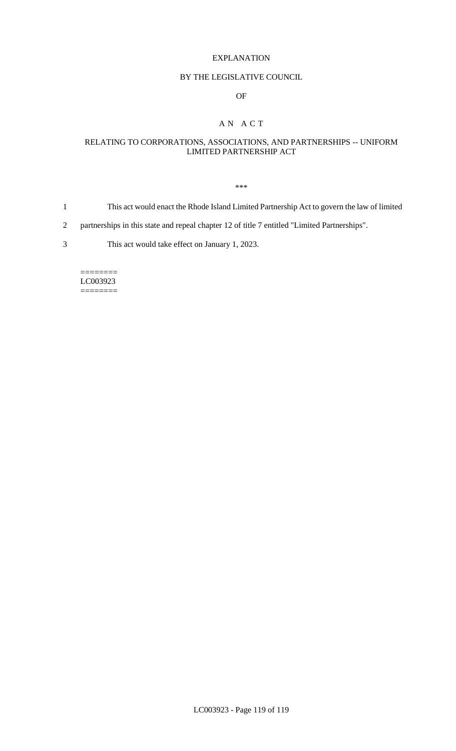EXPLANATION

BY THE LEGISLATIVE COUNCIL

OF

A N A C T

RELATING TO CORPORATIONS, ASSOCIATIONS, AND PARTNERSHIPS -- UNIFORM LIMITED PARTNERSHIP ACT

\*\*\*

1 This act would enact the Rhode Island Limited Partnership Act to govern the law of limited

2 partnerships in this state and repeal chapter 12 of title 7 entitled "Limited Partnerships".

3 This act would take effect on January 1, 2023.

========
LC003923
========